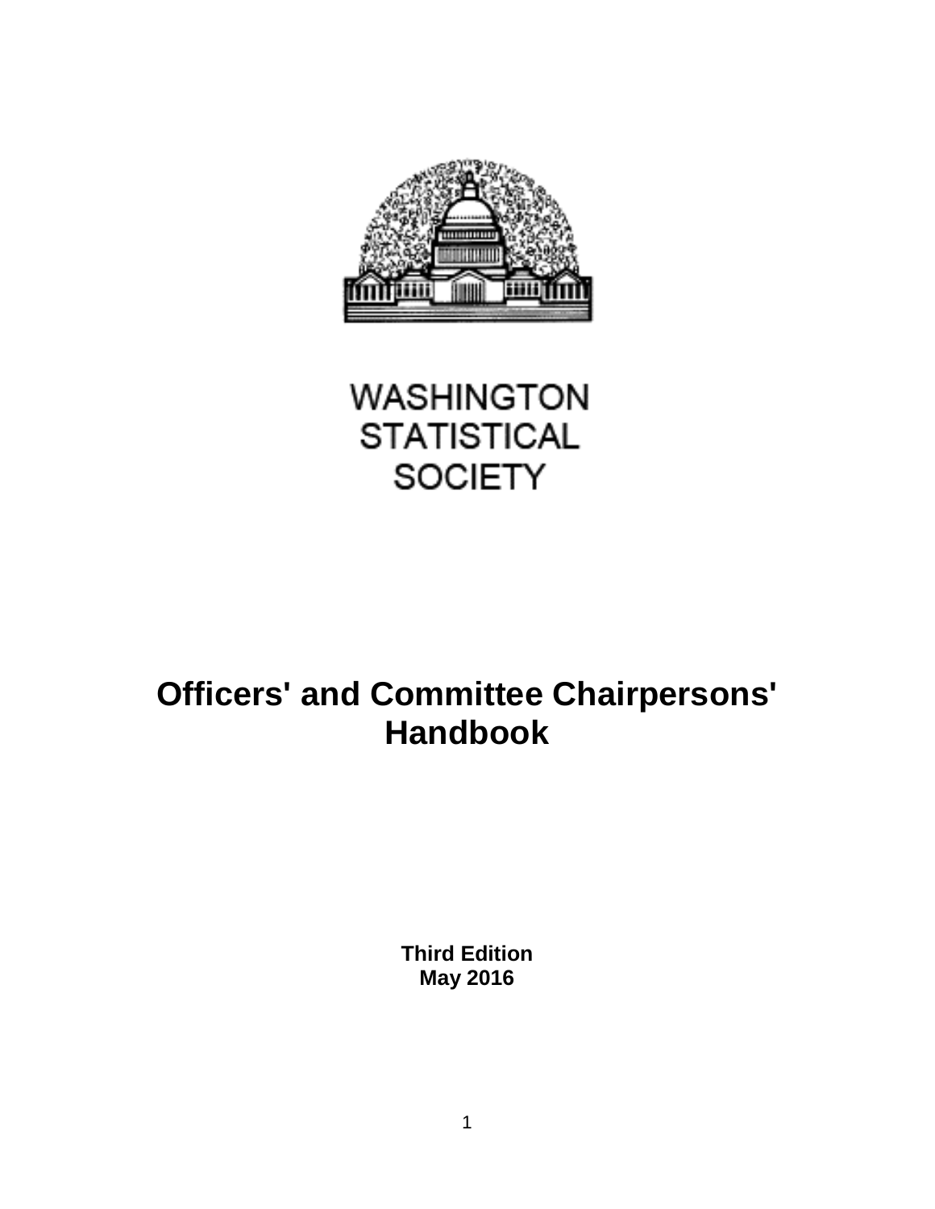WASHINGTON
STATISTICAL
SOCIETY

# Officers' and Committee Chairpersons' Handbook

**Third Edition**
**May 2016**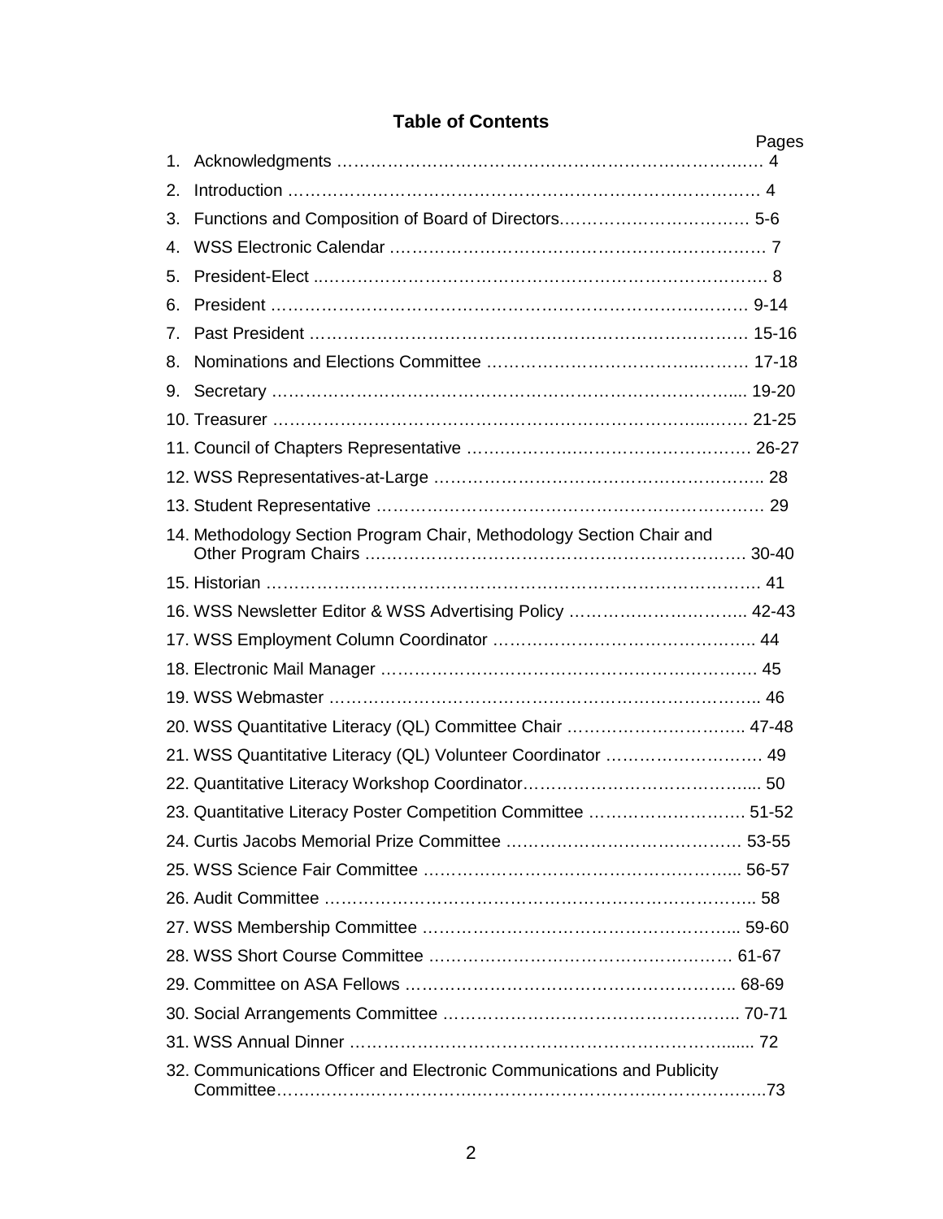# Table of Contents

| | | Pages |
|---|---|---|
| 1. | Acknowledgments | 4 |
| 2. | Introduction | 4 |
| 3. | Functions and Composition of Board of Directors | 5-6 |
| 4. | WSS Electronic Calendar | 7 |
| 5. | President-Elect | 8 |
| 6. | President | 9-14 |
| 7. | Past President | 15-16 |
| 8. | Nominations and Elections Committee | 17-18 |
| 9. | Secretary | 19-20 |
| 10. | Treasurer | 21-25 |
| 11. | Council of Chapters Representative | 26-27 |
| 12. | WSS Representatives-at-Large | 28 |
| 13. | Student Representative | 29 |
| 14. | Methodology Section Program Chair, Methodology Section Chair and Other Program Chairs | 30-40 |
| 15. | Historian | 41 |
| 16. | WSS Newsletter Editor & WSS Advertising Policy | 42-43 |
| 17. | WSS Employment Column Coordinator | 44 |
| 18. | Electronic Mail Manager | 45 |
| 19. | WSS Webmaster | 46 |
| 20. | WSS Quantitative Literacy (QL) Committee Chair | 47-48 |
| 21. | WSS Quantitative Literacy (QL) Volunteer Coordinator | 49 |
| 22. | Quantitative Literacy Workshop Coordinator | 50 |
| 23. | Quantitative Literacy Poster Competition Committee | 51-52 |
| 24. | Curtis Jacobs Memorial Prize Committee | 53-55 |
| 25. | WSS Science Fair Committee | 56-57 |
| 26. | Audit Committee | 58 |
| 27. | WSS Membership Committee | 59-60 |
| 28. | WSS Short Course Committee | 61-67 |
| 29. | Committee on ASA Fellows | 68-69 |
| 30. | Social Arrangements Committee | 70-71 |
| 31. | WSS Annual Dinner | 72 |
| 32. | Communications Officer and Electronic Communications and Publicity Committee | 73 |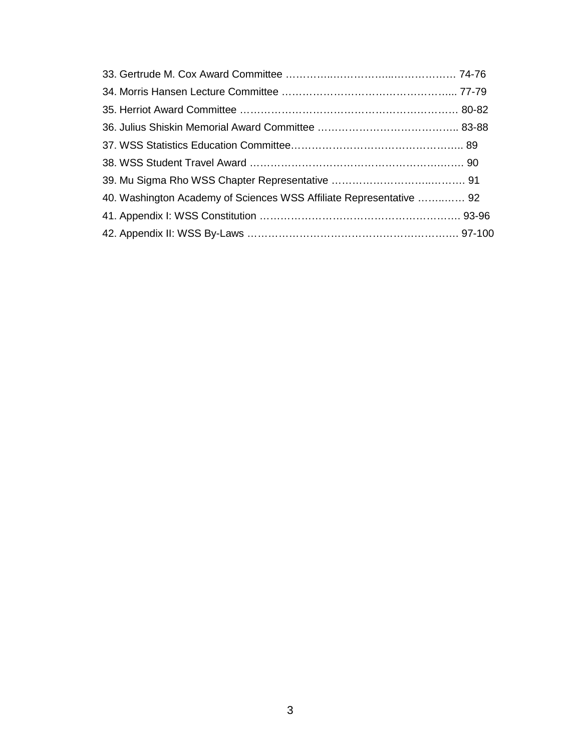33. Gertrude M. Cox Award Committee …………..……………..……………… 74-76
34. Morris Hansen Lecture Committee ………………………………………….... 77-79
35. Herriot Award Committee ……………………………………………………… 80-82
36. Julius Shiskin Memorial Award Committee ………………………………….. 83-88
37. WSS Statistics Education Committee………………………………………….. 89
38. WSS Student Travel Award ………………………………………………..….. 90
39. Mu Sigma Rho WSS Chapter Representative ………………………..……… 91
40. Washington Academy of Sciences WSS Affiliate Representative ……..…… 92
41. Appendix I: WSS Constitution …………………………………………………. 93-96
42. Appendix II: WSS By-Laws ……………………………………………………. 97-100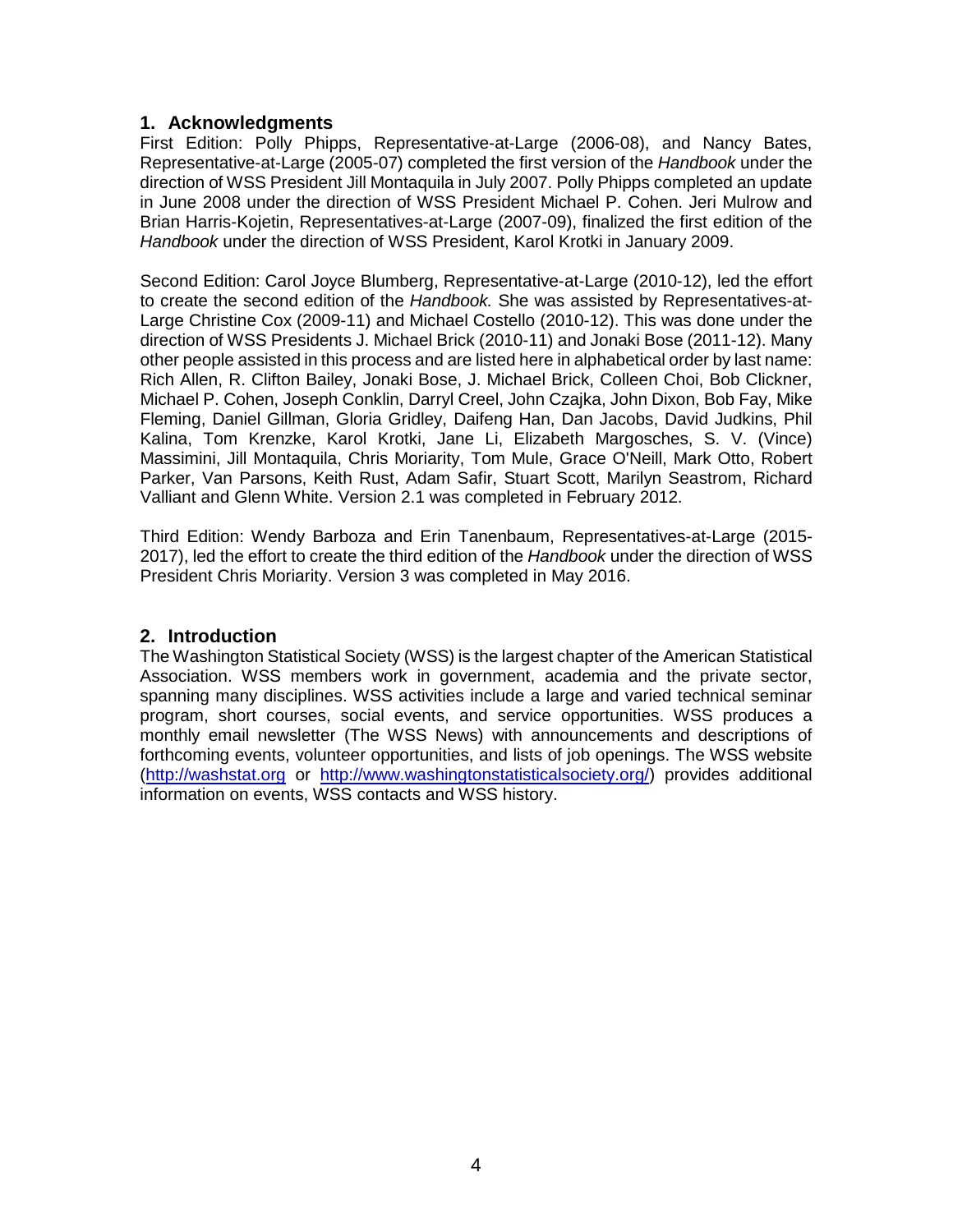## 1. Acknowledgments

First Edition: Polly Phipps, Representative-at-Large (2006-08), and Nancy Bates, Representative-at-Large (2005-07) completed the first version of the *Handbook* under the direction of WSS President Jill Montaquila in July 2007. Polly Phipps completed an update in June 2008 under the direction of WSS President Michael P. Cohen. Jeri Mulrow and Brian Harris-Kojetin, Representatives-at-Large (2007-09), finalized the first edition of the *Handbook* under the direction of WSS President, Karol Krotki in January 2009.

Second Edition: Carol Joyce Blumberg, Representative-at-Large (2010-12), led the effort to create the second edition of the *Handbook.* She was assisted by Representatives-at-Large Christine Cox (2009-11) and Michael Costello (2010-12). This was done under the direction of WSS Presidents J. Michael Brick (2010-11) and Jonaki Bose (2011-12). Many other people assisted in this process and are listed here in alphabetical order by last name: Rich Allen, R. Clifton Bailey, Jonaki Bose, J. Michael Brick, Colleen Choi, Bob Clickner, Michael P. Cohen, Joseph Conklin, Darryl Creel, John Czajka, John Dixon, Bob Fay, Mike Fleming, Daniel Gillman, Gloria Gridley, Daifeng Han, Dan Jacobs, David Judkins, Phil Kalina, Tom Krenzke, Karol Krotki, Jane Li, Elizabeth Margosches, S. V. (Vince) Massimini, Jill Montaquila, Chris Moriarity, Tom Mule, Grace O'Neill, Mark Otto, Robert Parker, Van Parsons, Keith Rust, Adam Safir, Stuart Scott, Marilyn Seastrom, Richard Valliant and Glenn White. Version 2.1 was completed in February 2012.

Third Edition: Wendy Barboza and Erin Tanenbaum, Representatives-at-Large (2015-2017), led the effort to create the third edition of the *Handbook* under the direction of WSS President Chris Moriarity. Version 3 was completed in May 2016.

## 2. Introduction

The Washington Statistical Society (WSS) is the largest chapter of the American Statistical Association. WSS members work in government, academia and the private sector, spanning many disciplines. WSS activities include a large and varied technical seminar program, short courses, social events, and service opportunities. WSS produces a monthly email newsletter (The WSS News) with announcements and descriptions of forthcoming events, volunteer opportunities, and lists of job openings. The WSS website (http://washstat.org or http://www.washingtonstatisticalsociety.org/) provides additional information on events, WSS contacts and WSS history.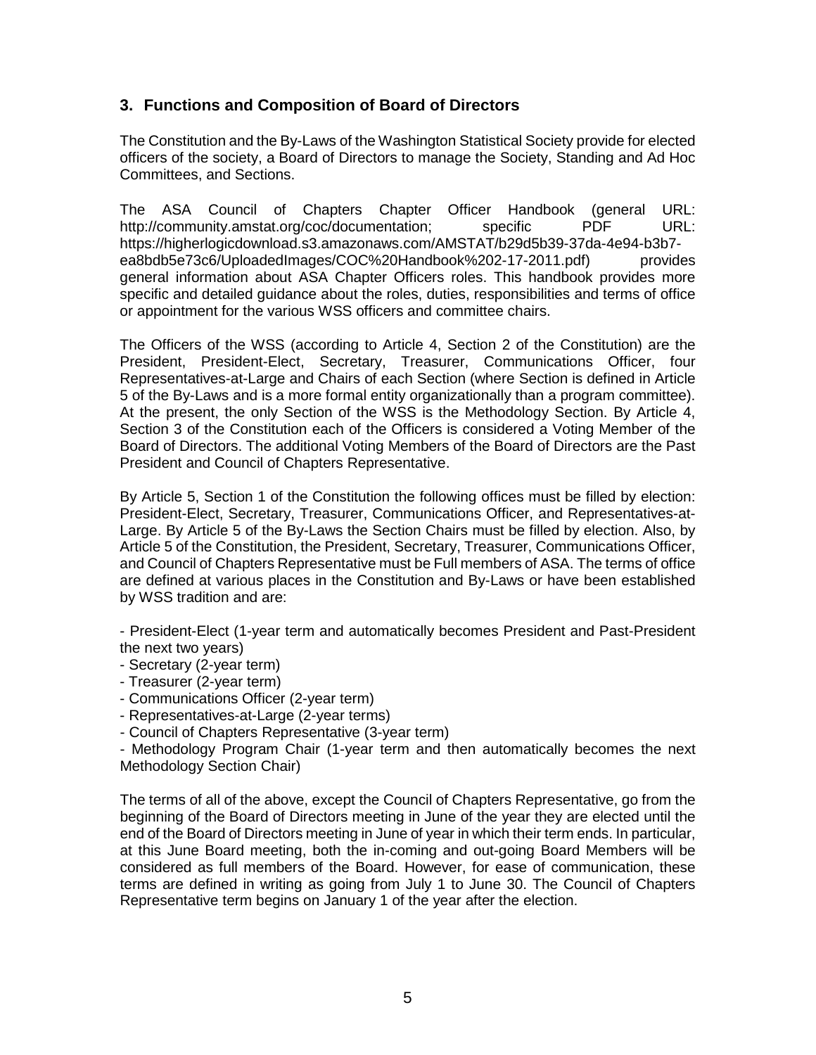## 3. Functions and Composition of Board of Directors

The Constitution and the By-Laws of the Washington Statistical Society provide for elected officers of the society, a Board of Directors to manage the Society, Standing and Ad Hoc Committees, and Sections.

The ASA Council of Chapters Chapter Officer Handbook (general URL: http://community.amstat.org/coc/documentation; specific PDF URL: https://higherlogicdownload.s3.amazonaws.com/AMSTAT/b29d5b39-37da-4e94-b3b7-ea8bdb5e73c6/UploadedImages/COC%20Handbook%202-17-2011.pdf) provides general information about ASA Chapter Officers roles. This handbook provides more specific and detailed guidance about the roles, duties, responsibilities and terms of office or appointment for the various WSS officers and committee chairs.

The Officers of the WSS (according to Article 4, Section 2 of the Constitution) are the President, President-Elect, Secretary, Treasurer, Communications Officer, four Representatives-at-Large and Chairs of each Section (where Section is defined in Article 5 of the By-Laws and is a more formal entity organizationally than a program committee). At the present, the only Section of the WSS is the Methodology Section. By Article 4, Section 3 of the Constitution each of the Officers is considered a Voting Member of the Board of Directors. The additional Voting Members of the Board of Directors are the Past President and Council of Chapters Representative.

By Article 5, Section 1 of the Constitution the following offices must be filled by election: President-Elect, Secretary, Treasurer, Communications Officer, and Representatives-at-Large. By Article 5 of the By-Laws the Section Chairs must be filled by election. Also, by Article 5 of the Constitution, the President, Secretary, Treasurer, Communications Officer, and Council of Chapters Representative must be Full members of ASA. The terms of office are defined at various places in the Constitution and By-Laws or have been established by WSS tradition and are:

- President-Elect (1-year term and automatically becomes President and Past-President the next two years)
- Secretary (2-year term)
- Treasurer (2-year term)
- Communications Officer (2-year term)
- Representatives-at-Large (2-year terms)
- Council of Chapters Representative (3-year term)
- Methodology Program Chair (1-year term and then automatically becomes the next Methodology Section Chair)

The terms of all of the above, except the Council of Chapters Representative, go from the beginning of the Board of Directors meeting in June of the year they are elected until the end of the Board of Directors meeting in June of year in which their term ends. In particular, at this June Board meeting, both the in-coming and out-going Board Members will be considered as full members of the Board. However, for ease of communication, these terms are defined in writing as going from July 1 to June 30. The Council of Chapters Representative term begins on January 1 of the year after the election.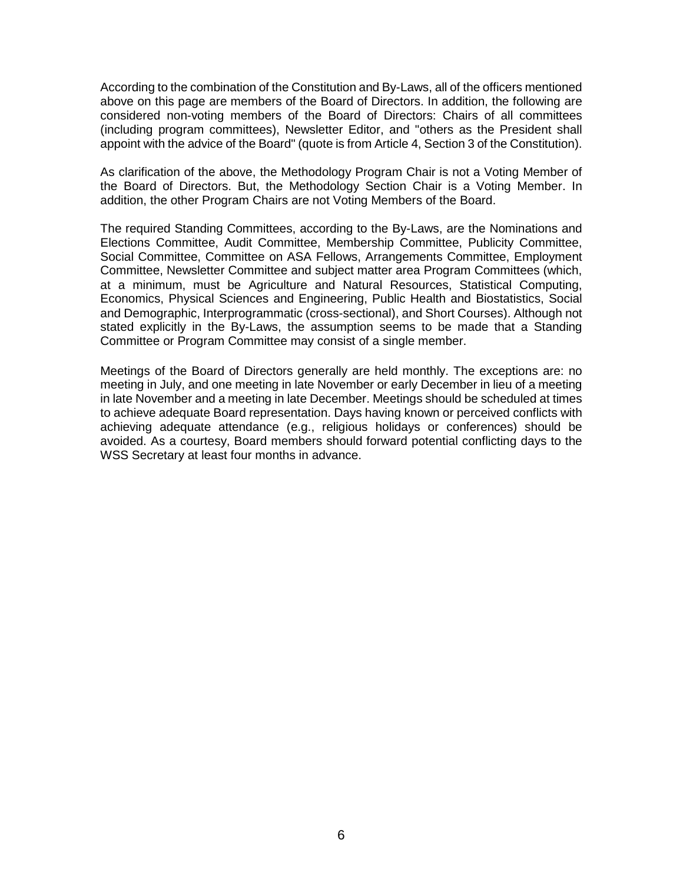According to the combination of the Constitution and By-Laws, all of the officers mentioned above on this page are members of the Board of Directors. In addition, the following are considered non-voting members of the Board of Directors: Chairs of all committees (including program committees), Newsletter Editor, and "others as the President shall appoint with the advice of the Board" (quote is from Article 4, Section 3 of the Constitution).

As clarification of the above, the Methodology Program Chair is not a Voting Member of the Board of Directors. But, the Methodology Section Chair is a Voting Member. In addition, the other Program Chairs are not Voting Members of the Board.

The required Standing Committees, according to the By-Laws, are the Nominations and Elections Committee, Audit Committee, Membership Committee, Publicity Committee, Social Committee, Committee on ASA Fellows, Arrangements Committee, Employment Committee, Newsletter Committee and subject matter area Program Committees (which, at a minimum, must be Agriculture and Natural Resources, Statistical Computing, Economics, Physical Sciences and Engineering, Public Health and Biostatistics, Social and Demographic, Interprogrammatic (cross-sectional), and Short Courses). Although not stated explicitly in the By-Laws, the assumption seems to be made that a Standing Committee or Program Committee may consist of a single member.

Meetings of the Board of Directors generally are held monthly. The exceptions are: no meeting in July, and one meeting in late November or early December in lieu of a meeting in late November and a meeting in late December. Meetings should be scheduled at times to achieve adequate Board representation. Days having known or perceived conflicts with achieving adequate attendance (e.g., religious holidays or conferences) should be avoided. As a courtesy, Board members should forward potential conflicting days to the WSS Secretary at least four months in advance.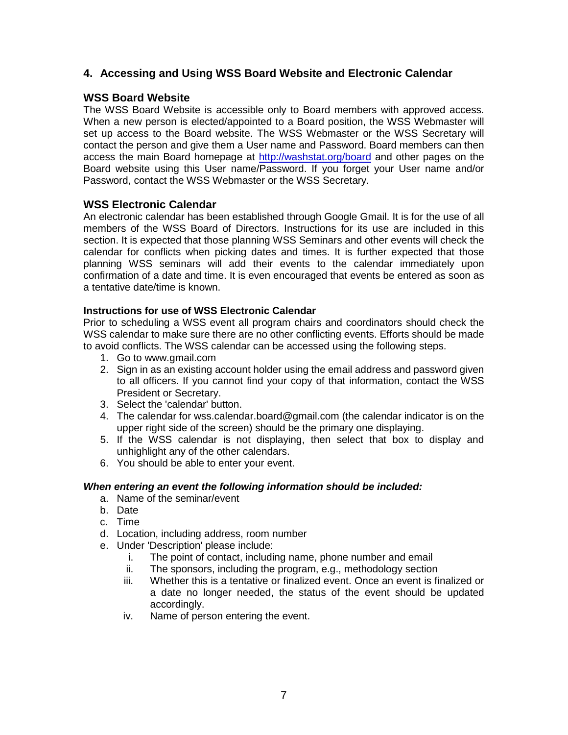## 4. Accessing and Using WSS Board Website and Electronic Calendar

### WSS Board Website

The WSS Board Website is accessible only to Board members with approved access. When a new person is elected/appointed to a Board position, the WSS Webmaster will set up access to the Board website. The WSS Webmaster or the WSS Secretary will contact the person and give them a User name and Password. Board members can then access the main Board homepage at http://washstat.org/board and other pages on the Board website using this User name/Password. If you forget your User name and/or Password, contact the WSS Webmaster or the WSS Secretary.

### WSS Electronic Calendar

An electronic calendar has been established through Google Gmail. It is for the use of all members of the WSS Board of Directors. Instructions for its use are included in this section. It is expected that those planning WSS Seminars and other events will check the calendar for conflicts when picking dates and times. It is further expected that those planning WSS seminars will add their events to the calendar immediately upon confirmation of a date and time. It is even encouraged that events be entered as soon as a tentative date/time is known.

#### Instructions for use of WSS Electronic Calendar

Prior to scheduling a WSS event all program chairs and coordinators should check the WSS calendar to make sure there are no other conflicting events. Efforts should be made to avoid conflicts. The WSS calendar can be accessed using the following steps.

1. Go to www.gmail.com
2. Sign in as an existing account holder using the email address and password given to all officers. If you cannot find your copy of that information, contact the WSS President or Secretary.
3. Select the 'calendar' button.
4. The calendar for wss.calendar.board@gmail.com (the calendar indicator is on the upper right side of the screen) should be the primary one displaying.
5. If the WSS calendar is not displaying, then select that box to display and unhighlight any of the other calendars.
6. You should be able to enter your event.

***When entering an event the following information should be included:***

a. Name of the seminar/event
b. Date
c. Time
d. Location, including address, room number
e. Under 'Description' please include:
    i. The point of contact, including name, phone number and email
    ii. The sponsors, including the program, e.g., methodology section
    iii. Whether this is a tentative or finalized event. Once an event is finalized or a date no longer needed, the status of the event should be updated accordingly.
    iv. Name of person entering the event.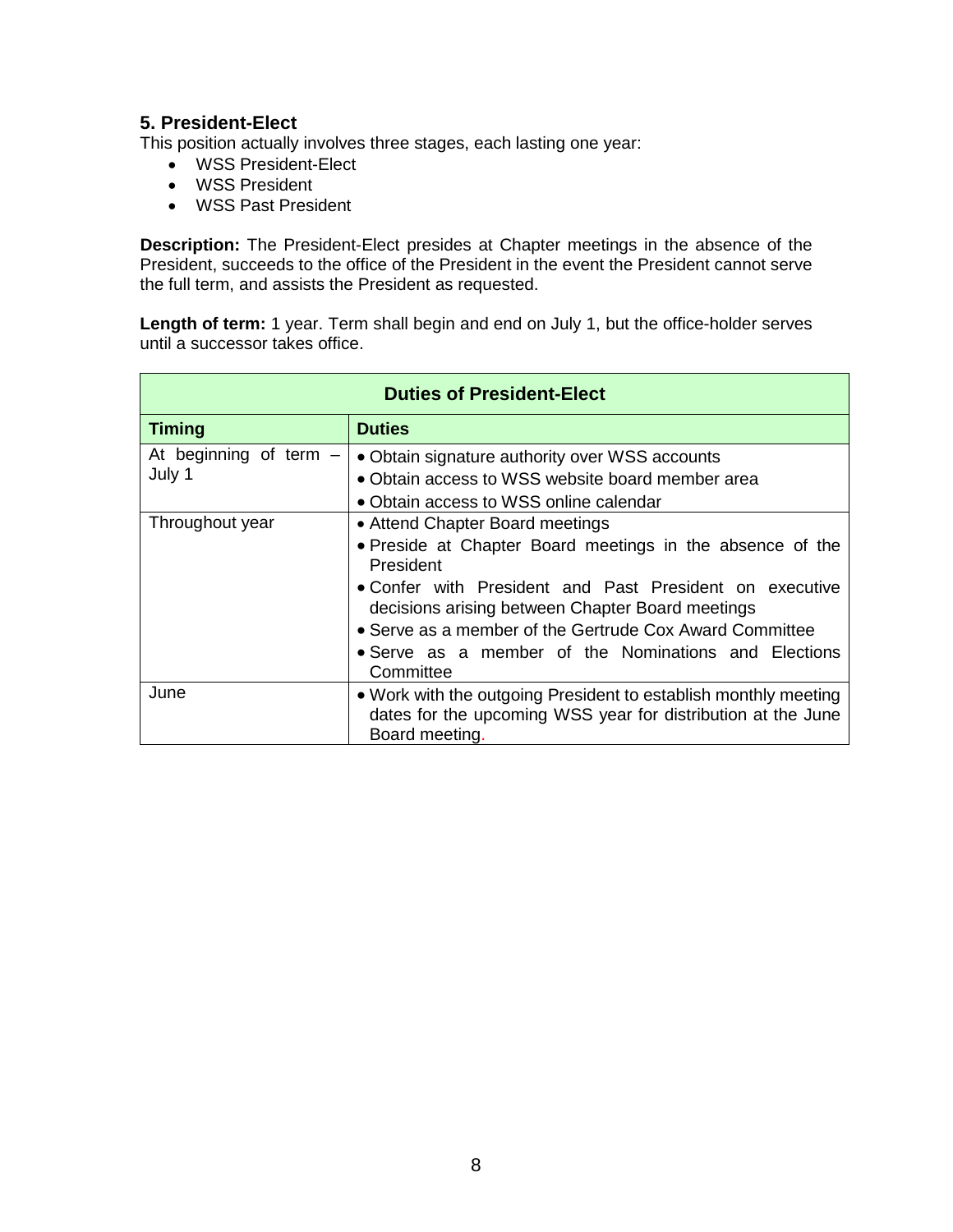## 5. President-Elect

This position actually involves three stages, each lasting one year:

- WSS President-Elect
- WSS President
- WSS Past President

**Description:** The President-Elect presides at Chapter meetings in the absence of the President, succeeds to the office of the President in the event the President cannot serve the full term, and assists the President as requested.

**Length of term:** 1 year. Term shall begin and end on July 1, but the office-holder serves until a successor takes office.

| **Duties of President-Elect** | |
|---|---|
| **Timing** | **Duties** |
| At beginning of term – July 1 | • Obtain signature authority over WSS accounts<br>• Obtain access to WSS website board member area<br>• Obtain access to WSS online calendar |
| Throughout year | • Attend Chapter Board meetings<br>• Preside at Chapter Board meetings in the absence of the President<br>• Confer with President and Past President on executive decisions arising between Chapter Board meetings<br>• Serve as a member of the Gertrude Cox Award Committee<br>• Serve as a member of the Nominations and Elections Committee |
| June | • Work with the outgoing President to establish monthly meeting dates for the upcoming WSS year for distribution at the June Board meeting. |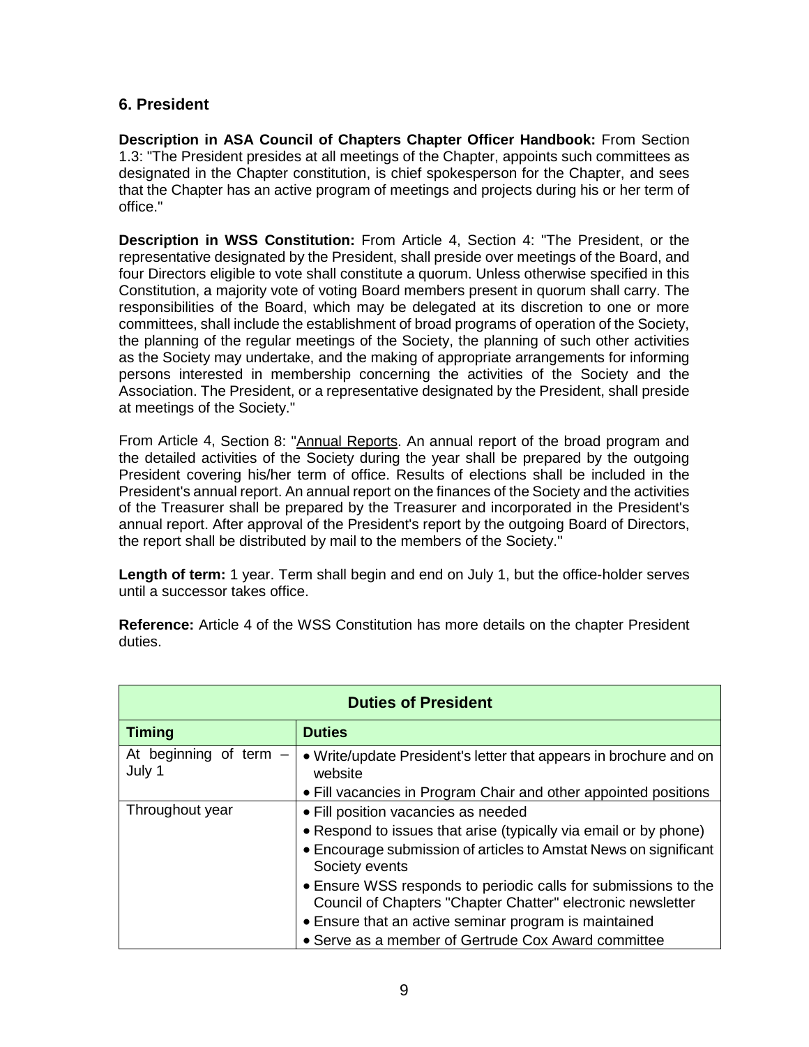## 6. President

**Description in ASA Council of Chapters Chapter Officer Handbook:** From Section 1.3: "The President presides at all meetings of the Chapter, appoints such committees as designated in the Chapter constitution, is chief spokesperson for the Chapter, and sees that the Chapter has an active program of meetings and projects during his or her term of office."

**Description in WSS Constitution:** From Article 4, Section 4: "The President, or the representative designated by the President, shall preside over meetings of the Board, and four Directors eligible to vote shall constitute a quorum. Unless otherwise specified in this Constitution, a majority vote of voting Board members present in quorum shall carry. The responsibilities of the Board, which may be delegated at its discretion to one or more committees, shall include the establishment of broad programs of operation of the Society, the planning of the regular meetings of the Society, the planning of such other activities as the Society may undertake, and the making of appropriate arrangements for informing persons interested in membership concerning the activities of the Society and the Association. The President, or a representative designated by the President, shall preside at meetings of the Society."

From Article 4, Section 8: "Annual Reports. An annual report of the broad program and the detailed activities of the Society during the year shall be prepared by the outgoing President covering his/her term of office. Results of elections shall be included in the President's annual report. An annual report on the finances of the Society and the activities of the Treasurer shall be prepared by the Treasurer and incorporated in the President's annual report. After approval of the President's report by the outgoing Board of Directors, the report shall be distributed by mail to the members of the Society."

**Length of term:** 1 year. Term shall begin and end on July 1, but the office-holder serves until a successor takes office.

**Reference:** Article 4 of the WSS Constitution has more details on the chapter President duties.

| Duties of President | |
|---|---|
| **Timing** | **Duties** |
| At beginning of term – July 1 | • Write/update President's letter that appears in brochure and on website<br>• Fill vacancies in Program Chair and other appointed positions |
| Throughout year | • Fill position vacancies as needed<br>• Respond to issues that arise (typically via email or by phone)<br>• Encourage submission of articles to Amstat News on significant Society events<br>• Ensure WSS responds to periodic calls for submissions to the Council of Chapters "Chapter Chatter" electronic newsletter<br>• Ensure that an active seminar program is maintained<br>• Serve as a member of Gertrude Cox Award committee |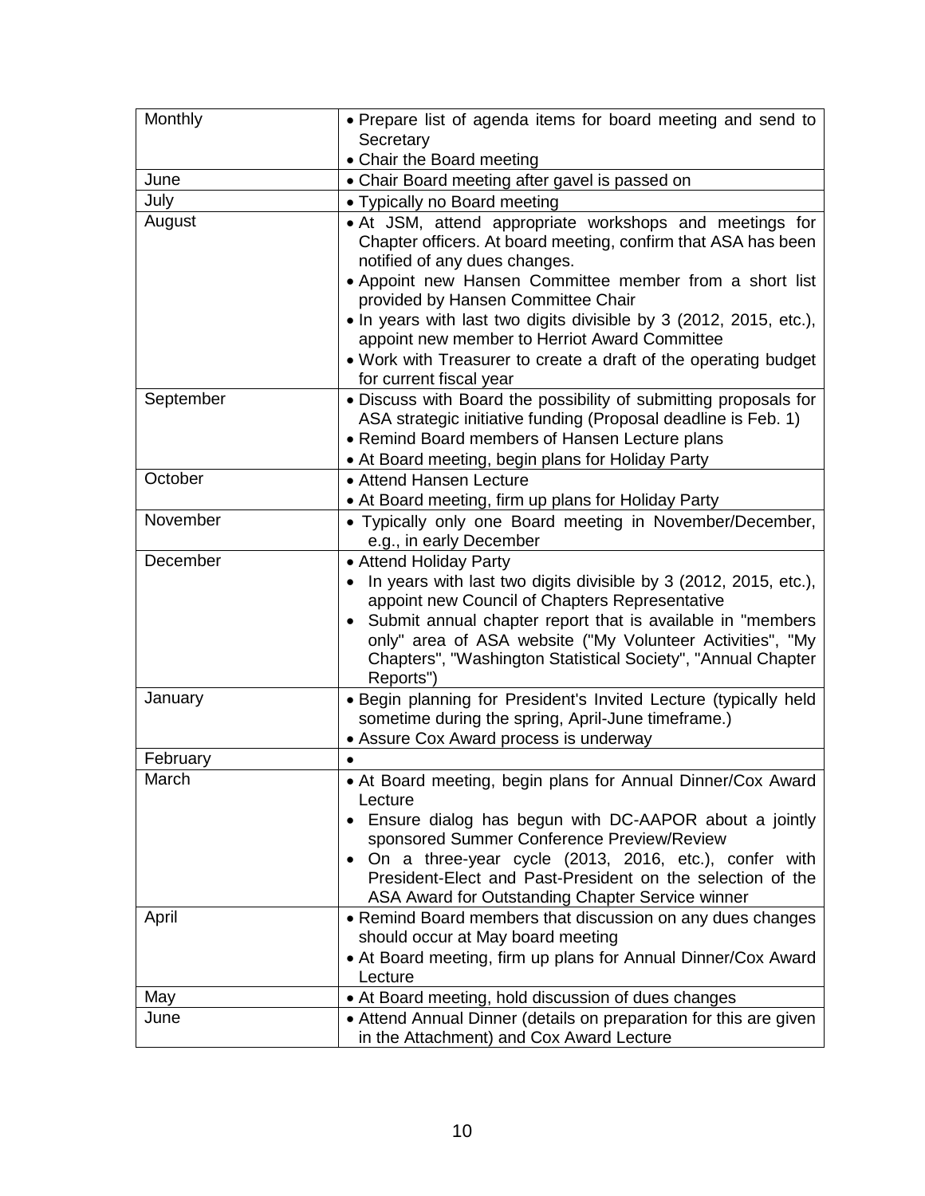| Monthly | • Prepare list of agenda items for board meeting and send to Secretary<br>• Chair the Board meeting |
|---|---|
| June | • Chair Board meeting after gavel is passed on |
| July | • Typically no Board meeting |
| August | • At JSM, attend appropriate workshops and meetings for Chapter officers. At board meeting, confirm that ASA has been notified of any dues changes.<br>• Appoint new Hansen Committee member from a short list provided by Hansen Committee Chair<br>• In years with last two digits divisible by 3 (2012, 2015, etc.), appoint new member to Herriot Award Committee<br>• Work with Treasurer to create a draft of the operating budget for current fiscal year |
| September | • Discuss with Board the possibility of submitting proposals for ASA strategic initiative funding (Proposal deadline is Feb. 1)<br>• Remind Board members of Hansen Lecture plans<br>• At Board meeting, begin plans for Holiday Party |
| October | • Attend Hansen Lecture<br>• At Board meeting, firm up plans for Holiday Party |
| November | • Typically only one Board meeting in November/December, e.g., in early December |
| December | • Attend Holiday Party<br>• In years with last two digits divisible by 3 (2012, 2015, etc.), appoint new Council of Chapters Representative<br>• Submit annual chapter report that is available in "members only" area of ASA website ("My Volunteer Activities", "My Chapters", "Washington Statistical Society", "Annual Chapter Reports") |
| January | • Begin planning for President's Invited Lecture (typically held sometime during the spring, April-June timeframe.)<br>• Assure Cox Award process is underway |
| February | • |
| March | • At Board meeting, begin plans for Annual Dinner/Cox Award Lecture<br>• Ensure dialog has begun with DC-AAPOR about a jointly sponsored Summer Conference Preview/Review<br>• On a three-year cycle (2013, 2016, etc.), confer with President-Elect and Past-President on the selection of the ASA Award for Outstanding Chapter Service winner |
| April | • Remind Board members that discussion on any dues changes should occur at May board meeting<br>• At Board meeting, firm up plans for Annual Dinner/Cox Award Lecture |
| May | • At Board meeting, hold discussion of dues changes |
| June | • Attend Annual Dinner (details on preparation for this are given in the Attachment) and Cox Award Lecture |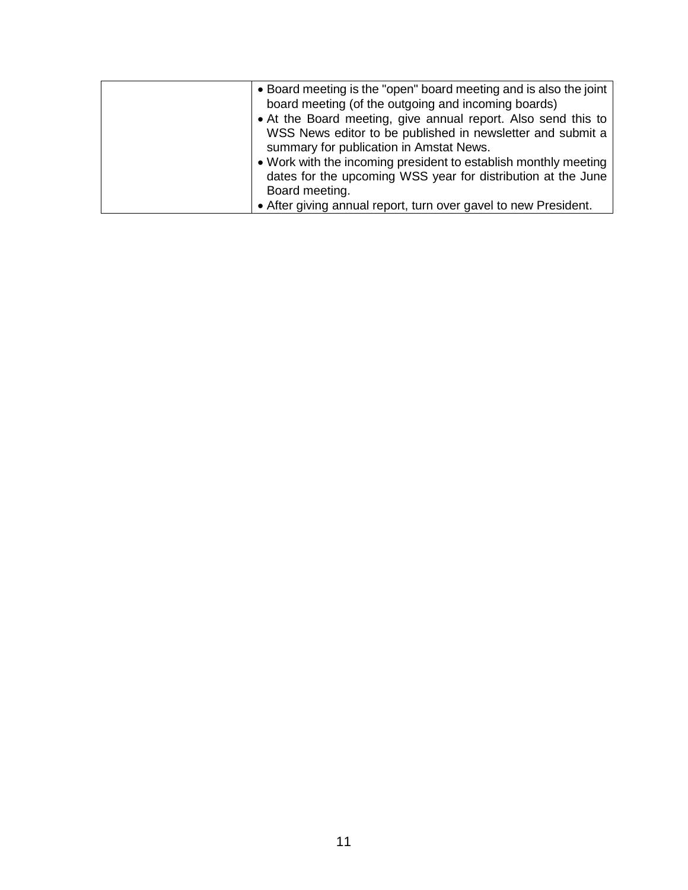| | |
|---|---|
| | • Board meeting is the "open" board meeting and is also the joint board meeting (of the outgoing and incoming boards)<br>• At the Board meeting, give annual report. Also send this to WSS News editor to be published in newsletter and submit a summary for publication in Amstat News.<br>• Work with the incoming president to establish monthly meeting dates for the upcoming WSS year for distribution at the June Board meeting.<br>• After giving annual report, turn over gavel to new President. |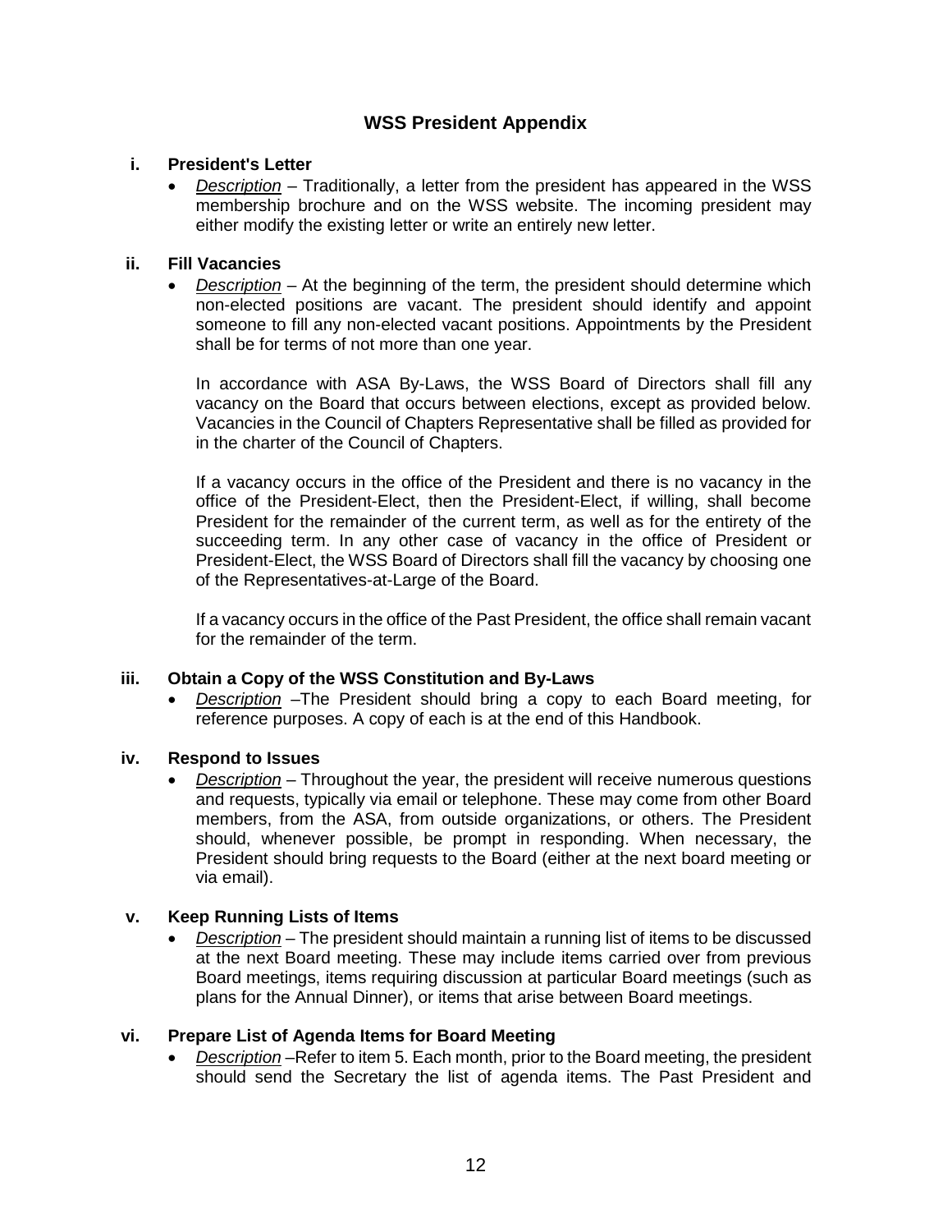## WSS President Appendix

### i. President's Letter

- *Description* – Traditionally, a letter from the president has appeared in the WSS membership brochure and on the WSS website. The incoming president may either modify the existing letter or write an entirely new letter.

### ii. Fill Vacancies

- *Description* – At the beginning of the term, the president should determine which non-elected positions are vacant. The president should identify and appoint someone to fill any non-elected vacant positions. Appointments by the President shall be for terms of not more than one year.

  In accordance with ASA By-Laws, the WSS Board of Directors shall fill any vacancy on the Board that occurs between elections, except as provided below. Vacancies in the Council of Chapters Representative shall be filled as provided for in the charter of the Council of Chapters.

  If a vacancy occurs in the office of the President and there is no vacancy in the office of the President-Elect, then the President-Elect, if willing, shall become President for the remainder of the current term, as well as for the entirety of the succeeding term. In any other case of vacancy in the office of President or President-Elect, the WSS Board of Directors shall fill the vacancy by choosing one of the Representatives-at-Large of the Board.

  If a vacancy occurs in the office of the Past President, the office shall remain vacant for the remainder of the term.

### iii. Obtain a Copy of the WSS Constitution and By-Laws

- *Description* –The President should bring a copy to each Board meeting, for reference purposes. A copy of each is at the end of this Handbook.

### iv. Respond to Issues

- *Description* – Throughout the year, the president will receive numerous questions and requests, typically via email or telephone. These may come from other Board members, from the ASA, from outside organizations, or others. The President should, whenever possible, be prompt in responding. When necessary, the President should bring requests to the Board (either at the next board meeting or via email).

### v. Keep Running Lists of Items

- *Description* – The president should maintain a running list of items to be discussed at the next Board meeting. These may include items carried over from previous Board meetings, items requiring discussion at particular Board meetings (such as plans for the Annual Dinner), or items that arise between Board meetings.

### vi. Prepare List of Agenda Items for Board Meeting

- *Description* –Refer to item 5. Each month, prior to the Board meeting, the president should send the Secretary the list of agenda items. The Past President and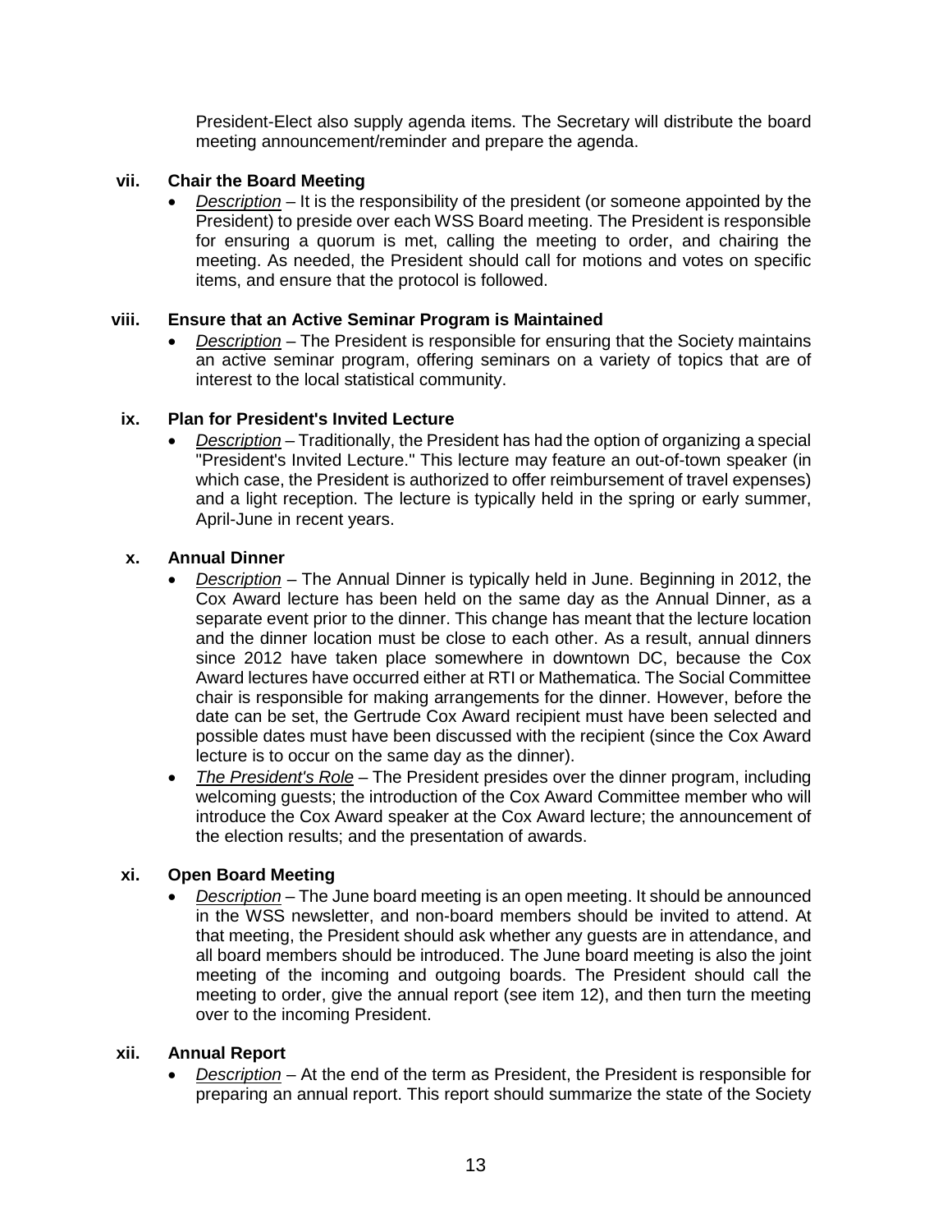President-Elect also supply agenda items. The Secretary will distribute the board meeting announcement/reminder and prepare the agenda.

**vii. Chair the Board Meeting**

- *Description* – It is the responsibility of the president (or someone appointed by the President) to preside over each WSS Board meeting. The President is responsible for ensuring a quorum is met, calling the meeting to order, and chairing the meeting. As needed, the President should call for motions and votes on specific items, and ensure that the protocol is followed.

**viii. Ensure that an Active Seminar Program is Maintained**

- *Description* – The President is responsible for ensuring that the Society maintains an active seminar program, offering seminars on a variety of topics that are of interest to the local statistical community.

**ix. Plan for President's Invited Lecture**

- *Description* – Traditionally, the President has had the option of organizing a special "President's Invited Lecture." This lecture may feature an out-of-town speaker (in which case, the President is authorized to offer reimbursement of travel expenses) and a light reception. The lecture is typically held in the spring or early summer, April-June in recent years.

**x. Annual Dinner**

- *Description* – The Annual Dinner is typically held in June. Beginning in 2012, the Cox Award lecture has been held on the same day as the Annual Dinner, as a separate event prior to the dinner. This change has meant that the lecture location and the dinner location must be close to each other. As a result, annual dinners since 2012 have taken place somewhere in downtown DC, because the Cox Award lectures have occurred either at RTI or Mathematica. The Social Committee chair is responsible for making arrangements for the dinner. However, before the date can be set, the Gertrude Cox Award recipient must have been selected and possible dates must have been discussed with the recipient (since the Cox Award lecture is to occur on the same day as the dinner).
- *The President's Role* – The President presides over the dinner program, including welcoming guests; the introduction of the Cox Award Committee member who will introduce the Cox Award speaker at the Cox Award lecture; the announcement of the election results; and the presentation of awards.

**xi. Open Board Meeting**

- *Description* – The June board meeting is an open meeting. It should be announced in the WSS newsletter, and non-board members should be invited to attend. At that meeting, the President should ask whether any guests are in attendance, and all board members should be introduced. The June board meeting is also the joint meeting of the incoming and outgoing boards. The President should call the meeting to order, give the annual report (see item 12), and then turn the meeting over to the incoming President.

**xii. Annual Report**

- *Description* – At the end of the term as President, the President is responsible for preparing an annual report. This report should summarize the state of the Society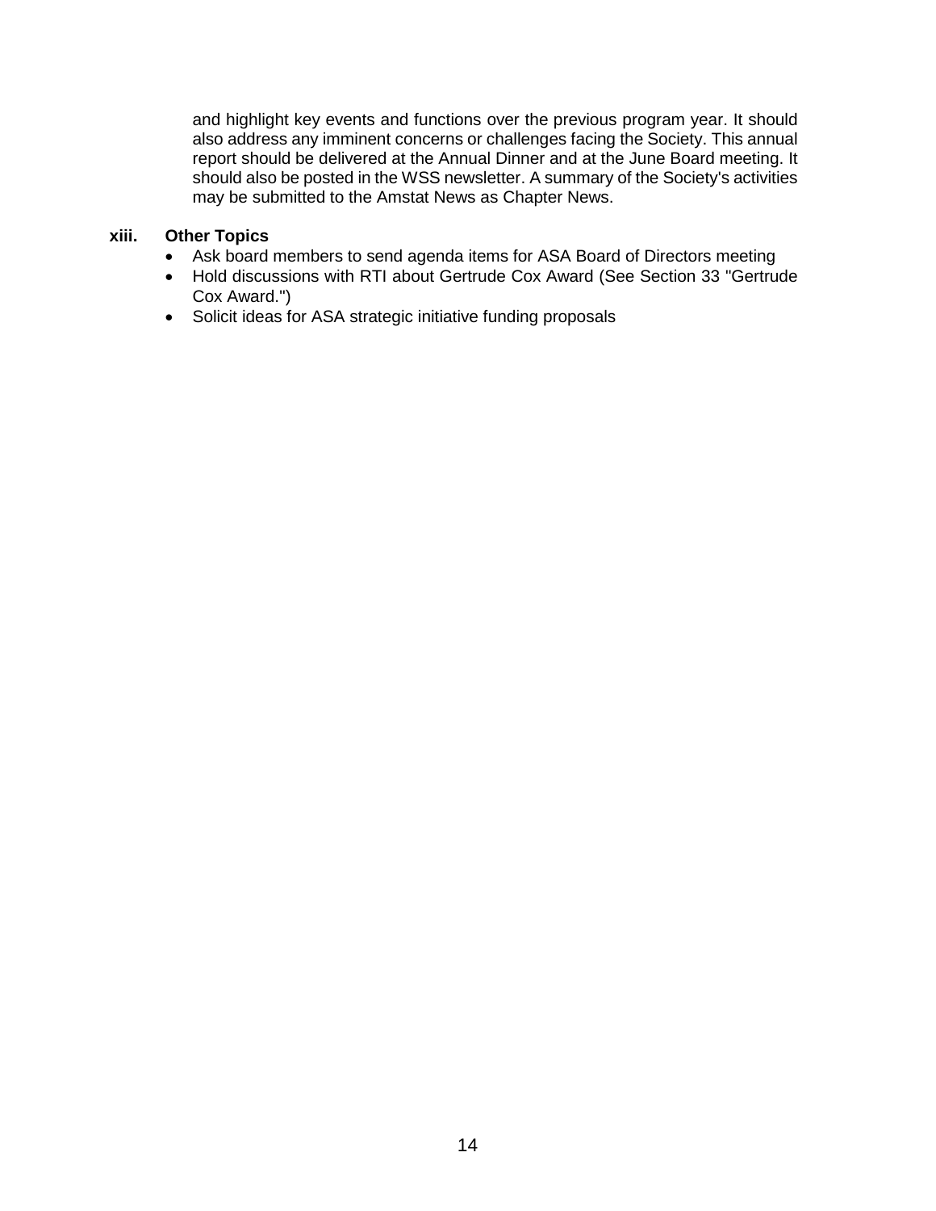and highlight key events and functions over the previous program year. It should also address any imminent concerns or challenges facing the Society. This annual report should be delivered at the Annual Dinner and at the June Board meeting. It should also be posted in the WSS newsletter. A summary of the Society's activities may be submitted to the Amstat News as Chapter News.

**xiii. Other Topics**

- Ask board members to send agenda items for ASA Board of Directors meeting
- Hold discussions with RTI about Gertrude Cox Award (See Section 33 "Gertrude Cox Award.")
- Solicit ideas for ASA strategic initiative funding proposals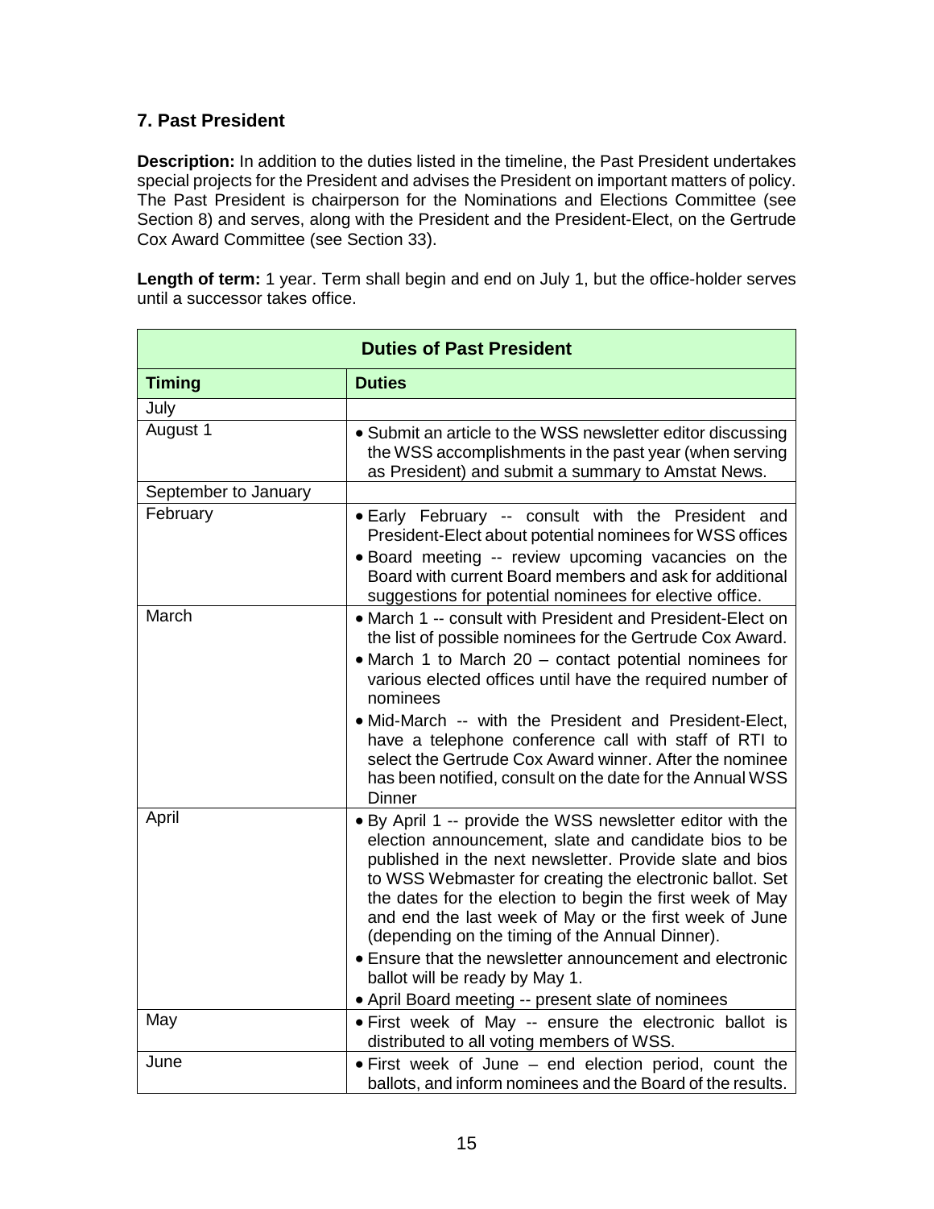## 7. Past President

**Description:** In addition to the duties listed in the timeline, the Past President undertakes special projects for the President and advises the President on important matters of policy. The Past President is chairperson for the Nominations and Elections Committee (see Section 8) and serves, along with the President and the President-Elect, on the Gertrude Cox Award Committee (see Section 33).

**Length of term:** 1 year. Term shall begin and end on July 1, but the office-holder serves until a successor takes office.

| **Duties of Past President** | |
|---|---|
| **Timing** | **Duties** |
| July | |
| August 1 | • Submit an article to the WSS newsletter editor discussing the WSS accomplishments in the past year (when serving as President) and submit a summary to Amstat News. |
| September to January | |
| February | • Early February -- consult with the President and President-Elect about potential nominees for WSS offices<br>• Board meeting -- review upcoming vacancies on the Board with current Board members and ask for additional suggestions for potential nominees for elective office. |
| March | • March 1 -- consult with President and President-Elect on the list of possible nominees for the Gertrude Cox Award.<br>• March 1 to March 20 – contact potential nominees for various elected offices until have the required number of nominees<br>• Mid-March -- with the President and President-Elect, have a telephone conference call with staff of RTI to select the Gertrude Cox Award winner. After the nominee has been notified, consult on the date for the Annual WSS Dinner |
| April | • By April 1 -- provide the WSS newsletter editor with the election announcement, slate and candidate bios to be published in the next newsletter. Provide slate and bios to WSS Webmaster for creating the electronic ballot. Set the dates for the election to begin the first week of May and end the last week of May or the first week of June (depending on the timing of the Annual Dinner).<br>• Ensure that the newsletter announcement and electronic ballot will be ready by May 1.<br>• April Board meeting -- present slate of nominees |
| May | • First week of May -- ensure the electronic ballot is distributed to all voting members of WSS. |
| June | • First week of June – end election period, count the ballots, and inform nominees and the Board of the results. |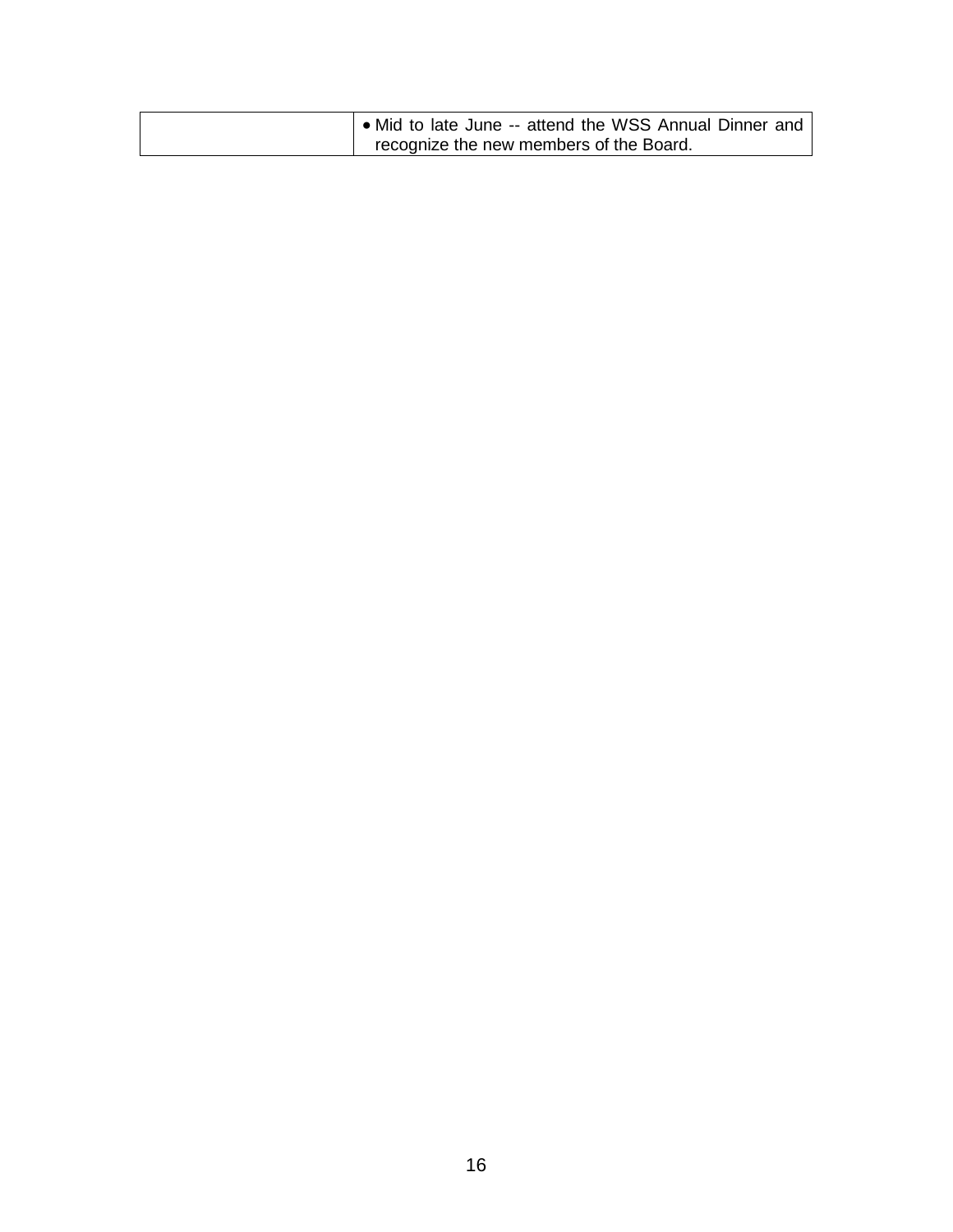| | |
|---|---|
| | • Mid to late June -- attend the WSS Annual Dinner and recognize the new members of the Board. |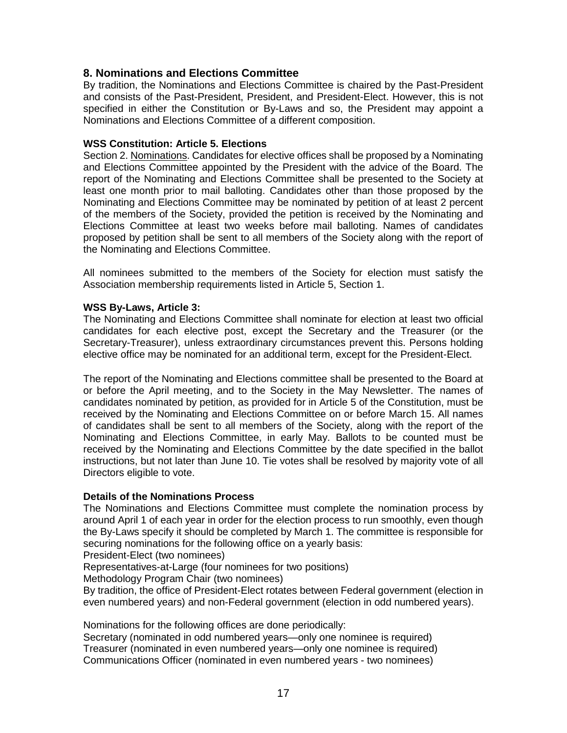## 8. Nominations and Elections Committee

By tradition, the Nominations and Elections Committee is chaired by the Past-President and consists of the Past-President, President, and President-Elect. However, this is not specified in either the Constitution or By-Laws and so, the President may appoint a Nominations and Elections Committee of a different composition.

**WSS Constitution: Article 5. Elections**

Section 2. Nominations. Candidates for elective offices shall be proposed by a Nominating and Elections Committee appointed by the President with the advice of the Board. The report of the Nominating and Elections Committee shall be presented to the Society at least one month prior to mail balloting. Candidates other than those proposed by the Nominating and Elections Committee may be nominated by petition of at least 2 percent of the members of the Society, provided the petition is received by the Nominating and Elections Committee at least two weeks before mail balloting. Names of candidates proposed by petition shall be sent to all members of the Society along with the report of the Nominating and Elections Committee.

All nominees submitted to the members of the Society for election must satisfy the Association membership requirements listed in Article 5, Section 1.

**WSS By-Laws, Article 3:**

The Nominating and Elections Committee shall nominate for election at least two official candidates for each elective post, except the Secretary and the Treasurer (or the Secretary-Treasurer), unless extraordinary circumstances prevent this. Persons holding elective office may be nominated for an additional term, except for the President-Elect.

The report of the Nominating and Elections committee shall be presented to the Board at or before the April meeting, and to the Society in the May Newsletter. The names of candidates nominated by petition, as provided for in Article 5 of the Constitution, must be received by the Nominating and Elections Committee on or before March 15. All names of candidates shall be sent to all members of the Society, along with the report of the Nominating and Elections Committee, in early May. Ballots to be counted must be received by the Nominating and Elections Committee by the date specified in the ballot instructions, but not later than June 10. Tie votes shall be resolved by majority vote of all Directors eligible to vote.

**Details of the Nominations Process**

The Nominations and Elections Committee must complete the nomination process by around April 1 of each year in order for the election process to run smoothly, even though the By-Laws specify it should be completed by March 1. The committee is responsible for securing nominations for the following office on a yearly basis:

President-Elect (two nominees)
Representatives-at-Large (four nominees for two positions)
Methodology Program Chair (two nominees)

By tradition, the office of President-Elect rotates between Federal government (election in even numbered years) and non-Federal government (election in odd numbered years).

Nominations for the following offices are done periodically:

Secretary (nominated in odd numbered years—only one nominee is required)
Treasurer (nominated in even numbered years—only one nominee is required)
Communications Officer (nominated in even numbered years - two nominees)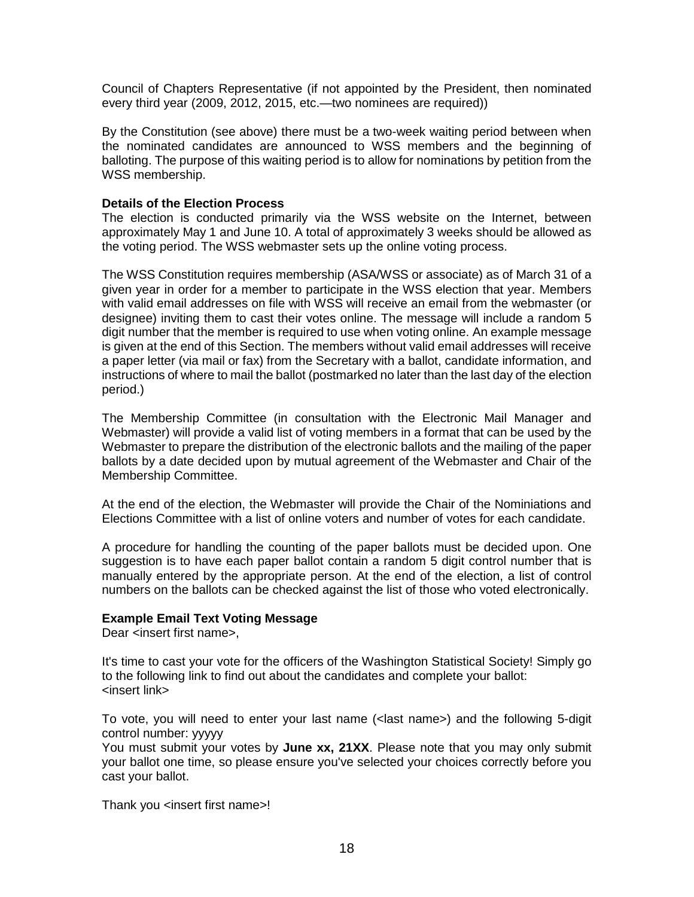Council of Chapters Representative (if not appointed by the President, then nominated every third year (2009, 2012, 2015, etc.—two nominees are required))

By the Constitution (see above) there must be a two-week waiting period between when the nominated candidates are announced to WSS members and the beginning of balloting. The purpose of this waiting period is to allow for nominations by petition from the WSS membership.

**Details of the Election Process**

The election is conducted primarily via the WSS website on the Internet, between approximately May 1 and June 10. A total of approximately 3 weeks should be allowed as the voting period. The WSS webmaster sets up the online voting process.

The WSS Constitution requires membership (ASA/WSS or associate) as of March 31 of a given year in order for a member to participate in the WSS election that year. Members with valid email addresses on file with WSS will receive an email from the webmaster (or designee) inviting them to cast their votes online. The message will include a random 5 digit number that the member is required to use when voting online. An example message is given at the end of this Section. The members without valid email addresses will receive a paper letter (via mail or fax) from the Secretary with a ballot, candidate information, and instructions of where to mail the ballot (postmarked no later than the last day of the election period.)

The Membership Committee (in consultation with the Electronic Mail Manager and Webmaster) will provide a valid list of voting members in a format that can be used by the Webmaster to prepare the distribution of the electronic ballots and the mailing of the paper ballots by a date decided upon by mutual agreement of the Webmaster and Chair of the Membership Committee.

At the end of the election, the Webmaster will provide the Chair of the Nominiations and Elections Committee with a list of online voters and number of votes for each candidate.

A procedure for handling the counting of the paper ballots must be decided upon. One suggestion is to have each paper ballot contain a random 5 digit control number that is manually entered by the appropriate person. At the end of the election, a list of control numbers on the ballots can be checked against the list of those who voted electronically.

**Example Email Text Voting Message**

Dear <insert first name>,

It's time to cast your vote for the officers of the Washington Statistical Society! Simply go to the following link to find out about the candidates and complete your ballot:
<insert link>

To vote, you will need to enter your last name (<last name>) and the following 5-digit control number: yyyyy
You must submit your votes by **June xx, 21XX**. Please note that you may only submit your ballot one time, so please ensure you've selected your choices correctly before you cast your ballot.

Thank you <insert first name>!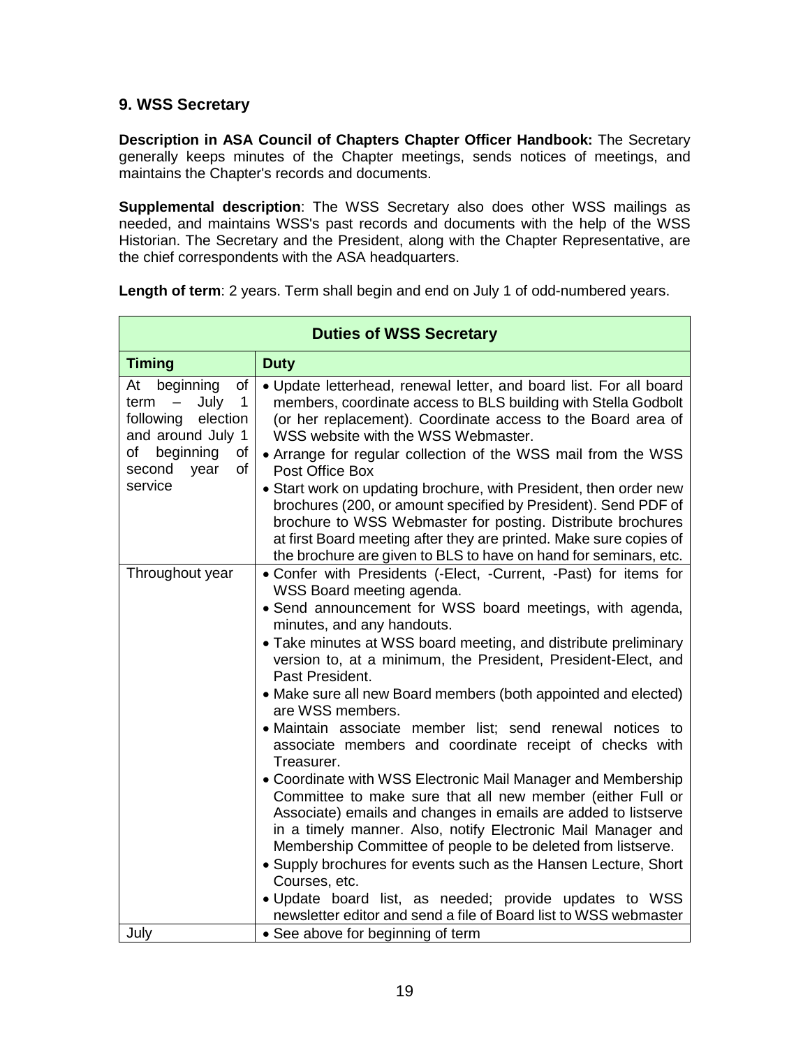## 9. WSS Secretary

**Description in ASA Council of Chapters Chapter Officer Handbook:** The Secretary generally keeps minutes of the Chapter meetings, sends notices of meetings, and maintains the Chapter's records and documents.

**Supplemental description**: The WSS Secretary also does other WSS mailings as needed, and maintains WSS's past records and documents with the help of the WSS Historian. The Secretary and the President, along with the Chapter Representative, are the chief correspondents with the ASA headquarters.

**Length of term**: 2 years. Term shall begin and end on July 1 of odd-numbered years.

| **Duties of WSS Secretary** | |
|---|---|
| **Timing** | **Duty** |
| At beginning of term – July 1 following election and around July 1 of beginning of second year of service | • Update letterhead, renewal letter, and board list. For all board members, coordinate access to BLS building with Stella Godbolt (or her replacement). Coordinate access to the Board area of WSS website with the WSS Webmaster.<br>• Arrange for regular collection of the WSS mail from the WSS Post Office Box<br>• Start work on updating brochure, with President, then order new brochures (200, or amount specified by President). Send PDF of brochure to WSS Webmaster for posting. Distribute brochures at first Board meeting after they are printed. Make sure copies of the brochure are given to BLS to have on hand for seminars, etc. |
| Throughout year | • Confer with Presidents (-Elect, -Current, -Past) for items for WSS Board meeting agenda.<br>• Send announcement for WSS board meetings, with agenda, minutes, and any handouts.<br>• Take minutes at WSS board meeting, and distribute preliminary version to, at a minimum, the President, President-Elect, and Past President.<br>• Make sure all new Board members (both appointed and elected) are WSS members.<br>• Maintain associate member list; send renewal notices to associate members and coordinate receipt of checks with Treasurer.<br>• Coordinate with WSS Electronic Mail Manager and Membership Committee to make sure that all new member (either Full or Associate) emails and changes in emails are added to listserve in a timely manner. Also, notify Electronic Mail Manager and Membership Committee of people to be deleted from listserve.<br>• Supply brochures for events such as the Hansen Lecture, Short Courses, etc.<br>• Update board list, as needed; provide updates to WSS newsletter editor and send a file of Board list to WSS webmaster |
| July | • See above for beginning of term |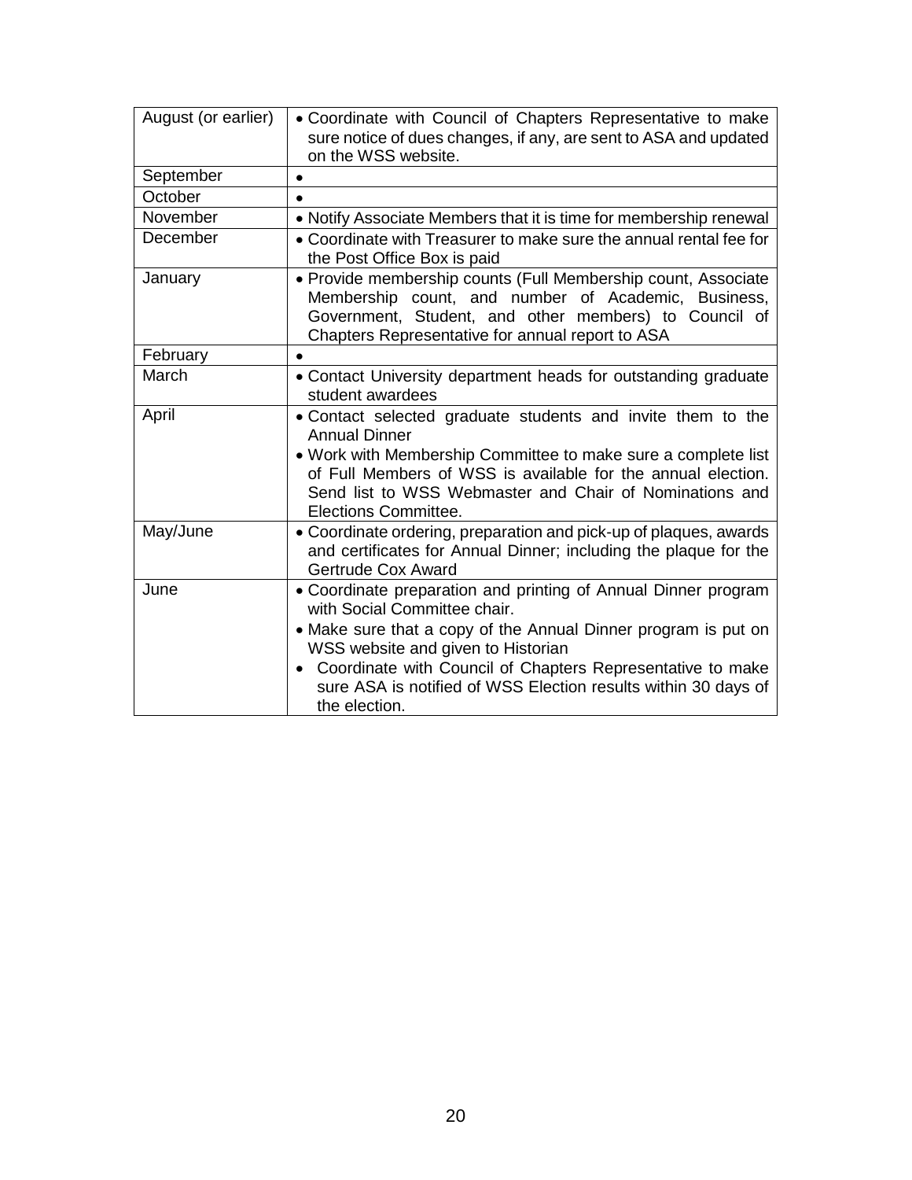| August (or earlier) | • Coordinate with Council of Chapters Representative to make sure notice of dues changes, if any, are sent to ASA and updated on the WSS website. |
|---|---|
| September | • |
| October | • |
| November | • Notify Associate Members that it is time for membership renewal |
| December | • Coordinate with Treasurer to make sure the annual rental fee for the Post Office Box is paid |
| January | • Provide membership counts (Full Membership count, Associate Membership count, and number of Academic, Business, Government, Student, and other members) to Council of Chapters Representative for annual report to ASA |
| February | • |
| March | • Contact University department heads for outstanding graduate student awardees |
| April | • Contact selected graduate students and invite them to the Annual Dinner<br>• Work with Membership Committee to make sure a complete list of Full Members of WSS is available for the annual election. Send list to WSS Webmaster and Chair of Nominations and Elections Committee. |
| May/June | • Coordinate ordering, preparation and pick-up of plaques, awards and certificates for Annual Dinner; including the plaque for the Gertrude Cox Award |
| June | • Coordinate preparation and printing of Annual Dinner program with Social Committee chair.<br>• Make sure that a copy of the Annual Dinner program is put on WSS website and given to Historian<br>• Coordinate with Council of Chapters Representative to make sure ASA is notified of WSS Election results within 30 days of the election. |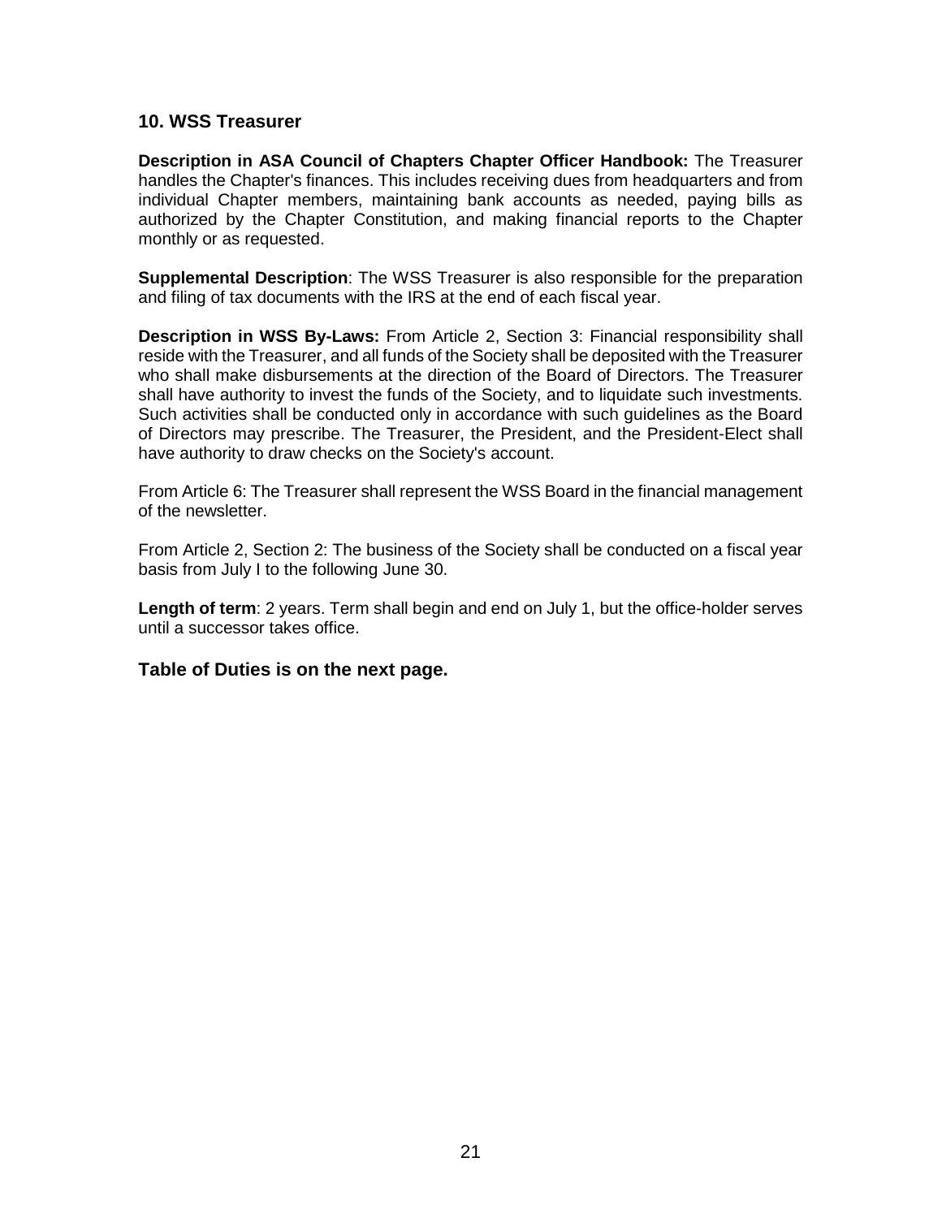## 10. WSS Treasurer

**Description in ASA Council of Chapters Chapter Officer Handbook:** The Treasurer handles the Chapter's finances. This includes receiving dues from headquarters and from individual Chapter members, maintaining bank accounts as needed, paying bills as authorized by the Chapter Constitution, and making financial reports to the Chapter monthly or as requested.

**Supplemental Description**: The WSS Treasurer is also responsible for the preparation and filing of tax documents with the IRS at the end of each fiscal year.

**Description in WSS By-Laws:** From Article 2, Section 3: Financial responsibility shall reside with the Treasurer, and all funds of the Society shall be deposited with the Treasurer who shall make disbursements at the direction of the Board of Directors. The Treasurer shall have authority to invest the funds of the Society, and to liquidate such investments. Such activities shall be conducted only in accordance with such guidelines as the Board of Directors may prescribe. The Treasurer, the President, and the President-Elect shall have authority to draw checks on the Society's account.

From Article 6: The Treasurer shall represent the WSS Board in the financial management of the newsletter.

From Article 2, Section 2: The business of the Society shall be conducted on a fiscal year basis from July I to the following June 30.

**Length of term**: 2 years. Term shall begin and end on July 1, but the office-holder serves until a successor takes office.

### Table of Duties is on the next page.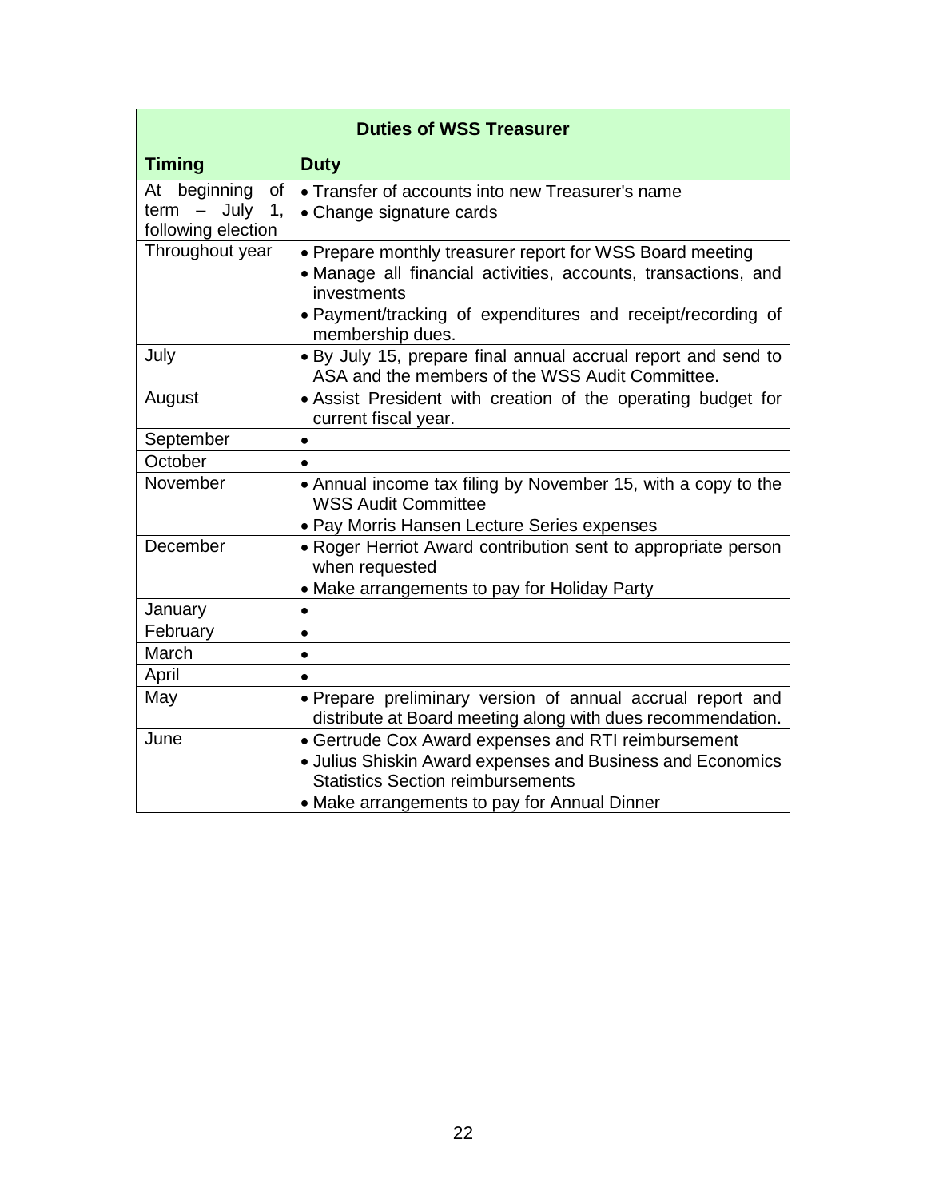| Duties of WSS Treasurer | |
|---|---|
| **Timing** | **Duty** |
| At beginning of term – July 1, following election | • Transfer of accounts into new Treasurer's name<br>• Change signature cards |
| Throughout year | • Prepare monthly treasurer report for WSS Board meeting<br>• Manage all financial activities, accounts, transactions, and investments<br>• Payment/tracking of expenditures and receipt/recording of membership dues. |
| July | • By July 15, prepare final annual accrual report and send to ASA and the members of the WSS Audit Committee. |
| August | • Assist President with creation of the operating budget for current fiscal year. |
| September | • |
| October | • |
| November | • Annual income tax filing by November 15, with a copy to the WSS Audit Committee<br>• Pay Morris Hansen Lecture Series expenses |
| December | • Roger Herriot Award contribution sent to appropriate person when requested<br>• Make arrangements to pay for Holiday Party |
| January | • |
| February | • |
| March | • |
| April | • |
| May | • Prepare preliminary version of annual accrual report and distribute at Board meeting along with dues recommendation. |
| June | • Gertrude Cox Award expenses and RTI reimbursement<br>• Julius Shiskin Award expenses and Business and Economics Statistics Section reimbursements<br>• Make arrangements to pay for Annual Dinner |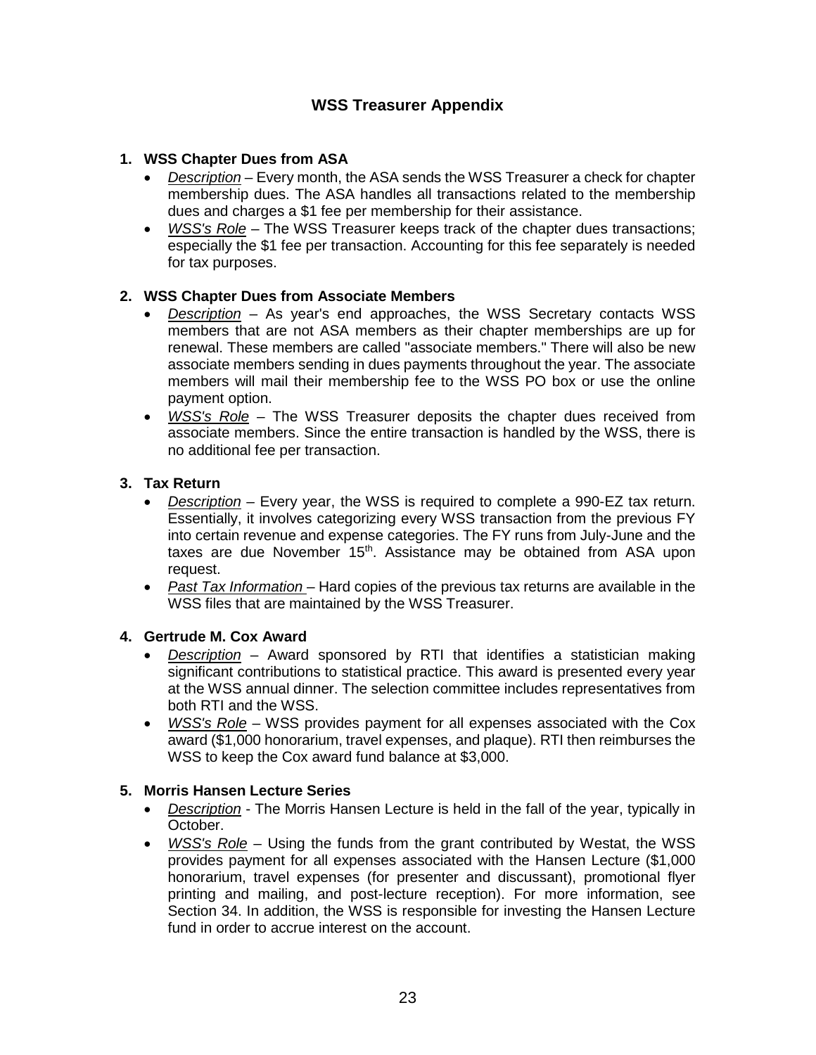# WSS Treasurer Appendix

1. **WSS Chapter Dues from ASA**
   - _Description_ – Every month, the ASA sends the WSS Treasurer a check for chapter membership dues. The ASA handles all transactions related to the membership dues and charges a $1 fee per membership for their assistance.
   - _WSS's Role_ – The WSS Treasurer keeps track of the chapter dues transactions; especially the $1 fee per transaction. Accounting for this fee separately is needed for tax purposes.

2. **WSS Chapter Dues from Associate Members**
   - _Description_ – As year's end approaches, the WSS Secretary contacts WSS members that are not ASA members as their chapter memberships are up for renewal. These members are called "associate members." There will also be new associate members sending in dues payments throughout the year. The associate members will mail their membership fee to the WSS PO box or use the online payment option.
   - _WSS's Role_ – The WSS Treasurer deposits the chapter dues received from associate members. Since the entire transaction is handled by the WSS, there is no additional fee per transaction.

3. **Tax Return**
   - _Description_ – Every year, the WSS is required to complete a 990-EZ tax return. Essentially, it involves categorizing every WSS transaction from the previous FY into certain revenue and expense categories. The FY runs from July-June and the taxes are due November 15th. Assistance may be obtained from ASA upon request.
   - _Past Tax Information_ – Hard copies of the previous tax returns are available in the WSS files that are maintained by the WSS Treasurer.

4. **Gertrude M. Cox Award**
   - _Description_ – Award sponsored by RTI that identifies a statistician making significant contributions to statistical practice. This award is presented every year at the WSS annual dinner. The selection committee includes representatives from both RTI and the WSS.
   - _WSS's Role_ – WSS provides payment for all expenses associated with the Cox award ($1,000 honorarium, travel expenses, and plaque). RTI then reimburses the WSS to keep the Cox award fund balance at $3,000.

5. **Morris Hansen Lecture Series**
   - _Description_ - The Morris Hansen Lecture is held in the fall of the year, typically in October.
   - _WSS's Role_ – Using the funds from the grant contributed by Westat, the WSS provides payment for all expenses associated with the Hansen Lecture ($1,000 honorarium, travel expenses (for presenter and discussant), promotional flyer printing and mailing, and post-lecture reception). For more information, see Section 34. In addition, the WSS is responsible for investing the Hansen Lecture fund in order to accrue interest on the account.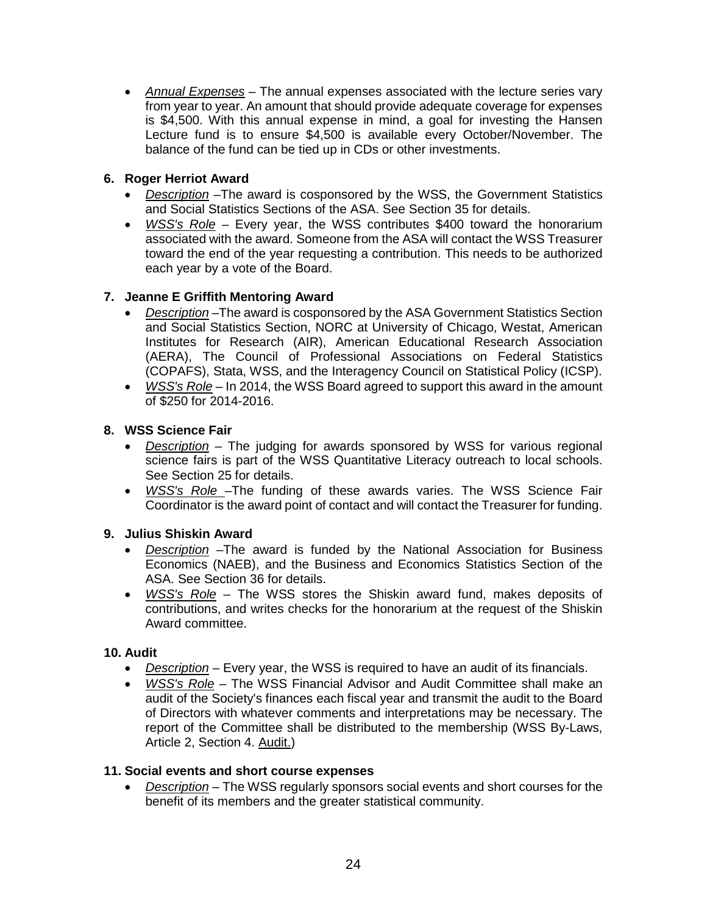- *Annual Expenses* – The annual expenses associated with the lecture series vary from year to year. An amount that should provide adequate coverage for expenses is $4,500. With this annual expense in mind, a goal for investing the Hansen Lecture fund is to ensure $4,500 is available every October/November. The balance of the fund can be tied up in CDs or other investments.

**6. Roger Herriot Award**

- *Description* –The award is cosponsored by the WSS, the Government Statistics and Social Statistics Sections of the ASA. See Section 35 for details.
- *WSS's Role* – Every year, the WSS contributes $400 toward the honorarium associated with the award. Someone from the ASA will contact the WSS Treasurer toward the end of the year requesting a contribution. This needs to be authorized each year by a vote of the Board.

**7. Jeanne E Griffith Mentoring Award**

- *Description* –The award is cosponsored by the ASA Government Statistics Section and Social Statistics Section, NORC at University of Chicago, Westat, American Institutes for Research (AIR), American Educational Research Association (AERA), The Council of Professional Associations on Federal Statistics (COPAFS), Stata, WSS, and the Interagency Council on Statistical Policy (ICSP).
- *WSS's Role* – In 2014, the WSS Board agreed to support this award in the amount of $250 for 2014-2016.

**8. WSS Science Fair**

- *Description* – The judging for awards sponsored by WSS for various regional science fairs is part of the WSS Quantitative Literacy outreach to local schools. See Section 25 for details.
- *WSS's Role* –The funding of these awards varies. The WSS Science Fair Coordinator is the award point of contact and will contact the Treasurer for funding.

**9. Julius Shiskin Award**

- *Description* –The award is funded by the National Association for Business Economics (NAEB), and the Business and Economics Statistics Section of the ASA. See Section 36 for details.
- *WSS's Role* – The WSS stores the Shiskin award fund, makes deposits of contributions, and writes checks for the honorarium at the request of the Shiskin Award committee.

**10. Audit**

- *Description* – Every year, the WSS is required to have an audit of its financials.
- *WSS's Role* – The WSS Financial Advisor and Audit Committee shall make an audit of the Society's finances each fiscal year and transmit the audit to the Board of Directors with whatever comments and interpretations may be necessary. The report of the Committee shall be distributed to the membership (WSS By-Laws, Article 2, Section 4. Audit.)

**11. Social events and short course expenses**

- *Description* – The WSS regularly sponsors social events and short courses for the benefit of its members and the greater statistical community.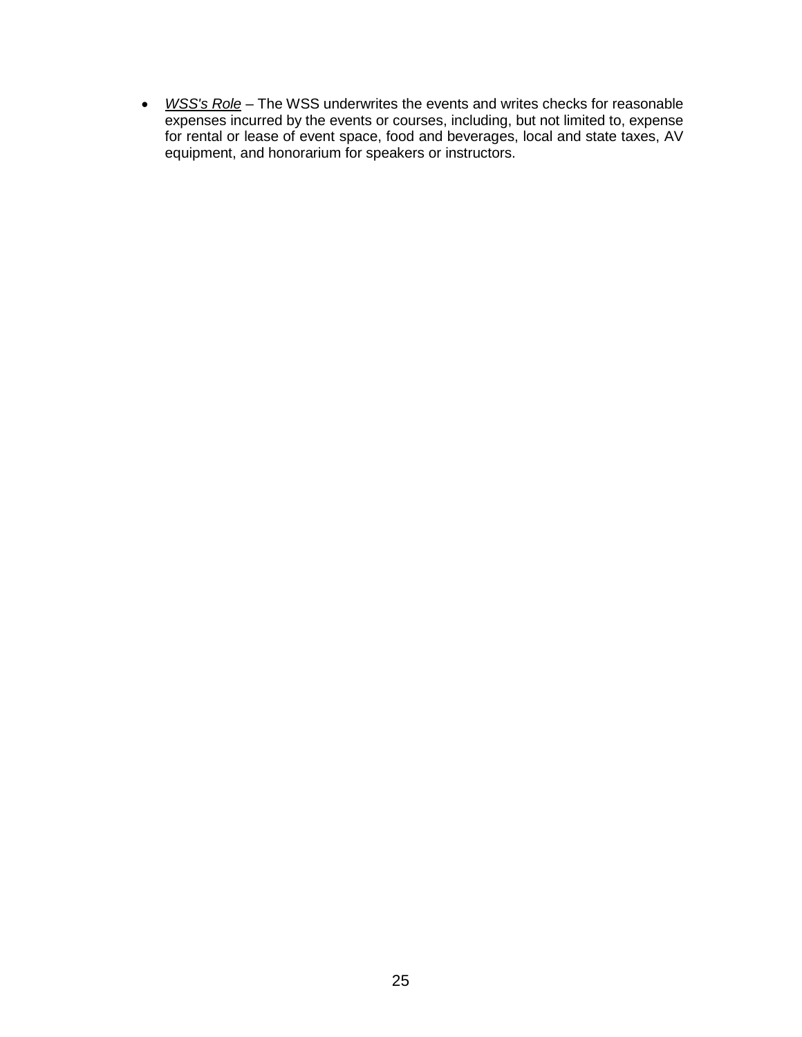- *<u>WSS's Role</u>* – The WSS underwrites the events and writes checks for reasonable expenses incurred by the events or courses, including, but not limited to, expense for rental or lease of event space, food and beverages, local and state taxes, AV equipment, and honorarium for speakers or instructors.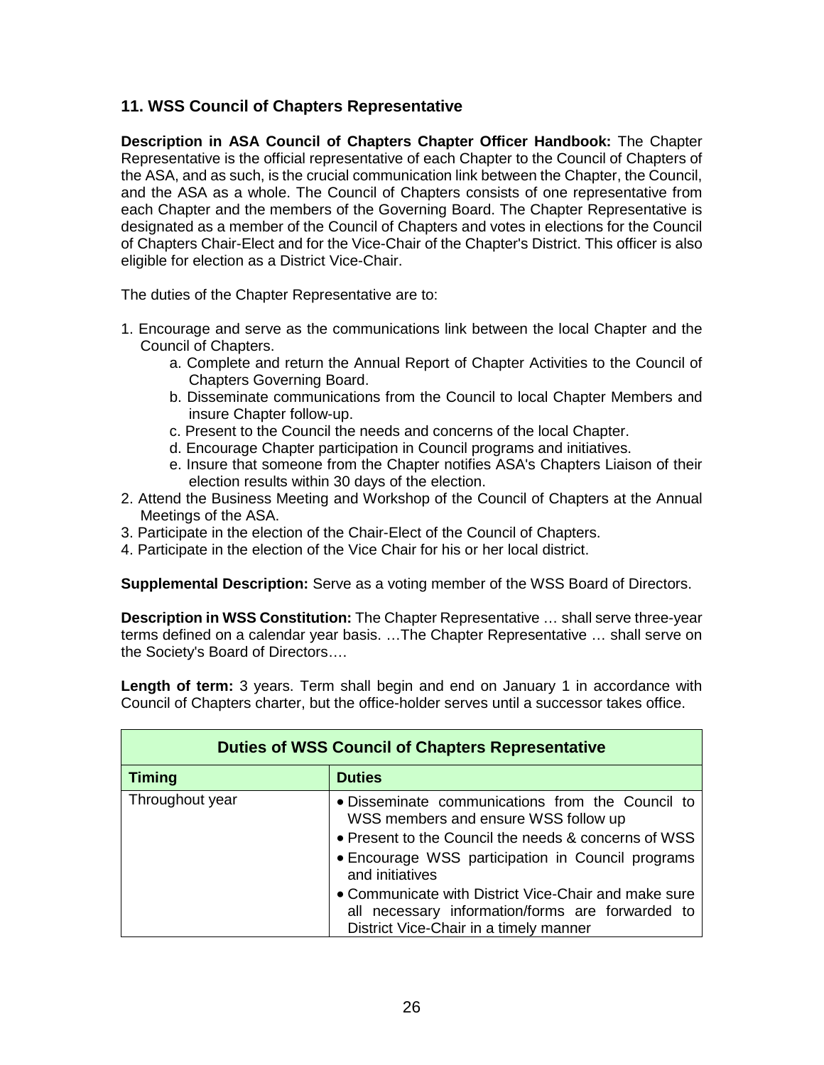## 11. WSS Council of Chapters Representative

**Description in ASA Council of Chapters Chapter Officer Handbook:** The Chapter Representative is the official representative of each Chapter to the Council of Chapters of the ASA, and as such, is the crucial communication link between the Chapter, the Council, and the ASA as a whole. The Council of Chapters consists of one representative from each Chapter and the members of the Governing Board. The Chapter Representative is designated as a member of the Council of Chapters and votes in elections for the Council of Chapters Chair-Elect and for the Vice-Chair of the Chapter's District. This officer is also eligible for election as a District Vice-Chair.

The duties of the Chapter Representative are to:

1. Encourage and serve as the communications link between the local Chapter and the Council of Chapters.
   a. Complete and return the Annual Report of Chapter Activities to the Council of Chapters Governing Board.
   b. Disseminate communications from the Council to local Chapter Members and insure Chapter follow-up.
   c. Present to the Council the needs and concerns of the local Chapter.
   d. Encourage Chapter participation in Council programs and initiatives.
   e. Insure that someone from the Chapter notifies ASA's Chapters Liaison of their election results within 30 days of the election.
2. Attend the Business Meeting and Workshop of the Council of Chapters at the Annual Meetings of the ASA.
3. Participate in the election of the Chair-Elect of the Council of Chapters.
4. Participate in the election of the Vice Chair for his or her local district.

**Supplemental Description:** Serve as a voting member of the WSS Board of Directors.

**Description in WSS Constitution:** The Chapter Representative … shall serve three-year terms defined on a calendar year basis. …The Chapter Representative … shall serve on the Society's Board of Directors….

**Length of term:** 3 years. Term shall begin and end on January 1 in accordance with Council of Chapters charter, but the office-holder serves until a successor takes office.

| Duties of WSS Council of Chapters Representative | |
|---|---|
| **Timing** | **Duties** |
| Throughout year | • Disseminate communications from the Council to WSS members and ensure WSS follow up<br>• Present to the Council the needs & concerns of WSS<br>• Encourage WSS participation in Council programs and initiatives<br>• Communicate with District Vice-Chair and make sure all necessary information/forms are forwarded to District Vice-Chair in a timely manner |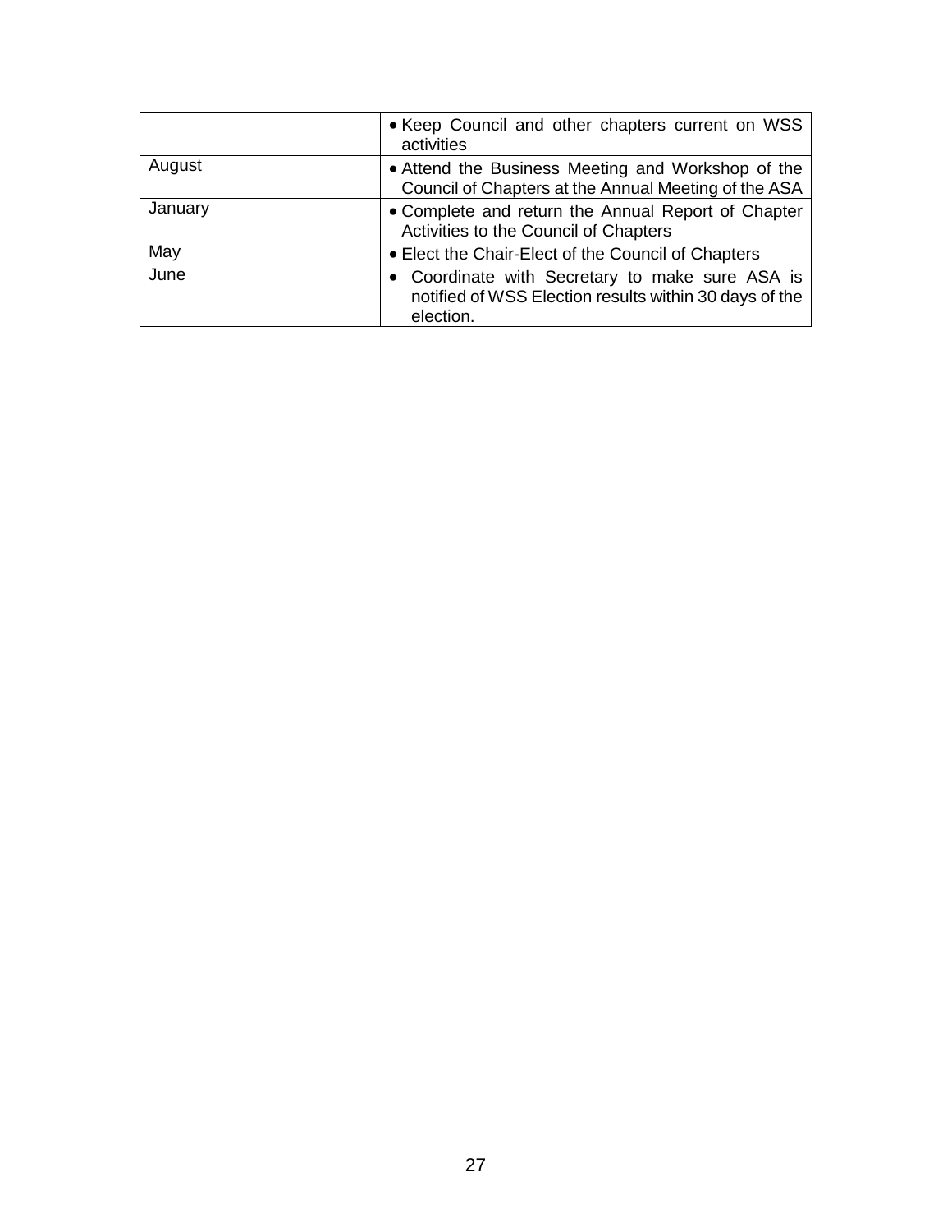| | |
|---|---|
| | • Keep Council and other chapters current on WSS activities |
| August | • Attend the Business Meeting and Workshop of the Council of Chapters at the Annual Meeting of the ASA |
| January | • Complete and return the Annual Report of Chapter Activities to the Council of Chapters |
| May | • Elect the Chair-Elect of the Council of Chapters |
| June | • Coordinate with Secretary to make sure ASA is notified of WSS Election results within 30 days of the election. |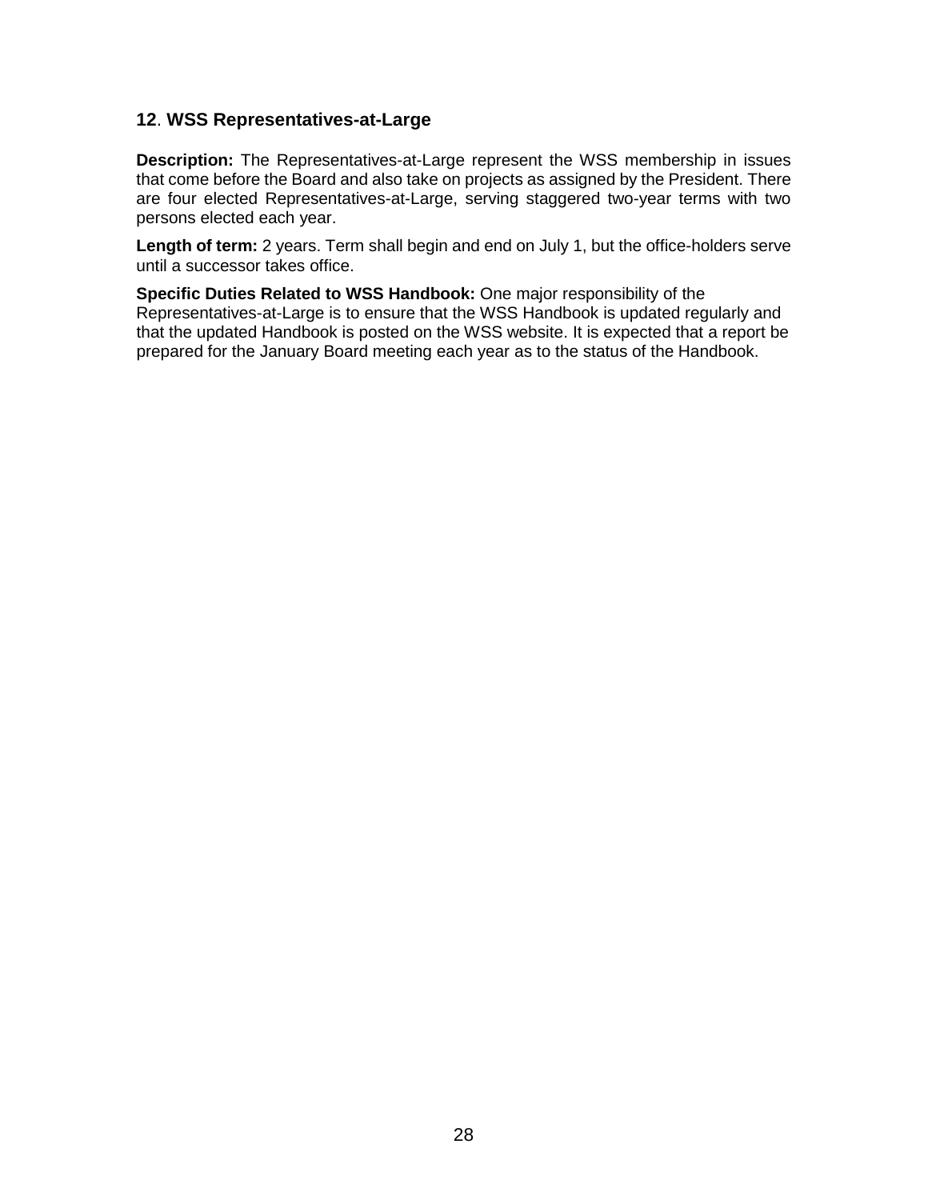## 12. WSS Representatives-at-Large

**Description:** The Representatives-at-Large represent the WSS membership in issues that come before the Board and also take on projects as assigned by the President. There are four elected Representatives-at-Large, serving staggered two-year terms with two persons elected each year.

**Length of term:** 2 years. Term shall begin and end on July 1, but the office-holders serve until a successor takes office.

**Specific Duties Related to WSS Handbook:** One major responsibility of the Representatives-at-Large is to ensure that the WSS Handbook is updated regularly and that the updated Handbook is posted on the WSS website. It is expected that a report be prepared for the January Board meeting each year as to the status of the Handbook.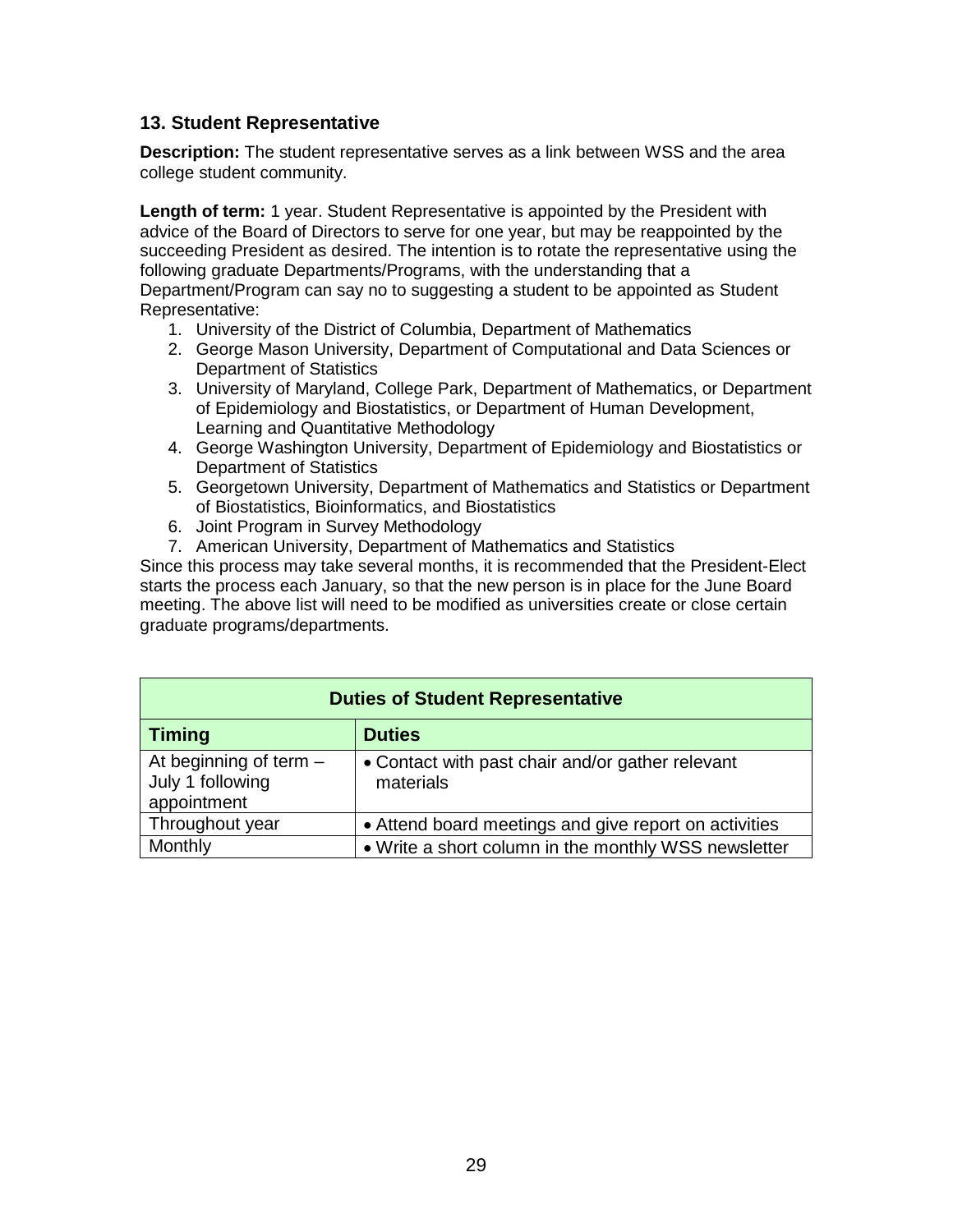## 13. Student Representative

**Description:** The student representative serves as a link between WSS and the area college student community.

**Length of term:** 1 year. Student Representative is appointed by the President with advice of the Board of Directors to serve for one year, but may be reappointed by the succeeding President as desired. The intention is to rotate the representative using the following graduate Departments/Programs, with the understanding that a Department/Program can say no to suggesting a student to be appointed as Student Representative:

1. University of the District of Columbia, Department of Mathematics
2. George Mason University, Department of Computational and Data Sciences or Department of Statistics
3. University of Maryland, College Park, Department of Mathematics, or Department of Epidemiology and Biostatistics, or Department of Human Development, Learning and Quantitative Methodology
4. George Washington University, Department of Epidemiology and Biostatistics or Department of Statistics
5. Georgetown University, Department of Mathematics and Statistics or Department of Biostatistics, Bioinformatics, and Biostatistics
6. Joint Program in Survey Methodology
7. American University, Department of Mathematics and Statistics

Since this process may take several months, it is recommended that the President-Elect starts the process each January, so that the new person is in place for the June Board meeting. The above list will need to be modified as universities create or close certain graduate programs/departments.

| Duties of Student Representative | |
|---|---|
| **Timing** | **Duties** |
| At beginning of term – July 1 following appointment | • Contact with past chair and/or gather relevant materials |
| Throughout year | • Attend board meetings and give report on activities |
| Monthly | • Write a short column in the monthly WSS newsletter |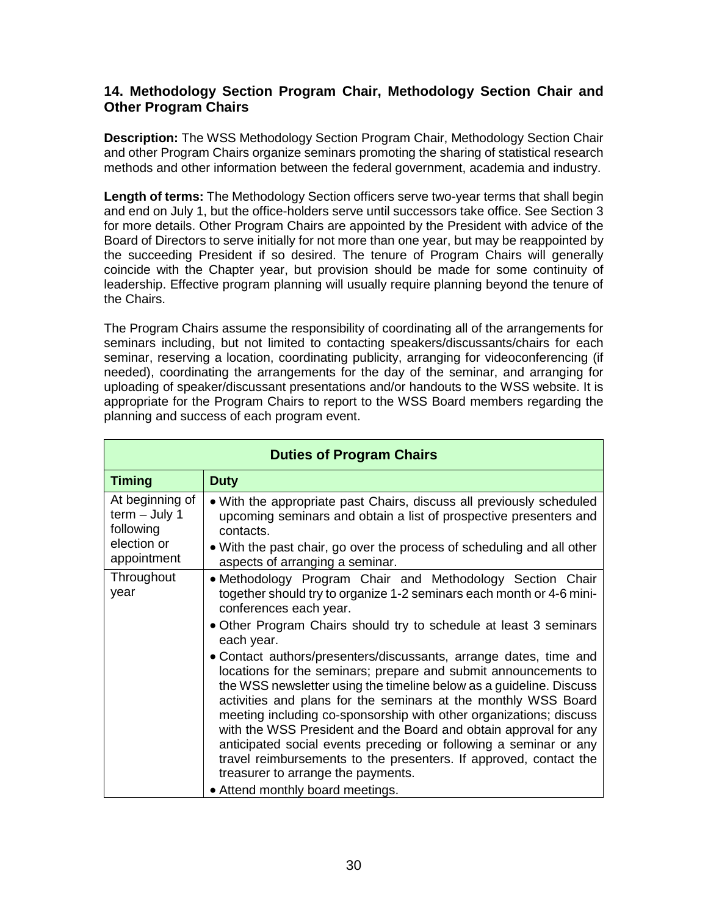## 14. Methodology Section Program Chair, Methodology Section Chair and Other Program Chairs

**Description:** The WSS Methodology Section Program Chair, Methodology Section Chair and other Program Chairs organize seminars promoting the sharing of statistical research methods and other information between the federal government, academia and industry.

**Length of terms:** The Methodology Section officers serve two-year terms that shall begin and end on July 1, but the office-holders serve until successors take office. See Section 3 for more details. Other Program Chairs are appointed by the President with advice of the Board of Directors to serve initially for not more than one year, but may be reappointed by the succeeding President if so desired. The tenure of Program Chairs will generally coincide with the Chapter year, but provision should be made for some continuity of leadership. Effective program planning will usually require planning beyond the tenure of the Chairs.

The Program Chairs assume the responsibility of coordinating all of the arrangements for seminars including, but not limited to contacting speakers/discussants/chairs for each seminar, reserving a location, coordinating publicity, arranging for videoconferencing (if needed), coordinating the arrangements for the day of the seminar, and arranging for uploading of speaker/discussant presentations and/or handouts to the WSS website. It is appropriate for the Program Chairs to report to the WSS Board members regarding the planning and success of each program event.

| Duties of Program Chairs | |
|---|---|
| **Timing** | **Duty** |
| At beginning of term – July 1 following election or appointment | • With the appropriate past Chairs, discuss all previously scheduled upcoming seminars and obtain a list of prospective presenters and contacts.<br>• With the past chair, go over the process of scheduling and all other aspects of arranging a seminar. |
| Throughout year | • Methodology Program Chair and Methodology Section Chair together should try to organize 1-2 seminars each month or 4-6 mini-conferences each year.<br>• Other Program Chairs should try to schedule at least 3 seminars each year.<br>• Contact authors/presenters/discussants, arrange dates, time and locations for the seminars; prepare and submit announcements to the WSS newsletter using the timeline below as a guideline. Discuss activities and plans for the seminars at the monthly WSS Board meeting including co-sponsorship with other organizations; discuss with the WSS President and the Board and obtain approval for any anticipated social events preceding or following a seminar or any travel reimbursements to the presenters. If approved, contact the treasurer to arrange the payments.<br>• Attend monthly board meetings. |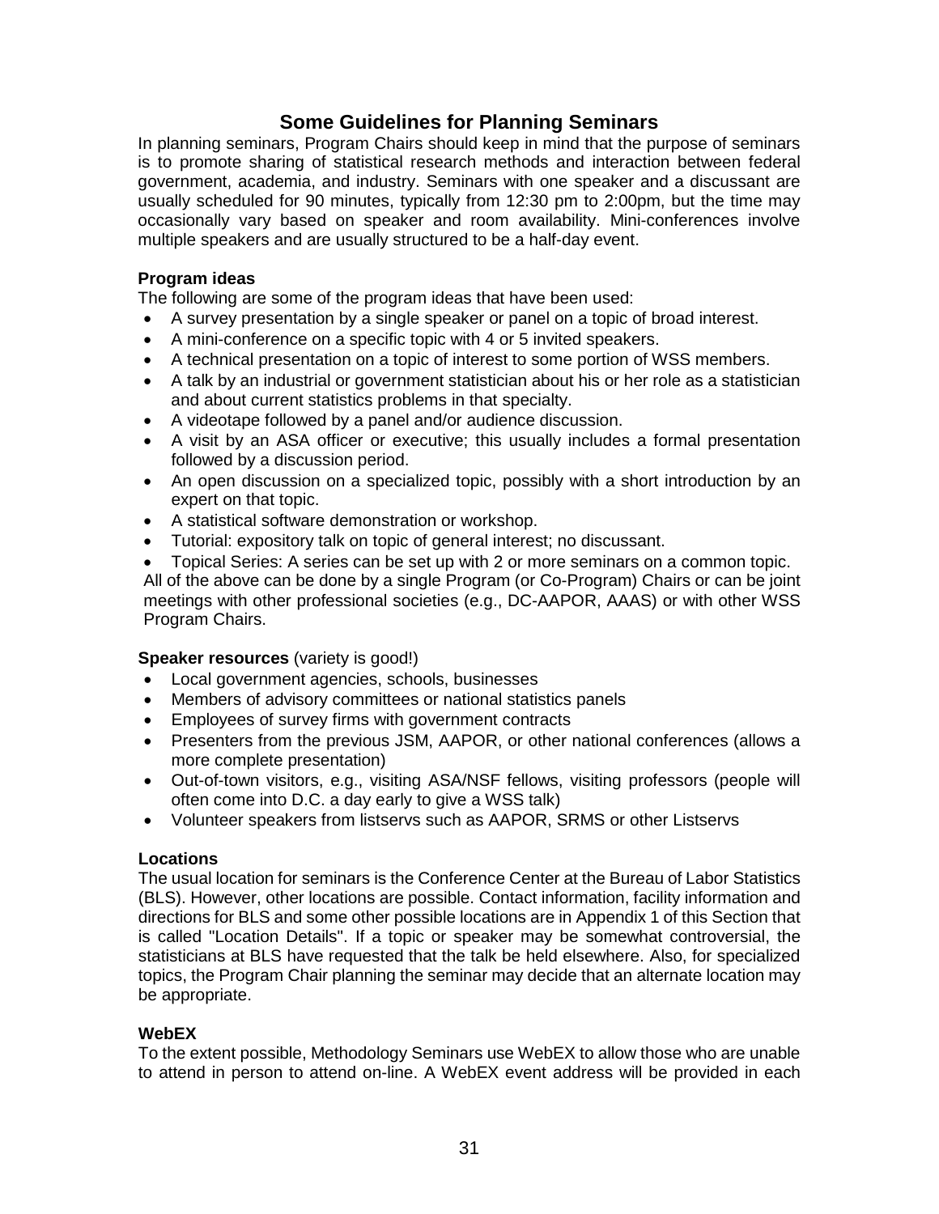## Some Guidelines for Planning Seminars

In planning seminars, Program Chairs should keep in mind that the purpose of seminars is to promote sharing of statistical research methods and interaction between federal government, academia, and industry. Seminars with one speaker and a discussant are usually scheduled for 90 minutes, typically from 12:30 pm to 2:00pm, but the time may occasionally vary based on speaker and room availability. Mini-conferences involve multiple speakers and are usually structured to be a half-day event.

**Program ideas**

The following are some of the program ideas that have been used:

- A survey presentation by a single speaker or panel on a topic of broad interest.
- A mini-conference on a specific topic with 4 or 5 invited speakers.
- A technical presentation on a topic of interest to some portion of WSS members.
- A talk by an industrial or government statistician about his or her role as a statistician and about current statistics problems in that specialty.
- A videotape followed by a panel and/or audience discussion.
- A visit by an ASA officer or executive; this usually includes a formal presentation followed by a discussion period.
- An open discussion on a specialized topic, possibly with a short introduction by an expert on that topic.
- A statistical software demonstration or workshop.
- Tutorial: expository talk on topic of general interest; no discussant.
- Topical Series: A series can be set up with 2 or more seminars on a common topic.

All of the above can be done by a single Program (or Co-Program) Chairs or can be joint meetings with other professional societies (e.g., DC-AAPOR, AAAS) or with other WSS Program Chairs.

**Speaker resources** (variety is good!)

- Local government agencies, schools, businesses
- Members of advisory committees or national statistics panels
- Employees of survey firms with government contracts
- Presenters from the previous JSM, AAPOR, or other national conferences (allows a more complete presentation)
- Out-of-town visitors, e.g., visiting ASA/NSF fellows, visiting professors (people will often come into D.C. a day early to give a WSS talk)
- Volunteer speakers from listservs such as AAPOR, SRMS or other Listservs

**Locations**

The usual location for seminars is the Conference Center at the Bureau of Labor Statistics (BLS). However, other locations are possible. Contact information, facility information and directions for BLS and some other possible locations are in Appendix 1 of this Section that is called "Location Details". If a topic or speaker may be somewhat controversial, the statisticians at BLS have requested that the talk be held elsewhere. Also, for specialized topics, the Program Chair planning the seminar may decide that an alternate location may be appropriate.

**WebEX**

To the extent possible, Methodology Seminars use WebEX to allow those who are unable to attend in person to attend on-line. A WebEX event address will be provided in each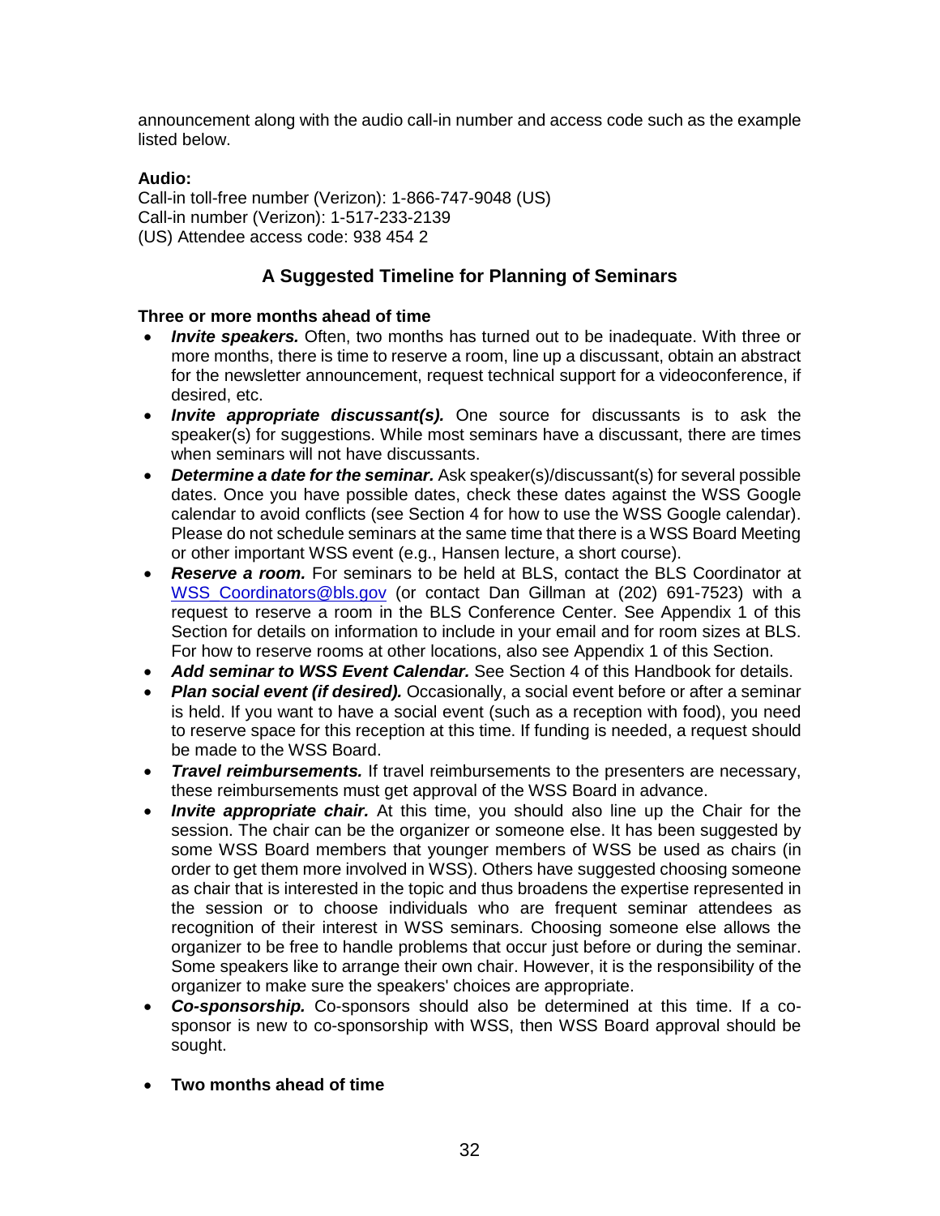announcement along with the audio call-in number and access code such as the example listed below.

**Audio:**
Call-in toll-free number (Verizon): 1-866-747-9048 (US)
Call-in number (Verizon): 1-517-233-2139
(US) Attendee access code: 938 454 2

## A Suggested Timeline for Planning of Seminars

**Three or more months ahead of time**

- ***Invite speakers.*** Often, two months has turned out to be inadequate. With three or more months, there is time to reserve a room, line up a discussant, obtain an abstract for the newsletter announcement, request technical support for a videoconference, if desired, etc.
- ***Invite appropriate discussant(s).*** One source for discussants is to ask the speaker(s) for suggestions. While most seminars have a discussant, there are times when seminars will not have discussants.
- ***Determine a date for the seminar.*** Ask speaker(s)/discussant(s) for several possible dates. Once you have possible dates, check these dates against the WSS Google calendar to avoid conflicts (see Section 4 for how to use the WSS Google calendar). Please do not schedule seminars at the same time that there is a WSS Board Meeting or other important WSS event (e.g., Hansen lecture, a short course).
- ***Reserve a room.*** For seminars to be held at BLS, contact the BLS Coordinator at WSS_Coordinators@bls.gov (or contact Dan Gillman at (202) 691-7523) with a request to reserve a room in the BLS Conference Center. See Appendix 1 of this Section for details on information to include in your email and for room sizes at BLS. For how to reserve rooms at other locations, also see Appendix 1 of this Section.
- ***Add seminar to WSS Event Calendar.*** See Section 4 of this Handbook for details.
- ***Plan social event (if desired).*** Occasionally, a social event before or after a seminar is held. If you want to have a social event (such as a reception with food), you need to reserve space for this reception at this time. If funding is needed, a request should be made to the WSS Board.
- ***Travel reimbursements.*** If travel reimbursements to the presenters are necessary, these reimbursements must get approval of the WSS Board in advance.
- ***Invite appropriate chair.*** At this time, you should also line up the Chair for the session. The chair can be the organizer or someone else. It has been suggested by some WSS Board members that younger members of WSS be used as chairs (in order to get them more involved in WSS). Others have suggested choosing someone as chair that is interested in the topic and thus broadens the expertise represented in the session or to choose individuals who are frequent seminar attendees as recognition of their interest in WSS seminars. Choosing someone else allows the organizer to be free to handle problems that occur just before or during the seminar. Some speakers like to arrange their own chair. However, it is the responsibility of the organizer to make sure the speakers' choices are appropriate.
- ***Co-sponsorship.*** Co-sponsors should also be determined at this time. If a co-sponsor is new to co-sponsorship with WSS, then WSS Board approval should be sought.

- **Two months ahead of time**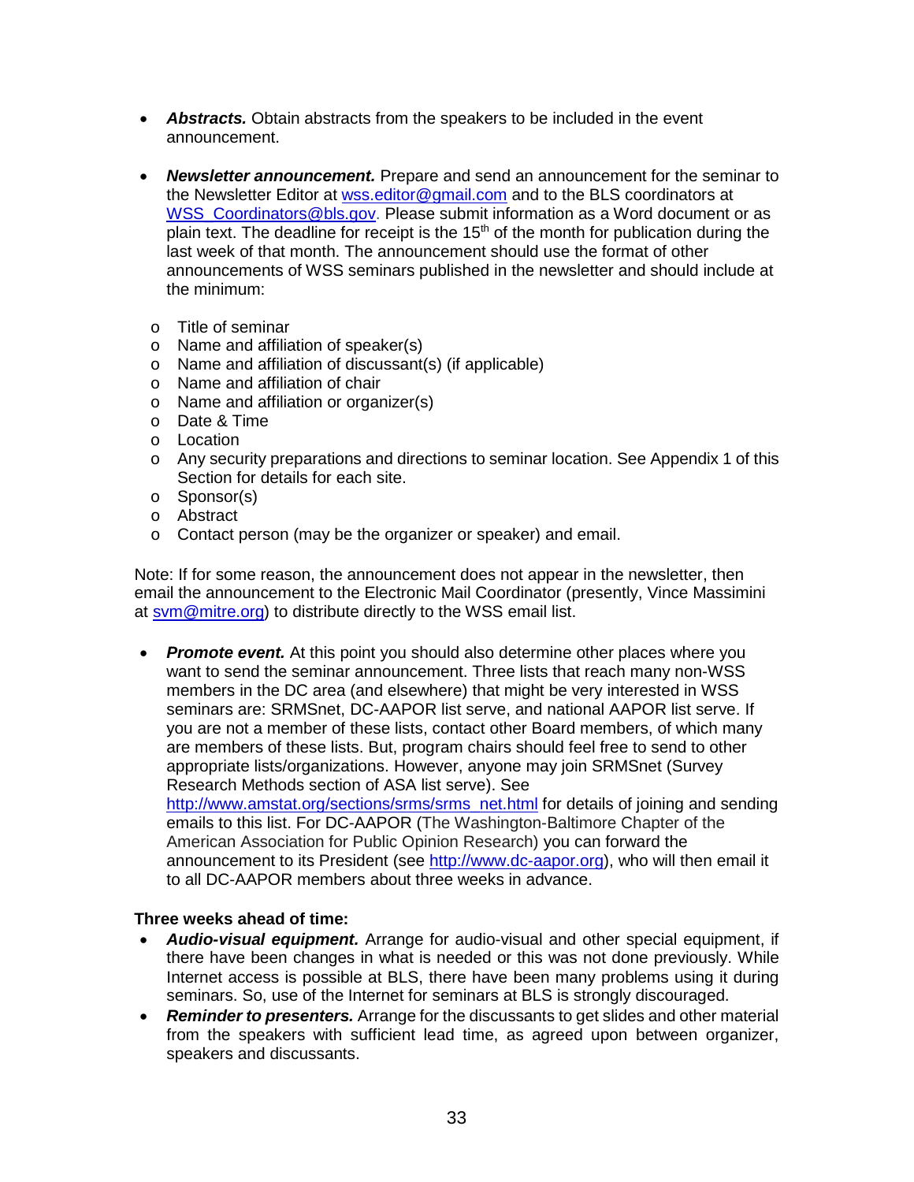- ***Abstracts.*** Obtain abstracts from the speakers to be included in the event announcement.

- ***Newsletter announcement.*** Prepare and send an announcement for the seminar to the Newsletter Editor at wss.editor@gmail.com and to the BLS coordinators at WSS_Coordinators@bls.gov. Please submit information as a Word document or as plain text. The deadline for receipt is the 15th of the month for publication during the last week of that month. The announcement should use the format of other announcements of WSS seminars published in the newsletter and should include at the minimum:

  - Title of seminar
  - Name and affiliation of speaker(s)
  - Name and affiliation of discussant(s) (if applicable)
  - Name and affiliation of chair
  - Name and affiliation or organizer(s)
  - Date & Time
  - Location
  - Any security preparations and directions to seminar location. See Appendix 1 of this Section for details for each site.
  - Sponsor(s)
  - Abstract
  - Contact person (may be the organizer or speaker) and email.

Note: If for some reason, the announcement does not appear in the newsletter, then email the announcement to the Electronic Mail Coordinator (presently, Vince Massimini at svm@mitre.org) to distribute directly to the WSS email list.

- ***Promote event.*** At this point you should also determine other places where you want to send the seminar announcement. Three lists that reach many non-WSS members in the DC area (and elsewhere) that might be very interested in WSS seminars are: SRMSnet, DC-AAPOR list serve, and national AAPOR list serve. If you are not a member of these lists, contact other Board members, of which many are members of these lists. But, program chairs should feel free to send to other appropriate lists/organizations. However, anyone may join SRMSnet (Survey Research Methods section of ASA list serve). See http://www.amstat.org/sections/srms/srms_net.html for details of joining and sending emails to this list. For DC-AAPOR (The Washington-Baltimore Chapter of the American Association for Public Opinion Research) you can forward the announcement to its President (see http://www.dc-aapor.org), who will then email it to all DC-AAPOR members about three weeks in advance.

**Three weeks ahead of time:**

- ***Audio-visual equipment.*** Arrange for audio-visual and other special equipment, if there have been changes in what is needed or this was not done previously. While Internet access is possible at BLS, there have been many problems using it during seminars. So, use of the Internet for seminars at BLS is strongly discouraged.
- ***Reminder to presenters.*** Arrange for the discussants to get slides and other material from the speakers with sufficient lead time, as agreed upon between organizer, speakers and discussants.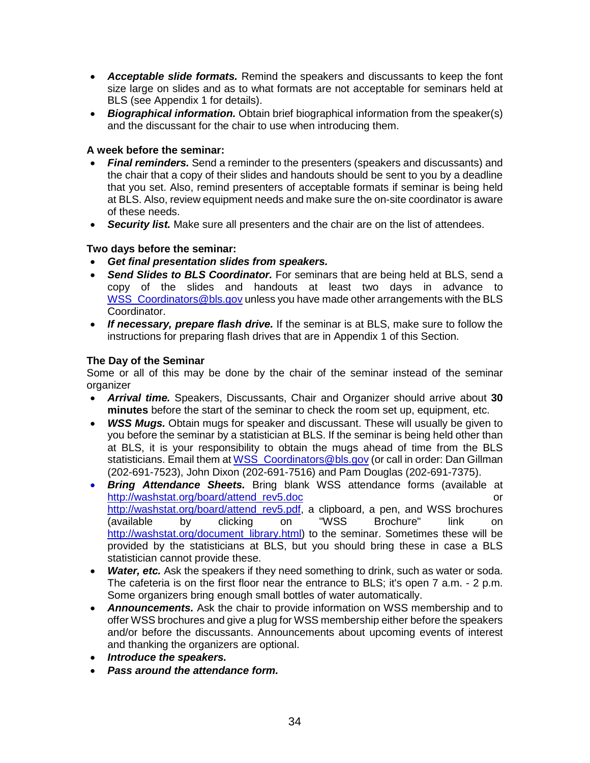- ***Acceptable slide formats.*** Remind the speakers and discussants to keep the font size large on slides and as to what formats are not acceptable for seminars held at BLS (see Appendix 1 for details).
- ***Biographical information.*** Obtain brief biographical information from the speaker(s) and the discussant for the chair to use when introducing them.

**A week before the seminar:**

- ***Final reminders.*** Send a reminder to the presenters (speakers and discussants) and the chair that a copy of their slides and handouts should be sent to you by a deadline that you set. Also, remind presenters of acceptable formats if seminar is being held at BLS. Also, review equipment needs and make sure the on-site coordinator is aware of these needs.
- ***Security list.*** Make sure all presenters and the chair are on the list of attendees.

**Two days before the seminar:**

- ***Get final presentation slides from speakers.***
- ***Send Slides to BLS Coordinator.*** For seminars that are being held at BLS, send a copy of the slides and handouts at least two days in advance to [WSS_Coordinators@bls.gov](mailto:WSS_Coordinators@bls.gov) unless you have made other arrangements with the BLS Coordinator.
- ***If necessary, prepare flash drive.*** If the seminar is at BLS, make sure to follow the instructions for preparing flash drives that are in Appendix 1 of this Section.

**The Day of the Seminar**

Some or all of this may be done by the chair of the seminar instead of the seminar organizer

- ***Arrival time.*** Speakers, Discussants, Chair and Organizer should arrive about **30 minutes** before the start of the seminar to check the room set up, equipment, etc.
- ***WSS Mugs.*** Obtain mugs for speaker and discussant. These will usually be given to you before the seminar by a statistician at BLS. If the seminar is being held other than at BLS, it is your responsibility to obtain the mugs ahead of time from the BLS statisticians. Email them at [WSS_Coordinators@bls.gov](mailto:WSS_Coordinators@bls.gov) (or call in order: Dan Gillman (202-691-7523), John Dixon (202-691-7516) and Pam Douglas (202-691-7375).
- ***Bring Attendance Sheets.*** Bring blank WSS attendance forms (available at [http://washstat.org/board/attend_rev5.doc](http://washstat.org/board/attend_rev5.doc) or [http://washstat.org/board/attend_rev5.pdf](http://washstat.org/board/attend_rev5.pdf), a clipboard, a pen, and WSS brochures (available by clicking on "WSS Brochure" link on [http://washstat.org/document_library.html](http://washstat.org/document_library.html)) to the seminar. Sometimes these will be provided by the statisticians at BLS, but you should bring these in case a BLS statistician cannot provide these.
- ***Water, etc.*** Ask the speakers if they need something to drink, such as water or soda. The cafeteria is on the first floor near the entrance to BLS; it's open 7 a.m. - 2 p.m. Some organizers bring enough small bottles of water automatically.
- ***Announcements.*** Ask the chair to provide information on WSS membership and to offer WSS brochures and give a plug for WSS membership either before the speakers and/or before the discussants. Announcements about upcoming events of interest and thanking the organizers are optional.
- ***Introduce the speakers.***
- ***Pass around the attendance form.***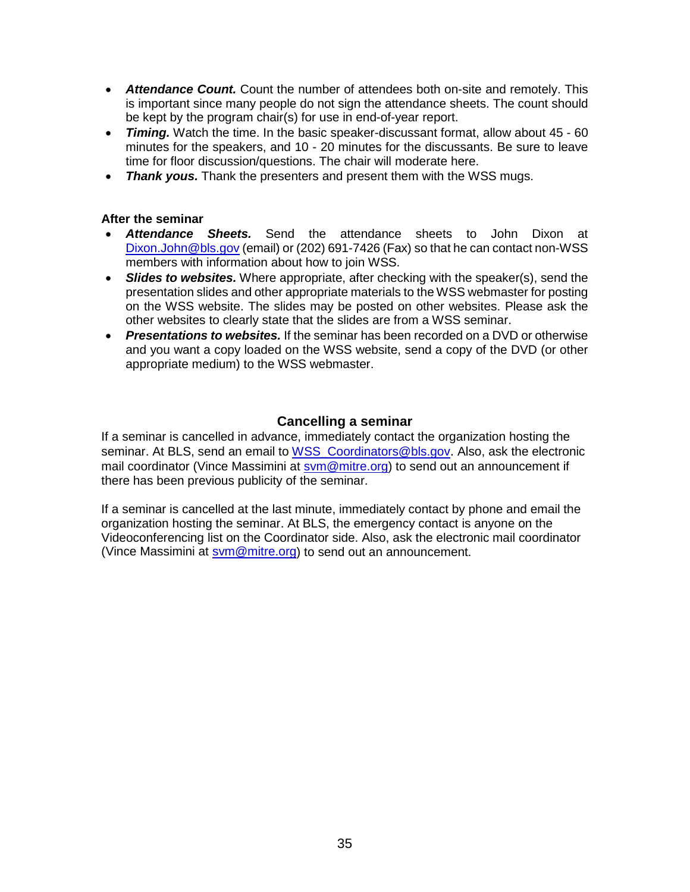- ***Attendance Count.*** Count the number of attendees both on-site and remotely. This is important since many people do not sign the attendance sheets. The count should be kept by the program chair(s) for use in end-of-year report.
- ***Timing.*** Watch the time. In the basic speaker-discussant format, allow about 45 - 60 minutes for the speakers, and 10 - 20 minutes for the discussants. Be sure to leave time for floor discussion/questions. The chair will moderate here.
- ***Thank yous.*** Thank the presenters and present them with the WSS mugs.

**After the seminar**

- ***Attendance Sheets.*** Send the attendance sheets to John Dixon at Dixon.John@bls.gov (email) or (202) 691-7426 (Fax) so that he can contact non-WSS members with information about how to join WSS.
- ***Slides to websites.*** Where appropriate, after checking with the speaker(s), send the presentation slides and other appropriate materials to the WSS webmaster for posting on the WSS website. The slides may be posted on other websites. Please ask the other websites to clearly state that the slides are from a WSS seminar.
- ***Presentations to websites.*** If the seminar has been recorded on a DVD or otherwise and you want a copy loaded on the WSS website, send a copy of the DVD (or other appropriate medium) to the WSS webmaster.

## Cancelling a seminar

If a seminar is cancelled in advance, immediately contact the organization hosting the seminar. At BLS, send an email to WSS_Coordinators@bls.gov. Also, ask the electronic mail coordinator (Vince Massimini at svm@mitre.org) to send out an announcement if there has been previous publicity of the seminar.

If a seminar is cancelled at the last minute, immediately contact by phone and email the organization hosting the seminar. At BLS, the emergency contact is anyone on the Videoconferencing list on the Coordinator side. Also, ask the electronic mail coordinator (Vince Massimini at svm@mitre.org) to send out an announcement.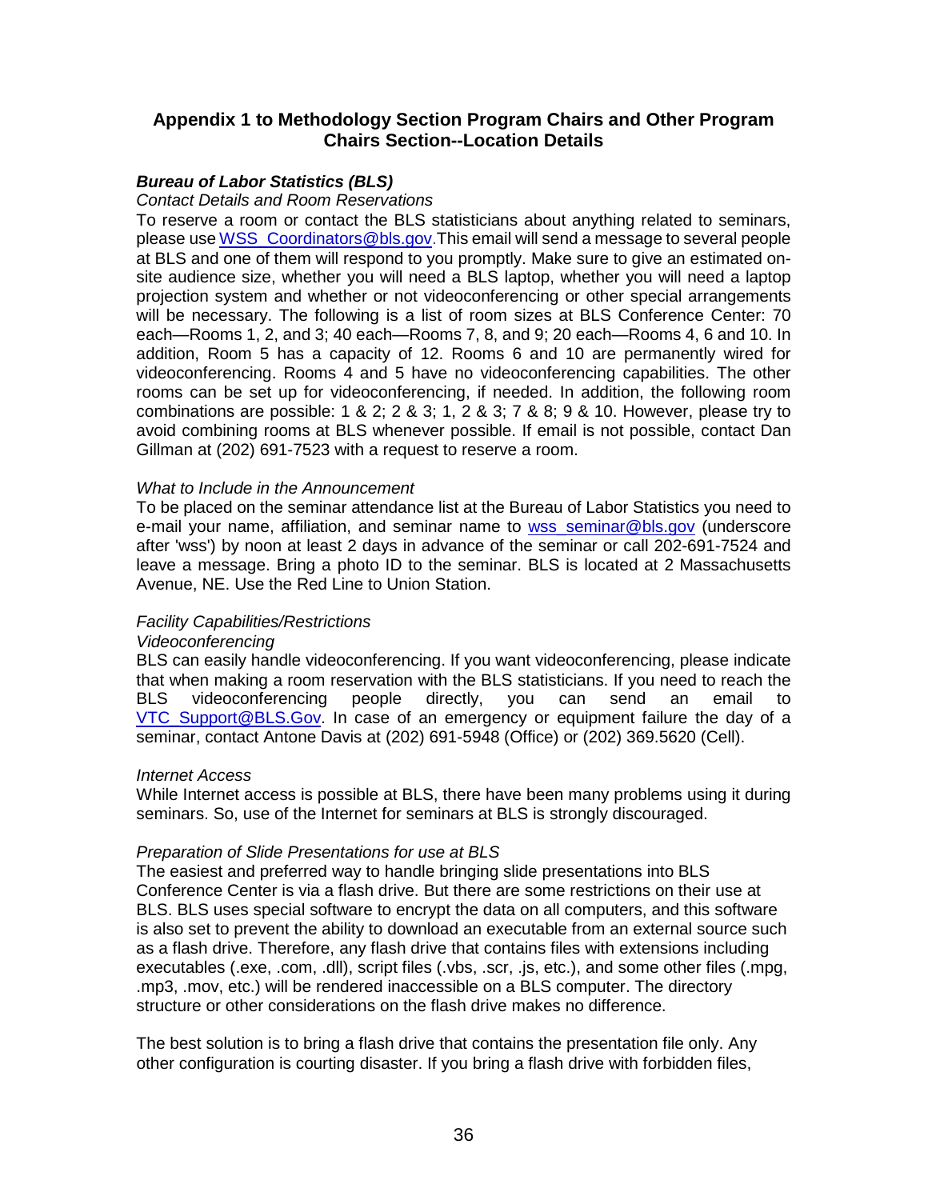## Appendix 1 to Methodology Section Program Chairs and Other Program Chairs Section--Location Details

***Bureau of Labor Statistics (BLS)***

*Contact Details and Room Reservations*

To reserve a room or contact the BLS statisticians about anything related to seminars, please use WSS_Coordinators@bls.gov.This email will send a message to several people at BLS and one of them will respond to you promptly. Make sure to give an estimated on-site audience size, whether you will need a BLS laptop, whether you will need a laptop projection system and whether or not videoconferencing or other special arrangements will be necessary. The following is a list of room sizes at BLS Conference Center: 70 each—Rooms 1, 2, and 3; 40 each—Rooms 7, 8, and 9; 20 each—Rooms 4, 6 and 10. In addition, Room 5 has a capacity of 12. Rooms 6 and 10 are permanently wired for videoconferencing. Rooms 4 and 5 have no videoconferencing capabilities. The other rooms can be set up for videoconferencing, if needed. In addition, the following room combinations are possible: 1 & 2; 2 & 3; 1, 2 & 3; 7 & 8; 9 & 10. However, please try to avoid combining rooms at BLS whenever possible. If email is not possible, contact Dan Gillman at (202) 691-7523 with a request to reserve a room.

*What to Include in the Announcement*

To be placed on the seminar attendance list at the Bureau of Labor Statistics you need to e-mail your name, affiliation, and seminar name to wss_seminar@bls.gov (underscore after 'wss') by noon at least 2 days in advance of the seminar or call 202-691-7524 and leave a message. Bring a photo ID to the seminar. BLS is located at 2 Massachusetts Avenue, NE. Use the Red Line to Union Station.

*Facility Capabilities/Restrictions*

*Videoconferencing*

BLS can easily handle videoconferencing. If you want videoconferencing, please indicate that when making a room reservation with the BLS statisticians. If you need to reach the BLS videoconferencing people directly, you can send an email to VTC_Support@BLS.Gov. In case of an emergency or equipment failure the day of a seminar, contact Antone Davis at (202) 691-5948 (Office) or (202) 369.5620 (Cell).

*Internet Access*

While Internet access is possible at BLS, there have been many problems using it during seminars. So, use of the Internet for seminars at BLS is strongly discouraged.

*Preparation of Slide Presentations for use at BLS*

The easiest and preferred way to handle bringing slide presentations into BLS Conference Center is via a flash drive. But there are some restrictions on their use at BLS. BLS uses special software to encrypt the data on all computers, and this software is also set to prevent the ability to download an executable from an external source such as a flash drive. Therefore, any flash drive that contains files with extensions including executables (.exe, .com, .dll), script files (.vbs, .scr, .js, etc.), and some other files (.mpg, .mp3, .mov, etc.) will be rendered inaccessible on a BLS computer. The directory structure or other considerations on the flash drive makes no difference.

The best solution is to bring a flash drive that contains the presentation file only. Any other configuration is courting disaster. If you bring a flash drive with forbidden files,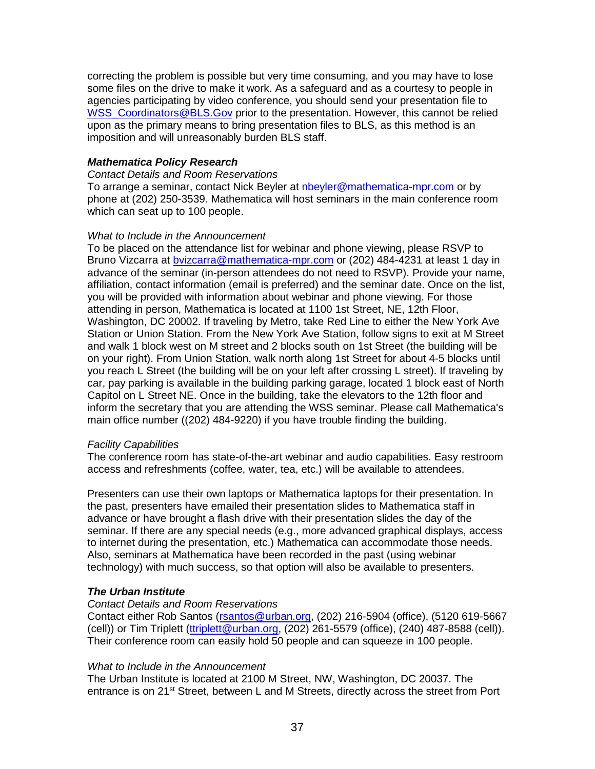correcting the problem is possible but very time consuming, and you may have to lose some files on the drive to make it work. As a safeguard and as a courtesy to people in agencies participating by video conference, you should send your presentation file to WSS_Coordinators@BLS.Gov prior to the presentation. However, this cannot be relied upon as the primary means to bring presentation files to BLS, as this method is an imposition and will unreasonably burden BLS staff.

***Mathematica Policy Research***

*Contact Details and Room Reservations*

To arrange a seminar, contact Nick Beyler at nbeyler@mathematica-mpr.com or by phone at (202) 250-3539. Mathematica will host seminars in the main conference room which can seat up to 100 people.

*What to Include in the Announcement*

To be placed on the attendance list for webinar and phone viewing, please RSVP to Bruno Vizcarra at bvizcarra@mathematica-mpr.com or (202) 484-4231 at least 1 day in advance of the seminar (in-person attendees do not need to RSVP). Provide your name, affiliation, contact information (email is preferred) and the seminar date. Once on the list, you will be provided with information about webinar and phone viewing. For those attending in person, Mathematica is located at 1100 1st Street, NE, 12th Floor, Washington, DC 20002. If traveling by Metro, take Red Line to either the New York Ave Station or Union Station. From the New York Ave Station, follow signs to exit at M Street and walk 1 block west on M street and 2 blocks south on 1st Street (the building will be on your right). From Union Station, walk north along 1st Street for about 4-5 blocks until you reach L Street (the building will be on your left after crossing L street). If traveling by car, pay parking is available in the building parking garage, located 1 block east of North Capitol on L Street NE. Once in the building, take the elevators to the 12th floor and inform the secretary that you are attending the WSS seminar. Please call Mathematica's main office number ((202) 484-9220) if you have trouble finding the building.

*Facility Capabilities*

The conference room has state-of-the-art webinar and audio capabilities. Easy restroom access and refreshments (coffee, water, tea, etc.) will be available to attendees.

Presenters can use their own laptops or Mathematica laptops for their presentation. In the past, presenters have emailed their presentation slides to Mathematica staff in advance or have brought a flash drive with their presentation slides the day of the seminar. If there are any special needs (e.g., more advanced graphical displays, access to internet during the presentation, etc.) Mathematica can accommodate those needs. Also, seminars at Mathematica have been recorded in the past (using webinar technology) with much success, so that option will also be available to presenters.

***The Urban Institute***

*Contact Details and Room Reservations*

Contact either Rob Santos (rsantos@urban.org, (202) 216-5904 (office), (5120 619-5667 (cell)) or Tim Triplett (ttriplett@urban.org, (202) 261-5579 (office), (240) 487-8588 (cell)). Their conference room can easily hold 50 people and can squeeze in 100 people.

*What to Include in the Announcement*

The Urban Institute is located at 2100 M Street, NW, Washington, DC 20037. The entrance is on 21st Street, between L and M Streets, directly across the street from Port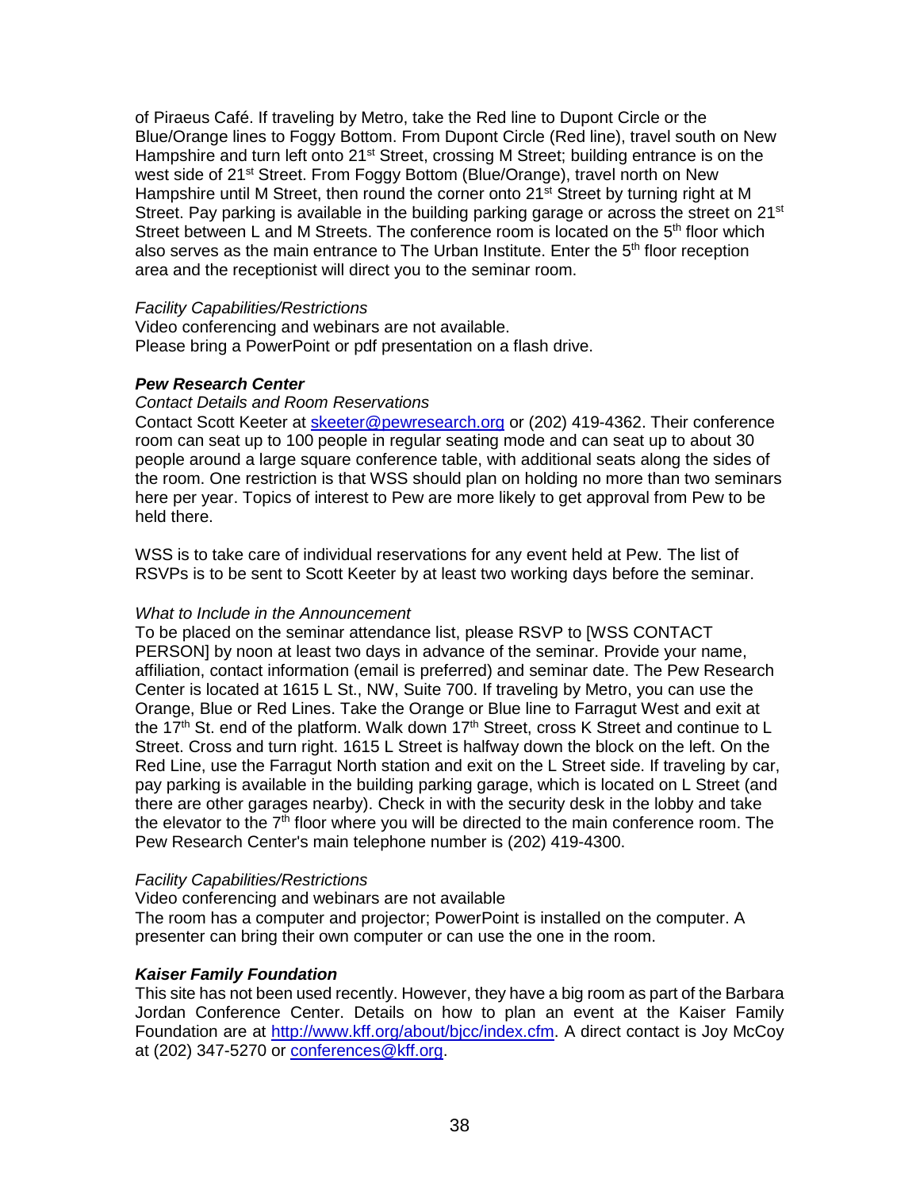of Piraeus Café. If traveling by Metro, take the Red line to Dupont Circle or the Blue/Orange lines to Foggy Bottom. From Dupont Circle (Red line), travel south on New Hampshire and turn left onto 21st Street, crossing M Street; building entrance is on the west side of 21st Street. From Foggy Bottom (Blue/Orange), travel north on New Hampshire until M Street, then round the corner onto 21st Street by turning right at M Street. Pay parking is available in the building parking garage or across the street on 21st Street between L and M Streets. The conference room is located on the 5th floor which also serves as the main entrance to The Urban Institute. Enter the 5th floor reception area and the receptionist will direct you to the seminar room.

*Facility Capabilities/Restrictions*

Video conferencing and webinars are not available.
Please bring a PowerPoint or pdf presentation on a flash drive.

***Pew Research Center***

*Contact Details and Room Reservations*

Contact Scott Keeter at skeeter@pewresearch.org or (202) 419-4362. Their conference room can seat up to 100 people in regular seating mode and can seat up to about 30 people around a large square conference table, with additional seats along the sides of the room. One restriction is that WSS should plan on holding no more than two seminars here per year. Topics of interest to Pew are more likely to get approval from Pew to be held there.

WSS is to take care of individual reservations for any event held at Pew. The list of RSVPs is to be sent to Scott Keeter by at least two working days before the seminar.

*What to Include in the Announcement*

To be placed on the seminar attendance list, please RSVP to [WSS CONTACT PERSON] by noon at least two days in advance of the seminar. Provide your name, affiliation, contact information (email is preferred) and seminar date. The Pew Research Center is located at 1615 L St., NW, Suite 700. If traveling by Metro, you can use the Orange, Blue or Red Lines. Take the Orange or Blue line to Farragut West and exit at the 17th St. end of the platform. Walk down 17th Street, cross K Street and continue to L Street. Cross and turn right. 1615 L Street is halfway down the block on the left. On the Red Line, use the Farragut North station and exit on the L Street side. If traveling by car, pay parking is available in the building parking garage, which is located on L Street (and there are other garages nearby). Check in with the security desk in the lobby and take the elevator to the 7th floor where you will be directed to the main conference room. The Pew Research Center's main telephone number is (202) 419-4300.

*Facility Capabilities/Restrictions*

Video conferencing and webinars are not available
The room has a computer and projector; PowerPoint is installed on the computer. A presenter can bring their own computer or can use the one in the room.

***Kaiser Family Foundation***

This site has not been used recently. However, they have a big room as part of the Barbara Jordan Conference Center. Details on how to plan an event at the Kaiser Family Foundation are at http://www.kff.org/about/bjcc/index.cfm. A direct contact is Joy McCoy at (202) 347-5270 or conferences@kff.org.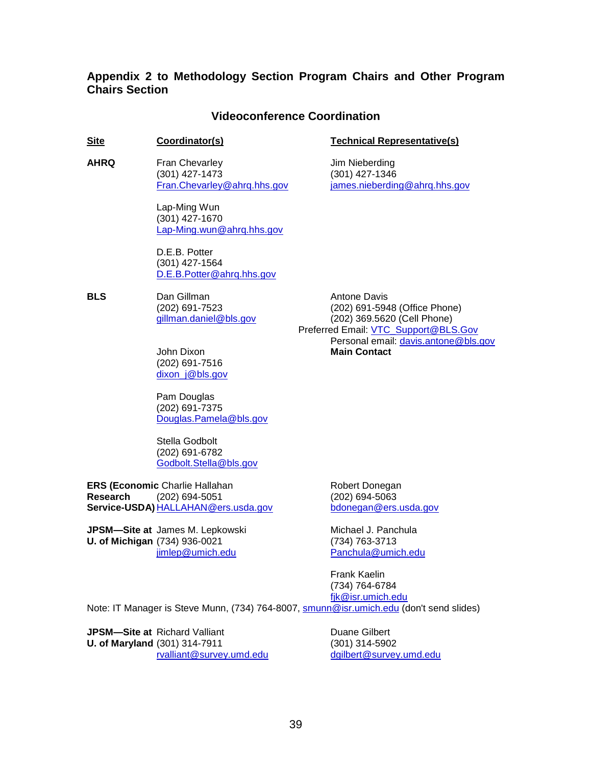## Appendix 2 to Methodology Section Program Chairs and Other Program Chairs Section

### Videoconference Coordination

| Site | Coordinator(s) | Technical Representative(s) |
|---|---|---|
| **AHRQ** | Fran Chevarley<br>(301) 427-1473<br>Fran.Chevarley@ahrq.hhs.gov | Jim Nieberding<br>(301) 427-1346<br>james.nieberding@ahrq.hhs.gov |
| | Lap-Ming Wun<br>(301) 427-1670<br>Lap-Ming.wun@ahrq.hhs.gov | |
| | D.E.B. Potter<br>(301) 427-1564<br>D.E.B.Potter@ahrq.hhs.gov | |
| **BLS** | Dan Gillman<br>(202) 691-7523<br>gillman.daniel@bls.gov | Antone Davis<br>(202) 691-5948 (Office Phone)<br>(202) 369.5620 (Cell Phone)<br>Preferred Email: VTC_Support@BLS.Gov<br>Personal email: davis.antone@bls.gov<br>**Main Contact** |
| | John Dixon<br>(202) 691-7516<br>dixon_j@bls.gov | |
| | Pam Douglas<br>(202) 691-7375<br>Douglas.Pamela@bls.gov | |
| | Stella Godbolt<br>(202) 691-6782<br>Godbolt.Stella@bls.gov | |
| **ERS (Economic Research Service-USDA)** | Charlie Hallahan<br>(202) 694-5051<br>HALLAHAN@ers.usda.gov | Robert Donegan<br>(202) 694-5063<br>bdonegan@ers.usda.gov |
| **JPSM—Site at U. of Michigan** | James M. Lepkowski<br>(734) 936-0021<br>jimlep@umich.edu | Michael J. Panchula<br>(734) 763-3713<br>Panchula@umich.edu |
| | | Frank Kaelin<br>(734) 764-6784<br>fjk@isr.umich.edu |

Note: IT Manager is Steve Munn, (734) 764-8007, smunn@isr.umich.edu (don't send slides)

| Site | Coordinator(s) | Technical Representative(s) |
|---|---|---|
| **JPSM—Site at U. of Maryland** | Richard Valliant<br>(301) 314-7911<br>rvalliant@survey.umd.edu | Duane Gilbert<br>(301) 314-5902<br>dgilbert@survey.umd.edu |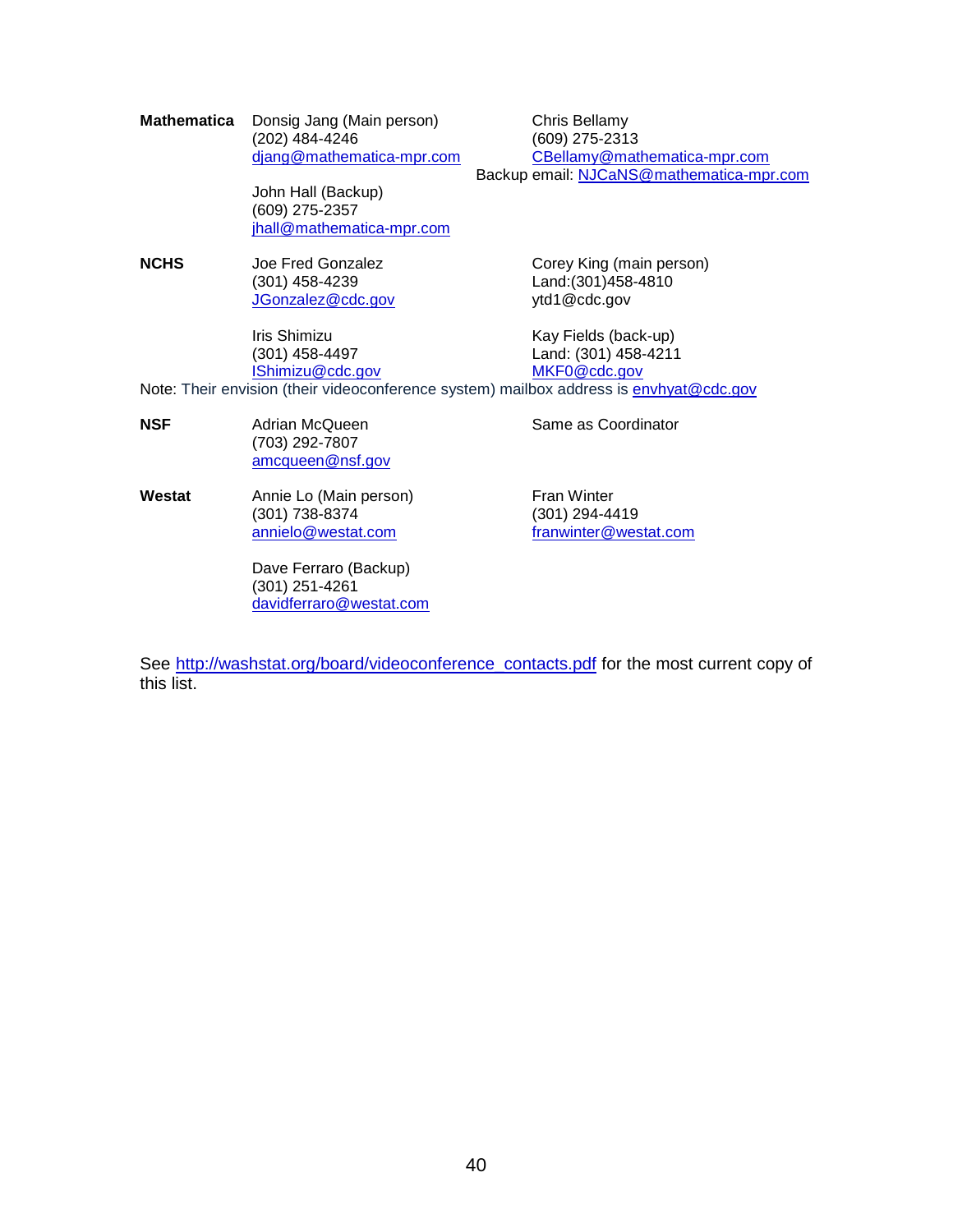| | | |
|---|---|---|
| **Mathematica** | Donsig Jang (Main person)<br>(202) 484-4246<br>djang@mathematica-mpr.com<br><br>John Hall (Backup)<br>(609) 275-2357<br>jhall@mathematica-mpr.com | Chris Bellamy<br>(609) 275-2313<br>CBellamy@mathematica-mpr.com<br>Backup email: NJCaNS@mathematica-mpr.com |
| **NCHS** | Joe Fred Gonzalez<br>(301) 458-4239<br>JGonzalez@cdc.gov<br><br>Iris Shimizu<br>(301) 458-4497<br>IShimizu@cdc.gov | Corey King (main person)<br>Land:(301)458-4810<br>ytd1@cdc.gov<br><br>Kay Fields (back-up)<br>Land: (301) 458-4211<br>MKF0@cdc.gov |
| **NSF** | Adrian McQueen<br>(703) 292-7807<br>amcqueen@nsf.gov | Same as Coordinator |
| **Westat** | Annie Lo (Main person)<br>(301) 738-8374<br>annielo@westat.com<br><br>Dave Ferraro (Backup)<br>(301) 251-4261<br>davidferraro@westat.com | Fran Winter<br>(301) 294-4419<br>franwinter@westat.com |

Note: Their envision (their videoconference system) mailbox address is envhyat@cdc.gov

See http://washstat.org/board/videoconference_contacts.pdf for the most current copy of this list.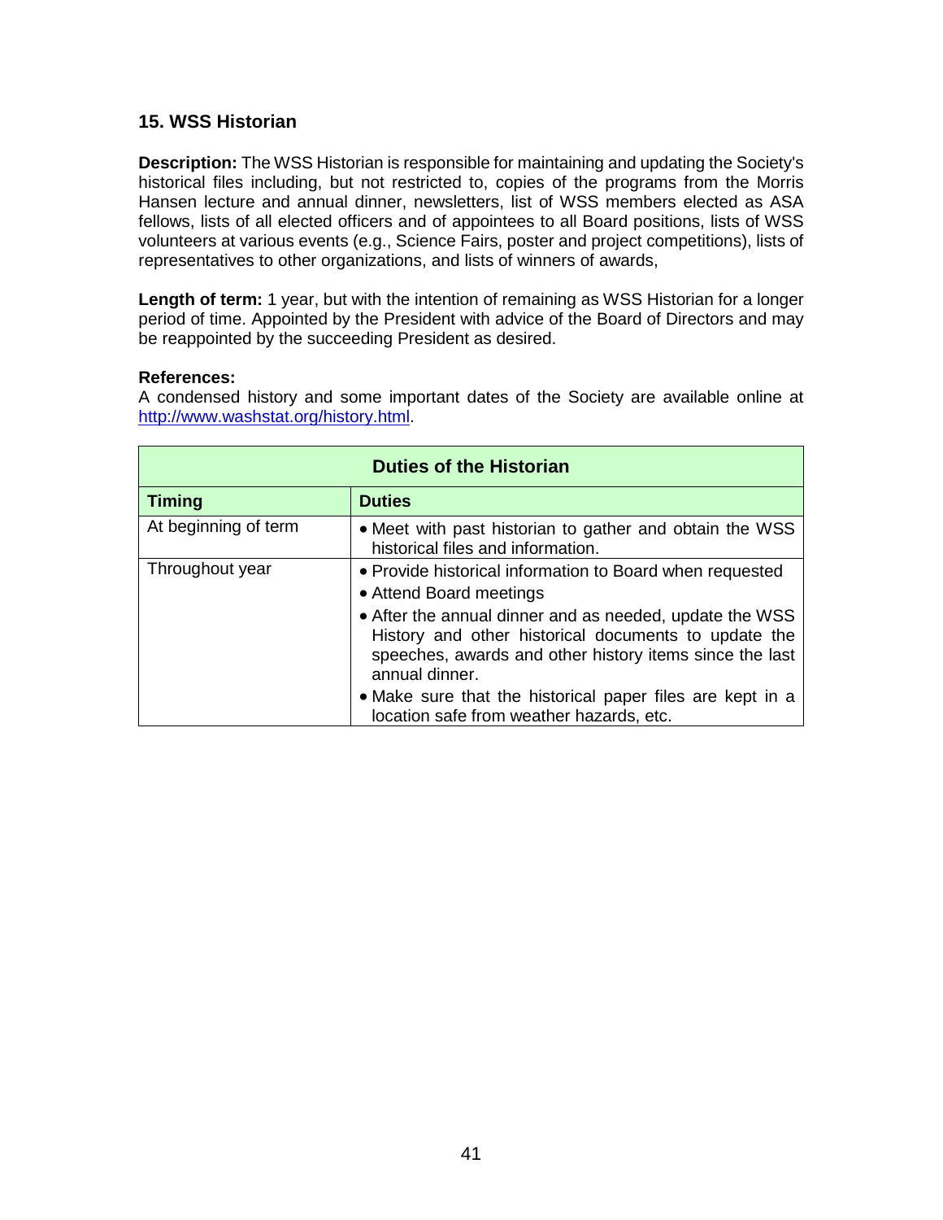### 15. WSS Historian

**Description:** The WSS Historian is responsible for maintaining and updating the Society's historical files including, but not restricted to, copies of the programs from the Morris Hansen lecture and annual dinner, newsletters, list of WSS members elected as ASA fellows, lists of all elected officers and of appointees to all Board positions, lists of WSS volunteers at various events (e.g., Science Fairs, poster and project competitions), lists of representatives to other organizations, and lists of winners of awards,

**Length of term:** 1 year, but with the intention of remaining as WSS Historian for a longer period of time. Appointed by the President with advice of the Board of Directors and may be reappointed by the succeeding President as desired.

**References:**
A condensed history and some important dates of the Society are available online at [http://www.washstat.org/history.html](http://www.washstat.org/history.html).

| **Duties of the Historian** | |
|---|---|
| **Timing** | **Duties** |
| At beginning of term | • Meet with past historian to gather and obtain the WSS historical files and information. |
| Throughout year | • Provide historical information to Board when requested<br>• Attend Board meetings<br>• After the annual dinner and as needed, update the WSS History and other historical documents to update the speeches, awards and other history items since the last annual dinner.<br>• Make sure that the historical paper files are kept in a location safe from weather hazards, etc. |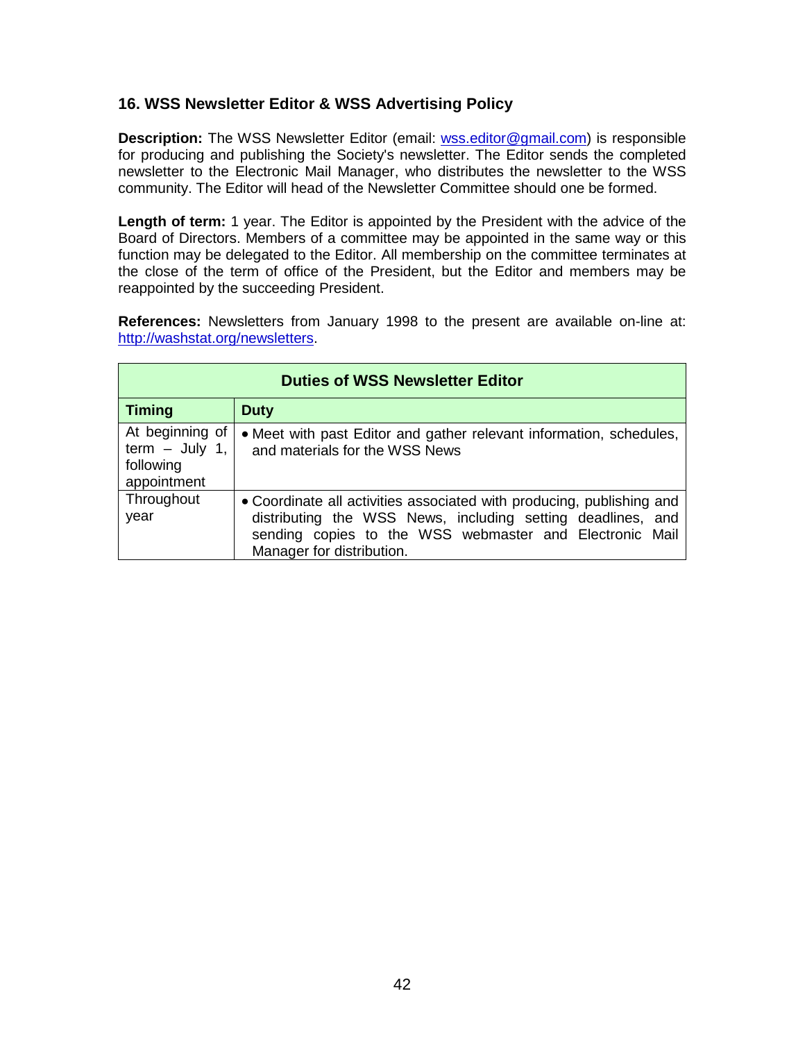## 16. WSS Newsletter Editor & WSS Advertising Policy

**Description:** The WSS Newsletter Editor (email: wss.editor@gmail.com) is responsible for producing and publishing the Society's newsletter. The Editor sends the completed newsletter to the Electronic Mail Manager, who distributes the newsletter to the WSS community. The Editor will head of the Newsletter Committee should one be formed.

**Length of term:** 1 year. The Editor is appointed by the President with the advice of the Board of Directors. Members of a committee may be appointed in the same way or this function may be delegated to the Editor. All membership on the committee terminates at the close of the term of office of the President, but the Editor and members may be reappointed by the succeeding President.

**References:** Newsletters from January 1998 to the present are available on-line at: http://washstat.org/newsletters.

| Duties of WSS Newsletter Editor | |
|---|---|
| **Timing** | **Duty** |
| At beginning of term – July 1, following appointment | • Meet with past Editor and gather relevant information, schedules, and materials for the WSS News |
| Throughout year | • Coordinate all activities associated with producing, publishing and distributing the WSS News, including setting deadlines, and sending copies to the WSS webmaster and Electronic Mail Manager for distribution. |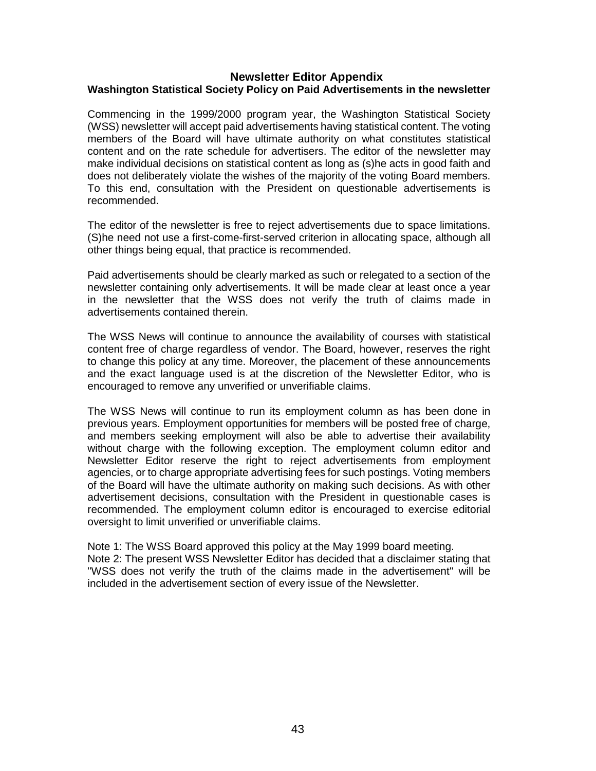## Newsletter Editor Appendix

### Washington Statistical Society Policy on Paid Advertisements in the newsletter

Commencing in the 1999/2000 program year, the Washington Statistical Society (WSS) newsletter will accept paid advertisements having statistical content. The voting members of the Board will have ultimate authority on what constitutes statistical content and on the rate schedule for advertisers. The editor of the newsletter may make individual decisions on statistical content as long as (s)he acts in good faith and does not deliberately violate the wishes of the majority of the voting Board members. To this end, consultation with the President on questionable advertisements is recommended.

The editor of the newsletter is free to reject advertisements due to space limitations. (S)he need not use a first-come-first-served criterion in allocating space, although all other things being equal, that practice is recommended.

Paid advertisements should be clearly marked as such or relegated to a section of the newsletter containing only advertisements. It will be made clear at least once a year in the newsletter that the WSS does not verify the truth of claims made in advertisements contained therein.

The WSS News will continue to announce the availability of courses with statistical content free of charge regardless of vendor. The Board, however, reserves the right to change this policy at any time. Moreover, the placement of these announcements and the exact language used is at the discretion of the Newsletter Editor, who is encouraged to remove any unverified or unverifiable claims.

The WSS News will continue to run its employment column as has been done in previous years. Employment opportunities for members will be posted free of charge, and members seeking employment will also be able to advertise their availability without charge with the following exception. The employment column editor and Newsletter Editor reserve the right to reject advertisements from employment agencies, or to charge appropriate advertising fees for such postings. Voting members of the Board will have the ultimate authority on making such decisions. As with other advertisement decisions, consultation with the President in questionable cases is recommended. The employment column editor is encouraged to exercise editorial oversight to limit unverified or unverifiable claims.

Note 1: The WSS Board approved this policy at the May 1999 board meeting.
Note 2: The present WSS Newsletter Editor has decided that a disclaimer stating that "WSS does not verify the truth of the claims made in the advertisement" will be included in the advertisement section of every issue of the Newsletter.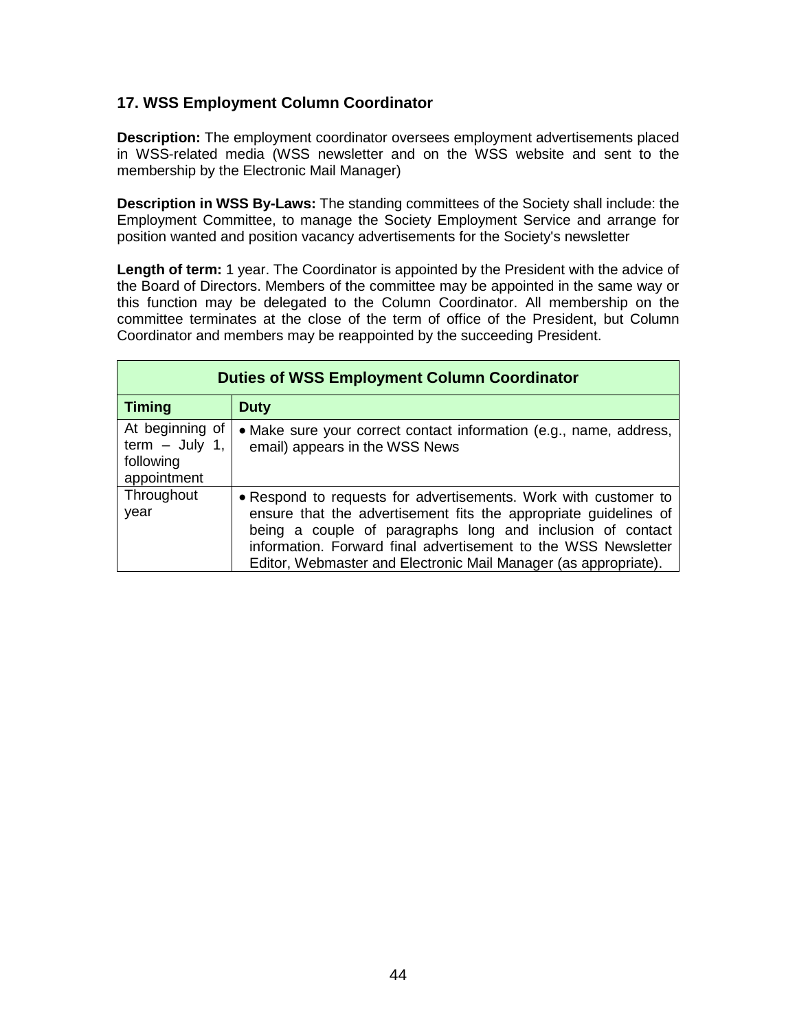### 17. WSS Employment Column Coordinator

**Description:** The employment coordinator oversees employment advertisements placed in WSS-related media (WSS newsletter and on the WSS website and sent to the membership by the Electronic Mail Manager)

**Description in WSS By-Laws:** The standing committees of the Society shall include: the Employment Committee, to manage the Society Employment Service and arrange for position wanted and position vacancy advertisements for the Society's newsletter

**Length of term:** 1 year. The Coordinator is appointed by the President with the advice of the Board of Directors. Members of the committee may be appointed in the same way or this function may be delegated to the Column Coordinator. All membership on the committee terminates at the close of the term of office of the President, but Column Coordinator and members may be reappointed by the succeeding President.

| Duties of WSS Employment Column Coordinator | |
|---|---|
| **Timing** | **Duty** |
| At beginning of term – July 1, following appointment | • Make sure your correct contact information (e.g., name, address, email) appears in the WSS News |
| Throughout year | • Respond to requests for advertisements. Work with customer to ensure that the advertisement fits the appropriate guidelines of being a couple of paragraphs long and inclusion of contact information. Forward final advertisement to the WSS Newsletter Editor, Webmaster and Electronic Mail Manager (as appropriate). |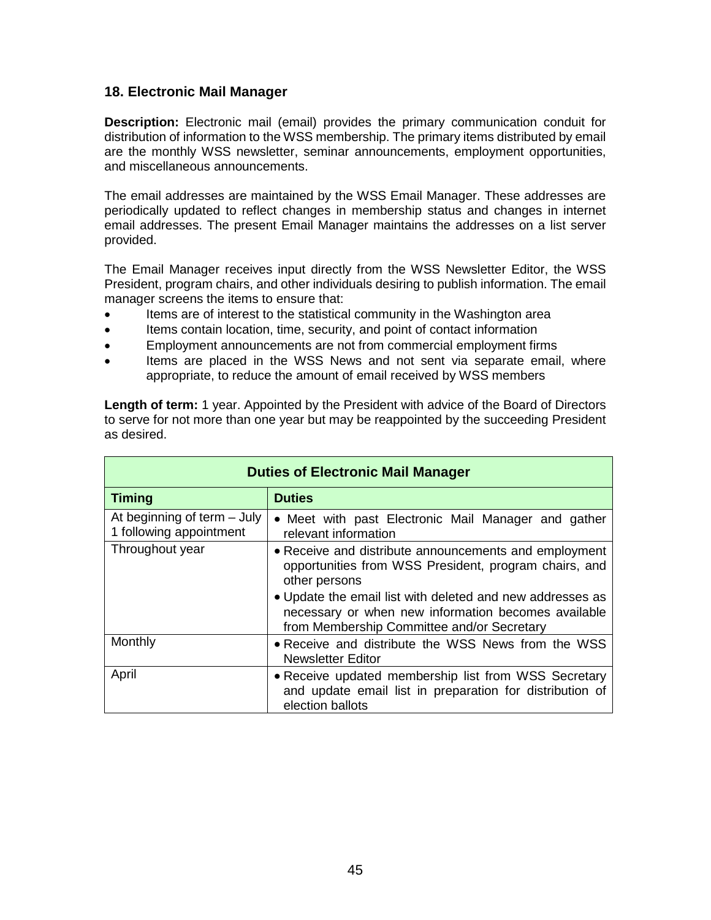## 18. Electronic Mail Manager

**Description:** Electronic mail (email) provides the primary communication conduit for distribution of information to the WSS membership. The primary items distributed by email are the monthly WSS newsletter, seminar announcements, employment opportunities, and miscellaneous announcements.

The email addresses are maintained by the WSS Email Manager. These addresses are periodically updated to reflect changes in membership status and changes in internet email addresses. The present Email Manager maintains the addresses on a list server provided.

The Email Manager receives input directly from the WSS Newsletter Editor, the WSS President, program chairs, and other individuals desiring to publish information. The email manager screens the items to ensure that:

- Items are of interest to the statistical community in the Washington area
- Items contain location, time, security, and point of contact information
- Employment announcements are not from commercial employment firms
- Items are placed in the WSS News and not sent via separate email, where appropriate, to reduce the amount of email received by WSS members

**Length of term:** 1 year. Appointed by the President with advice of the Board of Directors to serve for not more than one year but may be reappointed by the succeeding President as desired.

| **Duties of Electronic Mail Manager** | |
|---|---|
| **Timing** | **Duties** |
| At beginning of term – July 1 following appointment | • Meet with past Electronic Mail Manager and gather relevant information |
| Throughout year | • Receive and distribute announcements and employment opportunities from WSS President, program chairs, and other persons<br>• Update the email list with deleted and new addresses as necessary or when new information becomes available from Membership Committee and/or Secretary |
| Monthly | • Receive and distribute the WSS News from the WSS Newsletter Editor |
| April | • Receive updated membership list from WSS Secretary and update email list in preparation for distribution of election ballots |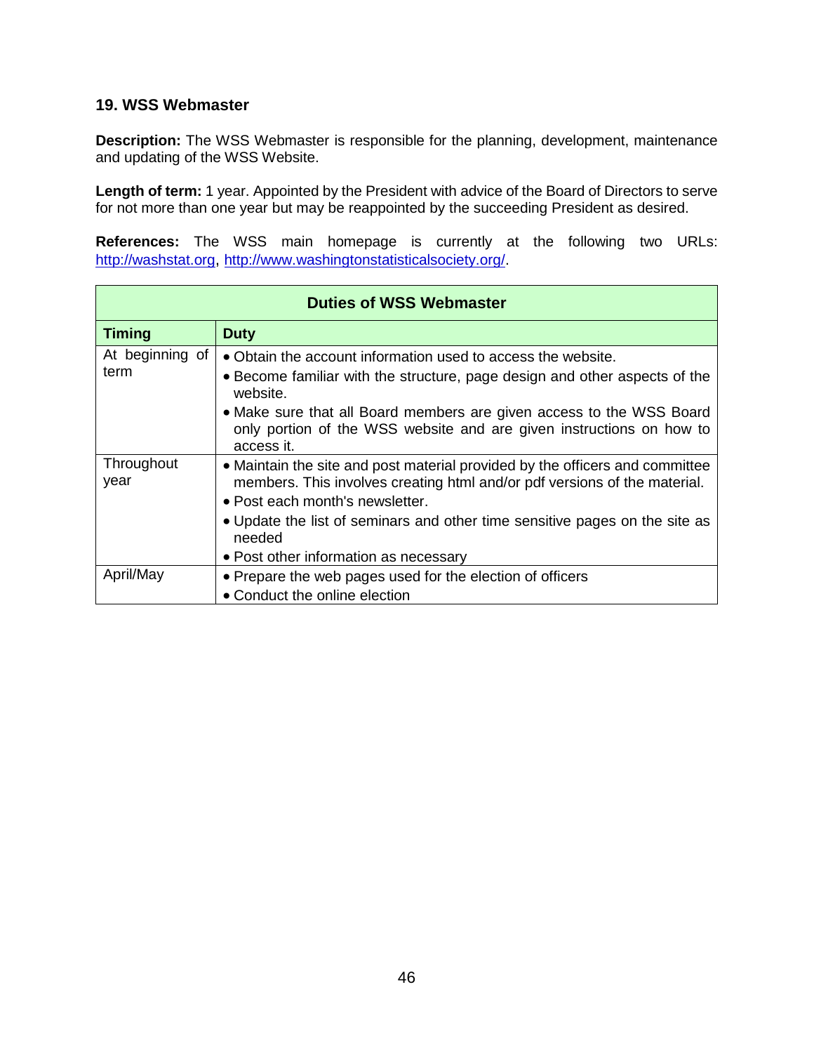## 19. WSS Webmaster

**Description:** The WSS Webmaster is responsible for the planning, development, maintenance and updating of the WSS Website.

**Length of term:** 1 year. Appointed by the President with advice of the Board of Directors to serve for not more than one year but may be reappointed by the succeeding President as desired.

**References:** The WSS main homepage is currently at the following two URLs: http://washstat.org, http://www.washingtonstatisticalsociety.org/.

| **Duties of WSS Webmaster** | |
|---|---|
| **Timing** | **Duty** |
| At beginning of term | • Obtain the account information used to access the website.<br>• Become familiar with the structure, page design and other aspects of the website.<br>• Make sure that all Board members are given access to the WSS Board only portion of the WSS website and are given instructions on how to access it. |
| Throughout year | • Maintain the site and post material provided by the officers and committee members. This involves creating html and/or pdf versions of the material.<br>• Post each month's newsletter.<br>• Update the list of seminars and other time sensitive pages on the site as needed<br>• Post other information as necessary |
| April/May | • Prepare the web pages used for the election of officers<br>• Conduct the online election |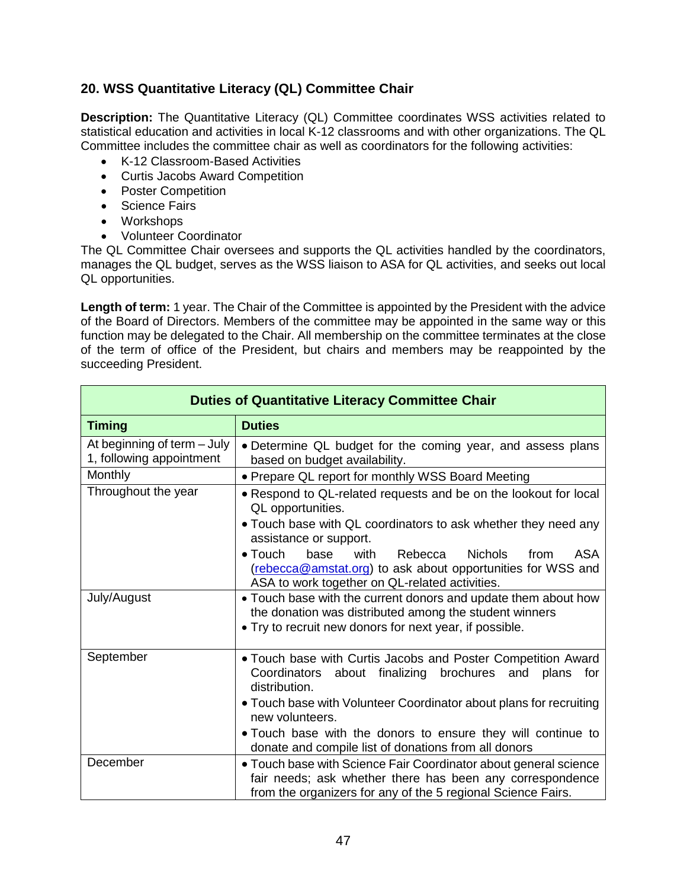## 20. WSS Quantitative Literacy (QL) Committee Chair

**Description:** The Quantitative Literacy (QL) Committee coordinates WSS activities related to statistical education and activities in local K-12 classrooms and with other organizations. The QL Committee includes the committee chair as well as coordinators for the following activities:

- K-12 Classroom-Based Activities
- Curtis Jacobs Award Competition
- Poster Competition
- Science Fairs
- Workshops
- Volunteer Coordinator

The QL Committee Chair oversees and supports the QL activities handled by the coordinators, manages the QL budget, serves as the WSS liaison to ASA for QL activities, and seeks out local QL opportunities.

**Length of term:** 1 year. The Chair of the Committee is appointed by the President with the advice of the Board of Directors. Members of the committee may be appointed in the same way or this function may be delegated to the Chair. All membership on the committee terminates at the close of the term of office of the President, but chairs and members may be reappointed by the succeeding President.

| **Duties of Quantitative Literacy Committee Chair** | |
|---|---|
| **Timing** | **Duties** |
| At beginning of term – July 1, following appointment | • Determine QL budget for the coming year, and assess plans based on budget availability. |
| Monthly | • Prepare QL report for monthly WSS Board Meeting |
| Throughout the year | • Respond to QL-related requests and be on the lookout for local QL opportunities.<br>• Touch base with QL coordinators to ask whether they need any assistance or support.<br>• Touch base with Rebecca Nichols from ASA (rebecca@amstat.org) to ask about opportunities for WSS and ASA to work together on QL-related activities. |
| July/August | • Touch base with the current donors and update them about how the donation was distributed among the student winners<br>• Try to recruit new donors for next year, if possible. |
| September | • Touch base with Curtis Jacobs and Poster Competition Award Coordinators about finalizing brochures and plans for distribution.<br>• Touch base with Volunteer Coordinator about plans for recruiting new volunteers.<br>• Touch base with the donors to ensure they will continue to donate and compile list of donations from all donors |
| December | • Touch base with Science Fair Coordinator about general science fair needs; ask whether there has been any correspondence from the organizers for any of the 5 regional Science Fairs. |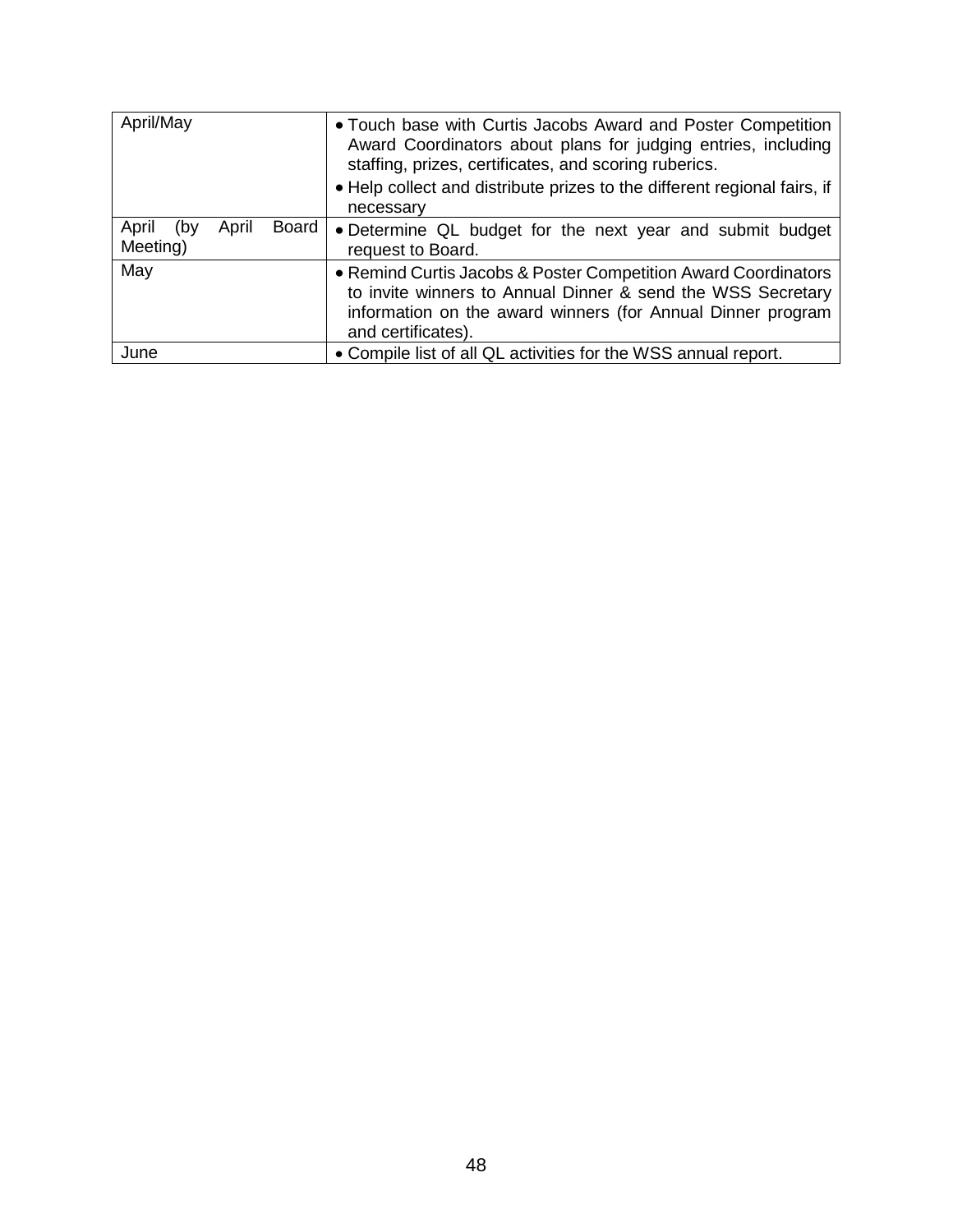| | |
|---|---|
| April/May | • Touch base with Curtis Jacobs Award and Poster Competition Award Coordinators about plans for judging entries, including staffing, prizes, certificates, and scoring ruberics.<br>• Help collect and distribute prizes to the different regional fairs, if necessary |
| April (by April Board Meeting) | • Determine QL budget for the next year and submit budget request to Board. |
| May | • Remind Curtis Jacobs & Poster Competition Award Coordinators to invite winners to Annual Dinner & send the WSS Secretary information on the award winners (for Annual Dinner program and certificates). |
| June | • Compile list of all QL activities for the WSS annual report. |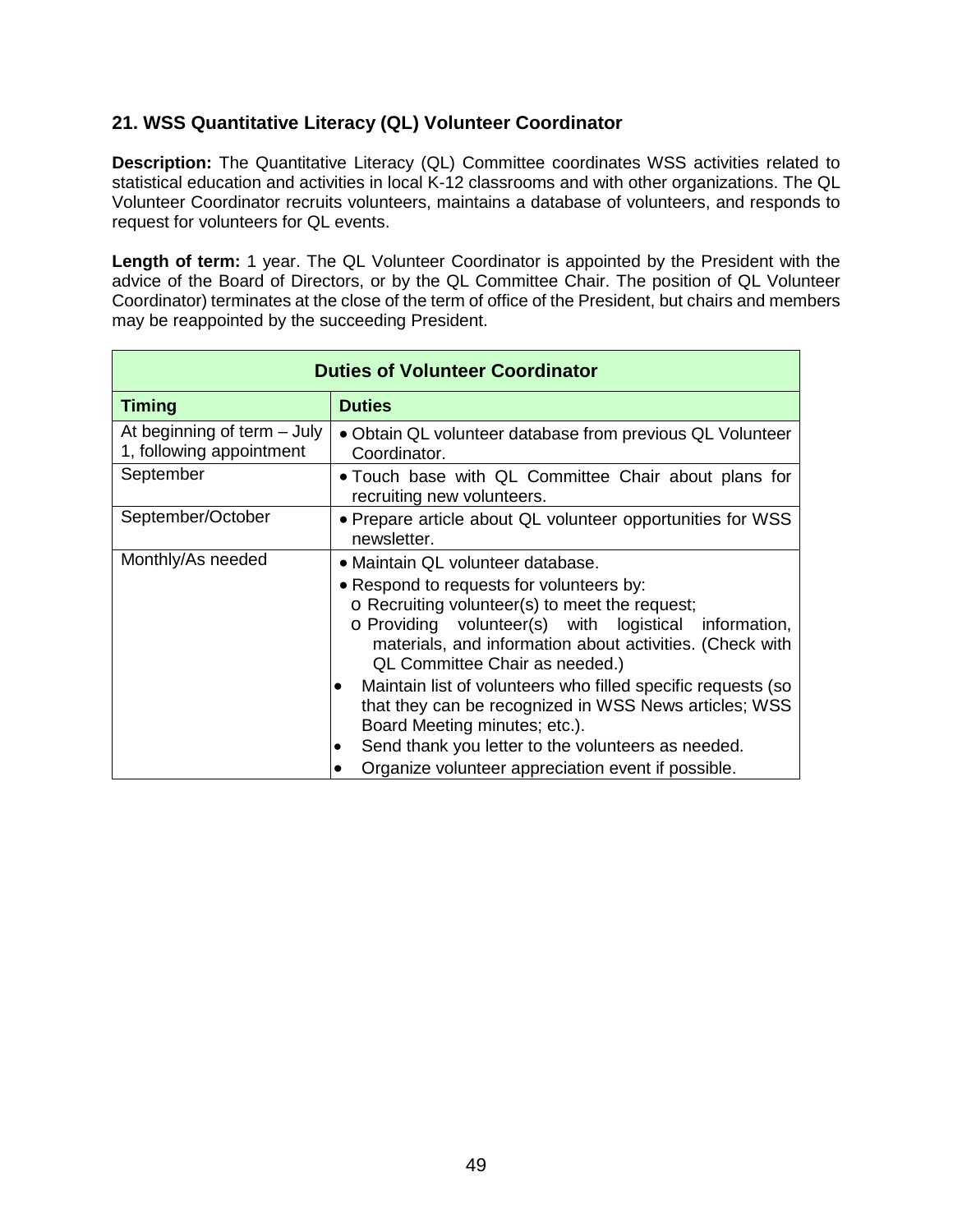### 21. WSS Quantitative Literacy (QL) Volunteer Coordinator

**Description:** The Quantitative Literacy (QL) Committee coordinates WSS activities related to statistical education and activities in local K-12 classrooms and with other organizations. The QL Volunteer Coordinator recruits volunteers, maintains a database of volunteers, and responds to request for volunteers for QL events.

**Length of term:** 1 year. The QL Volunteer Coordinator is appointed by the President with the advice of the Board of Directors, or by the QL Committee Chair. The position of QL Volunteer Coordinator) terminates at the close of the term of office of the President, but chairs and members may be reappointed by the succeeding President.

| **Duties of Volunteer Coordinator** | |
|---|---|
| **Timing** | **Duties** |
| At beginning of term – July 1, following appointment | • Obtain QL volunteer database from previous QL Volunteer Coordinator. |
| September | • Touch base with QL Committee Chair about plans for recruiting new volunteers. |
| September/October | • Prepare article about QL volunteer opportunities for WSS newsletter. |
| Monthly/As needed | • Maintain QL volunteer database.<br>• Respond to requests for volunteers by:<br>o Recruiting volunteer(s) to meet the request;<br>o Providing volunteer(s) with logistical information, materials, and information about activities. (Check with QL Committee Chair as needed.)<br>• Maintain list of volunteers who filled specific requests (so that they can be recognized in WSS News articles; WSS Board Meeting minutes; etc.).<br>• Send thank you letter to the volunteers as needed.<br>• Organize volunteer appreciation event if possible. |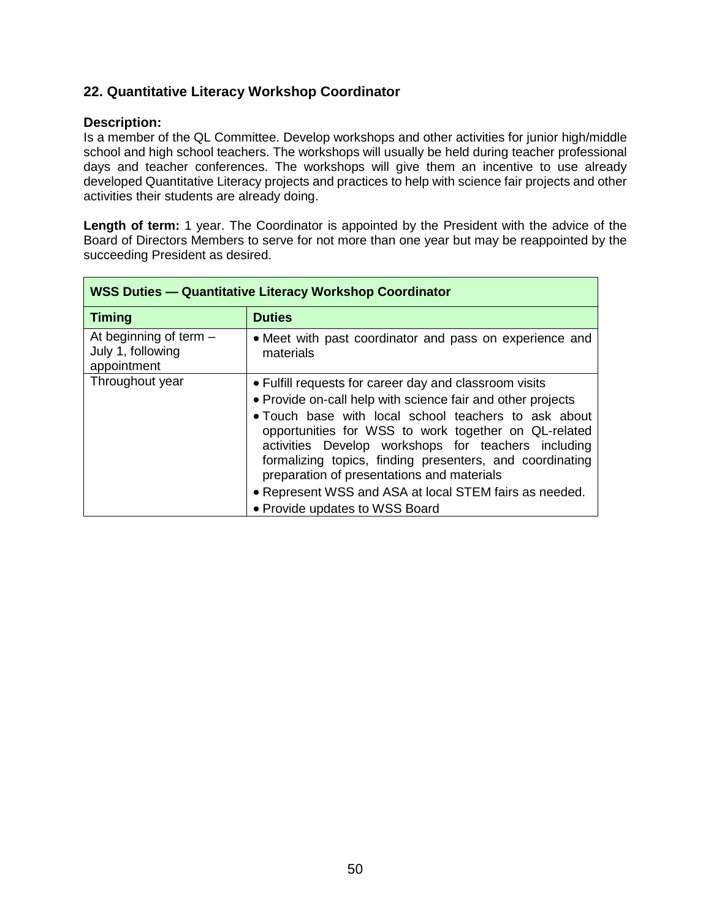## 22. Quantitative Literacy Workshop Coordinator

**Description:**
Is a member of the QL Committee. Develop workshops and other activities for junior high/middle school and high school teachers. The workshops will usually be held during teacher professional days and teacher conferences. The workshops will give them an incentive to use already developed Quantitative Literacy projects and practices to help with science fair projects and other activities their students are already doing.

**Length of term:** 1 year. The Coordinator is appointed by the President with the advice of the Board of Directors Members to serve for not more than one year but may be reappointed by the succeeding President as desired.

| **WSS Duties — Quantitative Literacy Workshop Coordinator** | |
|---|---|
| **Timing** | **Duties** |
| At beginning of term – July 1, following appointment | • Meet with past coordinator and pass on experience and materials |
| Throughout year | • Fulfill requests for career day and classroom visits<br>• Provide on-call help with science fair and other projects<br>• Touch base with local school teachers to ask about opportunities for WSS to work together on QL-related activities Develop workshops for teachers including formalizing topics, finding presenters, and coordinating preparation of presentations and materials<br>• Represent WSS and ASA at local STEM fairs as needed.<br>• Provide updates to WSS Board |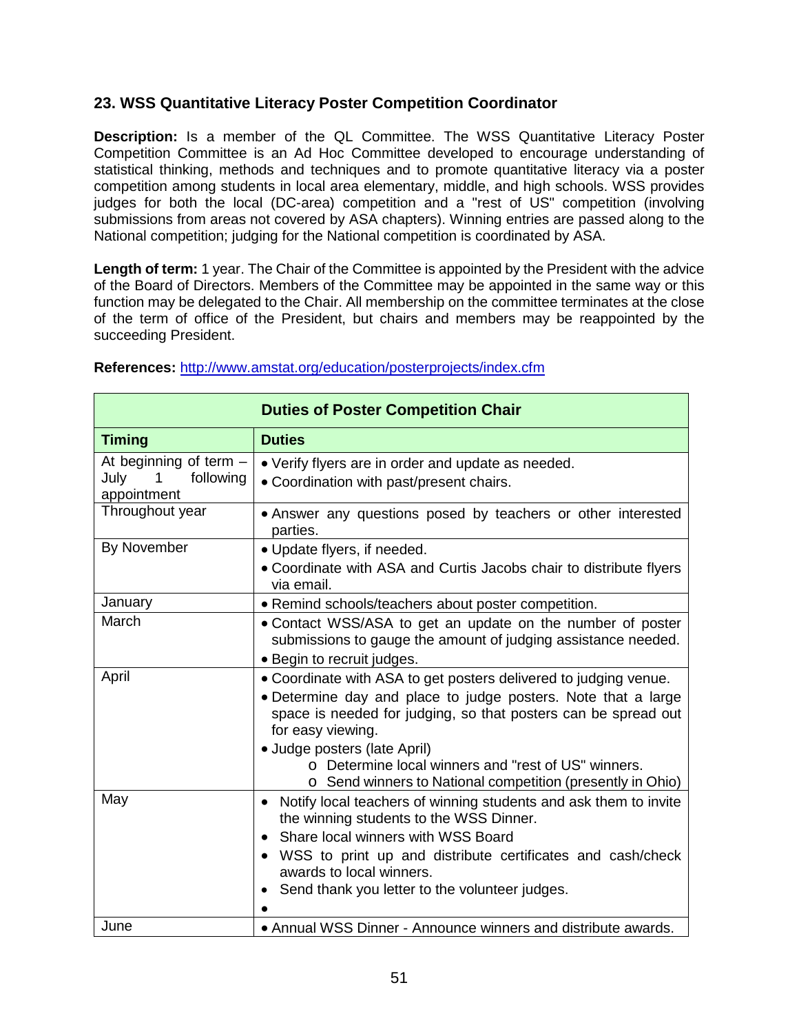## 23. WSS Quantitative Literacy Poster Competition Coordinator

**Description:** Is a member of the QL Committee. The WSS Quantitative Literacy Poster Competition Committee is an Ad Hoc Committee developed to encourage understanding of statistical thinking, methods and techniques and to promote quantitative literacy via a poster competition among students in local area elementary, middle, and high schools. WSS provides judges for both the local (DC-area) competition and a "rest of US" competition (involving submissions from areas not covered by ASA chapters). Winning entries are passed along to the National competition; judging for the National competition is coordinated by ASA.

**Length of term:** 1 year. The Chair of the Committee is appointed by the President with the advice of the Board of Directors. Members of the Committee may be appointed in the same way or this function may be delegated to the Chair. All membership on the committee terminates at the close of the term of office of the President, but chairs and members may be reappointed by the succeeding President.

**References:** http://www.amstat.org/education/posterprojects/index.cfm

| Duties of Poster Competition Chair | |
|---|---|
| **Timing** | **Duties** |
| At beginning of term – July 1 following appointment | • Verify flyers are in order and update as needed.<br>• Coordination with past/present chairs. |
| Throughout year | • Answer any questions posed by teachers or other interested parties. |
| By November | • Update flyers, if needed.<br>• Coordinate with ASA and Curtis Jacobs chair to distribute flyers via email. |
| January | • Remind schools/teachers about poster competition. |
| March | • Contact WSS/ASA to get an update on the number of poster submissions to gauge the amount of judging assistance needed.<br>• Begin to recruit judges. |
| April | • Coordinate with ASA to get posters delivered to judging venue.<br>• Determine day and place to judge posters. Note that a large space is needed for judging, so that posters can be spread out for easy viewing.<br>• Judge posters (late April)<br>&nbsp;&nbsp;&nbsp;&nbsp;o Determine local winners and "rest of US" winners.<br>&nbsp;&nbsp;&nbsp;&nbsp;o Send winners to National competition (presently in Ohio) |
| May | • Notify local teachers of winning students and ask them to invite the winning students to the WSS Dinner.<br>• Share local winners with WSS Board<br>• WSS to print up and distribute certificates and cash/check awards to local winners.<br>• Send thank you letter to the volunteer judges.<br>• |
| June | • Annual WSS Dinner - Announce winners and distribute awards. |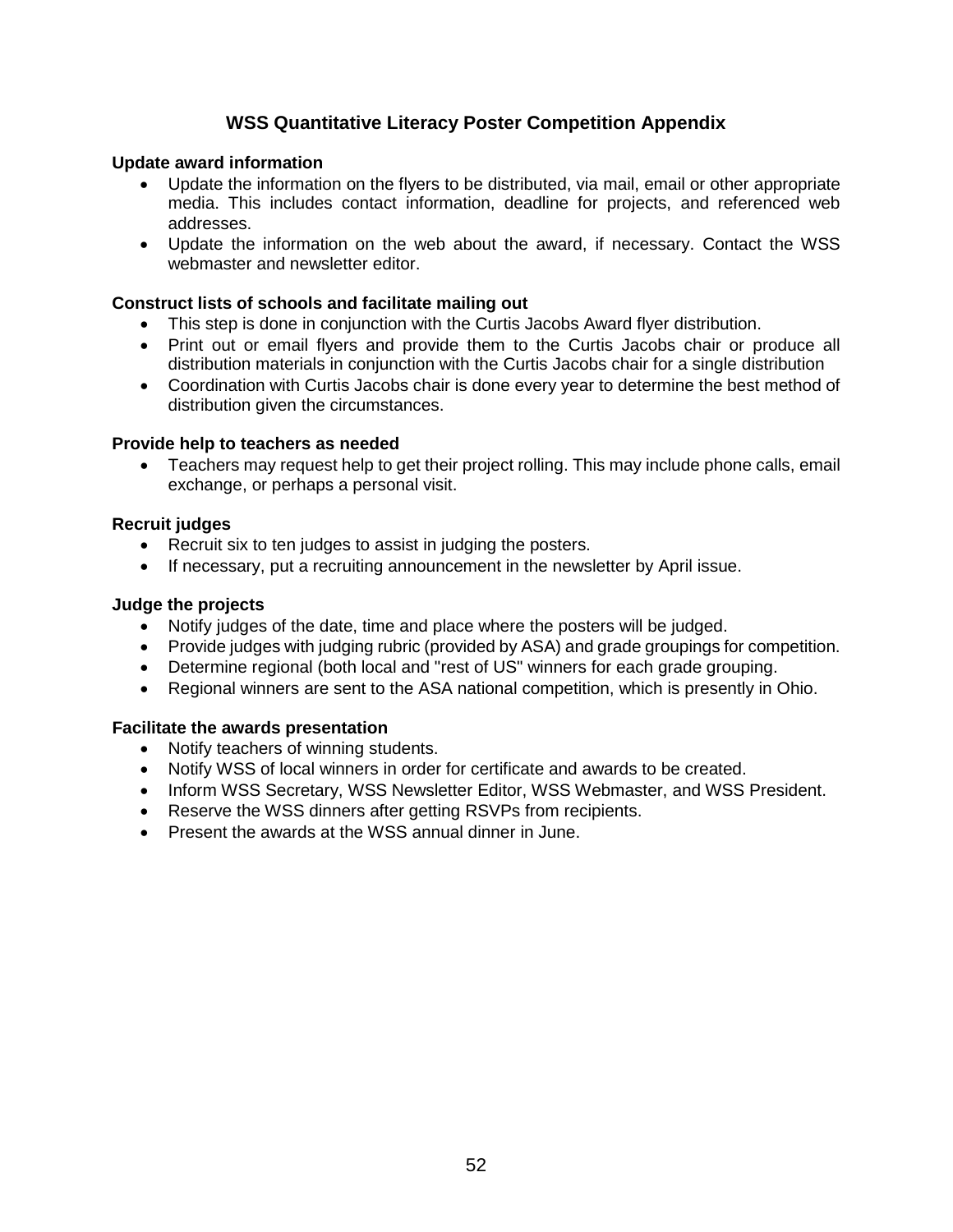# WSS Quantitative Literacy Poster Competition Appendix

**Update award information**

- Update the information on the flyers to be distributed, via mail, email or other appropriate media. This includes contact information, deadline for projects, and referenced web addresses.
- Update the information on the web about the award, if necessary. Contact the WSS webmaster and newsletter editor.

**Construct lists of schools and facilitate mailing out**

- This step is done in conjunction with the Curtis Jacobs Award flyer distribution.
- Print out or email flyers and provide them to the Curtis Jacobs chair or produce all distribution materials in conjunction with the Curtis Jacobs chair for a single distribution
- Coordination with Curtis Jacobs chair is done every year to determine the best method of distribution given the circumstances.

**Provide help to teachers as needed**

- Teachers may request help to get their project rolling. This may include phone calls, email exchange, or perhaps a personal visit.

**Recruit judges**

- Recruit six to ten judges to assist in judging the posters.
- If necessary, put a recruiting announcement in the newsletter by April issue.

**Judge the projects**

- Notify judges of the date, time and place where the posters will be judged.
- Provide judges with judging rubric (provided by ASA) and grade groupings for competition.
- Determine regional (both local and "rest of US" winners for each grade grouping.
- Regional winners are sent to the ASA national competition, which is presently in Ohio.

**Facilitate the awards presentation**

- Notify teachers of winning students.
- Notify WSS of local winners in order for certificate and awards to be created.
- Inform WSS Secretary, WSS Newsletter Editor, WSS Webmaster, and WSS President.
- Reserve the WSS dinners after getting RSVPs from recipients.
- Present the awards at the WSS annual dinner in June.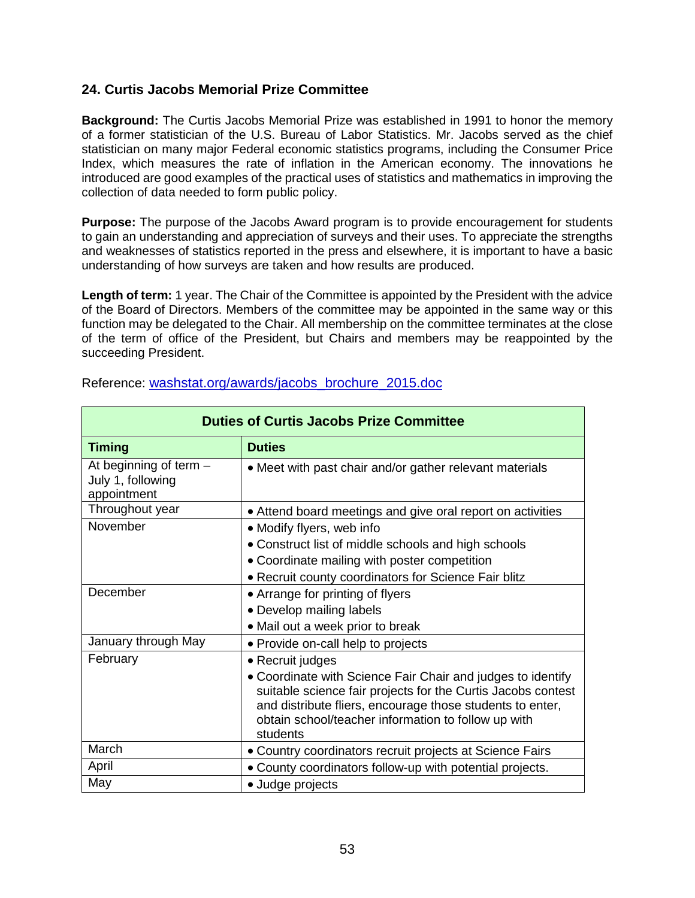## 24. Curtis Jacobs Memorial Prize Committee

**Background:** The Curtis Jacobs Memorial Prize was established in 1991 to honor the memory of a former statistician of the U.S. Bureau of Labor Statistics. Mr. Jacobs served as the chief statistician on many major Federal economic statistics programs, including the Consumer Price Index, which measures the rate of inflation in the American economy. The innovations he introduced are good examples of the practical uses of statistics and mathematics in improving the collection of data needed to form public policy.

**Purpose:** The purpose of the Jacobs Award program is to provide encouragement for students to gain an understanding and appreciation of surveys and their uses. To appreciate the strengths and weaknesses of statistics reported in the press and elsewhere, it is important to have a basic understanding of how surveys are taken and how results are produced.

**Length of term:** 1 year. The Chair of the Committee is appointed by the President with the advice of the Board of Directors. Members of the committee may be appointed in the same way or this function may be delegated to the Chair. All membership on the committee terminates at the close of the term of office of the President, but Chairs and members may be reappointed by the succeeding President.

Reference: [washstat.org/awards/jacobs_brochure_2015.doc](washstat.org/awards/jacobs_brochure_2015.doc)

**Duties of Curtis Jacobs Prize Committee**

| Timing | Duties |
|---|---|
| At beginning of term – July 1, following appointment | • Meet with past chair and/or gather relevant materials |
| Throughout year | • Attend board meetings and give oral report on activities |
| November | • Modify flyers, web info<br>• Construct list of middle schools and high schools<br>• Coordinate mailing with poster competition<br>• Recruit county coordinators for Science Fair blitz |
| December | • Arrange for printing of flyers<br>• Develop mailing labels<br>• Mail out a week prior to break |
| January through May | • Provide on-call help to projects |
| February | • Recruit judges<br>• Coordinate with Science Fair Chair and judges to identify suitable science fair projects for the Curtis Jacobs contest and distribute fliers, encourage those students to enter, obtain school/teacher information to follow up with students |
| March | • Country coordinators recruit projects at Science Fairs |
| April | • County coordinators follow-up with potential projects. |
| May | • Judge projects |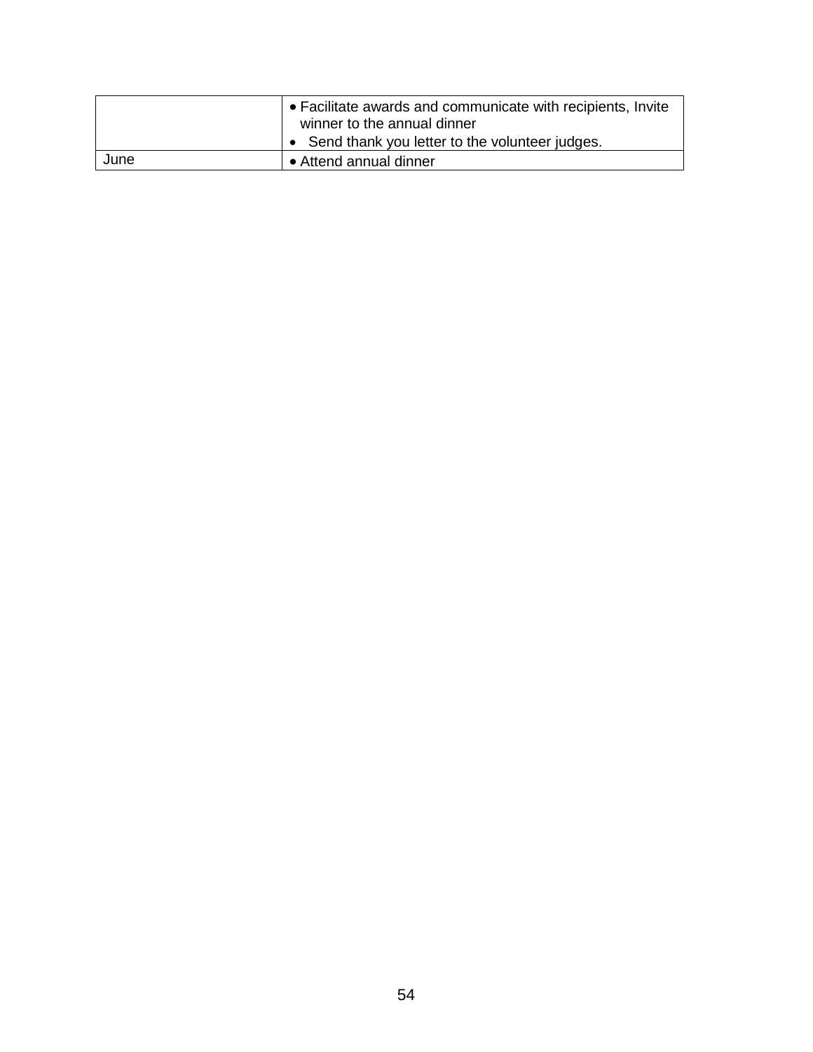| | |
|---|---|
| | • Facilitate awards and communicate with recipients, Invite winner to the annual dinner<br>• Send thank you letter to the volunteer judges. |
| June | • Attend annual dinner |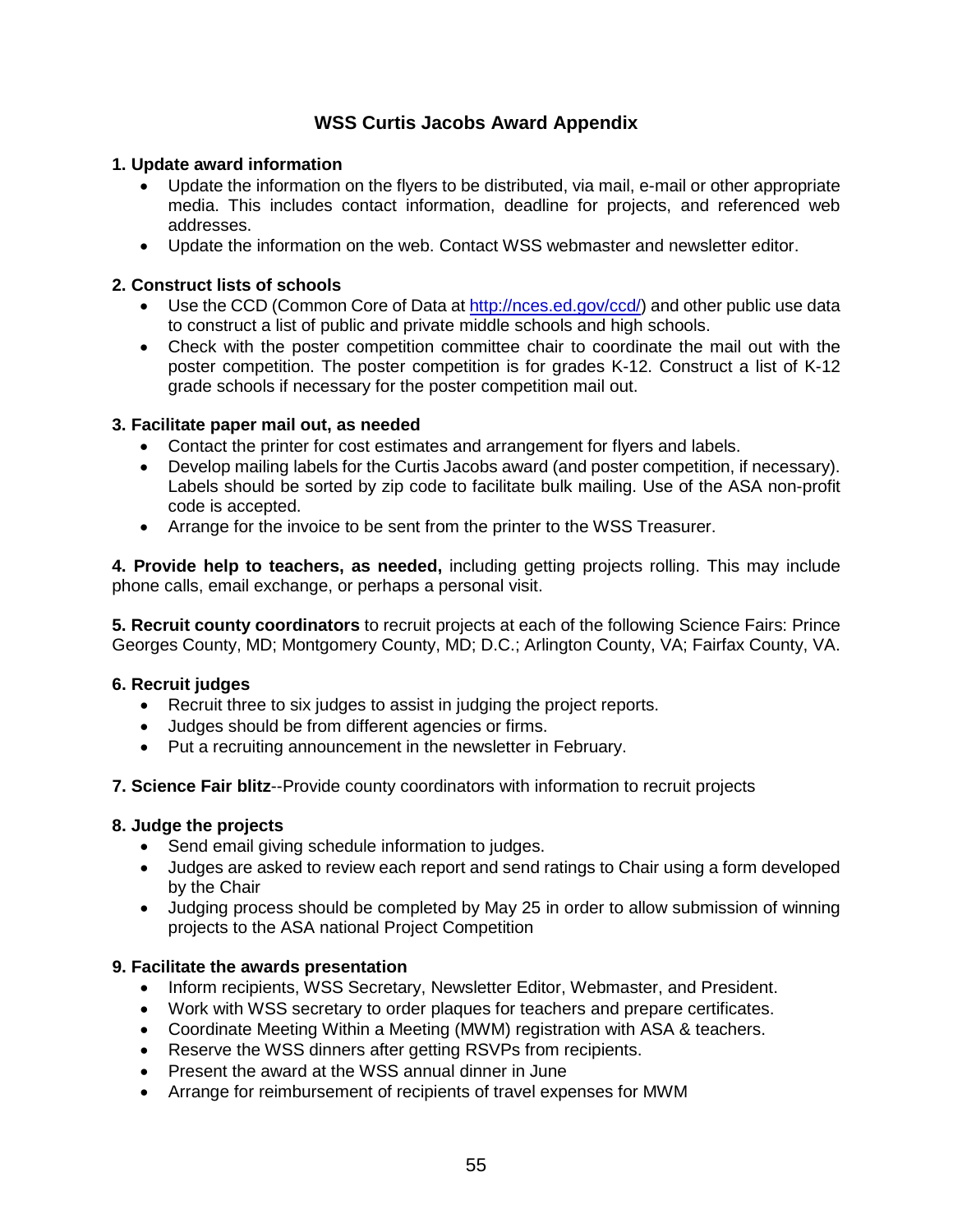# WSS Curtis Jacobs Award Appendix

**1. Update award information**

- Update the information on the flyers to be distributed, via mail, e-mail or other appropriate media. This includes contact information, deadline for projects, and referenced web addresses.
- Update the information on the web. Contact WSS webmaster and newsletter editor.

**2. Construct lists of schools**

- Use the CCD (Common Core of Data at http://nces.ed.gov/ccd/) and other public use data to construct a list of public and private middle schools and high schools.
- Check with the poster competition committee chair to coordinate the mail out with the poster competition. The poster competition is for grades K-12. Construct a list of K-12 grade schools if necessary for the poster competition mail out.

**3. Facilitate paper mail out, as needed**

- Contact the printer for cost estimates and arrangement for flyers and labels.
- Develop mailing labels for the Curtis Jacobs award (and poster competition, if necessary). Labels should be sorted by zip code to facilitate bulk mailing. Use of the ASA non-profit code is accepted.
- Arrange for the invoice to be sent from the printer to the WSS Treasurer.

**4. Provide help to teachers, as needed,** including getting projects rolling. This may include phone calls, email exchange, or perhaps a personal visit.

**5. Recruit county coordinators** to recruit projects at each of the following Science Fairs: Prince Georges County, MD; Montgomery County, MD; D.C.; Arlington County, VA; Fairfax County, VA.

**6. Recruit judges**

- Recruit three to six judges to assist in judging the project reports.
- Judges should be from different agencies or firms.
- Put a recruiting announcement in the newsletter in February.

**7. Science Fair blitz**--Provide county coordinators with information to recruit projects

**8. Judge the projects**

- Send email giving schedule information to judges.
- Judges are asked to review each report and send ratings to Chair using a form developed by the Chair
- Judging process should be completed by May 25 in order to allow submission of winning projects to the ASA national Project Competition

**9. Facilitate the awards presentation**

- Inform recipients, WSS Secretary, Newsletter Editor, Webmaster, and President.
- Work with WSS secretary to order plaques for teachers and prepare certificates.
- Coordinate Meeting Within a Meeting (MWM) registration with ASA & teachers.
- Reserve the WSS dinners after getting RSVPs from recipients.
- Present the award at the WSS annual dinner in June
- Arrange for reimbursement of recipients of travel expenses for MWM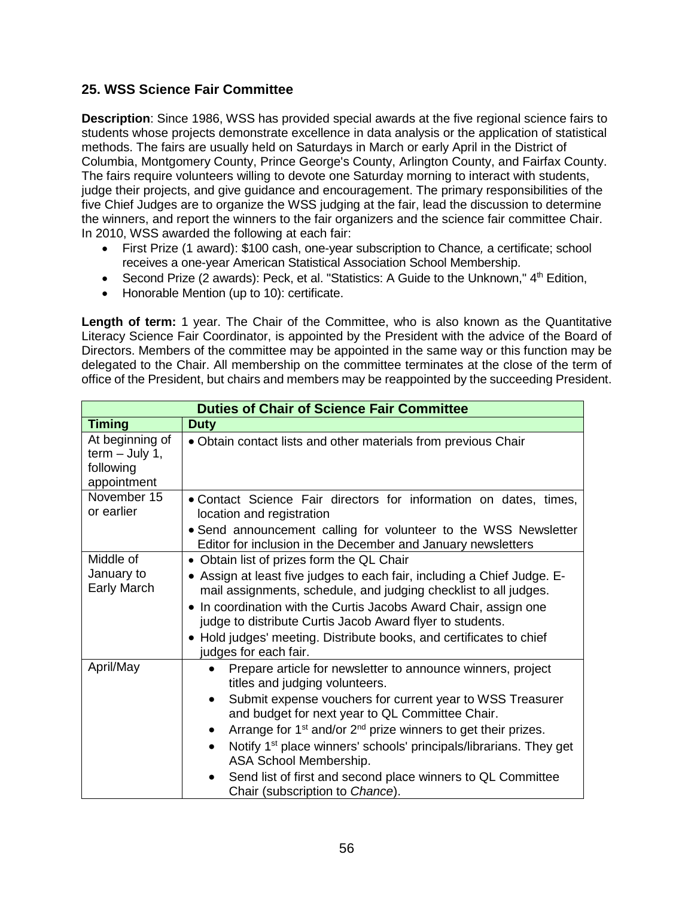## 25. WSS Science Fair Committee

**Description**: Since 1986, WSS has provided special awards at the five regional science fairs to students whose projects demonstrate excellence in data analysis or the application of statistical methods. The fairs are usually held on Saturdays in March or early April in the District of Columbia, Montgomery County, Prince George's County, Arlington County, and Fairfax County. The fairs require volunteers willing to devote one Saturday morning to interact with students, judge their projects, and give guidance and encouragement. The primary responsibilities of the five Chief Judges are to organize the WSS judging at the fair, lead the discussion to determine the winners, and report the winners to the fair organizers and the science fair committee Chair. In 2010, WSS awarded the following at each fair:

- First Prize (1 award): $100 cash, one-year subscription to *Chance,* a certificate; school receives a one-year American Statistical Association School Membership.
- Second Prize (2 awards): Peck, et al. "Statistics: A Guide to the Unknown," 4th Edition,
- Honorable Mention (up to 10): certificate.

**Length of term:** 1 year. The Chair of the Committee, who is also known as the Quantitative Literacy Science Fair Coordinator, is appointed by the President with the advice of the Board of Directors. Members of the committee may be appointed in the same way or this function may be delegated to the Chair. All membership on the committee terminates at the close of the term of office of the President, but chairs and members may be reappointed by the succeeding President.

| **Duties of Chair of Science Fair Committee** | |
|---|---|
| **Timing** | **Duty** |
| At beginning of term – July 1, following appointment | • Obtain contact lists and other materials from previous Chair |
| November 15 or earlier | • Contact Science Fair directors for information on dates, times, location and registration<br>• Send announcement calling for volunteer to the WSS Newsletter Editor for inclusion in the December and January newsletters |
| Middle of January to Early March | • Obtain list of prizes form the QL Chair<br>• Assign at least five judges to each fair, including a Chief Judge. E-mail assignments, schedule, and judging checklist to all judges.<br>• In coordination with the Curtis Jacobs Award Chair, assign one judge to distribute Curtis Jacob Award flyer to students.<br>• Hold judges' meeting. Distribute books, and certificates to chief judges for each fair. |
| April/May | • Prepare article for newsletter to announce winners, project titles and judging volunteers.<br>• Submit expense vouchers for current year to WSS Treasurer and budget for next year to QL Committee Chair.<br>• Arrange for 1st and/or 2nd prize winners to get their prizes.<br>• Notify 1st place winners' schools' principals/librarians. They get ASA School Membership.<br>• Send list of first and second place winners to QL Committee Chair (subscription to *Chance*). |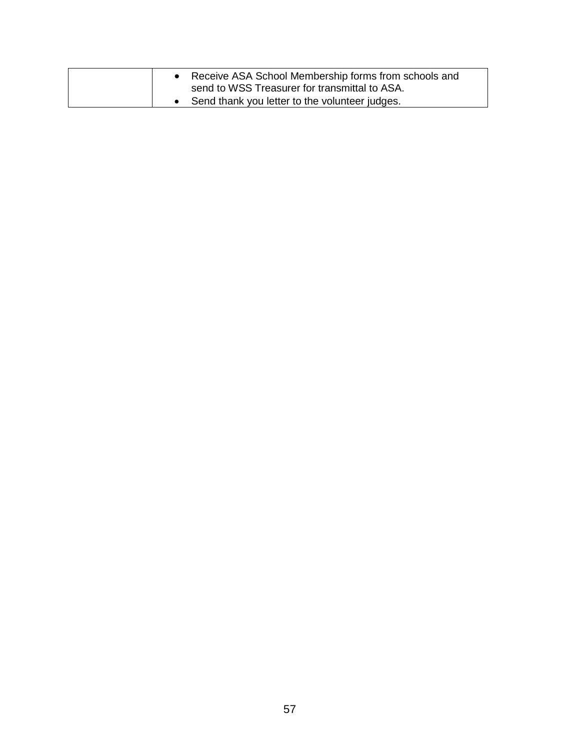| | |
|---|---|
| | • Receive ASA School Membership forms from schools and send to WSS Treasurer for transmittal to ASA.<br>• Send thank you letter to the volunteer judges. |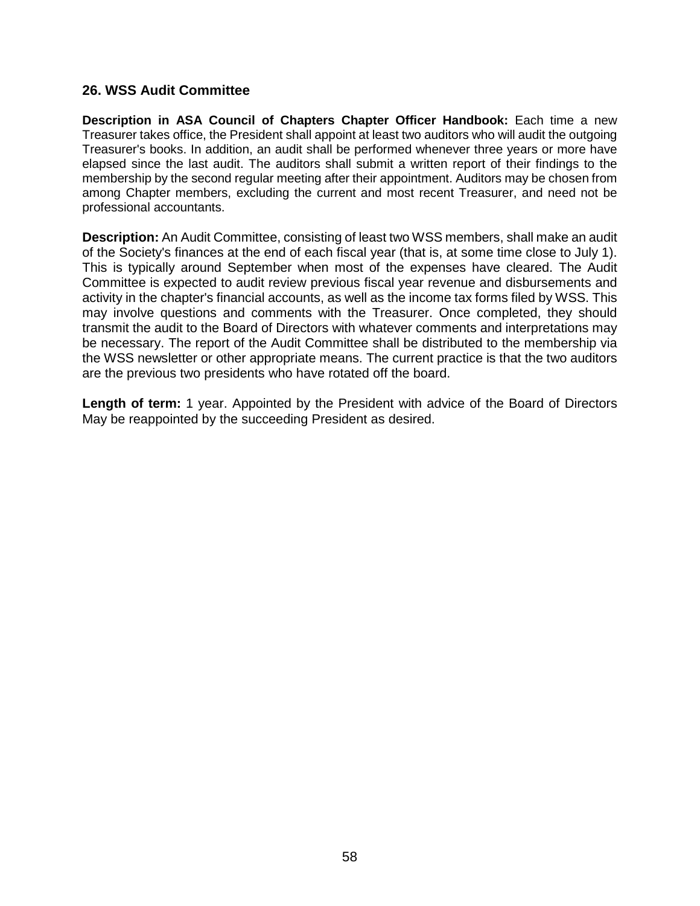## 26. WSS Audit Committee

**Description in ASA Council of Chapters Chapter Officer Handbook:** Each time a new Treasurer takes office, the President shall appoint at least two auditors who will audit the outgoing Treasurer's books. In addition, an audit shall be performed whenever three years or more have elapsed since the last audit. The auditors shall submit a written report of their findings to the membership by the second regular meeting after their appointment. Auditors may be chosen from among Chapter members, excluding the current and most recent Treasurer, and need not be professional accountants.

**Description:** An Audit Committee, consisting of least two WSS members, shall make an audit of the Society's finances at the end of each fiscal year (that is, at some time close to July 1). This is typically around September when most of the expenses have cleared. The Audit Committee is expected to audit review previous fiscal year revenue and disbursements and activity in the chapter's financial accounts, as well as the income tax forms filed by WSS. This may involve questions and comments with the Treasurer. Once completed, they should transmit the audit to the Board of Directors with whatever comments and interpretations may be necessary. The report of the Audit Committee shall be distributed to the membership via the WSS newsletter or other appropriate means. The current practice is that the two auditors are the previous two presidents who have rotated off the board.

**Length of term:** 1 year. Appointed by the President with advice of the Board of Directors May be reappointed by the succeeding President as desired.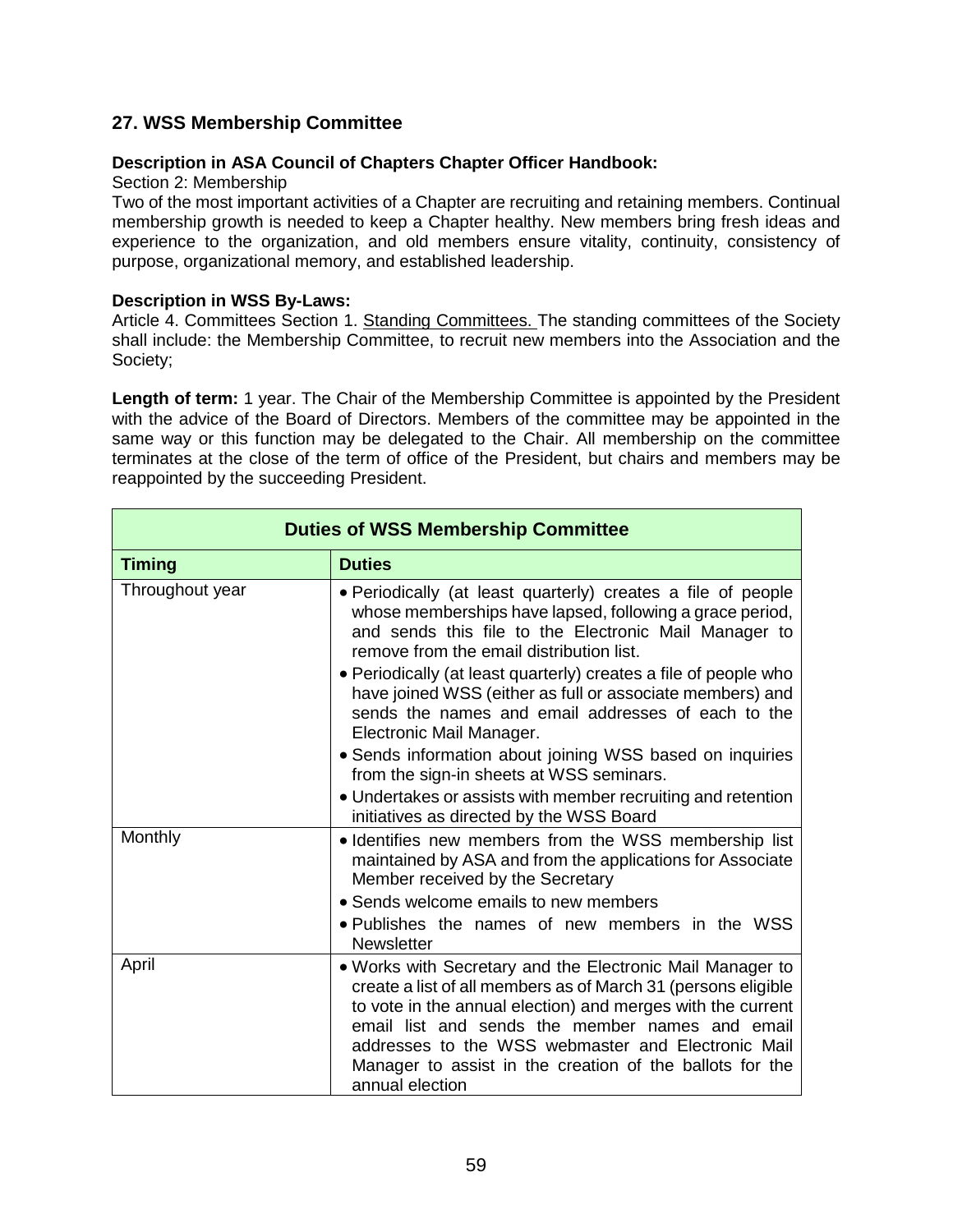## 27. WSS Membership Committee

**Description in ASA Council of Chapters Chapter Officer Handbook:**
Section 2: Membership
Two of the most important activities of a Chapter are recruiting and retaining members. Continual membership growth is needed to keep a Chapter healthy. New members bring fresh ideas and experience to the organization, and old members ensure vitality, continuity, consistency of purpose, organizational memory, and established leadership.

**Description in WSS By-Laws:**
Article 4. Committees Section 1. Standing Committees. The standing committees of the Society shall include: the Membership Committee, to recruit new members into the Association and the Society;

**Length of term:** 1 year. The Chair of the Membership Committee is appointed by the President with the advice of the Board of Directors. Members of the committee may be appointed in the same way or this function may be delegated to the Chair. All membership on the committee terminates at the close of the term of office of the President, but chairs and members may be reappointed by the succeeding President.

| Duties of WSS Membership Committee | |
|---|---|
| **Timing** | **Duties** |
| Throughout year | • Periodically (at least quarterly) creates a file of people whose memberships have lapsed, following a grace period, and sends this file to the Electronic Mail Manager to remove from the email distribution list.<br>• Periodically (at least quarterly) creates a file of people who have joined WSS (either as full or associate members) and sends the names and email addresses of each to the Electronic Mail Manager.<br>• Sends information about joining WSS based on inquiries from the sign-in sheets at WSS seminars.<br>• Undertakes or assists with member recruiting and retention initiatives as directed by the WSS Board |
| Monthly | • Identifies new members from the WSS membership list maintained by ASA and from the applications for Associate Member received by the Secretary<br>• Sends welcome emails to new members<br>• Publishes the names of new members in the WSS Newsletter |
| April | • Works with Secretary and the Electronic Mail Manager to create a list of all members as of March 31 (persons eligible to vote in the annual election) and merges with the current email list and sends the member names and email addresses to the WSS webmaster and Electronic Mail Manager to assist in the creation of the ballots for the annual election |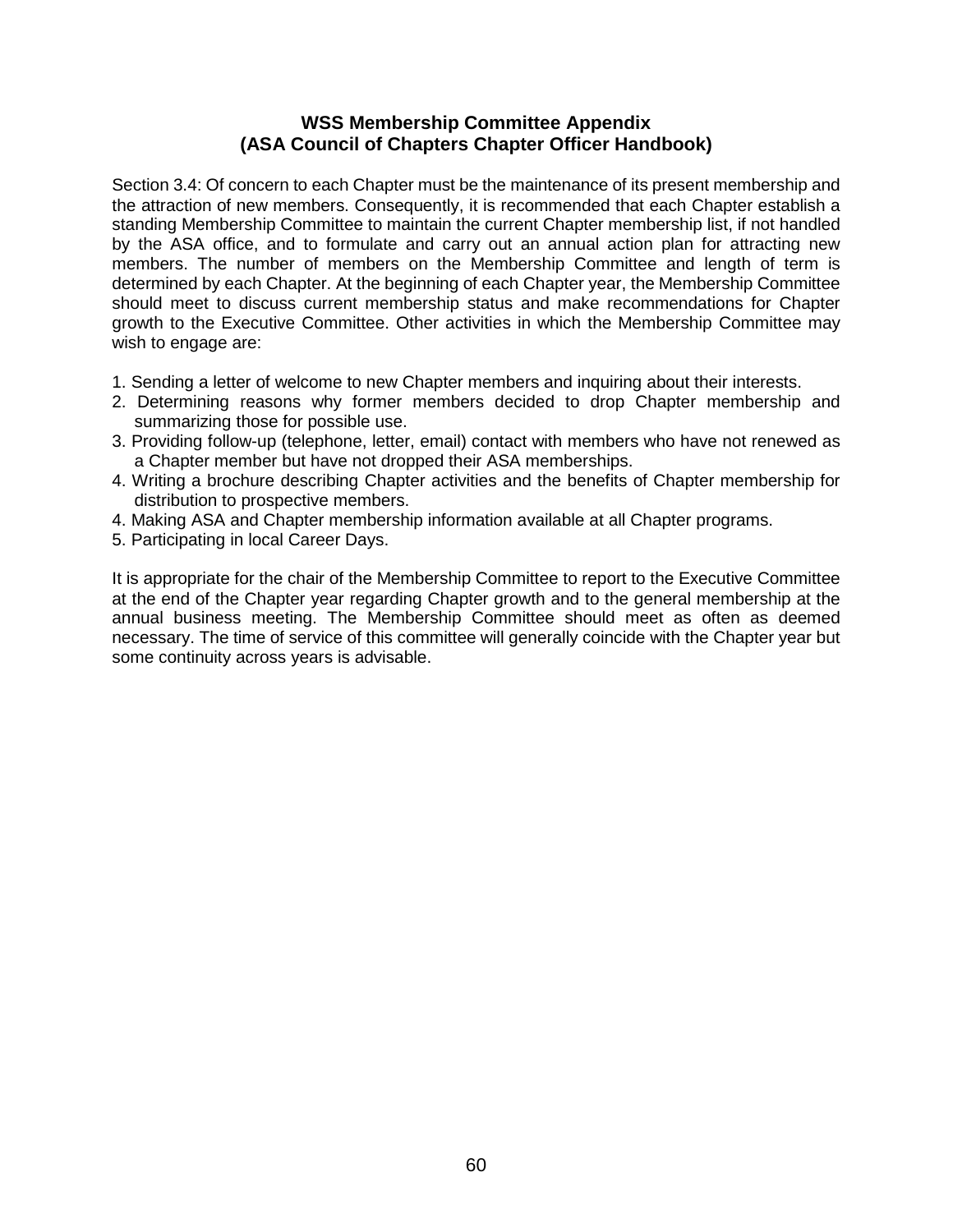**WSS Membership Committee Appendix**
**(ASA Council of Chapters Chapter Officer Handbook)**

Section 3.4: Of concern to each Chapter must be the maintenance of its present membership and the attraction of new members. Consequently, it is recommended that each Chapter establish a standing Membership Committee to maintain the current Chapter membership list, if not handled by the ASA office, and to formulate and carry out an annual action plan for attracting new members. The number of members on the Membership Committee and length of term is determined by each Chapter. At the beginning of each Chapter year, the Membership Committee should meet to discuss current membership status and make recommendations for Chapter growth to the Executive Committee. Other activities in which the Membership Committee may wish to engage are:

1. Sending a letter of welcome to new Chapter members and inquiring about their interests.
2. Determining reasons why former members decided to drop Chapter membership and summarizing those for possible use.
3. Providing follow-up (telephone, letter, email) contact with members who have not renewed as a Chapter member but have not dropped their ASA memberships.
4. Writing a brochure describing Chapter activities and the benefits of Chapter membership for distribution to prospective members.
4. Making ASA and Chapter membership information available at all Chapter programs.
5. Participating in local Career Days.

It is appropriate for the chair of the Membership Committee to report to the Executive Committee at the end of the Chapter year regarding Chapter growth and to the general membership at the annual business meeting. The Membership Committee should meet as often as deemed necessary. The time of service of this committee will generally coincide with the Chapter year but some continuity across years is advisable.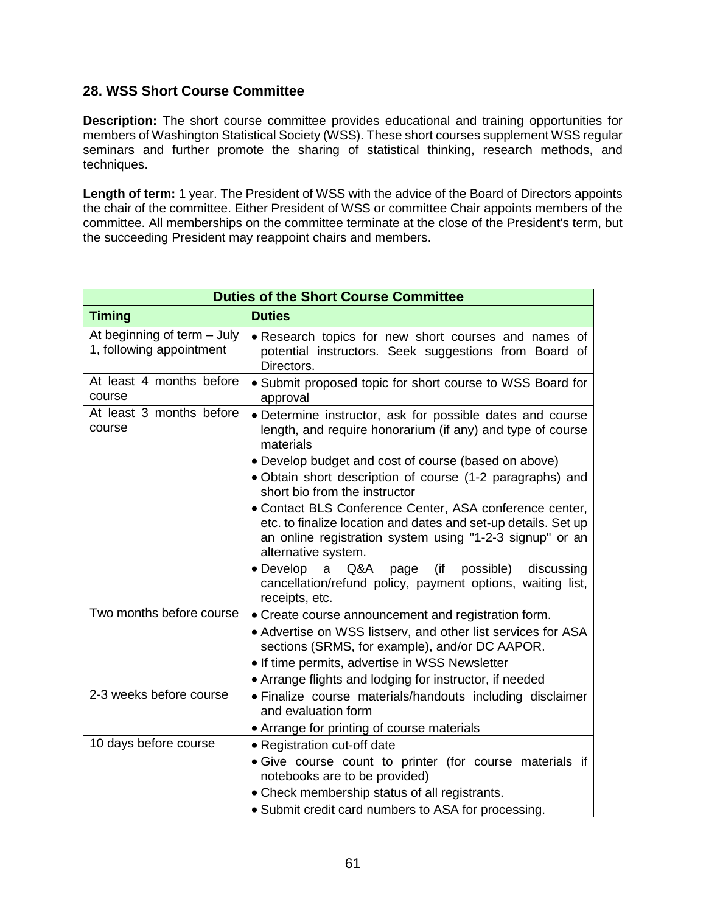## 28. WSS Short Course Committee

**Description:** The short course committee provides educational and training opportunities for members of Washington Statistical Society (WSS). These short courses supplement WSS regular seminars and further promote the sharing of statistical thinking, research methods, and techniques.

**Length of term:** 1 year. The President of WSS with the advice of the Board of Directors appoints the chair of the committee. Either President of WSS or committee Chair appoints members of the committee. All memberships on the committee terminate at the close of the President's term, but the succeeding President may reappoint chairs and members.

| Duties of the Short Course Committee | |
|---|---|
| **Timing** | **Duties** |
| At beginning of term – July 1, following appointment | • Research topics for new short courses and names of potential instructors. Seek suggestions from Board of Directors. |
| At least 4 months before course | • Submit proposed topic for short course to WSS Board for approval |
| At least 3 months before course | • Determine instructor, ask for possible dates and course length, and require honorarium (if any) and type of course materials<br>• Develop budget and cost of course (based on above)<br>• Obtain short description of course (1-2 paragraphs) and short bio from the instructor<br>• Contact BLS Conference Center, ASA conference center, etc. to finalize location and dates and set-up details. Set up an online registration system using "1-2-3 signup" or an alternative system.<br>• Develop a Q&A page (if possible) discussing cancellation/refund policy, payment options, waiting list, receipts, etc. |
| Two months before course | • Create course announcement and registration form.<br>• Advertise on WSS listserv, and other list services for ASA sections (SRMS, for example), and/or DC AAPOR.<br>• If time permits, advertise in WSS Newsletter<br>• Arrange flights and lodging for instructor, if needed |
| 2-3 weeks before course | • Finalize course materials/handouts including disclaimer and evaluation form<br>• Arrange for printing of course materials |
| 10 days before course | • Registration cut-off date<br>• Give course count to printer (for course materials if notebooks are to be provided)<br>• Check membership status of all registrants.<br>• Submit credit card numbers to ASA for processing. |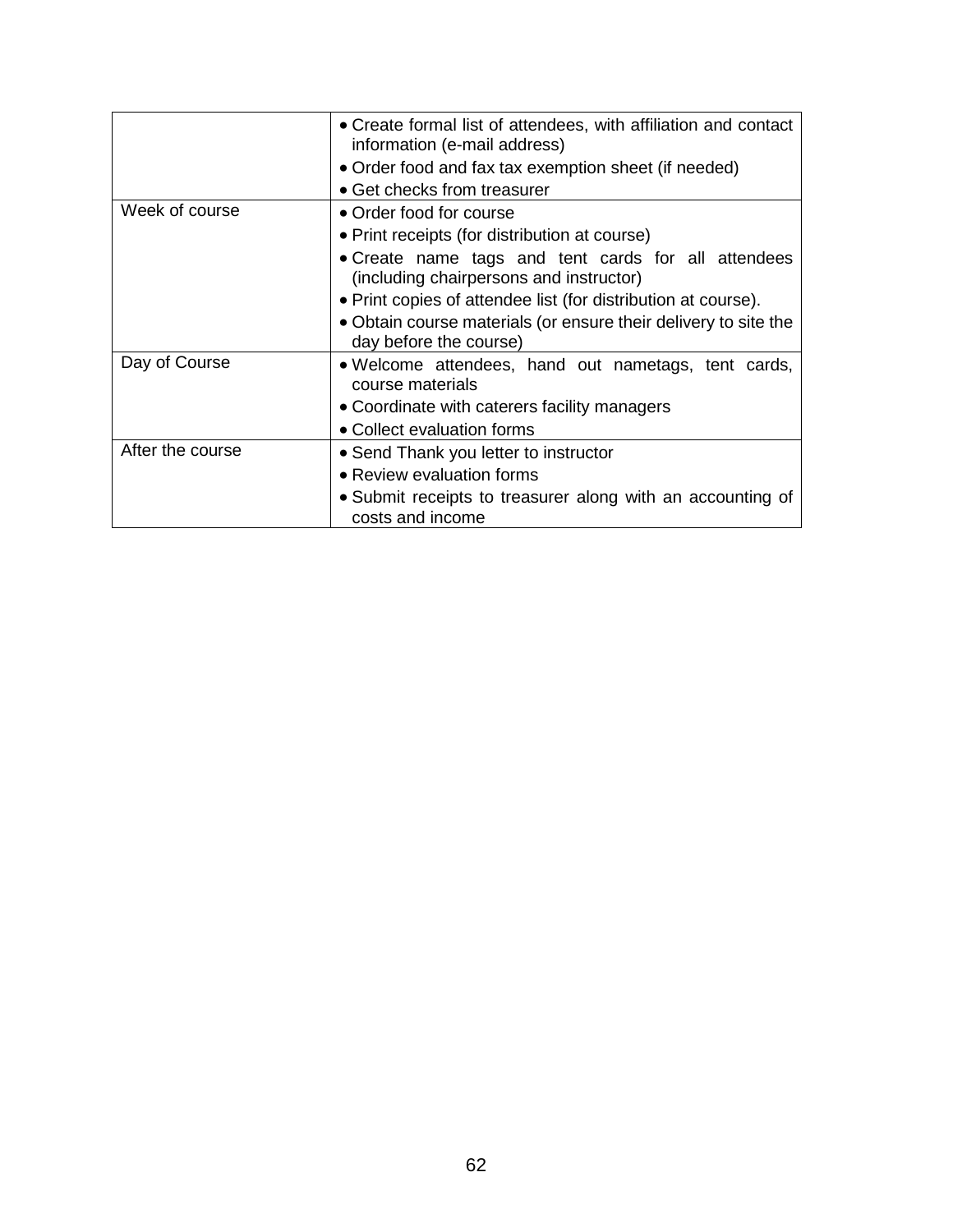| | |
|---|---|
| | • Create formal list of attendees, with affiliation and contact information (e-mail address)<br>• Order food and fax tax exemption sheet (if needed)<br>• Get checks from treasurer |
| Week of course | • Order food for course<br>• Print receipts (for distribution at course)<br>• Create name tags and tent cards for all attendees (including chairpersons and instructor)<br>• Print copies of attendee list (for distribution at course).<br>• Obtain course materials (or ensure their delivery to site the day before the course) |
| Day of Course | • Welcome attendees, hand out nametags, tent cards, course materials<br>• Coordinate with caterers facility managers<br>• Collect evaluation forms |
| After the course | • Send Thank you letter to instructor<br>• Review evaluation forms<br>• Submit receipts to treasurer along with an accounting of costs and income |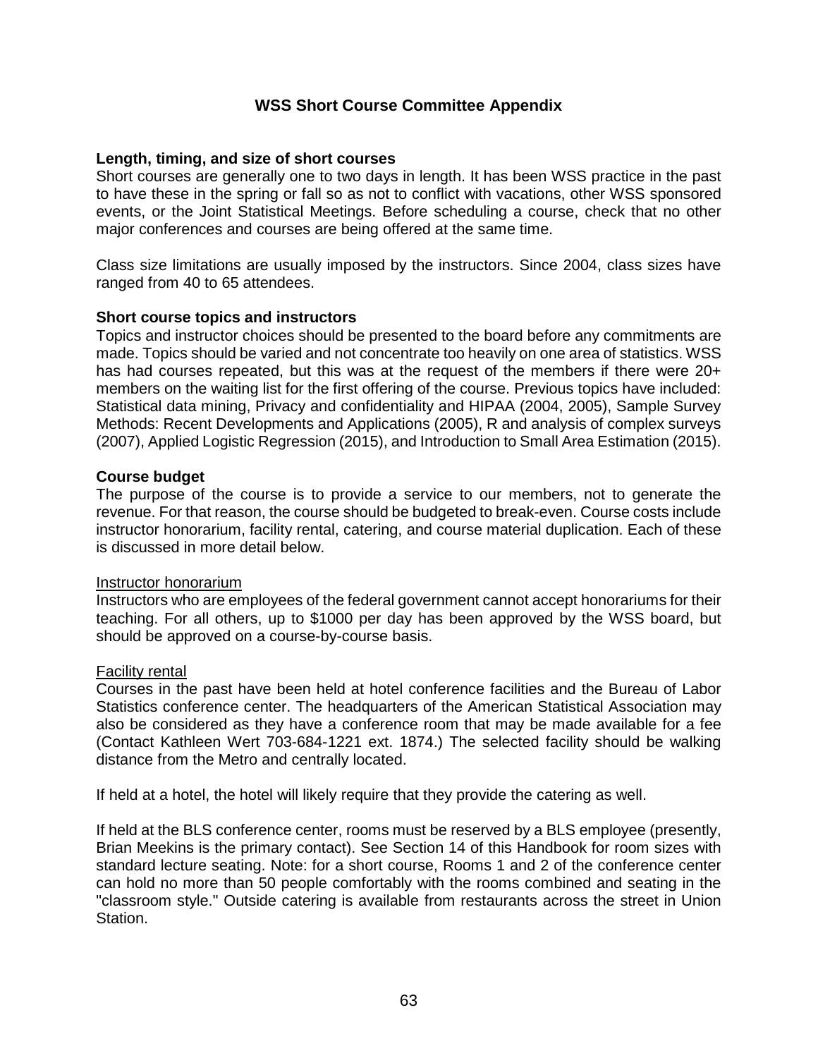## WSS Short Course Committee Appendix

**Length, timing, and size of short courses**

Short courses are generally one to two days in length. It has been WSS practice in the past to have these in the spring or fall so as not to conflict with vacations, other WSS sponsored events, or the Joint Statistical Meetings. Before scheduling a course, check that no other major conferences and courses are being offered at the same time.

Class size limitations are usually imposed by the instructors. Since 2004, class sizes have ranged from 40 to 65 attendees.

**Short course topics and instructors**

Topics and instructor choices should be presented to the board before any commitments are made. Topics should be varied and not concentrate too heavily on one area of statistics. WSS has had courses repeated, but this was at the request of the members if there were 20+ members on the waiting list for the first offering of the course. Previous topics have included: Statistical data mining, Privacy and confidentiality and HIPAA (2004, 2005), Sample Survey Methods: Recent Developments and Applications (2005), R and analysis of complex surveys (2007), Applied Logistic Regression (2015), and Introduction to Small Area Estimation (2015).

**Course budget**

The purpose of the course is to provide a service to our members, not to generate the revenue. For that reason, the course should be budgeted to break-even. Course costs include instructor honorarium, facility rental, catering, and course material duplication. Each of these is discussed in more detail below.

<u>Instructor honorarium</u>

Instructors who are employees of the federal government cannot accept honorariums for their teaching. For all others, up to $1000 per day has been approved by the WSS board, but should be approved on a course-by-course basis.

<u>Facility rental</u>

Courses in the past have been held at hotel conference facilities and the Bureau of Labor Statistics conference center. The headquarters of the American Statistical Association may also be considered as they have a conference room that may be made available for a fee (Contact Kathleen Wert 703-684-1221 ext. 1874.) The selected facility should be walking distance from the Metro and centrally located.

If held at a hotel, the hotel will likely require that they provide the catering as well.

If held at the BLS conference center, rooms must be reserved by a BLS employee (presently, Brian Meekins is the primary contact). See Section 14 of this Handbook for room sizes with standard lecture seating. Note: for a short course, Rooms 1 and 2 of the conference center can hold no more than 50 people comfortably with the rooms combined and seating in the "classroom style." Outside catering is available from restaurants across the street in Union Station.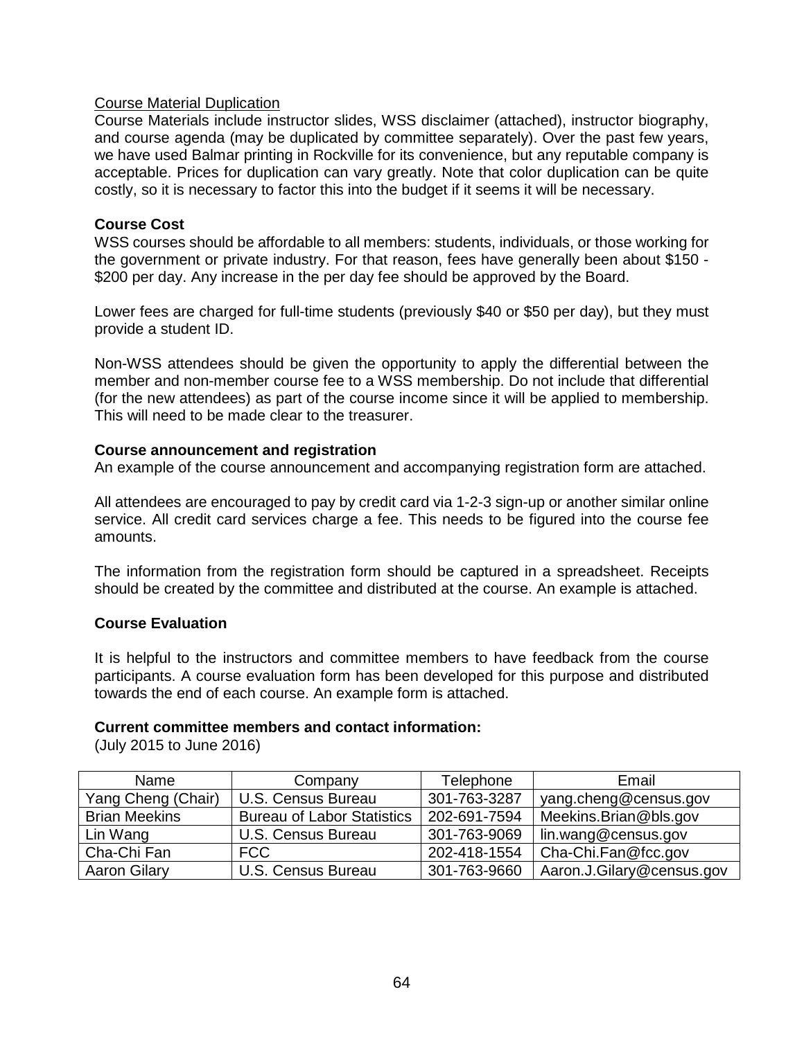Course Material Duplication

Course Materials include instructor slides, WSS disclaimer (attached), instructor biography, and course agenda (may be duplicated by committee separately). Over the past few years, we have used Balmar printing in Rockville for its convenience, but any reputable company is acceptable. Prices for duplication can vary greatly. Note that color duplication can be quite costly, so it is necessary to factor this into the budget if it seems it will be necessary.

**Course Cost**

WSS courses should be affordable to all members: students, individuals, or those working for the government or private industry. For that reason, fees have generally been about $150 - $200 per day. Any increase in the per day fee should be approved by the Board.

Lower fees are charged for full-time students (previously $40 or $50 per day), but they must provide a student ID.

Non-WSS attendees should be given the opportunity to apply the differential between the member and non-member course fee to a WSS membership. Do not include that differential (for the new attendees) as part of the course income since it will be applied to membership. This will need to be made clear to the treasurer.

**Course announcement and registration**

An example of the course announcement and accompanying registration form are attached.

All attendees are encouraged to pay by credit card via 1-2-3 sign-up or another similar online service. All credit card services charge a fee. This needs to be figured into the course fee amounts.

The information from the registration form should be captured in a spreadsheet. Receipts should be created by the committee and distributed at the course. An example is attached.

**Course Evaluation**

It is helpful to the instructors and committee members to have feedback from the course participants. A course evaluation form has been developed for this purpose and distributed towards the end of each course. An example form is attached.

**Current committee members and contact information:**

(July 2015 to June 2016)

| Name | Company | Telephone | Email |
|---|---|---|---|
| Yang Cheng (Chair) | U.S. Census Bureau | 301-763-3287 | yang.cheng@census.gov |
| Brian Meekins | Bureau of Labor Statistics | 202-691-7594 | Meekins.Brian@bls.gov |
| Lin Wang | U.S. Census Bureau | 301-763-9069 | lin.wang@census.gov |
| Cha-Chi Fan | FCC | 202-418-1554 | Cha-Chi.Fan@fcc.gov |
| Aaron Gilary | U.S. Census Bureau | 301-763-9660 | Aaron.J.Gilary@census.gov |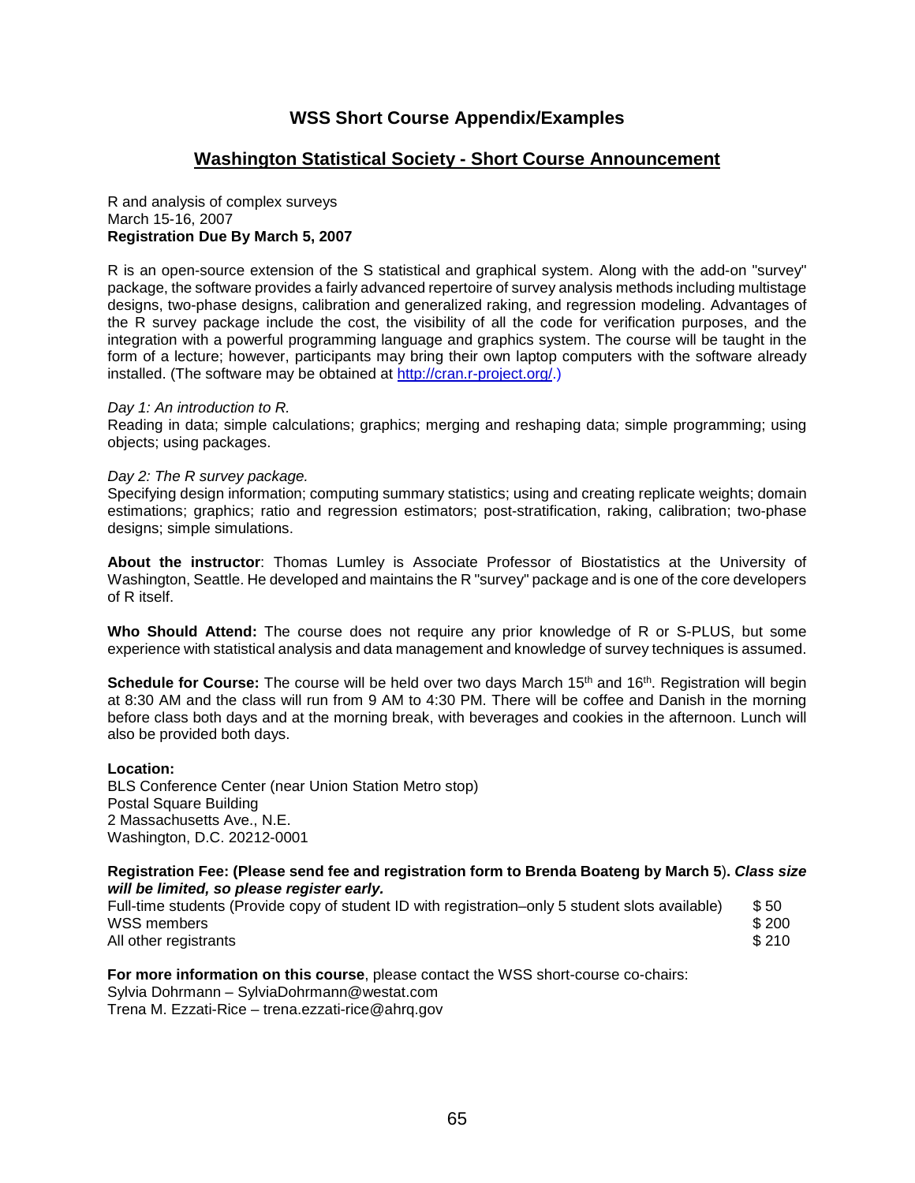## WSS Short Course Appendix/Examples

## Washington Statistical Society - Short Course Announcement

R and analysis of complex surveys
March 15-16, 2007
**Registration Due By March 5, 2007**

R is an open-source extension of the S statistical and graphical system. Along with the add-on "survey" package, the software provides a fairly advanced repertoire of survey analysis methods including multistage designs, two-phase designs, calibration and generalized raking, and regression modeling. Advantages of the R survey package include the cost, the visibility of all the code for verification purposes, and the integration with a powerful programming language and graphics system. The course will be taught in the form of a lecture; however, participants may bring their own laptop computers with the software already installed. (The software may be obtained at http://cran.r-project.org/.)

*Day 1: An introduction to R.*
Reading in data; simple calculations; graphics; merging and reshaping data; simple programming; using objects; using packages.

*Day 2: The R survey package.*
Specifying design information; computing summary statistics; using and creating replicate weights; domain estimations; graphics; ratio and regression estimators; post-stratification, raking, calibration; two-phase designs; simple simulations.

**About the instructor**: Thomas Lumley is Associate Professor of Biostatistics at the University of Washington, Seattle. He developed and maintains the R "survey" package and is one of the core developers of R itself.

**Who Should Attend:** The course does not require any prior knowledge of R or S-PLUS, but some experience with statistical analysis and data management and knowledge of survey techniques is assumed.

**Schedule for Course:** The course will be held over two days March 15th and 16th. Registration will begin at 8:30 AM and the class will run from 9 AM to 4:30 PM. There will be coffee and Danish in the morning before class both days and at the morning break, with beverages and cookies in the afternoon. Lunch will also be provided both days.

**Location:**
BLS Conference Center (near Union Station Metro stop)
Postal Square Building
2 Massachusetts Ave., N.E.
Washington, D.C. 20212-0001

**Registration Fee: (Please send fee and registration form to Brenda Boateng by March 5). *Class size will be limited, so please register early.***

| | |
|---|---|
| Full-time students (Provide copy of student ID with registration–only 5 student slots available) | $ 50 |
| WSS members | $ 200 |
| All other registrants | $ 210 |

**For more information on this course**, please contact the WSS short-course co-chairs:
Sylvia Dohrmann – SylviaDohrmann@westat.com
Trena M. Ezzati-Rice – trena.ezzati-rice@ahrq.gov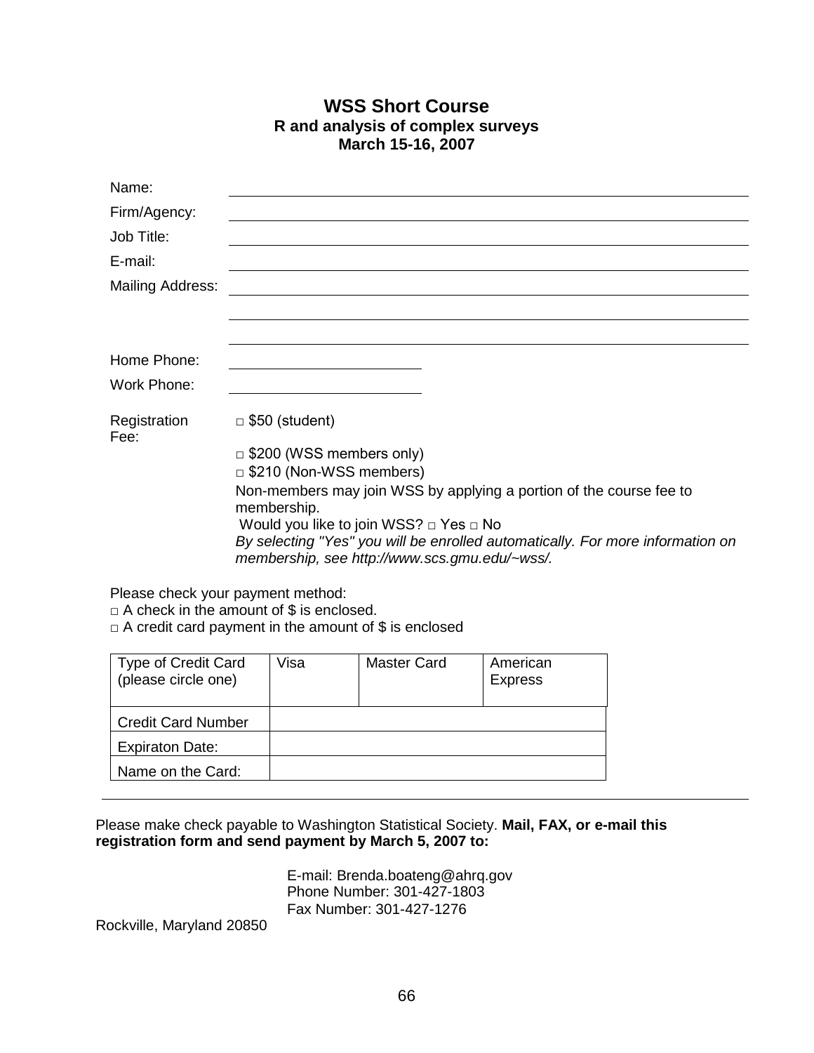## WSS Short Course

### R and analysis of complex surveys

### March 15-16, 2007

Name: ______________________________

Firm/Agency: ______________________________

Job Title: ______________________________

E-mail: ______________________________

Mailing Address: ______________________________

______________________________

______________________________

Home Phone: ________________

Work Phone: ________________

Registration Fee:

□ $50 (student)

□ $200 (WSS members only)

□ $210 (Non-WSS members)

Non-members may join WSS by applying a portion of the course fee to membership.

Would you like to join WSS? □ Yes □ No

*By selecting "Yes" you will be enrolled automatically. For more information on membership, see http://www.scs.gmu.edu/~wss/.*

Please check your payment method:

□ A check in the amount of $ is enclosed.

□ A credit card payment in the amount of $ is enclosed

| Type of Credit Card (please circle one) | Visa | Master Card | American Express |
|---|---|---|---|
| Credit Card Number | | | |
| Expiraton Date: | | | |
| Name on the Card: | | | |

---

Please make check payable to Washington Statistical Society. **Mail, FAX, or e-mail this registration form and send payment by March 5, 2007 to:**

E-mail: Brenda.boateng@ahrq.gov
Phone Number: 301-427-1803
Fax Number: 301-427-1276

Rockville, Maryland 20850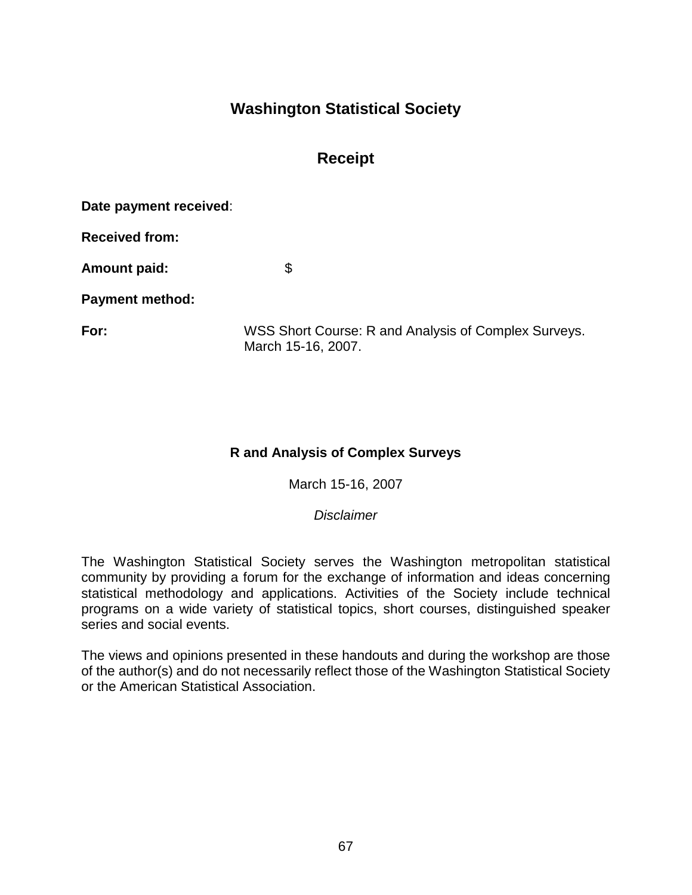## Washington Statistical Society

## Receipt

**Date payment received**:

**Received from:**

**Amount paid:** $

**Payment method:**

**For:** WSS Short Course: R and Analysis of Complex Surveys. March 15-16, 2007.

### R and Analysis of Complex Surveys

March 15-16, 2007

*Disclaimer*

The Washington Statistical Society serves the Washington metropolitan statistical community by providing a forum for the exchange of information and ideas concerning statistical methodology and applications. Activities of the Society include technical programs on a wide variety of statistical topics, short courses, distinguished speaker series and social events.

The views and opinions presented in these handouts and during the workshop are those of the author(s) and do not necessarily reflect those of the Washington Statistical Society or the American Statistical Association.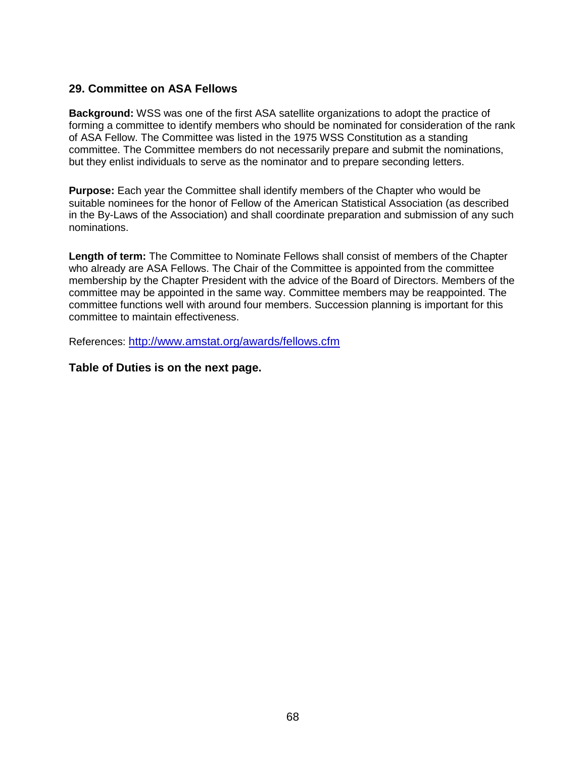## 29. Committee on ASA Fellows

**Background:** WSS was one of the first ASA satellite organizations to adopt the practice of forming a committee to identify members who should be nominated for consideration of the rank of ASA Fellow. The Committee was listed in the 1975 WSS Constitution as a standing committee. The Committee members do not necessarily prepare and submit the nominations, but they enlist individuals to serve as the nominator and to prepare seconding letters.

**Purpose:** Each year the Committee shall identify members of the Chapter who would be suitable nominees for the honor of Fellow of the American Statistical Association (as described in the By-Laws of the Association) and shall coordinate preparation and submission of any such nominations.

**Length of term:** The Committee to Nominate Fellows shall consist of members of the Chapter who already are ASA Fellows. The Chair of the Committee is appointed from the committee membership by the Chapter President with the advice of the Board of Directors. Members of the committee may be appointed in the same way. Committee members may be reappointed. The committee functions well with around four members. Succession planning is important for this committee to maintain effectiveness.

References: [http://www.amstat.org/awards/fellows.cfm](http://www.amstat.org/awards/fellows.cfm)

**Table of Duties is on the next page.**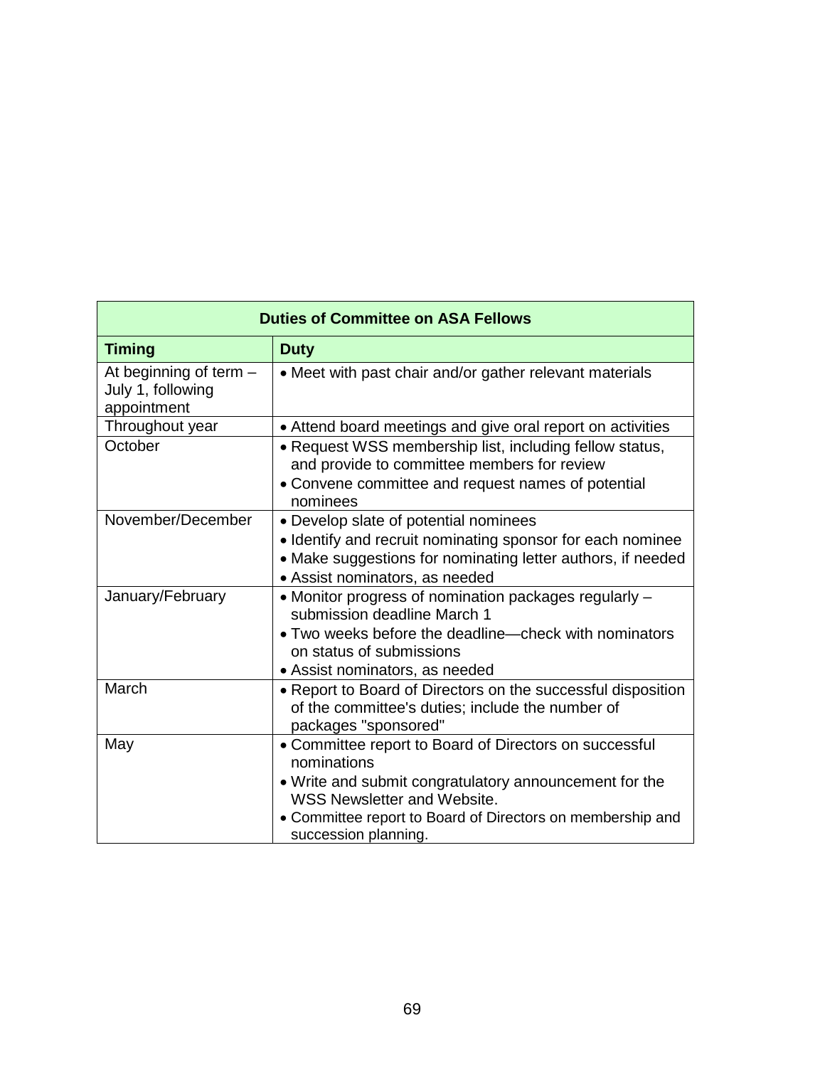| Duties of Committee on ASA Fellows | |
|---|---|
| **Timing** | **Duty** |
| At beginning of term – July 1, following appointment | • Meet with past chair and/or gather relevant materials |
| Throughout year | • Attend board meetings and give oral report on activities |
| October | • Request WSS membership list, including fellow status, and provide to committee members for review<br>• Convene committee and request names of potential nominees |
| November/December | • Develop slate of potential nominees<br>• Identify and recruit nominating sponsor for each nominee<br>• Make suggestions for nominating letter authors, if needed<br>• Assist nominators, as needed |
| January/February | • Monitor progress of nomination packages regularly – submission deadline March 1<br>• Two weeks before the deadline—check with nominators on status of submissions<br>• Assist nominators, as needed |
| March | • Report to Board of Directors on the successful disposition of the committee's duties; include the number of packages "sponsored" |
| May | • Committee report to Board of Directors on successful nominations<br>• Write and submit congratulatory announcement for the WSS Newsletter and Website.<br>• Committee report to Board of Directors on membership and succession planning. |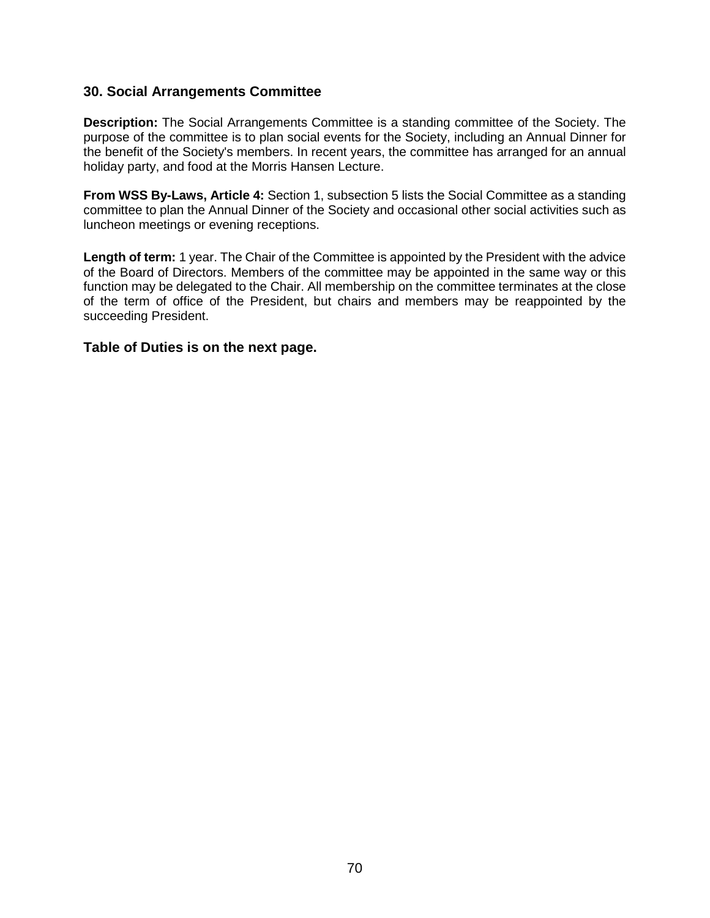### 30. Social Arrangements Committee

**Description:** The Social Arrangements Committee is a standing committee of the Society. The purpose of the committee is to plan social events for the Society, including an Annual Dinner for the benefit of the Society's members. In recent years, the committee has arranged for an annual holiday party, and food at the Morris Hansen Lecture.

**From WSS By-Laws, Article 4:** Section 1, subsection 5 lists the Social Committee as a standing committee to plan the Annual Dinner of the Society and occasional other social activities such as luncheon meetings or evening receptions.

**Length of term:** 1 year. The Chair of the Committee is appointed by the President with the advice of the Board of Directors. Members of the committee may be appointed in the same way or this function may be delegated to the Chair. All membership on the committee terminates at the close of the term of office of the President, but chairs and members may be reappointed by the succeeding President.

**Table of Duties is on the next page.**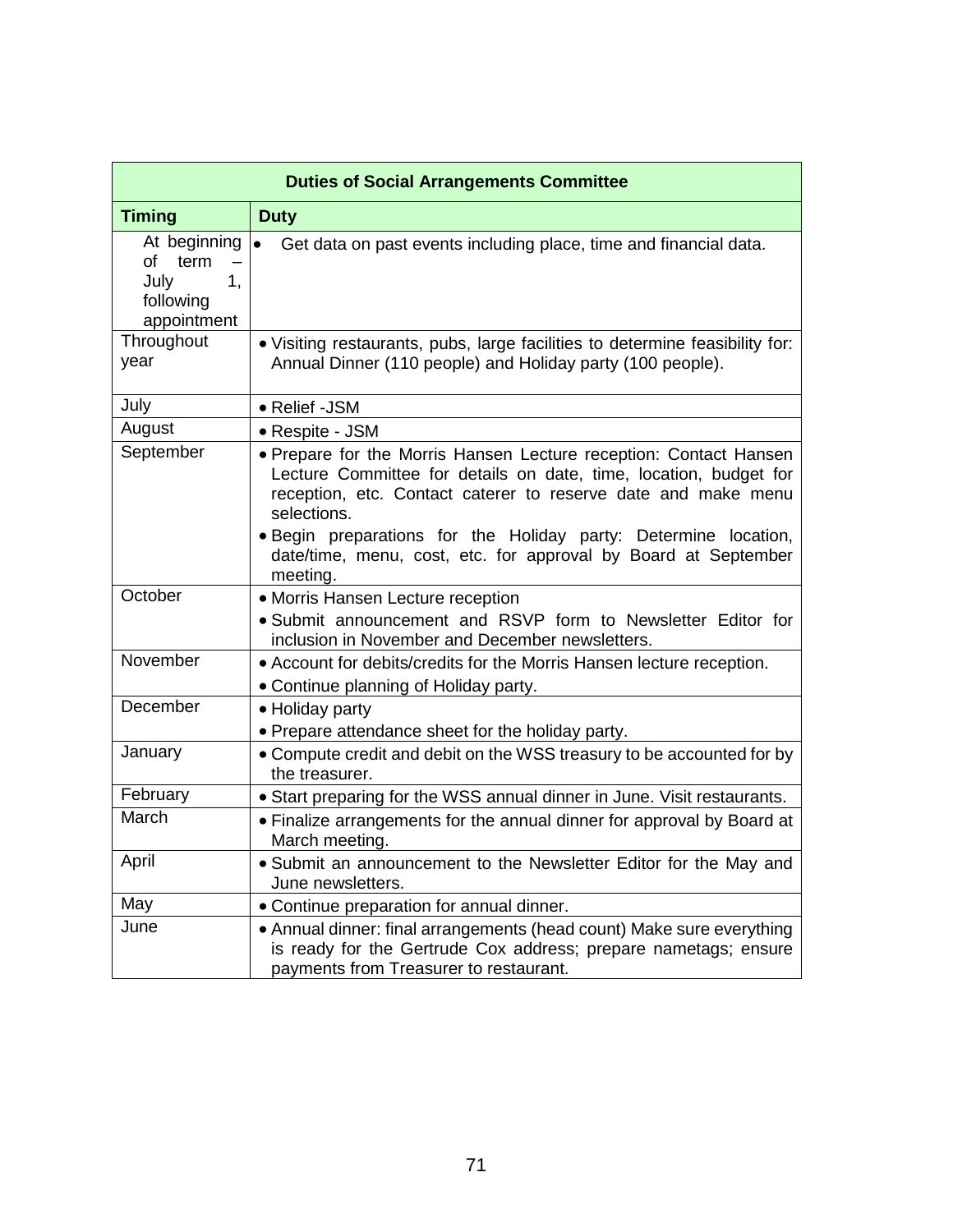| Duties of Social Arrangements Committee | |
|---|---|
| **Timing** | **Duty** |
| At beginning of term – July 1, following appointment | • Get data on past events including place, time and financial data. |
| Throughout year | • Visiting restaurants, pubs, large facilities to determine feasibility for: Annual Dinner (110 people) and Holiday party (100 people). |
| July | • Relief -JSM |
| August | • Respite - JSM |
| September | • Prepare for the Morris Hansen Lecture reception: Contact Hansen Lecture Committee for details on date, time, location, budget for reception, etc. Contact caterer to reserve date and make menu selections.<br>• Begin preparations for the Holiday party: Determine location, date/time, menu, cost, etc. for approval by Board at September meeting. |
| October | • Morris Hansen Lecture reception<br>• Submit announcement and RSVP form to Newsletter Editor for inclusion in November and December newsletters. |
| November | • Account for debits/credits for the Morris Hansen lecture reception.<br>• Continue planning of Holiday party. |
| December | • Holiday party<br>• Prepare attendance sheet for the holiday party. |
| January | • Compute credit and debit on the WSS treasury to be accounted for by the treasurer. |
| February | • Start preparing for the WSS annual dinner in June. Visit restaurants. |
| March | • Finalize arrangements for the annual dinner for approval by Board at March meeting. |
| April | • Submit an announcement to the Newsletter Editor for the May and June newsletters. |
| May | • Continue preparation for annual dinner. |
| June | • Annual dinner: final arrangements (head count) Make sure everything is ready for the Gertrude Cox address; prepare nametags; ensure payments from Treasurer to restaurant. |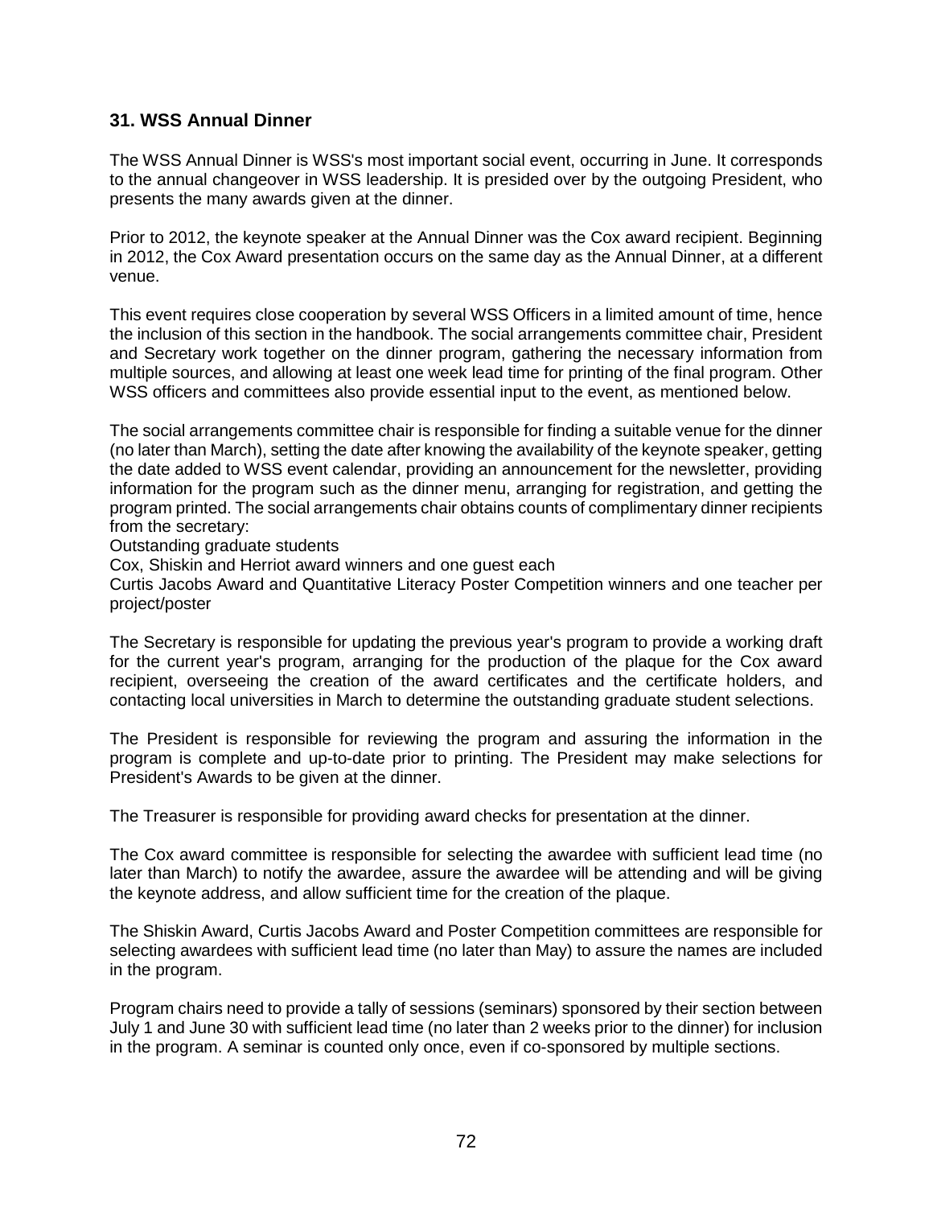## 31. WSS Annual Dinner

The WSS Annual Dinner is WSS's most important social event, occurring in June. It corresponds to the annual changeover in WSS leadership. It is presided over by the outgoing President, who presents the many awards given at the dinner.

Prior to 2012, the keynote speaker at the Annual Dinner was the Cox award recipient. Beginning in 2012, the Cox Award presentation occurs on the same day as the Annual Dinner, at a different venue.

This event requires close cooperation by several WSS Officers in a limited amount of time, hence the inclusion of this section in the handbook. The social arrangements committee chair, President and Secretary work together on the dinner program, gathering the necessary information from multiple sources, and allowing at least one week lead time for printing of the final program. Other WSS officers and committees also provide essential input to the event, as mentioned below.

The social arrangements committee chair is responsible for finding a suitable venue for the dinner (no later than March), setting the date after knowing the availability of the keynote speaker, getting the date added to WSS event calendar, providing an announcement for the newsletter, providing information for the program such as the dinner menu, arranging for registration, and getting the program printed. The social arrangements chair obtains counts of complimentary dinner recipients from the secretary:

Outstanding graduate students

Cox, Shiskin and Herriot award winners and one guest each

Curtis Jacobs Award and Quantitative Literacy Poster Competition winners and one teacher per project/poster

The Secretary is responsible for updating the previous year's program to provide a working draft for the current year's program, arranging for the production of the plaque for the Cox award recipient, overseeing the creation of the award certificates and the certificate holders, and contacting local universities in March to determine the outstanding graduate student selections.

The President is responsible for reviewing the program and assuring the information in the program is complete and up-to-date prior to printing. The President may make selections for President's Awards to be given at the dinner.

The Treasurer is responsible for providing award checks for presentation at the dinner.

The Cox award committee is responsible for selecting the awardee with sufficient lead time (no later than March) to notify the awardee, assure the awardee will be attending and will be giving the keynote address, and allow sufficient time for the creation of the plaque.

The Shiskin Award, Curtis Jacobs Award and Poster Competition committees are responsible for selecting awardees with sufficient lead time (no later than May) to assure the names are included in the program.

Program chairs need to provide a tally of sessions (seminars) sponsored by their section between July 1 and June 30 with sufficient lead time (no later than 2 weeks prior to the dinner) for inclusion in the program. A seminar is counted only once, even if co-sponsored by multiple sections.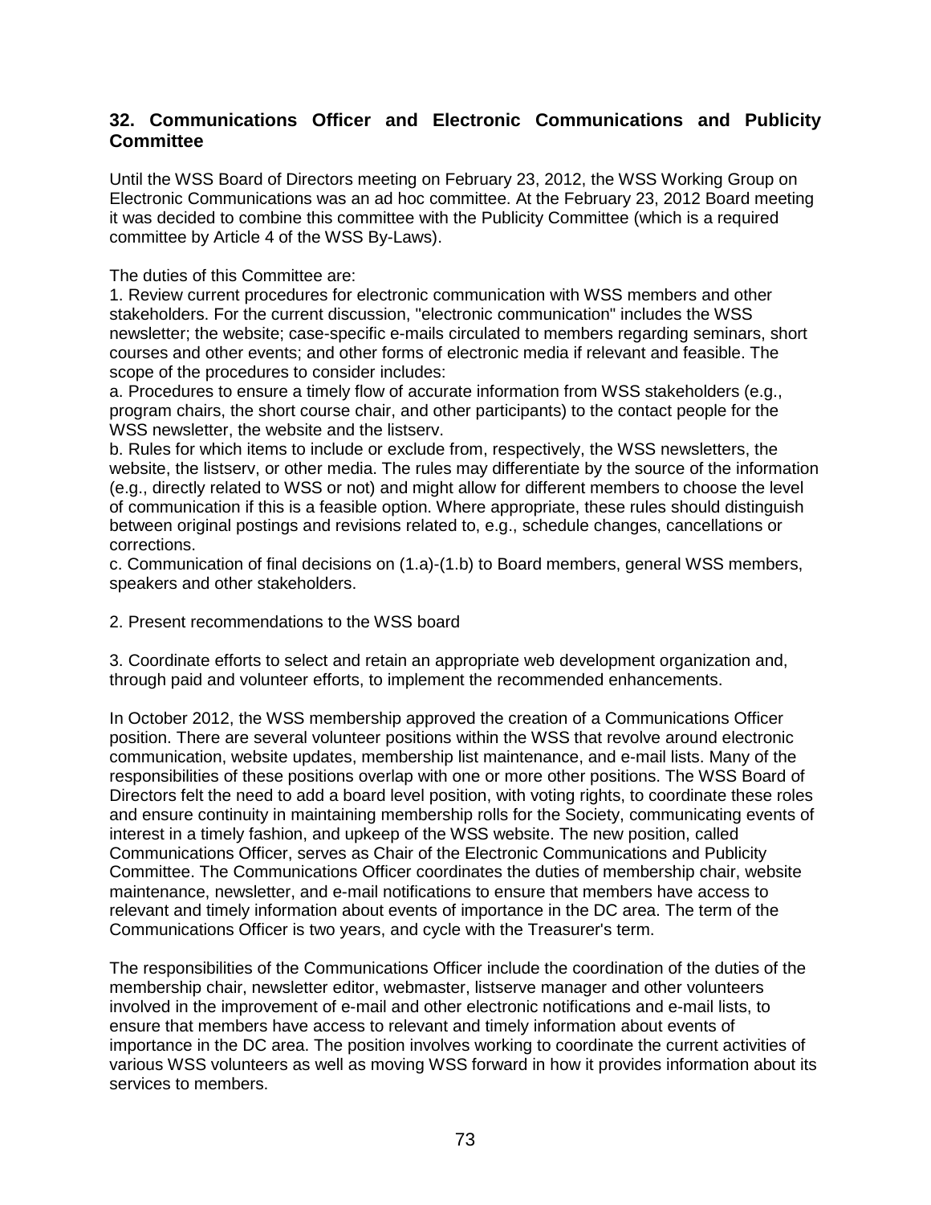## 32. Communications Officer and Electronic Communications and Publicity Committee

Until the WSS Board of Directors meeting on February 23, 2012, the WSS Working Group on Electronic Communications was an ad hoc committee. At the February 23, 2012 Board meeting it was decided to combine this committee with the Publicity Committee (which is a required committee by Article 4 of the WSS By-Laws).

The duties of this Committee are:

1. Review current procedures for electronic communication with WSS members and other stakeholders. For the current discussion, "electronic communication" includes the WSS newsletter; the website; case-specific e-mails circulated to members regarding seminars, short courses and other events; and other forms of electronic media if relevant and feasible. The scope of the procedures to consider includes:

a. Procedures to ensure a timely flow of accurate information from WSS stakeholders (e.g., program chairs, the short course chair, and other participants) to the contact people for the WSS newsletter, the website and the listserv.

b. Rules for which items to include or exclude from, respectively, the WSS newsletters, the website, the listserv, or other media. The rules may differentiate by the source of the information (e.g., directly related to WSS or not) and might allow for different members to choose the level of communication if this is a feasible option. Where appropriate, these rules should distinguish between original postings and revisions related to, e.g., schedule changes, cancellations or corrections.

c. Communication of final decisions on (1.a)-(1.b) to Board members, general WSS members, speakers and other stakeholders.

2. Present recommendations to the WSS board

3. Coordinate efforts to select and retain an appropriate web development organization and, through paid and volunteer efforts, to implement the recommended enhancements.

In October 2012, the WSS membership approved the creation of a Communications Officer position. There are several volunteer positions within the WSS that revolve around electronic communication, website updates, membership list maintenance, and e-mail lists. Many of the responsibilities of these positions overlap with one or more other positions. The WSS Board of Directors felt the need to add a board level position, with voting rights, to coordinate these roles and ensure continuity in maintaining membership rolls for the Society, communicating events of interest in a timely fashion, and upkeep of the WSS website. The new position, called Communications Officer, serves as Chair of the Electronic Communications and Publicity Committee. The Communications Officer coordinates the duties of membership chair, website maintenance, newsletter, and e-mail notifications to ensure that members have access to relevant and timely information about events of importance in the DC area. The term of the Communications Officer is two years, and cycle with the Treasurer's term.

The responsibilities of the Communications Officer include the coordination of the duties of the membership chair, newsletter editor, webmaster, listserve manager and other volunteers involved in the improvement of e-mail and other electronic notifications and e-mail lists, to ensure that members have access to relevant and timely information about events of importance in the DC area. The position involves working to coordinate the current activities of various WSS volunteers as well as moving WSS forward in how it provides information about its services to members.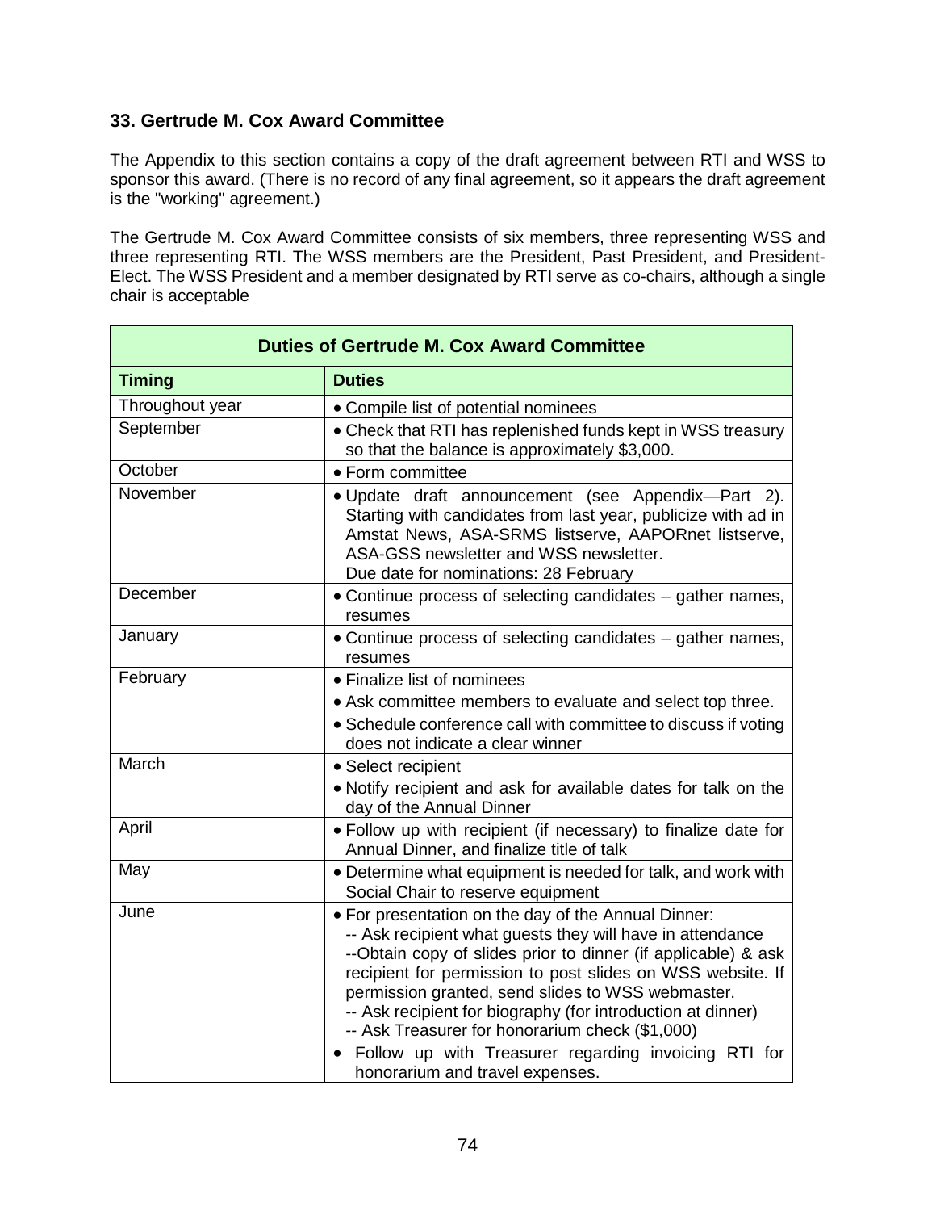### 33. Gertrude M. Cox Award Committee

The Appendix to this section contains a copy of the draft agreement between RTI and WSS to sponsor this award. (There is no record of any final agreement, so it appears the draft agreement is the "working" agreement.)

The Gertrude M. Cox Award Committee consists of six members, three representing WSS and three representing RTI. The WSS members are the President, Past President, and President-Elect. The WSS President and a member designated by RTI serve as co-chairs, although a single chair is acceptable

| Duties of Gertrude M. Cox Award Committee | |
|---|---|
| **Timing** | **Duties** |
| Throughout year | • Compile list of potential nominees |
| September | • Check that RTI has replenished funds kept in WSS treasury so that the balance is approximately $3,000. |
| October | • Form committee |
| November | • Update draft announcement (see Appendix—Part 2). Starting with candidates from last year, publicize with ad in Amstat News, ASA-SRMS listserve, AAPORnet listserve, ASA-GSS newsletter and WSS newsletter.<br>Due date for nominations: 28 February |
| December | • Continue process of selecting candidates – gather names, resumes |
| January | • Continue process of selecting candidates – gather names, resumes |
| February | • Finalize list of nominees<br>• Ask committee members to evaluate and select top three.<br>• Schedule conference call with committee to discuss if voting does not indicate a clear winner |
| March | • Select recipient<br>• Notify recipient and ask for available dates for talk on the day of the Annual Dinner |
| April | • Follow up with recipient (if necessary) to finalize date for Annual Dinner, and finalize title of talk |
| May | • Determine what equipment is needed for talk, and work with Social Chair to reserve equipment |
| June | • For presentation on the day of the Annual Dinner:<br>-- Ask recipient what guests they will have in attendance<br>--Obtain copy of slides prior to dinner (if applicable) & ask recipient for permission to post slides on WSS website. If permission granted, send slides to WSS webmaster.<br>-- Ask recipient for biography (for introduction at dinner)<br>-- Ask Treasurer for honorarium check ($1,000)<br>• Follow up with Treasurer regarding invoicing RTI for honorarium and travel expenses. |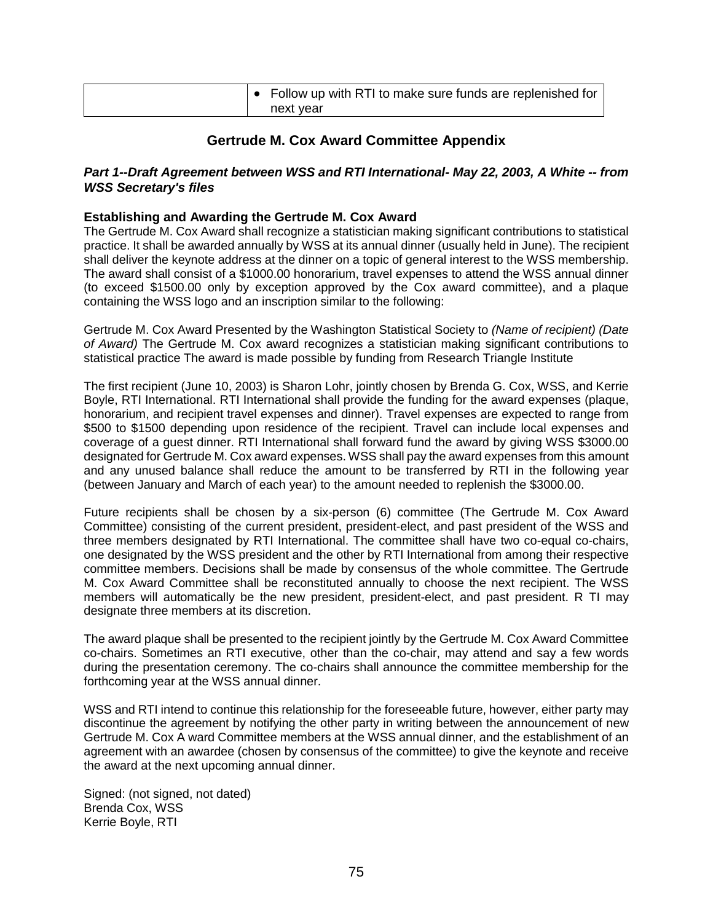| | • Follow up with RTI to make sure funds are replenished for next year |
|---|---|

## Gertrude M. Cox Award Committee Appendix

***Part 1--Draft Agreement between WSS and RTI International- May 22, 2003, A White -- from WSS Secretary's files***

**Establishing and Awarding the Gertrude M. Cox Award**

The Gertrude M. Cox Award shall recognize a statistician making significant contributions to statistical practice. It shall be awarded annually by WSS at its annual dinner (usually held in June). The recipient shall deliver the keynote address at the dinner on a topic of general interest to the WSS membership. The award shall consist of a $1000.00 honorarium, travel expenses to attend the WSS annual dinner (to exceed $1500.00 only by exception approved by the Cox award committee), and a plaque containing the WSS logo and an inscription similar to the following:

Gertrude M. Cox Award Presented by the Washington Statistical Society to *(Name of recipient) (Date of Award)* The Gertrude M. Cox award recognizes a statistician making significant contributions to statistical practice The award is made possible by funding from Research Triangle Institute

The first recipient (June 10, 2003) is Sharon Lohr, jointly chosen by Brenda G. Cox, WSS, and Kerrie Boyle, RTI International. RTI International shall provide the funding for the award expenses (plaque, honorarium, and recipient travel expenses and dinner). Travel expenses are expected to range from $500 to $1500 depending upon residence of the recipient. Travel can include local expenses and coverage of a guest dinner. RTI International shall forward fund the award by giving WSS $3000.00 designated for Gertrude M. Cox award expenses. WSS shall pay the award expenses from this amount and any unused balance shall reduce the amount to be transferred by RTI in the following year (between January and March of each year) to the amount needed to replenish the $3000.00.

Future recipients shall be chosen by a six-person (6) committee (The Gertrude M. Cox Award Committee) consisting of the current president, president-elect, and past president of the WSS and three members designated by RTI International. The committee shall have two co-equal co-chairs, one designated by the WSS president and the other by RTI International from among their respective committee members. Decisions shall be made by consensus of the whole committee. The Gertrude M. Cox Award Committee shall be reconstituted annually to choose the next recipient. The WSS members will automatically be the new president, president-elect, and past president. R TI may designate three members at its discretion.

The award plaque shall be presented to the recipient jointly by the Gertrude M. Cox Award Committee co-chairs. Sometimes an RTI executive, other than the co-chair, may attend and say a few words during the presentation ceremony. The co-chairs shall announce the committee membership for the forthcoming year at the WSS annual dinner.

WSS and RTI intend to continue this relationship for the foreseeable future, however, either party may discontinue the agreement by notifying the other party in writing between the announcement of new Gertrude M. Cox A ward Committee members at the WSS annual dinner, and the establishment of an agreement with an awardee (chosen by consensus of the committee) to give the keynote and receive the award at the next upcoming annual dinner.

Signed: (not signed, not dated)  
Brenda Cox, WSS  
Kerrie Boyle, RTI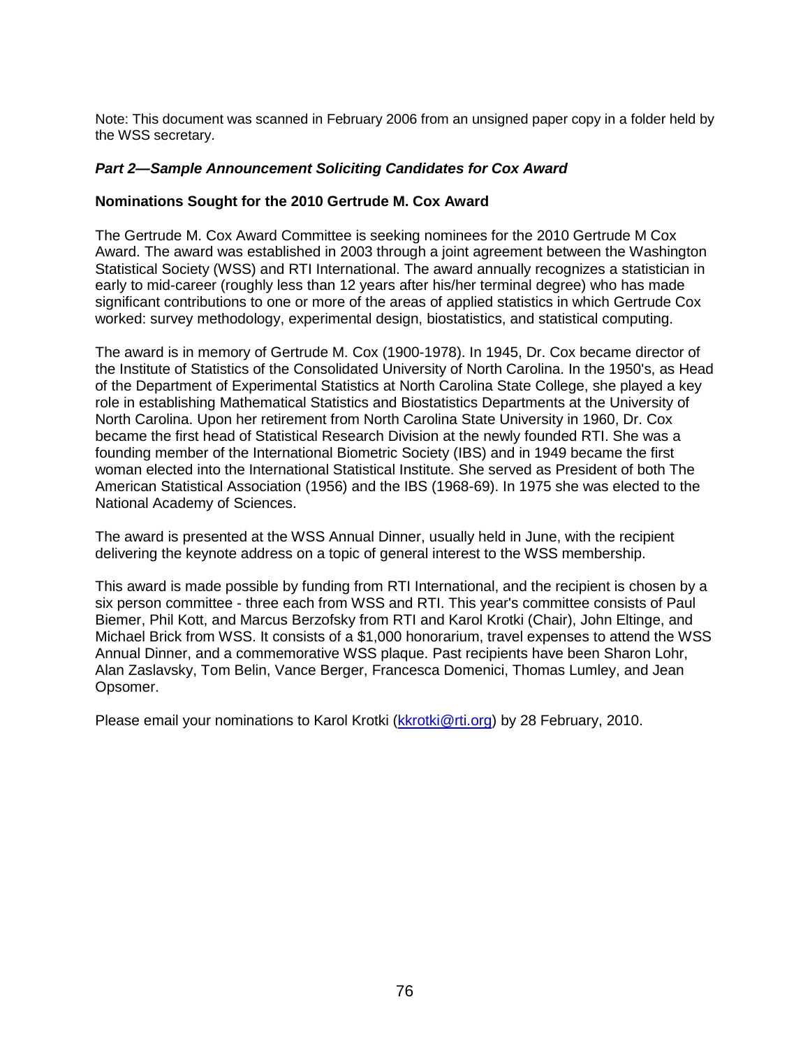Note: This document was scanned in February 2006 from an unsigned paper copy in a folder held by the WSS secretary.

***Part 2—Sample Announcement Soliciting Candidates for Cox Award***

**Nominations Sought for the 2010 Gertrude M. Cox Award**

The Gertrude M. Cox Award Committee is seeking nominees for the 2010 Gertrude M Cox Award. The award was established in 2003 through a joint agreement between the Washington Statistical Society (WSS) and RTI International. The award annually recognizes a statistician in early to mid-career (roughly less than 12 years after his/her terminal degree) who has made significant contributions to one or more of the areas of applied statistics in which Gertrude Cox worked: survey methodology, experimental design, biostatistics, and statistical computing.

The award is in memory of Gertrude M. Cox (1900-1978). In 1945, Dr. Cox became director of the Institute of Statistics of the Consolidated University of North Carolina. In the 1950's, as Head of the Department of Experimental Statistics at North Carolina State College, she played a key role in establishing Mathematical Statistics and Biostatistics Departments at the University of North Carolina. Upon her retirement from North Carolina State University in 1960, Dr. Cox became the first head of Statistical Research Division at the newly founded RTI. She was a founding member of the International Biometric Society (IBS) and in 1949 became the first woman elected into the International Statistical Institute. She served as President of both The American Statistical Association (1956) and the IBS (1968-69). In 1975 she was elected to the National Academy of Sciences.

The award is presented at the WSS Annual Dinner, usually held in June, with the recipient delivering the keynote address on a topic of general interest to the WSS membership.

This award is made possible by funding from RTI International, and the recipient is chosen by a six person committee - three each from WSS and RTI. This year's committee consists of Paul Biemer, Phil Kott, and Marcus Berzofsky from RTI and Karol Krotki (Chair), John Eltinge, and Michael Brick from WSS. It consists of a $1,000 honorarium, travel expenses to attend the WSS Annual Dinner, and a commemorative WSS plaque. Past recipients have been Sharon Lohr, Alan Zaslavsky, Tom Belin, Vance Berger, Francesca Domenici, Thomas Lumley, and Jean Opsomer.

Please email your nominations to Karol Krotki (kkrotki@rti.org) by 28 February, 2010.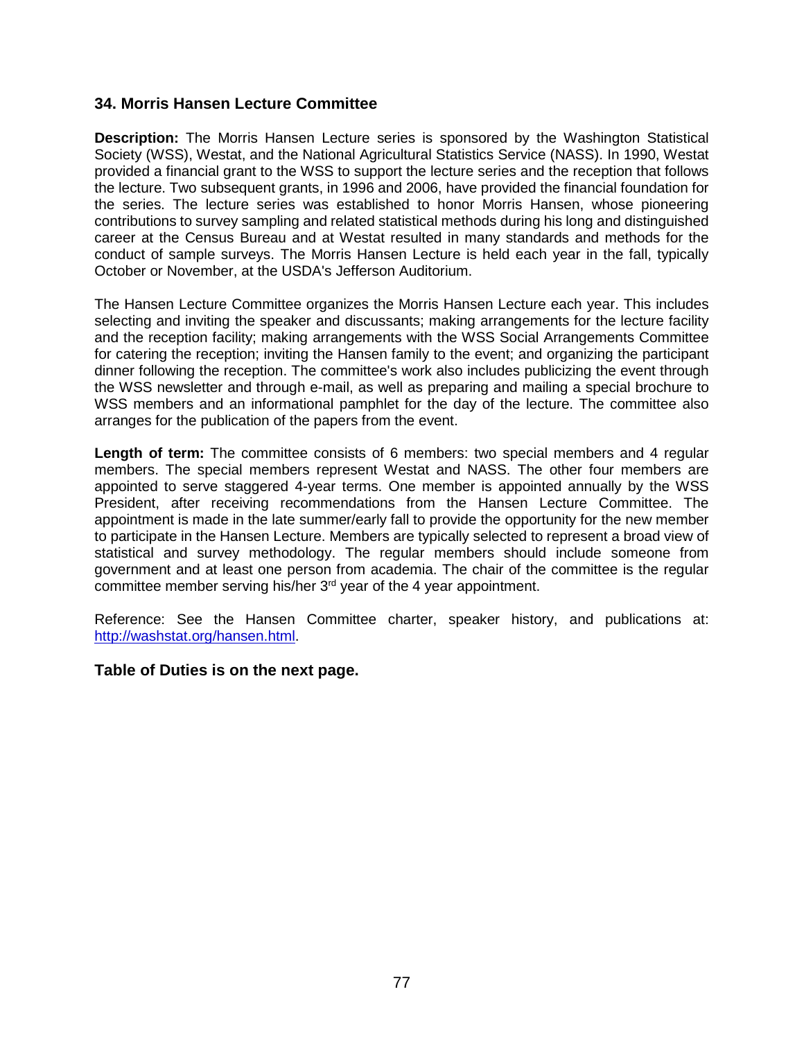## 34. Morris Hansen Lecture Committee

**Description:** The Morris Hansen Lecture series is sponsored by the Washington Statistical Society (WSS), Westat, and the National Agricultural Statistics Service (NASS). In 1990, Westat provided a financial grant to the WSS to support the lecture series and the reception that follows the lecture. Two subsequent grants, in 1996 and 2006, have provided the financial foundation for the series. The lecture series was established to honor Morris Hansen, whose pioneering contributions to survey sampling and related statistical methods during his long and distinguished career at the Census Bureau and at Westat resulted in many standards and methods for the conduct of sample surveys. The Morris Hansen Lecture is held each year in the fall, typically October or November, at the USDA's Jefferson Auditorium.

The Hansen Lecture Committee organizes the Morris Hansen Lecture each year. This includes selecting and inviting the speaker and discussants; making arrangements for the lecture facility and the reception facility; making arrangements with the WSS Social Arrangements Committee for catering the reception; inviting the Hansen family to the event; and organizing the participant dinner following the reception. The committee's work also includes publicizing the event through the WSS newsletter and through e-mail, as well as preparing and mailing a special brochure to WSS members and an informational pamphlet for the day of the lecture. The committee also arranges for the publication of the papers from the event.

**Length of term:** The committee consists of 6 members: two special members and 4 regular members. The special members represent Westat and NASS. The other four members are appointed to serve staggered 4-year terms. One member is appointed annually by the WSS President, after receiving recommendations from the Hansen Lecture Committee. The appointment is made in the late summer/early fall to provide the opportunity for the new member to participate in the Hansen Lecture. Members are typically selected to represent a broad view of statistical and survey methodology. The regular members should include someone from government and at least one person from academia. The chair of the committee is the regular committee member serving his/her 3rd year of the 4 year appointment.

Reference: See the Hansen Committee charter, speaker history, and publications at: http://washstat.org/hansen.html.

**Table of Duties is on the next page.**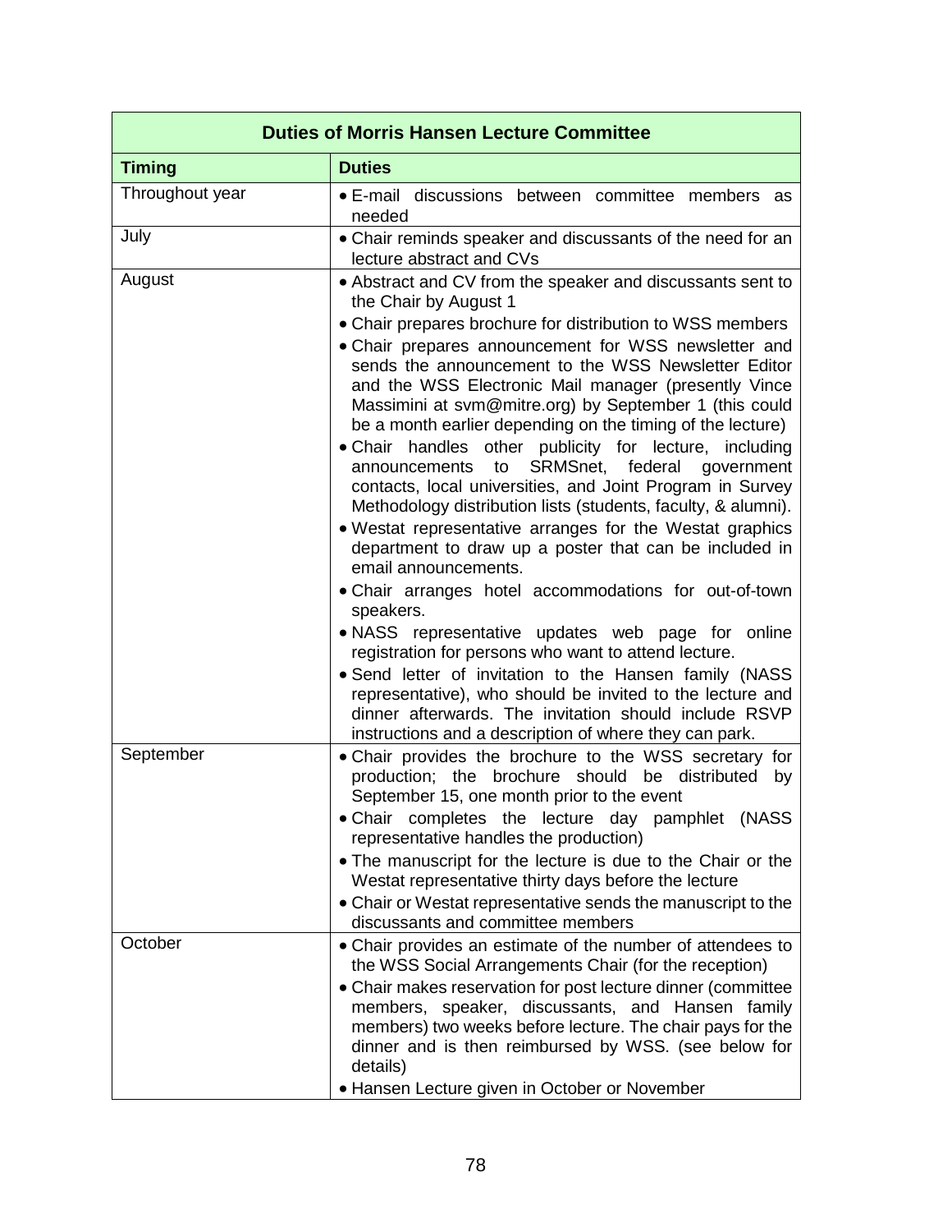| Duties of Morris Hansen Lecture Committee | |
|---|---|
| **Timing** | **Duties** |
| Throughout year | • E-mail discussions between committee members as needed |
| July | • Chair reminds speaker and discussants of the need for an lecture abstract and CVs |
| August | • Abstract and CV from the speaker and discussants sent to the Chair by August 1<br>• Chair prepares brochure for distribution to WSS members<br>• Chair prepares announcement for WSS newsletter and sends the announcement to the WSS Newsletter Editor and the WSS Electronic Mail manager (presently Vince Massimini at svm@mitre.org) by September 1 (this could be a month earlier depending on the timing of the lecture)<br>• Chair handles other publicity for lecture, including announcements to SRMSnet, federal government contacts, local universities, and Joint Program in Survey Methodology distribution lists (students, faculty, & alumni).<br>• Westat representative arranges for the Westat graphics department to draw up a poster that can be included in email announcements.<br>• Chair arranges hotel accommodations for out-of-town speakers.<br>• NASS representative updates web page for online registration for persons who want to attend lecture.<br>• Send letter of invitation to the Hansen family (NASS representative), who should be invited to the lecture and dinner afterwards. The invitation should include RSVP instructions and a description of where they can park. |
| September | • Chair provides the brochure to the WSS secretary for production; the brochure should be distributed by September 15, one month prior to the event<br>• Chair completes the lecture day pamphlet (NASS representative handles the production)<br>• The manuscript for the lecture is due to the Chair or the Westat representative thirty days before the lecture<br>• Chair or Westat representative sends the manuscript to the discussants and committee members |
| October | • Chair provides an estimate of the number of attendees to the WSS Social Arrangements Chair (for the reception)<br>• Chair makes reservation for post lecture dinner (committee members, speaker, discussants, and Hansen family members) two weeks before lecture. The chair pays for the dinner and is then reimbursed by WSS. (see below for details)<br>• Hansen Lecture given in October or November |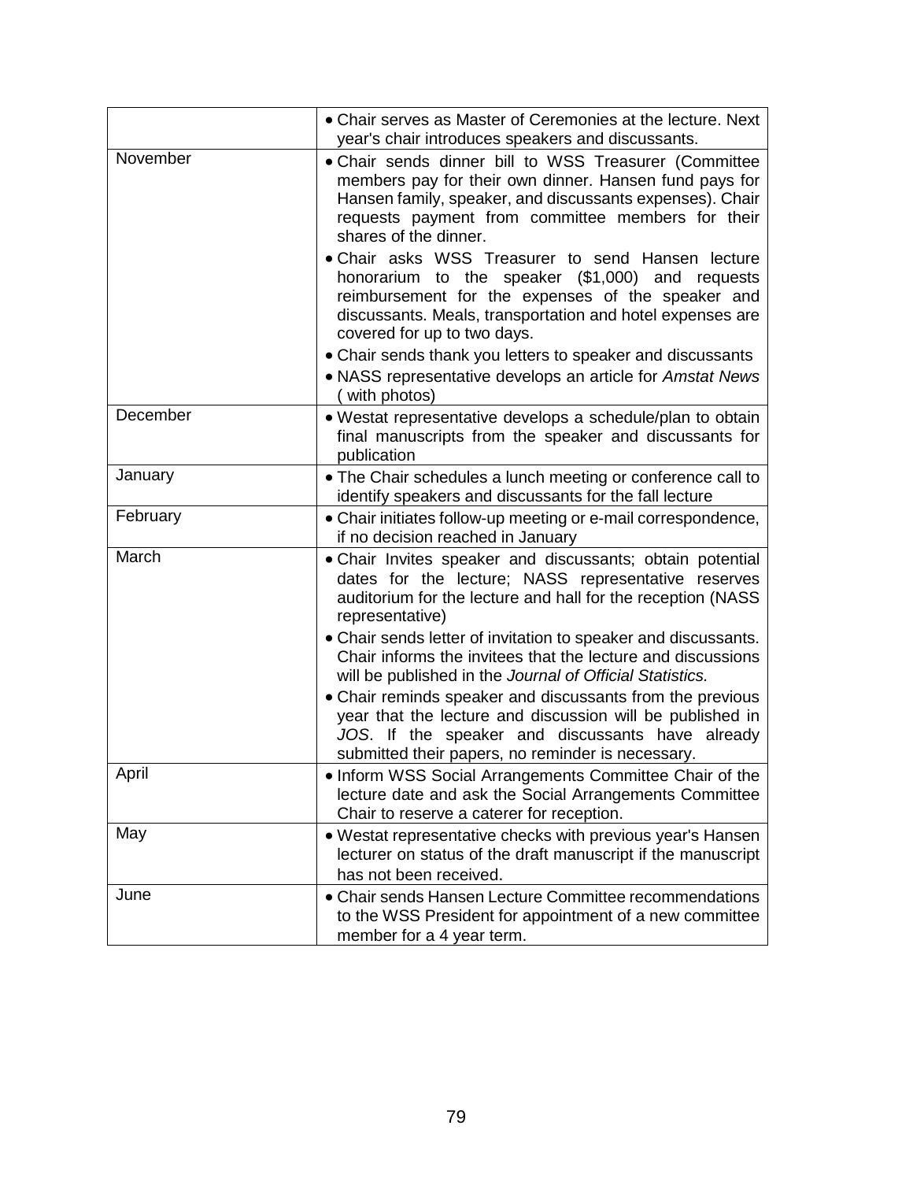| | |
|---|---|
| | • Chair serves as Master of Ceremonies at the lecture. Next year's chair introduces speakers and discussants. |
| November | • Chair sends dinner bill to WSS Treasurer (Committee members pay for their own dinner. Hansen fund pays for Hansen family, speaker, and discussants expenses). Chair requests payment from committee members for their shares of the dinner.<br>• Chair asks WSS Treasurer to send Hansen lecture honorarium to the speaker ($1,000) and requests reimbursement for the expenses of the speaker and discussants. Meals, transportation and hotel expenses are covered for up to two days.<br>• Chair sends thank you letters to speaker and discussants<br>• NASS representative develops an article for *Amstat News* ( with photos) |
| December | • Westat representative develops a schedule/plan to obtain final manuscripts from the speaker and discussants for publication |
| January | • The Chair schedules a lunch meeting or conference call to identify speakers and discussants for the fall lecture |
| February | • Chair initiates follow-up meeting or e-mail correspondence, if no decision reached in January |
| March | • Chair Invites speaker and discussants; obtain potential dates for the lecture; NASS representative reserves auditorium for the lecture and hall for the reception (NASS representative)<br>• Chair sends letter of invitation to speaker and discussants. Chair informs the invitees that the lecture and discussions will be published in the *Journal of Official Statistics.*<br>• Chair reminds speaker and discussants from the previous year that the lecture and discussion will be published in *JOS*. If the speaker and discussants have already submitted their papers, no reminder is necessary. |
| April | • Inform WSS Social Arrangements Committee Chair of the lecture date and ask the Social Arrangements Committee Chair to reserve a caterer for reception. |
| May | • Westat representative checks with previous year's Hansen lecturer on status of the draft manuscript if the manuscript has not been received. |
| June | • Chair sends Hansen Lecture Committee recommendations to the WSS President for appointment of a new committee member for a 4 year term. |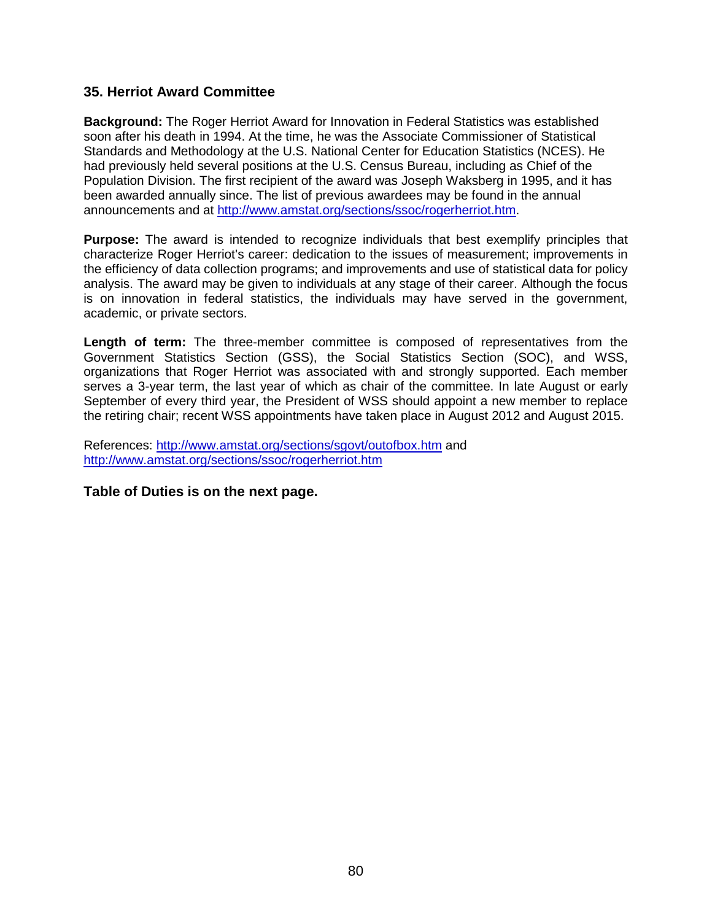## 35. Herriot Award Committee

**Background:** The Roger Herriot Award for Innovation in Federal Statistics was established soon after his death in 1994. At the time, he was the Associate Commissioner of Statistical Standards and Methodology at the U.S. National Center for Education Statistics (NCES). He had previously held several positions at the U.S. Census Bureau, including as Chief of the Population Division. The first recipient of the award was Joseph Waksberg in 1995, and it has been awarded annually since. The list of previous awardees may be found in the annual announcements and at [http://www.amstat.org/sections/ssoc/rogerherriot.htm](http://www.amstat.org/sections/ssoc/rogerherriot.htm).

**Purpose:** The award is intended to recognize individuals that best exemplify principles that characterize Roger Herriot's career: dedication to the issues of measurement; improvements in the efficiency of data collection programs; and improvements and use of statistical data for policy analysis. The award may be given to individuals at any stage of their career. Although the focus is on innovation in federal statistics, the individuals may have served in the government, academic, or private sectors.

**Length of term:** The three-member committee is composed of representatives from the Government Statistics Section (GSS), the Social Statistics Section (SOC), and WSS, organizations that Roger Herriot was associated with and strongly supported. Each member serves a 3-year term, the last year of which as chair of the committee. In late August or early September of every third year, the President of WSS should appoint a new member to replace the retiring chair; recent WSS appointments have taken place in August 2012 and August 2015.

References: [http://www.amstat.org/sections/sgovt/outofbox.htm](http://www.amstat.org/sections/sgovt/outofbox.htm) and [http://www.amstat.org/sections/ssoc/rogerherriot.htm](http://www.amstat.org/sections/ssoc/rogerherriot.htm)

**Table of Duties is on the next page.**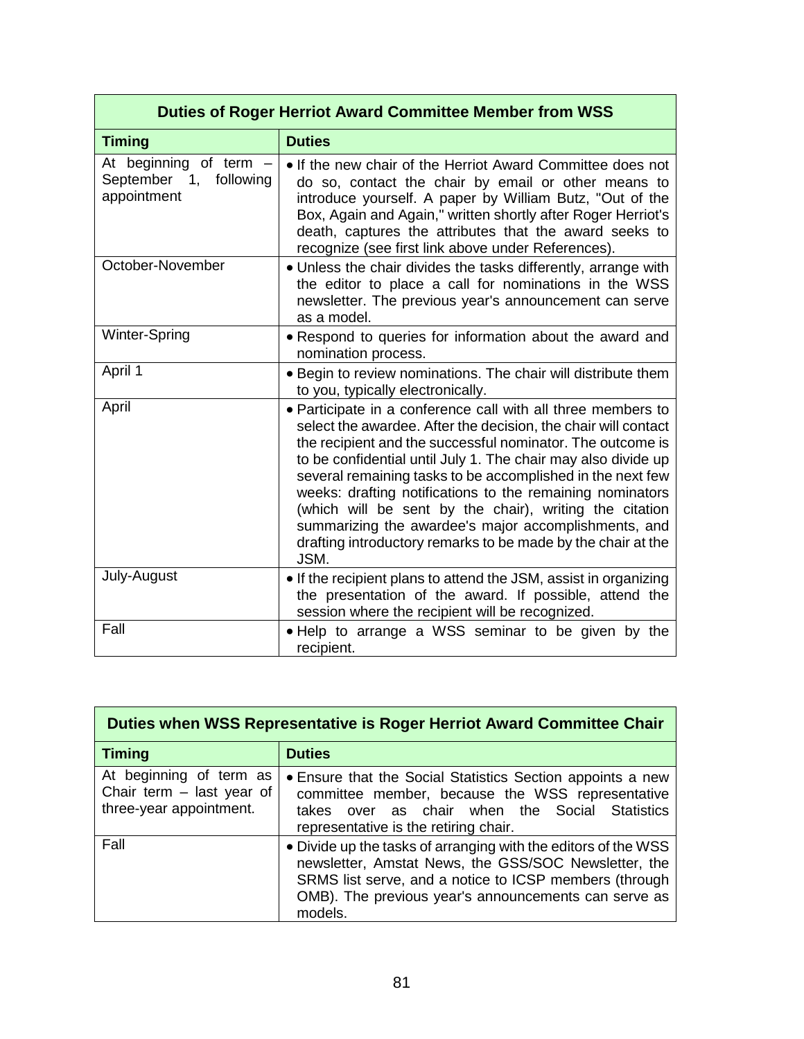| Duties of Roger Herriot Award Committee Member from WSS | |
|---|---|
| **Timing** | **Duties** |
| At beginning of term – September 1, following appointment | • If the new chair of the Herriot Award Committee does not do so, contact the chair by email or other means to introduce yourself. A paper by William Butz, "Out of the Box, Again and Again," written shortly after Roger Herriot's death, captures the attributes that the award seeks to recognize (see first link above under References). |
| October-November | • Unless the chair divides the tasks differently, arrange with the editor to place a call for nominations in the WSS newsletter. The previous year's announcement can serve as a model. |
| Winter-Spring | • Respond to queries for information about the award and nomination process. |
| April 1 | • Begin to review nominations. The chair will distribute them to you, typically electronically. |
| April | • Participate in a conference call with all three members to select the awardee. After the decision, the chair will contact the recipient and the successful nominator. The outcome is to be confidential until July 1. The chair may also divide up several remaining tasks to be accomplished in the next few weeks: drafting notifications to the remaining nominators (which will be sent by the chair), writing the citation summarizing the awardee's major accomplishments, and drafting introductory remarks to be made by the chair at the JSM. |
| July-August | • If the recipient plans to attend the JSM, assist in organizing the presentation of the award. If possible, attend the session where the recipient will be recognized. |
| Fall | • Help to arrange a WSS seminar to be given by the recipient. |

| Duties when WSS Representative is Roger Herriot Award Committee Chair | |
|---|---|
| **Timing** | **Duties** |
| At beginning of term as Chair term – last year of three-year appointment. | • Ensure that the Social Statistics Section appoints a new committee member, because the WSS representative takes over as chair when the Social Statistics representative is the retiring chair. |
| Fall | • Divide up the tasks of arranging with the editors of the WSS newsletter, Amstat News, the GSS/SOC Newsletter, the SRMS list serve, and a notice to ICSP members (through OMB). The previous year's announcements can serve as models. |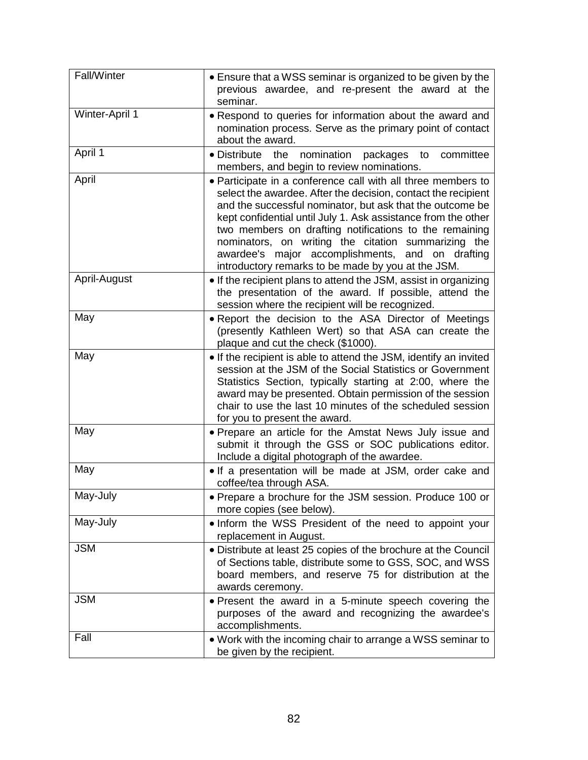| | |
|---|---|
| Fall/Winter | • Ensure that a WSS seminar is organized to be given by the previous awardee, and re-present the award at the seminar. |
| Winter-April 1 | • Respond to queries for information about the award and nomination process. Serve as the primary point of contact about the award. |
| April 1 | • Distribute the nomination packages to committee members, and begin to review nominations. |
| April | • Participate in a conference call with all three members to select the awardee. After the decision, contact the recipient and the successful nominator, but ask that the outcome be kept confidential until July 1. Ask assistance from the other two members on drafting notifications to the remaining nominators, on writing the citation summarizing the awardee's major accomplishments, and on drafting introductory remarks to be made by you at the JSM. |
| April-August | • If the recipient plans to attend the JSM, assist in organizing the presentation of the award. If possible, attend the session where the recipient will be recognized. |
| May | • Report the decision to the ASA Director of Meetings (presently Kathleen Wert) so that ASA can create the plaque and cut the check ($1000). |
| May | • If the recipient is able to attend the JSM, identify an invited session at the JSM of the Social Statistics or Government Statistics Section, typically starting at 2:00, where the award may be presented. Obtain permission of the session chair to use the last 10 minutes of the scheduled session for you to present the award. |
| May | • Prepare an article for the Amstat News July issue and submit it through the GSS or SOC publications editor. Include a digital photograph of the awardee. |
| May | • If a presentation will be made at JSM, order cake and coffee/tea through ASA. |
| May-July | • Prepare a brochure for the JSM session. Produce 100 or more copies (see below). |
| May-July | • Inform the WSS President of the need to appoint your replacement in August. |
| JSM | • Distribute at least 25 copies of the brochure at the Council of Sections table, distribute some to GSS, SOC, and WSS board members, and reserve 75 for distribution at the awards ceremony. |
| JSM | • Present the award in a 5-minute speech covering the purposes of the award and recognizing the awardee's accomplishments. |
| Fall | • Work with the incoming chair to arrange a WSS seminar to be given by the recipient. |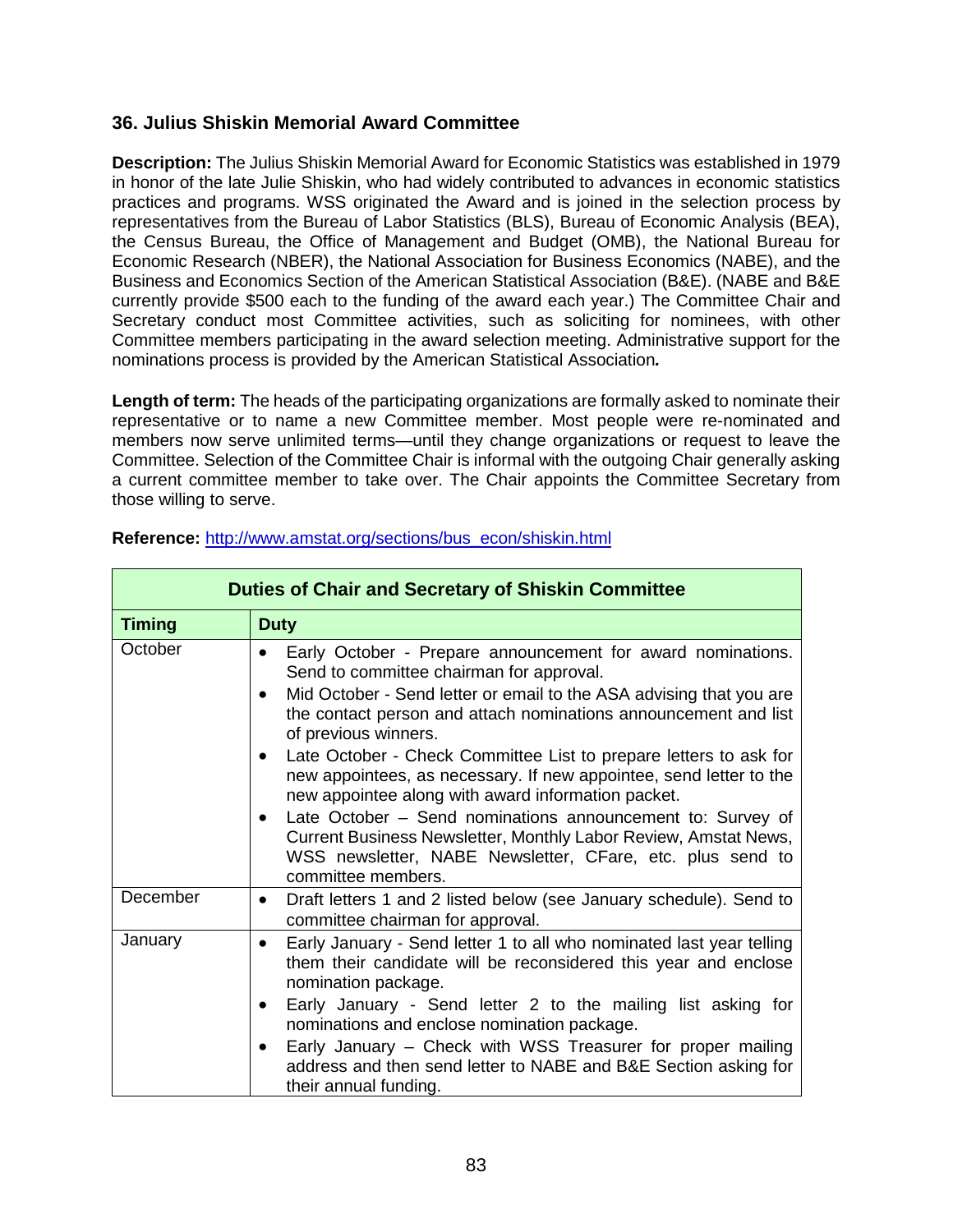### 36. Julius Shiskin Memorial Award Committee

**Description:** The Julius Shiskin Memorial Award for Economic Statistics was established in 1979 in honor of the late Julie Shiskin, who had widely contributed to advances in economic statistics practices and programs. WSS originated the Award and is joined in the selection process by representatives from the Bureau of Labor Statistics (BLS), Bureau of Economic Analysis (BEA), the Census Bureau, the Office of Management and Budget (OMB), the National Bureau for Economic Research (NBER), the National Association for Business Economics (NABE), and the Business and Economics Section of the American Statistical Association (B&E). (NABE and B&E currently provide $500 each to the funding of the award each year.) The Committee Chair and Secretary conduct most Committee activities, such as soliciting for nominees, with other Committee members participating in the award selection meeting. Administrative support for the nominations process is provided by the American Statistical Association.

**Length of term:** The heads of the participating organizations are formally asked to nominate their representative or to name a new Committee member. Most people were re-nominated and members now serve unlimited terms—until they change organizations or request to leave the Committee. Selection of the Committee Chair is informal with the outgoing Chair generally asking a current committee member to take over. The Chair appoints the Committee Secretary from those willing to serve.

**Reference:** http://www.amstat.org/sections/bus_econ/shiskin.html

| Duties of Chair and Secretary of Shiskin Committee | |
|---|---|
| **Timing** | **Duty** |
| October | • Early October - Prepare announcement for award nominations. Send to committee chairman for approval.<br>• Mid October - Send letter or email to the ASA advising that you are the contact person and attach nominations announcement and list of previous winners.<br>• Late October - Check Committee List to prepare letters to ask for new appointees, as necessary. If new appointee, send letter to the new appointee along with award information packet.<br>• Late October – Send nominations announcement to: Survey of Current Business Newsletter, Monthly Labor Review, Amstat News, WSS newsletter, NABE Newsletter, CFare, etc. plus send to committee members. |
| December | • Draft letters 1 and 2 listed below (see January schedule). Send to committee chairman for approval. |
| January | • Early January - Send letter 1 to all who nominated last year telling them their candidate will be reconsidered this year and enclose nomination package.<br>• Early January - Send letter 2 to the mailing list asking for nominations and enclose nomination package.<br>• Early January – Check with WSS Treasurer for proper mailing address and then send letter to NABE and B&E Section asking for their annual funding. |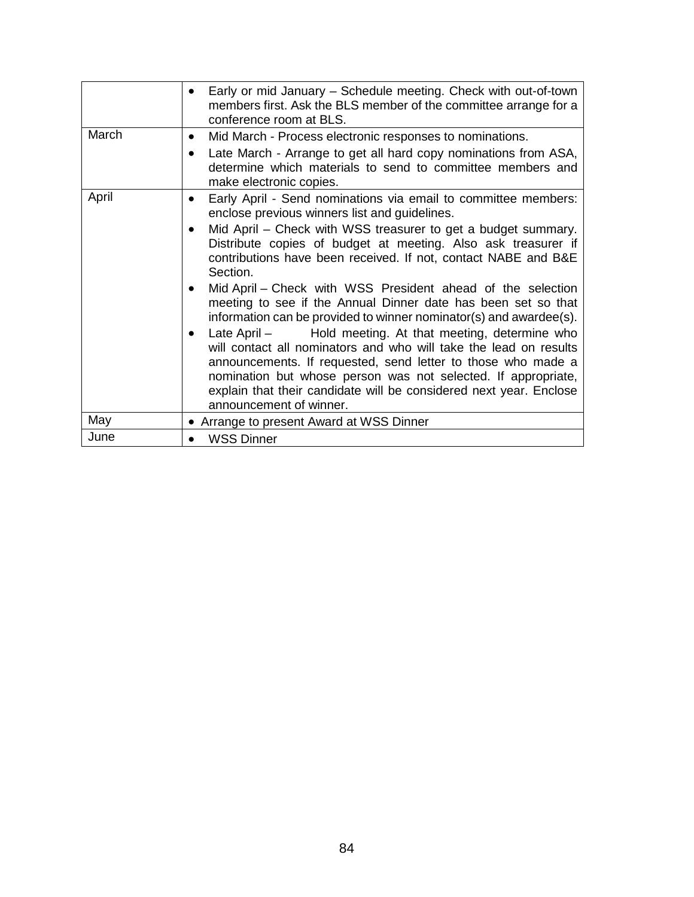| | |
|---|---|
| | • Early or mid January – Schedule meeting. Check with out-of-town members first. Ask the BLS member of the committee arrange for a conference room at BLS. |
| March | • Mid March - Process electronic responses to nominations.<br>• Late March - Arrange to get all hard copy nominations from ASA, determine which materials to send to committee members and make electronic copies. |
| April | • Early April - Send nominations via email to committee members: enclose previous winners list and guidelines.<br>• Mid April – Check with WSS treasurer to get a budget summary. Distribute copies of budget at meeting. Also ask treasurer if contributions have been received. If not, contact NABE and B&E Section.<br>• Mid April – Check with WSS President ahead of the selection meeting to see if the Annual Dinner date has been set so that information can be provided to winner nominator(s) and awardee(s).<br>• Late April – Hold meeting. At that meeting, determine who will contact all nominators and who will take the lead on results announcements. If requested, send letter to those who made a nomination but whose person was not selected. If appropriate, explain that their candidate will be considered next year. Enclose announcement of winner. |
| May | • Arrange to present Award at WSS Dinner |
| June | • WSS Dinner |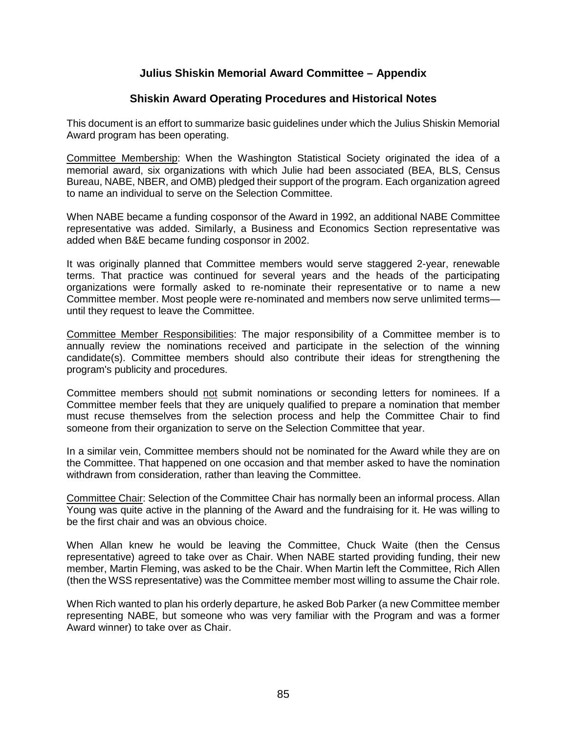# Julius Shiskin Memorial Award Committee – Appendix

## Shiskin Award Operating Procedures and Historical Notes

This document is an effort to summarize basic guidelines under which the Julius Shiskin Memorial Award program has been operating.

<u>Committee Membership</u>: When the Washington Statistical Society originated the idea of a memorial award, six organizations with which Julie had been associated (BEA, BLS, Census Bureau, NABE, NBER, and OMB) pledged their support of the program. Each organization agreed to name an individual to serve on the Selection Committee.

When NABE became a funding cosponsor of the Award in 1992, an additional NABE Committee representative was added. Similarly, a Business and Economics Section representative was added when B&E became funding cosponsor in 2002.

It was originally planned that Committee members would serve staggered 2-year, renewable terms. That practice was continued for several years and the heads of the participating organizations were formally asked to re-nominate their representative or to name a new Committee member. Most people were re-nominated and members now serve unlimited terms—until they request to leave the Committee.

<u>Committee Member Responsibilities</u>: The major responsibility of a Committee member is to annually review the nominations received and participate in the selection of the winning candidate(s). Committee members should also contribute their ideas for strengthening the program's publicity and procedures.

Committee members should <u>not</u> submit nominations or seconding letters for nominees. If a Committee member feels that they are uniquely qualified to prepare a nomination that member must recuse themselves from the selection process and help the Committee Chair to find someone from their organization to serve on the Selection Committee that year.

In a similar vein, Committee members should not be nominated for the Award while they are on the Committee. That happened on one occasion and that member asked to have the nomination withdrawn from consideration, rather than leaving the Committee.

<u>Committee Chair</u>: Selection of the Committee Chair has normally been an informal process. Allan Young was quite active in the planning of the Award and the fundraising for it. He was willing to be the first chair and was an obvious choice.

When Allan knew he would be leaving the Committee, Chuck Waite (then the Census representative) agreed to take over as Chair. When NABE started providing funding, their new member, Martin Fleming, was asked to be the Chair. When Martin left the Committee, Rich Allen (then the WSS representative) was the Committee member most willing to assume the Chair role.

When Rich wanted to plan his orderly departure, he asked Bob Parker (a new Committee member representing NABE, but someone who was very familiar with the Program and was a former Award winner) to take over as Chair.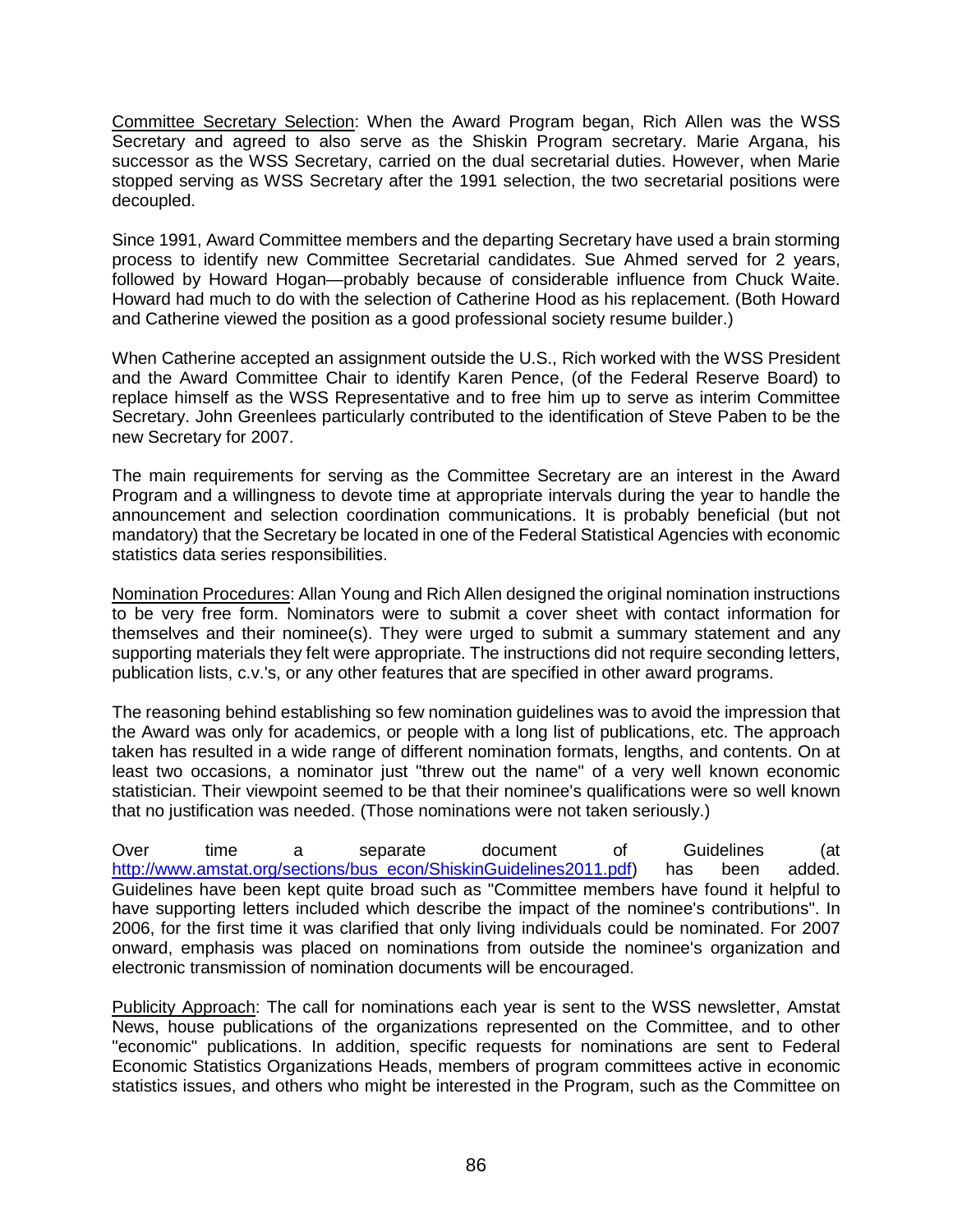Committee Secretary Selection: When the Award Program began, Rich Allen was the WSS Secretary and agreed to also serve as the Shiskin Program secretary. Marie Argana, his successor as the WSS Secretary, carried on the dual secretarial duties. However, when Marie stopped serving as WSS Secretary after the 1991 selection, the two secretarial positions were decoupled.

Since 1991, Award Committee members and the departing Secretary have used a brain storming process to identify new Committee Secretarial candidates. Sue Ahmed served for 2 years, followed by Howard Hogan—probably because of considerable influence from Chuck Waite. Howard had much to do with the selection of Catherine Hood as his replacement. (Both Howard and Catherine viewed the position as a good professional society resume builder.)

When Catherine accepted an assignment outside the U.S., Rich worked with the WSS President and the Award Committee Chair to identify Karen Pence, (of the Federal Reserve Board) to replace himself as the WSS Representative and to free him up to serve as interim Committee Secretary. John Greenlees particularly contributed to the identification of Steve Paben to be the new Secretary for 2007.

The main requirements for serving as the Committee Secretary are an interest in the Award Program and a willingness to devote time at appropriate intervals during the year to handle the announcement and selection coordination communications. It is probably beneficial (but not mandatory) that the Secretary be located in one of the Federal Statistical Agencies with economic statistics data series responsibilities.

Nomination Procedures: Allan Young and Rich Allen designed the original nomination instructions to be very free form. Nominators were to submit a cover sheet with contact information for themselves and their nominee(s). They were urged to submit a summary statement and any supporting materials they felt were appropriate. The instructions did not require seconding letters, publication lists, c.v.'s, or any other features that are specified in other award programs.

The reasoning behind establishing so few nomination guidelines was to avoid the impression that the Award was only for academics, or people with a long list of publications, etc. The approach taken has resulted in a wide range of different nomination formats, lengths, and contents. On at least two occasions, a nominator just "threw out the name" of a very well known economic statistician. Their viewpoint seemed to be that their nominee's qualifications were so well known that no justification was needed. (Those nominations were not taken seriously.)

Over time a separate document of Guidelines (at http://www.amstat.org/sections/bus_econ/ShiskinGuidelines2011.pdf) has been added. Guidelines have been kept quite broad such as "Committee members have found it helpful to have supporting letters included which describe the impact of the nominee's contributions". In 2006, for the first time it was clarified that only living individuals could be nominated. For 2007 onward, emphasis was placed on nominations from outside the nominee's organization and electronic transmission of nomination documents will be encouraged.

Publicity Approach: The call for nominations each year is sent to the WSS newsletter, Amstat News, house publications of the organizations represented on the Committee, and to other "economic" publications. In addition, specific requests for nominations are sent to Federal Economic Statistics Organizations Heads, members of program committees active in economic statistics issues, and others who might be interested in the Program, such as the Committee on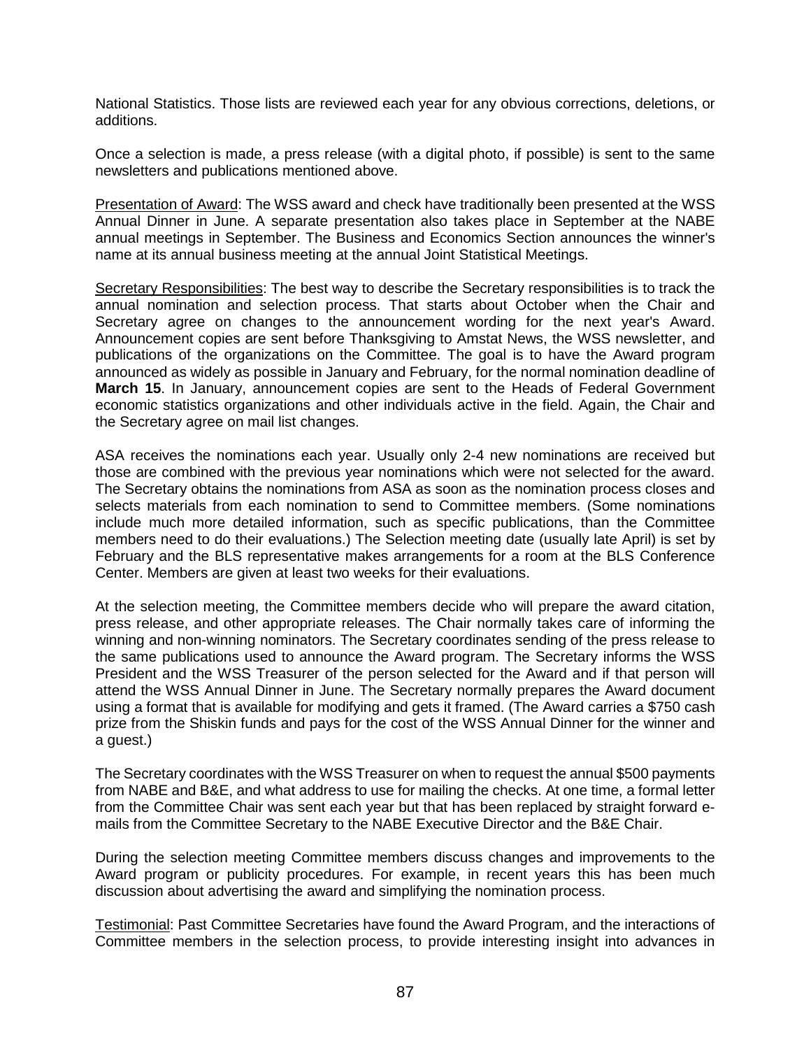National Statistics. Those lists are reviewed each year for any obvious corrections, deletions, or additions.

Once a selection is made, a press release (with a digital photo, if possible) is sent to the same newsletters and publications mentioned above.

<u>Presentation of Award</u>: The WSS award and check have traditionally been presented at the WSS Annual Dinner in June. A separate presentation also takes place in September at the NABE annual meetings in September. The Business and Economics Section announces the winner's name at its annual business meeting at the annual Joint Statistical Meetings.

<u>Secretary Responsibilities</u>: The best way to describe the Secretary responsibilities is to track the annual nomination and selection process. That starts about October when the Chair and Secretary agree on changes to the announcement wording for the next year's Award. Announcement copies are sent before Thanksgiving to Amstat News, the WSS newsletter, and publications of the organizations on the Committee. The goal is to have the Award program announced as widely as possible in January and February, for the normal nomination deadline of **March 15**. In January, announcement copies are sent to the Heads of Federal Government economic statistics organizations and other individuals active in the field. Again, the Chair and the Secretary agree on mail list changes.

ASA receives the nominations each year. Usually only 2-4 new nominations are received but those are combined with the previous year nominations which were not selected for the award. The Secretary obtains the nominations from ASA as soon as the nomination process closes and selects materials from each nomination to send to Committee members. (Some nominations include much more detailed information, such as specific publications, than the Committee members need to do their evaluations.) The Selection meeting date (usually late April) is set by February and the BLS representative makes arrangements for a room at the BLS Conference Center. Members are given at least two weeks for their evaluations.

At the selection meeting, the Committee members decide who will prepare the award citation, press release, and other appropriate releases. The Chair normally takes care of informing the winning and non-winning nominators. The Secretary coordinates sending of the press release to the same publications used to announce the Award program. The Secretary informs the WSS President and the WSS Treasurer of the person selected for the Award and if that person will attend the WSS Annual Dinner in June. The Secretary normally prepares the Award document using a format that is available for modifying and gets it framed. (The Award carries a $750 cash prize from the Shiskin funds and pays for the cost of the WSS Annual Dinner for the winner and a guest.)

The Secretary coordinates with the WSS Treasurer on when to request the annual $500 payments from NABE and B&E, and what address to use for mailing the checks. At one time, a formal letter from the Committee Chair was sent each year but that has been replaced by straight forward e-mails from the Committee Secretary to the NABE Executive Director and the B&E Chair.

During the selection meeting Committee members discuss changes and improvements to the Award program or publicity procedures. For example, in recent years this has been much discussion about advertising the award and simplifying the nomination process.

<u>Testimonial</u>: Past Committee Secretaries have found the Award Program, and the interactions of Committee members in the selection process, to provide interesting insight into advances in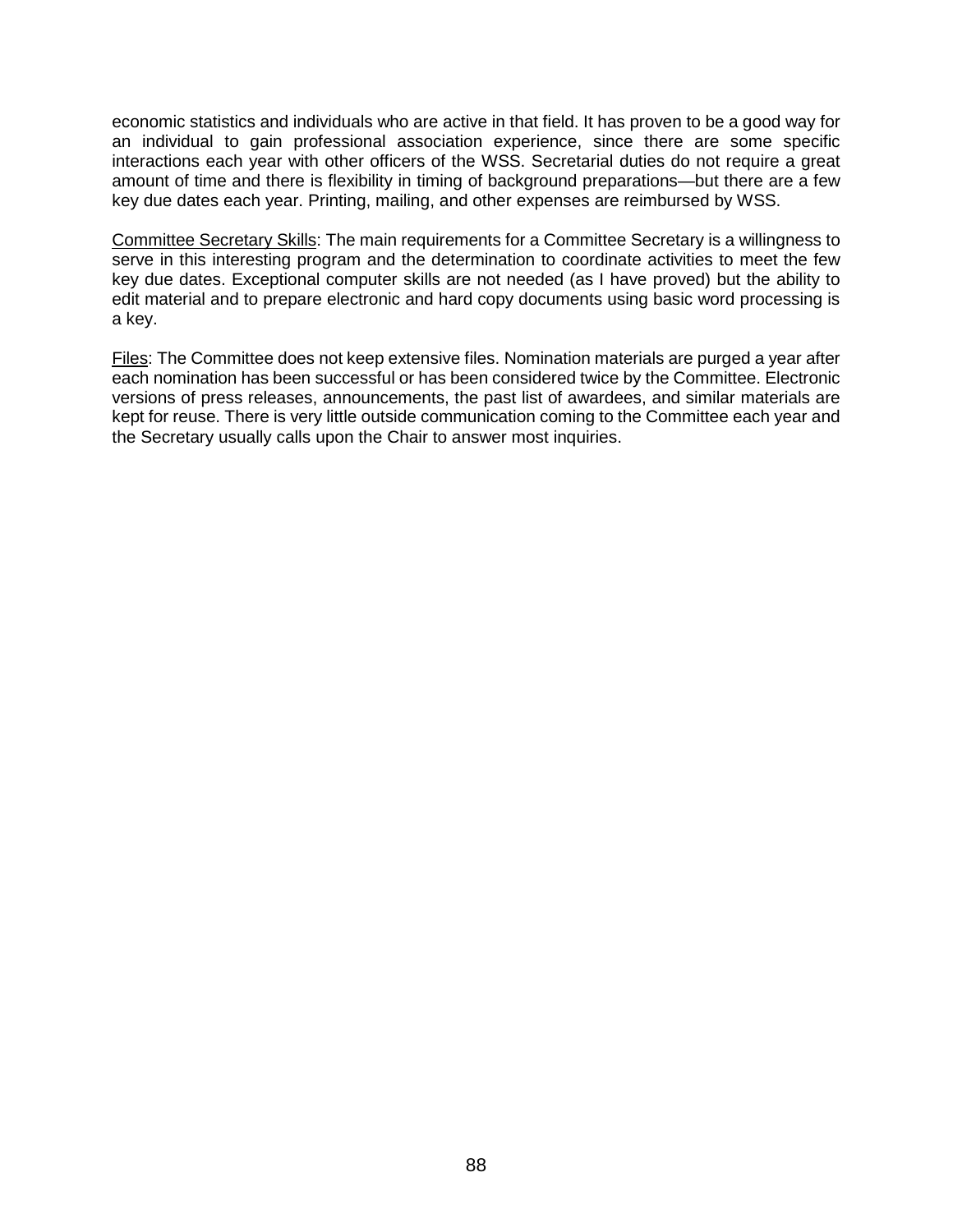economic statistics and individuals who are active in that field. It has proven to be a good way for an individual to gain professional association experience, since there are some specific interactions each year with other officers of the WSS. Secretarial duties do not require a great amount of time and there is flexibility in timing of background preparations—but there are a few key due dates each year. Printing, mailing, and other expenses are reimbursed by WSS.

<u>Committee Secretary Skills</u>: The main requirements for a Committee Secretary is a willingness to serve in this interesting program and the determination to coordinate activities to meet the few key due dates. Exceptional computer skills are not needed (as I have proved) but the ability to edit material and to prepare electronic and hard copy documents using basic word processing is a key.

<u>Files</u>: The Committee does not keep extensive files. Nomination materials are purged a year after each nomination has been successful or has been considered twice by the Committee. Electronic versions of press releases, announcements, the past list of awardees, and similar materials are kept for reuse. There is very little outside communication coming to the Committee each year and the Secretary usually calls upon the Chair to answer most inquiries.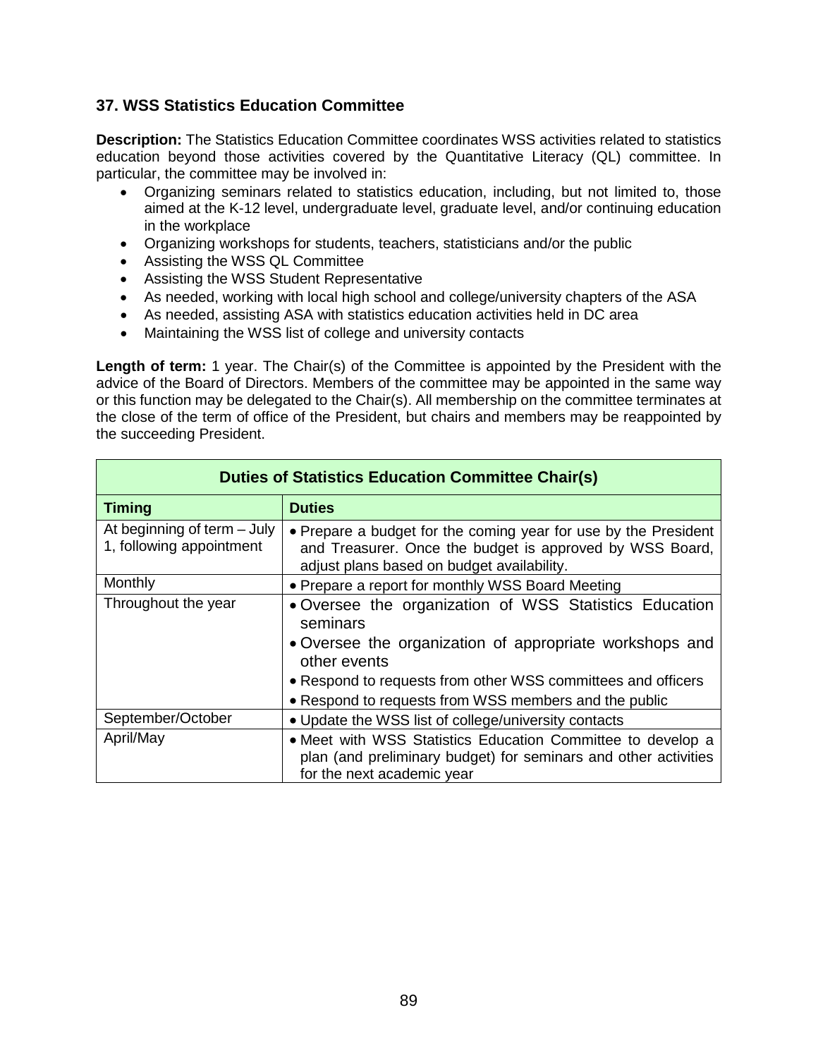## 37. WSS Statistics Education Committee

**Description:** The Statistics Education Committee coordinates WSS activities related to statistics education beyond those activities covered by the Quantitative Literacy (QL) committee. In particular, the committee may be involved in:

- Organizing seminars related to statistics education, including, but not limited to, those aimed at the K-12 level, undergraduate level, graduate level, and/or continuing education in the workplace
- Organizing workshops for students, teachers, statisticians and/or the public
- Assisting the WSS QL Committee
- Assisting the WSS Student Representative
- As needed, working with local high school and college/university chapters of the ASA
- As needed, assisting ASA with statistics education activities held in DC area
- Maintaining the WSS list of college and university contacts

**Length of term:** 1 year. The Chair(s) of the Committee is appointed by the President with the advice of the Board of Directors. Members of the committee may be appointed in the same way or this function may be delegated to the Chair(s). All membership on the committee terminates at the close of the term of office of the President, but chairs and members may be reappointed by the succeeding President.

| **Duties of Statistics Education Committee Chair(s)** | |
|---|---|
| **Timing** | **Duties** |
| At beginning of term – July 1, following appointment | • Prepare a budget for the coming year for use by the President and Treasurer. Once the budget is approved by WSS Board, adjust plans based on budget availability. |
| Monthly | • Prepare a report for monthly WSS Board Meeting |
| Throughout the year | • Oversee the organization of WSS Statistics Education seminars<br>• Oversee the organization of appropriate workshops and other events<br>• Respond to requests from other WSS committees and officers<br>• Respond to requests from WSS members and the public |
| September/October | • Update the WSS list of college/university contacts |
| April/May | • Meet with WSS Statistics Education Committee to develop a plan (and preliminary budget) for seminars and other activities for the next academic year |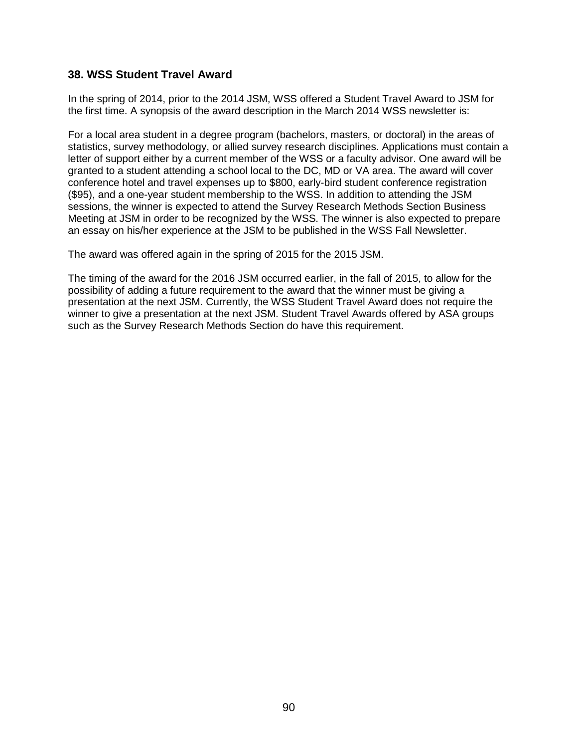## 38. WSS Student Travel Award

In the spring of 2014, prior to the 2014 JSM, WSS offered a Student Travel Award to JSM for the first time. A synopsis of the award description in the March 2014 WSS newsletter is:

For a local area student in a degree program (bachelors, masters, or doctoral) in the areas of statistics, survey methodology, or allied survey research disciplines. Applications must contain a letter of support either by a current member of the WSS or a faculty advisor. One award will be granted to a student attending a school local to the DC, MD or VA area. The award will cover conference hotel and travel expenses up to $800, early-bird student conference registration ($95), and a one-year student membership to the WSS. In addition to attending the JSM sessions, the winner is expected to attend the Survey Research Methods Section Business Meeting at JSM in order to be recognized by the WSS. The winner is also expected to prepare an essay on his/her experience at the JSM to be published in the WSS Fall Newsletter.

The award was offered again in the spring of 2015 for the 2015 JSM.

The timing of the award for the 2016 JSM occurred earlier, in the fall of 2015, to allow for the possibility of adding a future requirement to the award that the winner must be giving a presentation at the next JSM. Currently, the WSS Student Travel Award does not require the winner to give a presentation at the next JSM. Student Travel Awards offered by ASA groups such as the Survey Research Methods Section do have this requirement.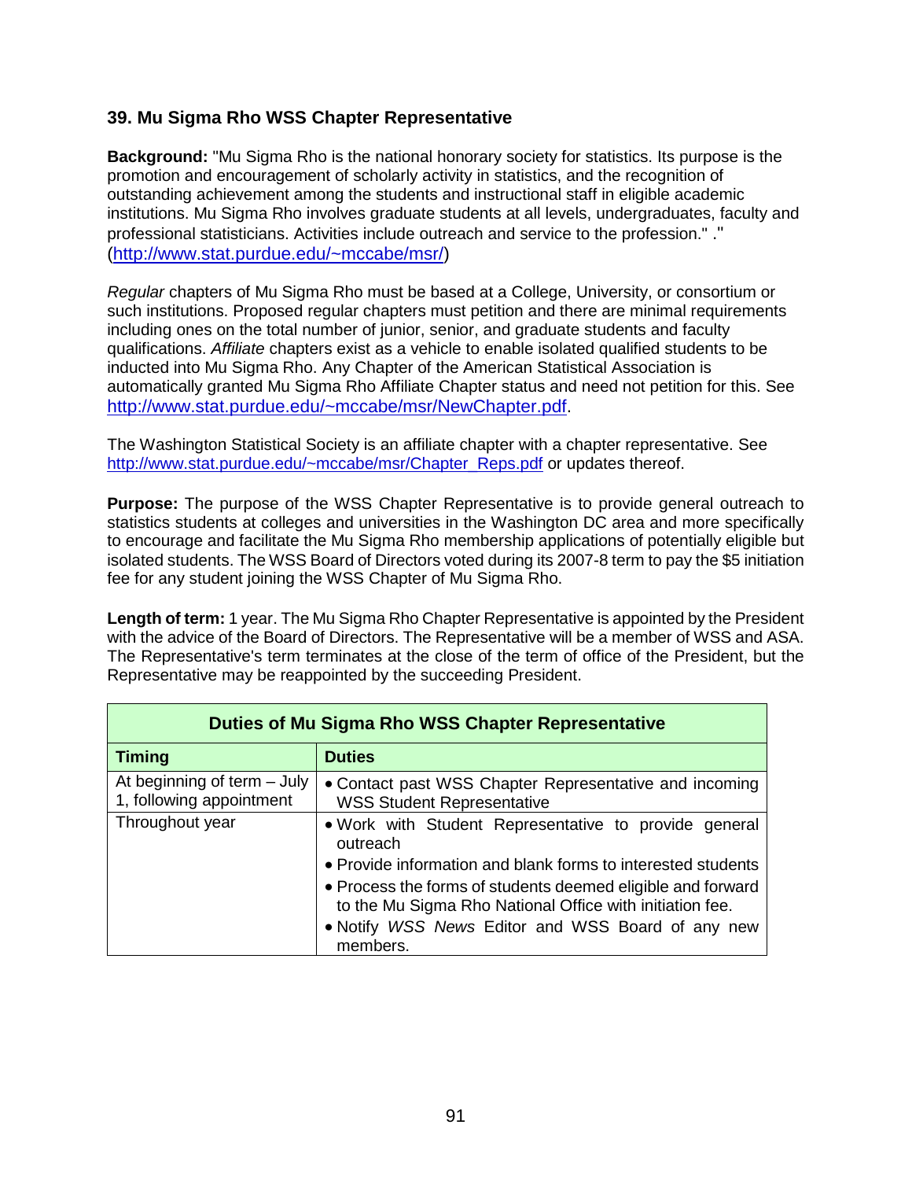## 39. Mu Sigma Rho WSS Chapter Representative

**Background:** "Mu Sigma Rho is the national honorary society for statistics. Its purpose is the promotion and encouragement of scholarly activity in statistics, and the recognition of outstanding achievement among the students and instructional staff in eligible academic institutions. Mu Sigma Rho involves graduate students at all levels, undergraduates, faculty and professional statisticians. Activities include outreach and service to the profession." ." (http://www.stat.purdue.edu/~mccabe/msr/)

*Regular* chapters of Mu Sigma Rho must be based at a College, University, or consortium or such institutions. Proposed regular chapters must petition and there are minimal requirements including ones on the total number of junior, senior, and graduate students and faculty qualifications. *Affiliate* chapters exist as a vehicle to enable isolated qualified students to be inducted into Mu Sigma Rho. Any Chapter of the American Statistical Association is automatically granted Mu Sigma Rho Affiliate Chapter status and need not petition for this. See http://www.stat.purdue.edu/~mccabe/msr/NewChapter.pdf.

The Washington Statistical Society is an affiliate chapter with a chapter representative. See http://www.stat.purdue.edu/~mccabe/msr/Chapter_Reps.pdf or updates thereof.

**Purpose:** The purpose of the WSS Chapter Representative is to provide general outreach to statistics students at colleges and universities in the Washington DC area and more specifically to encourage and facilitate the Mu Sigma Rho membership applications of potentially eligible but isolated students. The WSS Board of Directors voted during its 2007-8 term to pay the $5 initiation fee for any student joining the WSS Chapter of Mu Sigma Rho.

**Length of term:** 1 year. The Mu Sigma Rho Chapter Representative is appointed by the President with the advice of the Board of Directors. The Representative will be a member of WSS and ASA. The Representative's term terminates at the close of the term of office of the President, but the Representative may be reappointed by the succeeding President.

| Duties of Mu Sigma Rho WSS Chapter Representative | |
|---|---|
| **Timing** | **Duties** |
| At beginning of term – July 1, following appointment | • Contact past WSS Chapter Representative and incoming WSS Student Representative |
| Throughout year | • Work with Student Representative to provide general outreach<br>• Provide information and blank forms to interested students<br>• Process the forms of students deemed eligible and forward to the Mu Sigma Rho National Office with initiation fee.<br>• Notify *WSS News* Editor and WSS Board of any new members. |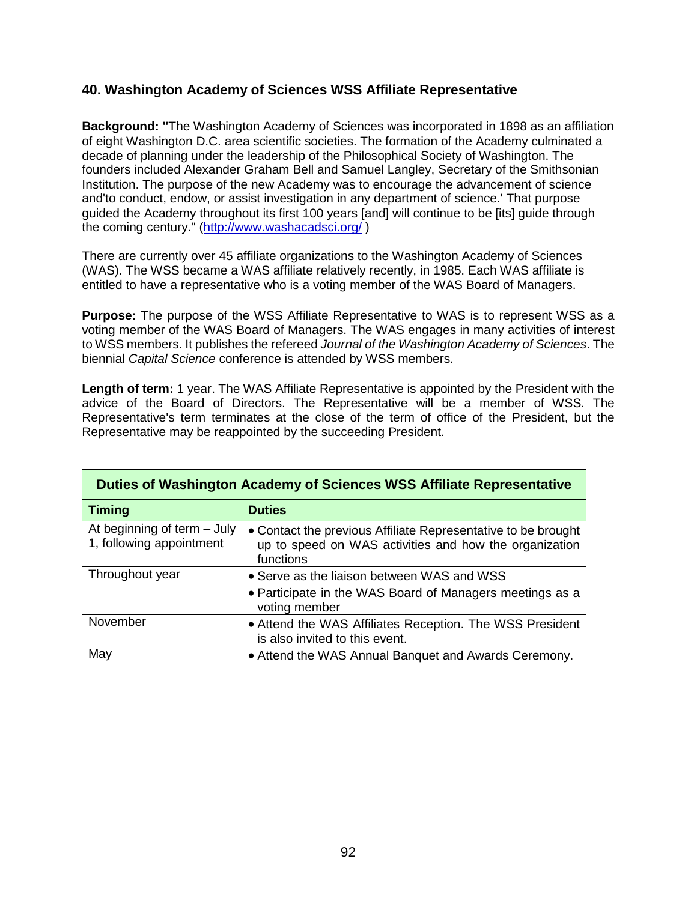## 40. Washington Academy of Sciences WSS Affiliate Representative

**Background: "**The Washington Academy of Sciences was incorporated in 1898 as an affiliation of eight Washington D.C. area scientific societies. The formation of the Academy culminated a decade of planning under the leadership of the Philosophical Society of Washington. The founders included Alexander Graham Bell and Samuel Langley, Secretary of the Smithsonian Institution. The purpose of the new Academy was to encourage the advancement of science and'to conduct, endow, or assist investigation in any department of science.' That purpose guided the Academy throughout its first 100 years [and] will continue to be [its] guide through the coming century." (http://www.washacadsci.org/ )

There are currently over 45 affiliate organizations to the Washington Academy of Sciences (WAS). The WSS became a WAS affiliate relatively recently, in 1985. Each WAS affiliate is entitled to have a representative who is a voting member of the WAS Board of Managers.

**Purpose:** The purpose of the WSS Affiliate Representative to WAS is to represent WSS as a voting member of the WAS Board of Managers. The WAS engages in many activities of interest to WSS members. It publishes the refereed *Journal of the Washington Academy of Sciences*. The biennial *Capital Science* conference is attended by WSS members.

**Length of term:** 1 year. The WAS Affiliate Representative is appointed by the President with the advice of the Board of Directors. The Representative will be a member of WSS. The Representative's term terminates at the close of the term of office of the President, but the Representative may be reappointed by the succeeding President.

| **Duties of Washington Academy of Sciences WSS Affiliate Representative** | |
|---|---|
| **Timing** | **Duties** |
| At beginning of term – July 1, following appointment | • Contact the previous Affiliate Representative to be brought up to speed on WAS activities and how the organization functions |
| Throughout year | • Serve as the liaison between WAS and WSS<br>• Participate in the WAS Board of Managers meetings as a voting member |
| November | • Attend the WAS Affiliates Reception. The WSS President is also invited to this event. |
| May | • Attend the WAS Annual Banquet and Awards Ceremony. |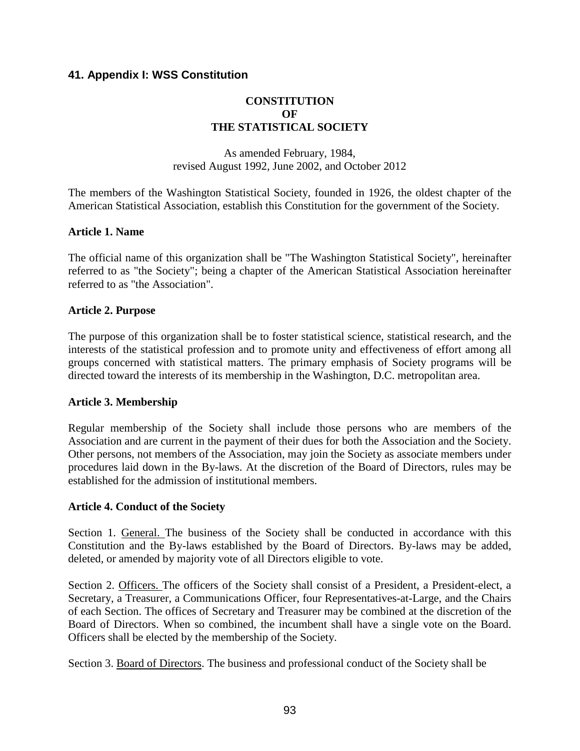## 41. Appendix I: WSS Constitution

**CONSTITUTION**
**OF**
**THE STATISTICAL SOCIETY**

As amended February, 1984,
revised August 1992, June 2002, and October 2012

The members of the Washington Statistical Society, founded in 1926, the oldest chapter of the American Statistical Association, establish this Constitution for the government of the Society.

### Article 1. Name

The official name of this organization shall be "The Washington Statistical Society", hereinafter referred to as "the Society"; being a chapter of the American Statistical Association hereinafter referred to as "the Association".

### Article 2. Purpose

The purpose of this organization shall be to foster statistical science, statistical research, and the interests of the statistical profession and to promote unity and effectiveness of effort among all groups concerned with statistical matters. The primary emphasis of Society programs will be directed toward the interests of its membership in the Washington, D.C. metropolitan area.

### Article 3. Membership

Regular membership of the Society shall include those persons who are members of the Association and are current in the payment of their dues for both the Association and the Society. Other persons, not members of the Association, may join the Society as associate members under procedures laid down in the By-laws. At the discretion of the Board of Directors, rules may be established for the admission of institutional members.

### Article 4. Conduct of the Society

Section 1. General. The business of the Society shall be conducted in accordance with this Constitution and the By-laws established by the Board of Directors. By-laws may be added, deleted, or amended by majority vote of all Directors eligible to vote.

Section 2. Officers. The officers of the Society shall consist of a President, a President-elect, a Secretary, a Treasurer, a Communications Officer, four Representatives-at-Large, and the Chairs of each Section. The offices of Secretary and Treasurer may be combined at the discretion of the Board of Directors. When so combined, the incumbent shall have a single vote on the Board. Officers shall be elected by the membership of the Society.

Section 3. Board of Directors. The business and professional conduct of the Society shall be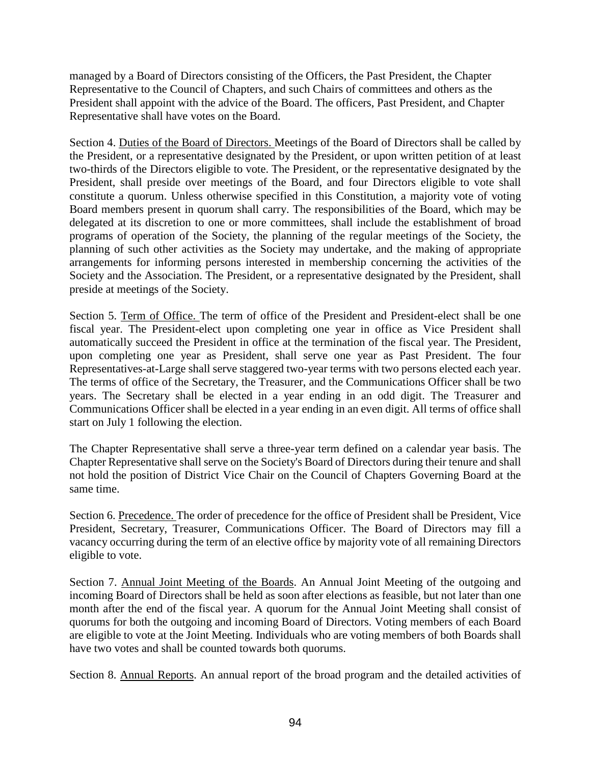managed by a Board of Directors consisting of the Officers, the Past President, the Chapter Representative to the Council of Chapters, and such Chairs of committees and others as the President shall appoint with the advice of the Board. The officers, Past President, and Chapter Representative shall have votes on the Board.

Section 4. Duties of the Board of Directors. Meetings of the Board of Directors shall be called by the President, or a representative designated by the President, or upon written petition of at least two-thirds of the Directors eligible to vote. The President, or the representative designated by the President, shall preside over meetings of the Board, and four Directors eligible to vote shall constitute a quorum. Unless otherwise specified in this Constitution, a majority vote of voting Board members present in quorum shall carry. The responsibilities of the Board, which may be delegated at its discretion to one or more committees, shall include the establishment of broad programs of operation of the Society, the planning of the regular meetings of the Society, the planning of such other activities as the Society may undertake, and the making of appropriate arrangements for informing persons interested in membership concerning the activities of the Society and the Association. The President, or a representative designated by the President, shall preside at meetings of the Society.

Section 5. Term of Office. The term of office of the President and President-elect shall be one fiscal year. The President-elect upon completing one year in office as Vice President shall automatically succeed the President in office at the termination of the fiscal year. The President, upon completing one year as President, shall serve one year as Past President. The four Representatives-at-Large shall serve staggered two-year terms with two persons elected each year. The terms of office of the Secretary, the Treasurer, and the Communications Officer shall be two years. The Secretary shall be elected in a year ending in an odd digit. The Treasurer and Communications Officer shall be elected in a year ending in an even digit. All terms of office shall start on July 1 following the election.

The Chapter Representative shall serve a three-year term defined on a calendar year basis. The Chapter Representative shall serve on the Society's Board of Directors during their tenure and shall not hold the position of District Vice Chair on the Council of Chapters Governing Board at the same time.

Section 6. Precedence. The order of precedence for the office of President shall be President, Vice President, Secretary, Treasurer, Communications Officer. The Board of Directors may fill a vacancy occurring during the term of an elective office by majority vote of all remaining Directors eligible to vote.

Section 7. Annual Joint Meeting of the Boards. An Annual Joint Meeting of the outgoing and incoming Board of Directors shall be held as soon after elections as feasible, but not later than one month after the end of the fiscal year. A quorum for the Annual Joint Meeting shall consist of quorums for both the outgoing and incoming Board of Directors. Voting members of each Board are eligible to vote at the Joint Meeting. Individuals who are voting members of both Boards shall have two votes and shall be counted towards both quorums.

Section 8. Annual Reports. An annual report of the broad program and the detailed activities of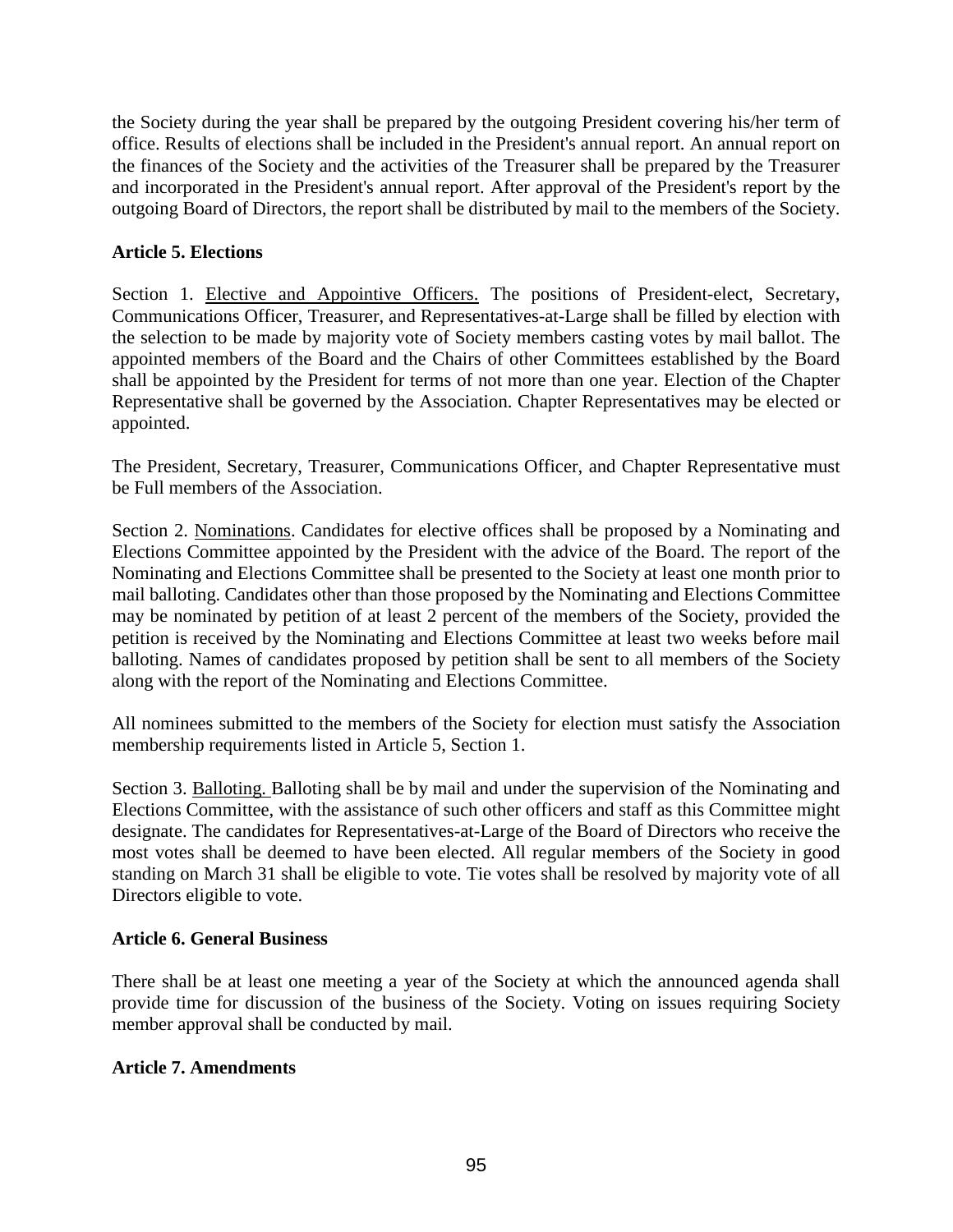the Society during the year shall be prepared by the outgoing President covering his/her term of office. Results of elections shall be included in the President's annual report. An annual report on the finances of the Society and the activities of the Treasurer shall be prepared by the Treasurer and incorporated in the President's annual report. After approval of the President's report by the outgoing Board of Directors, the report shall be distributed by mail to the members of the Society.

**Article 5. Elections**

Section 1. Elective and Appointive Officers. The positions of President-elect, Secretary, Communications Officer, Treasurer, and Representatives-at-Large shall be filled by election with the selection to be made by majority vote of Society members casting votes by mail ballot. The appointed members of the Board and the Chairs of other Committees established by the Board shall be appointed by the President for terms of not more than one year. Election of the Chapter Representative shall be governed by the Association. Chapter Representatives may be elected or appointed.

The President, Secretary, Treasurer, Communications Officer, and Chapter Representative must be Full members of the Association.

Section 2. Nominations. Candidates for elective offices shall be proposed by a Nominating and Elections Committee appointed by the President with the advice of the Board. The report of the Nominating and Elections Committee shall be presented to the Society at least one month prior to mail balloting. Candidates other than those proposed by the Nominating and Elections Committee may be nominated by petition of at least 2 percent of the members of the Society, provided the petition is received by the Nominating and Elections Committee at least two weeks before mail balloting. Names of candidates proposed by petition shall be sent to all members of the Society along with the report of the Nominating and Elections Committee.

All nominees submitted to the members of the Society for election must satisfy the Association membership requirements listed in Article 5, Section 1.

Section 3. Balloting. Balloting shall be by mail and under the supervision of the Nominating and Elections Committee, with the assistance of such other officers and staff as this Committee might designate. The candidates for Representatives-at-Large of the Board of Directors who receive the most votes shall be deemed to have been elected. All regular members of the Society in good standing on March 31 shall be eligible to vote. Tie votes shall be resolved by majority vote of all Directors eligible to vote.

**Article 6. General Business**

There shall be at least one meeting a year of the Society at which the announced agenda shall provide time for discussion of the business of the Society. Voting on issues requiring Society member approval shall be conducted by mail.

**Article 7. Amendments**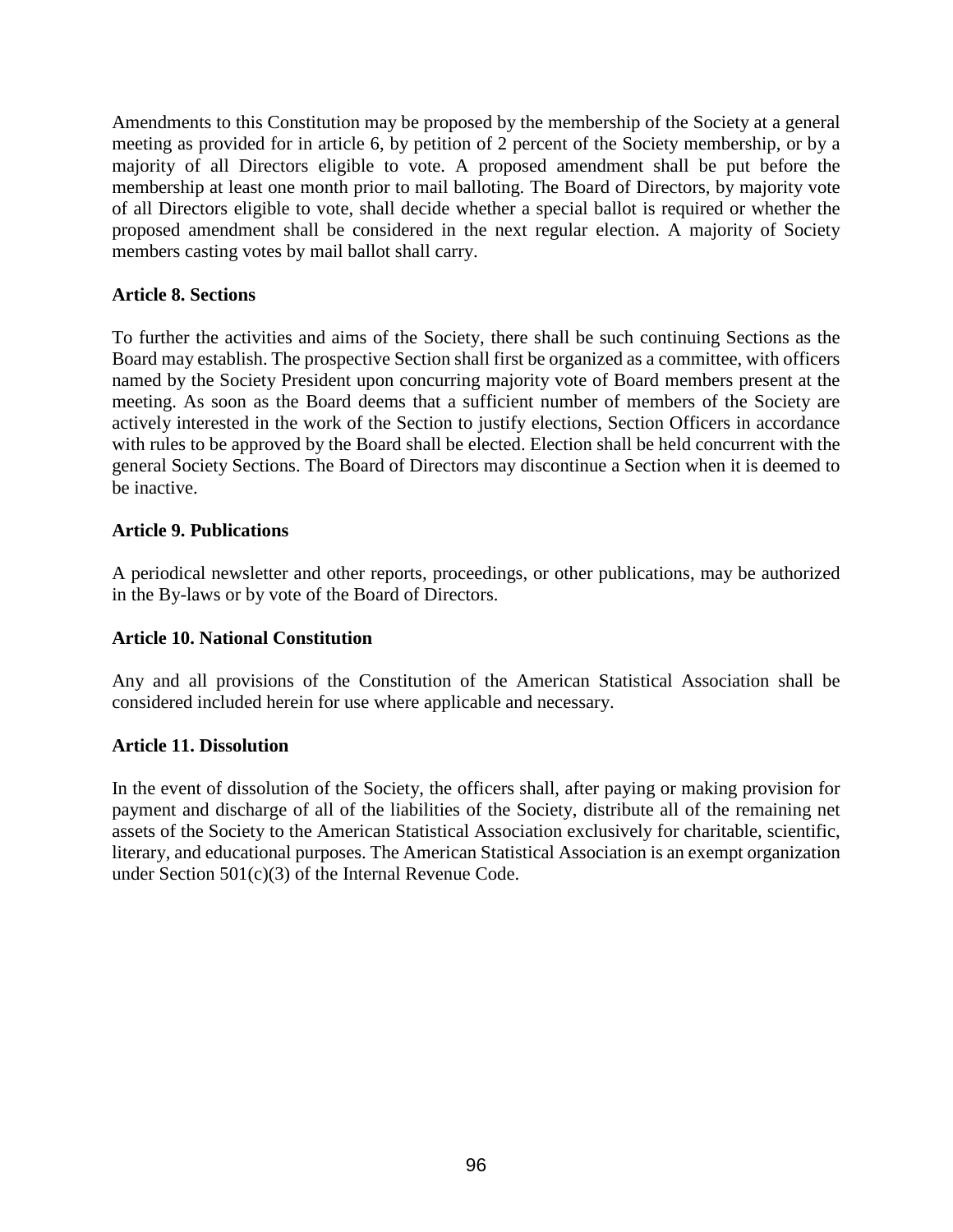Amendments to this Constitution may be proposed by the membership of the Society at a general meeting as provided for in article 6, by petition of 2 percent of the Society membership, or by a majority of all Directors eligible to vote. A proposed amendment shall be put before the membership at least one month prior to mail balloting. The Board of Directors, by majority vote of all Directors eligible to vote, shall decide whether a special ballot is required or whether the proposed amendment shall be considered in the next regular election. A majority of Society members casting votes by mail ballot shall carry.

**Article 8. Sections**

To further the activities and aims of the Society, there shall be such continuing Sections as the Board may establish. The prospective Section shall first be organized as a committee, with officers named by the Society President upon concurring majority vote of Board members present at the meeting. As soon as the Board deems that a sufficient number of members of the Society are actively interested in the work of the Section to justify elections, Section Officers in accordance with rules to be approved by the Board shall be elected. Election shall be held concurrent with the general Society Sections. The Board of Directors may discontinue a Section when it is deemed to be inactive.

**Article 9. Publications**

A periodical newsletter and other reports, proceedings, or other publications, may be authorized in the By-laws or by vote of the Board of Directors.

**Article 10. National Constitution**

Any and all provisions of the Constitution of the American Statistical Association shall be considered included herein for use where applicable and necessary.

**Article 11. Dissolution**

In the event of dissolution of the Society, the officers shall, after paying or making provision for payment and discharge of all of the liabilities of the Society, distribute all of the remaining net assets of the Society to the American Statistical Association exclusively for charitable, scientific, literary, and educational purposes. The American Statistical Association is an exempt organization under Section 501(c)(3) of the Internal Revenue Code.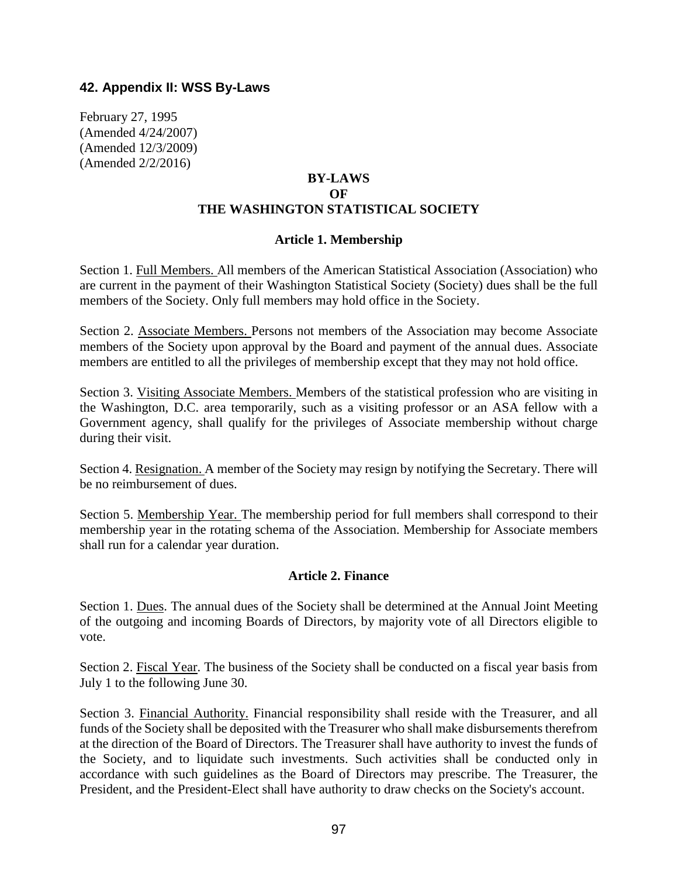## 42. Appendix II: WSS By-Laws

February 27, 1995
(Amended 4/24/2007)
(Amended 12/3/2009)
(Amended 2/2/2016)

**BY-LAWS**
**OF**
**THE WASHINGTON STATISTICAL SOCIETY**

### Article 1. Membership

Section 1. Full Members. All members of the American Statistical Association (Association) who are current in the payment of their Washington Statistical Society (Society) dues shall be the full members of the Society. Only full members may hold office in the Society.

Section 2. Associate Members. Persons not members of the Association may become Associate members of the Society upon approval by the Board and payment of the annual dues. Associate members are entitled to all the privileges of membership except that they may not hold office.

Section 3. Visiting Associate Members. Members of the statistical profession who are visiting in the Washington, D.C. area temporarily, such as a visiting professor or an ASA fellow with a Government agency, shall qualify for the privileges of Associate membership without charge during their visit.

Section 4. Resignation. A member of the Society may resign by notifying the Secretary. There will be no reimbursement of dues.

Section 5. Membership Year. The membership period for full members shall correspond to their membership year in the rotating schema of the Association. Membership for Associate members shall run for a calendar year duration.

### Article 2. Finance

Section 1. Dues. The annual dues of the Society shall be determined at the Annual Joint Meeting of the outgoing and incoming Boards of Directors, by majority vote of all Directors eligible to vote.

Section 2. Fiscal Year. The business of the Society shall be conducted on a fiscal year basis from July 1 to the following June 30.

Section 3. Financial Authority. Financial responsibility shall reside with the Treasurer, and all funds of the Society shall be deposited with the Treasurer who shall make disbursements therefrom at the direction of the Board of Directors. The Treasurer shall have authority to invest the funds of the Society, and to liquidate such investments. Such activities shall be conducted only in accordance with such guidelines as the Board of Directors may prescribe. The Treasurer, the President, and the President-Elect shall have authority to draw checks on the Society's account.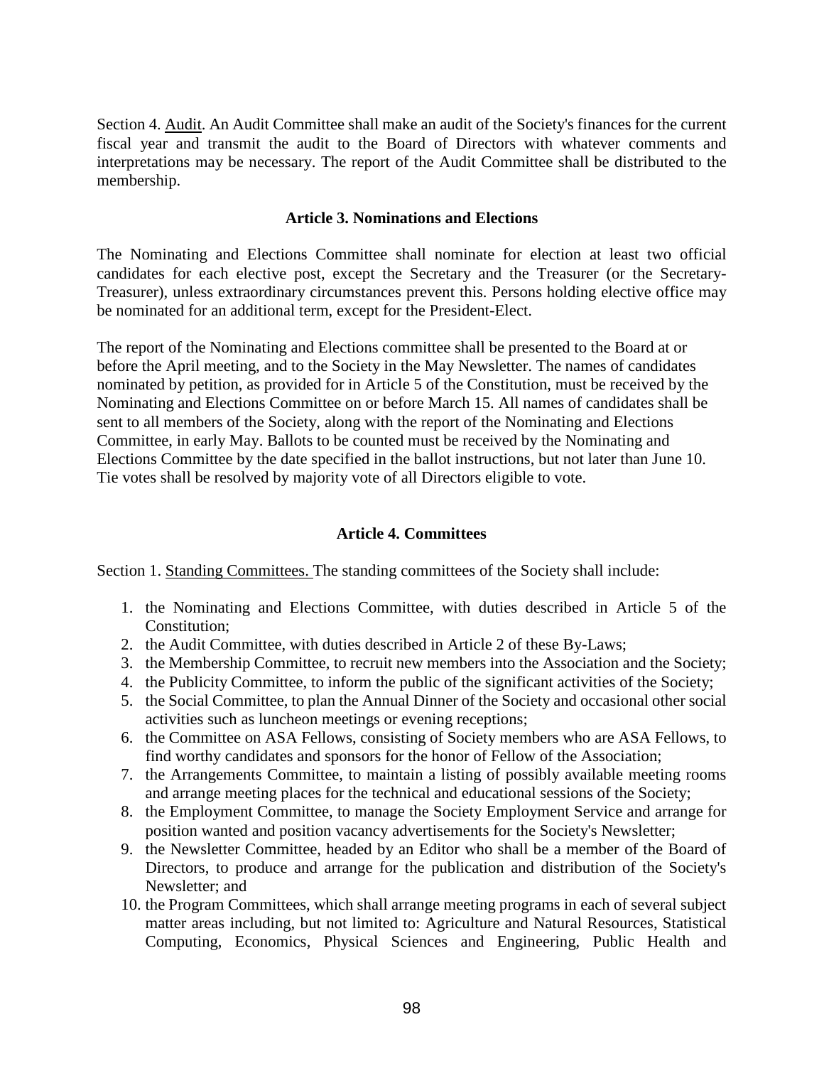Section 4. Audit. An Audit Committee shall make an audit of the Society's finances for the current fiscal year and transmit the audit to the Board of Directors with whatever comments and interpretations may be necessary. The report of the Audit Committee shall be distributed to the membership.

### Article 3. Nominations and Elections

The Nominating and Elections Committee shall nominate for election at least two official candidates for each elective post, except the Secretary and the Treasurer (or the Secretary-Treasurer), unless extraordinary circumstances prevent this. Persons holding elective office may be nominated for an additional term, except for the President-Elect.

The report of the Nominating and Elections committee shall be presented to the Board at or before the April meeting, and to the Society in the May Newsletter. The names of candidates nominated by petition, as provided for in Article 5 of the Constitution, must be received by the Nominating and Elections Committee on or before March 15. All names of candidates shall be sent to all members of the Society, along with the report of the Nominating and Elections Committee, in early May. Ballots to be counted must be received by the Nominating and Elections Committee by the date specified in the ballot instructions, but not later than June 10. Tie votes shall be resolved by majority vote of all Directors eligible to vote.

### Article 4. Committees

Section 1. Standing Committees. The standing committees of the Society shall include:

1. the Nominating and Elections Committee, with duties described in Article 5 of the Constitution;
2. the Audit Committee, with duties described in Article 2 of these By-Laws;
3. the Membership Committee, to recruit new members into the Association and the Society;
4. the Publicity Committee, to inform the public of the significant activities of the Society;
5. the Social Committee, to plan the Annual Dinner of the Society and occasional other social activities such as luncheon meetings or evening receptions;
6. the Committee on ASA Fellows, consisting of Society members who are ASA Fellows, to find worthy candidates and sponsors for the honor of Fellow of the Association;
7. the Arrangements Committee, to maintain a listing of possibly available meeting rooms and arrange meeting places for the technical and educational sessions of the Society;
8. the Employment Committee, to manage the Society Employment Service and arrange for position wanted and position vacancy advertisements for the Society's Newsletter;
9. the Newsletter Committee, headed by an Editor who shall be a member of the Board of Directors, to produce and arrange for the publication and distribution of the Society's Newsletter; and
10. the Program Committees, which shall arrange meeting programs in each of several subject matter areas including, but not limited to: Agriculture and Natural Resources, Statistical Computing, Economics, Physical Sciences and Engineering, Public Health and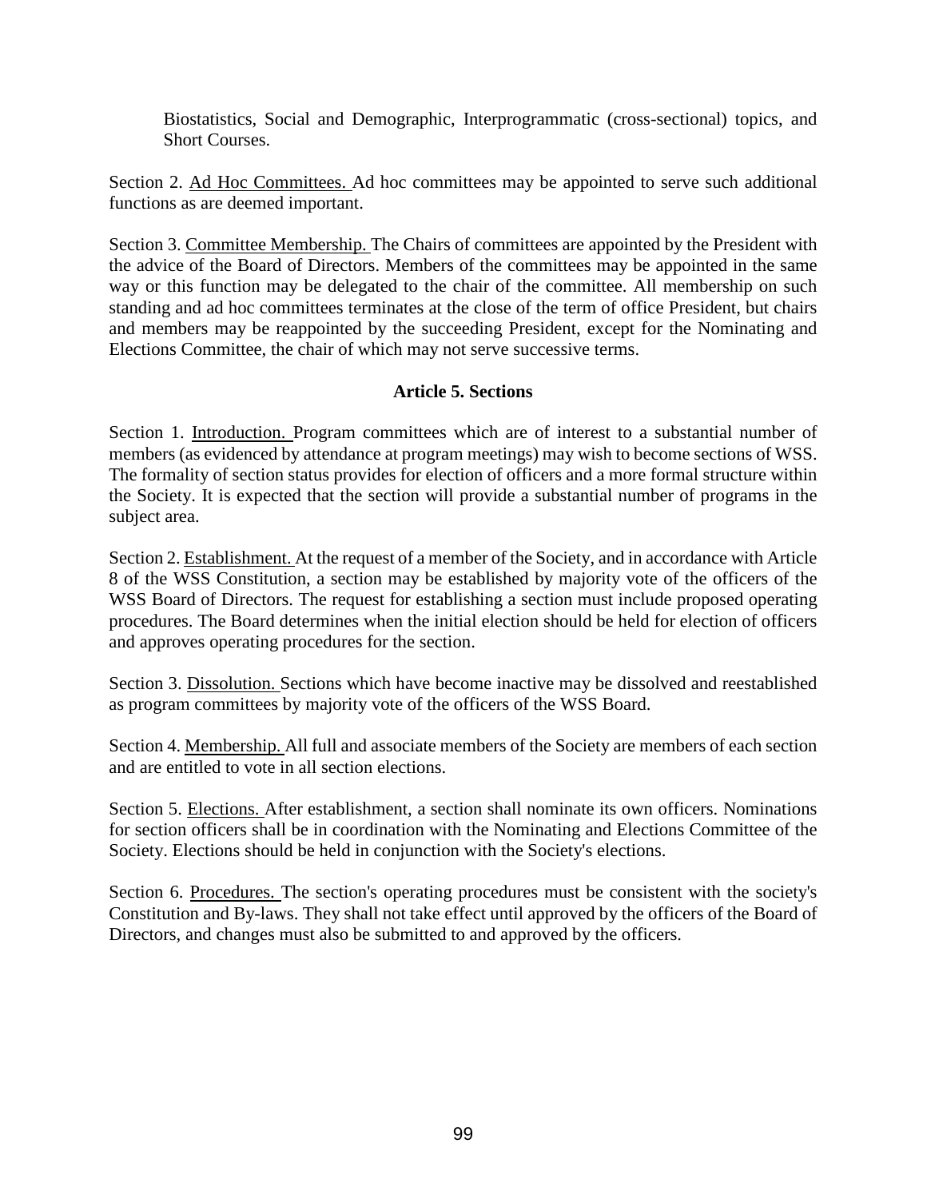Biostatistics, Social and Demographic, Interprogrammatic (cross-sectional) topics, and Short Courses.

Section 2. Ad Hoc Committees. Ad hoc committees may be appointed to serve such additional functions as are deemed important.

Section 3. Committee Membership. The Chairs of committees are appointed by the President with the advice of the Board of Directors. Members of the committees may be appointed in the same way or this function may be delegated to the chair of the committee. All membership on such standing and ad hoc committees terminates at the close of the term of office President, but chairs and members may be reappointed by the succeeding President, except for the Nominating and Elections Committee, the chair of which may not serve successive terms.

### Article 5. Sections

Section 1. Introduction. Program committees which are of interest to a substantial number of members (as evidenced by attendance at program meetings) may wish to become sections of WSS. The formality of section status provides for election of officers and a more formal structure within the Society. It is expected that the section will provide a substantial number of programs in the subject area.

Section 2. Establishment. At the request of a member of the Society, and in accordance with Article 8 of the WSS Constitution, a section may be established by majority vote of the officers of the WSS Board of Directors. The request for establishing a section must include proposed operating procedures. The Board determines when the initial election should be held for election of officers and approves operating procedures for the section.

Section 3. Dissolution. Sections which have become inactive may be dissolved and reestablished as program committees by majority vote of the officers of the WSS Board.

Section 4. Membership. All full and associate members of the Society are members of each section and are entitled to vote in all section elections.

Section 5. Elections. After establishment, a section shall nominate its own officers. Nominations for section officers shall be in coordination with the Nominating and Elections Committee of the Society. Elections should be held in conjunction with the Society's elections.

Section 6. Procedures. The section's operating procedures must be consistent with the society's Constitution and By-laws. They shall not take effect until approved by the officers of the Board of Directors, and changes must also be submitted to and approved by the officers.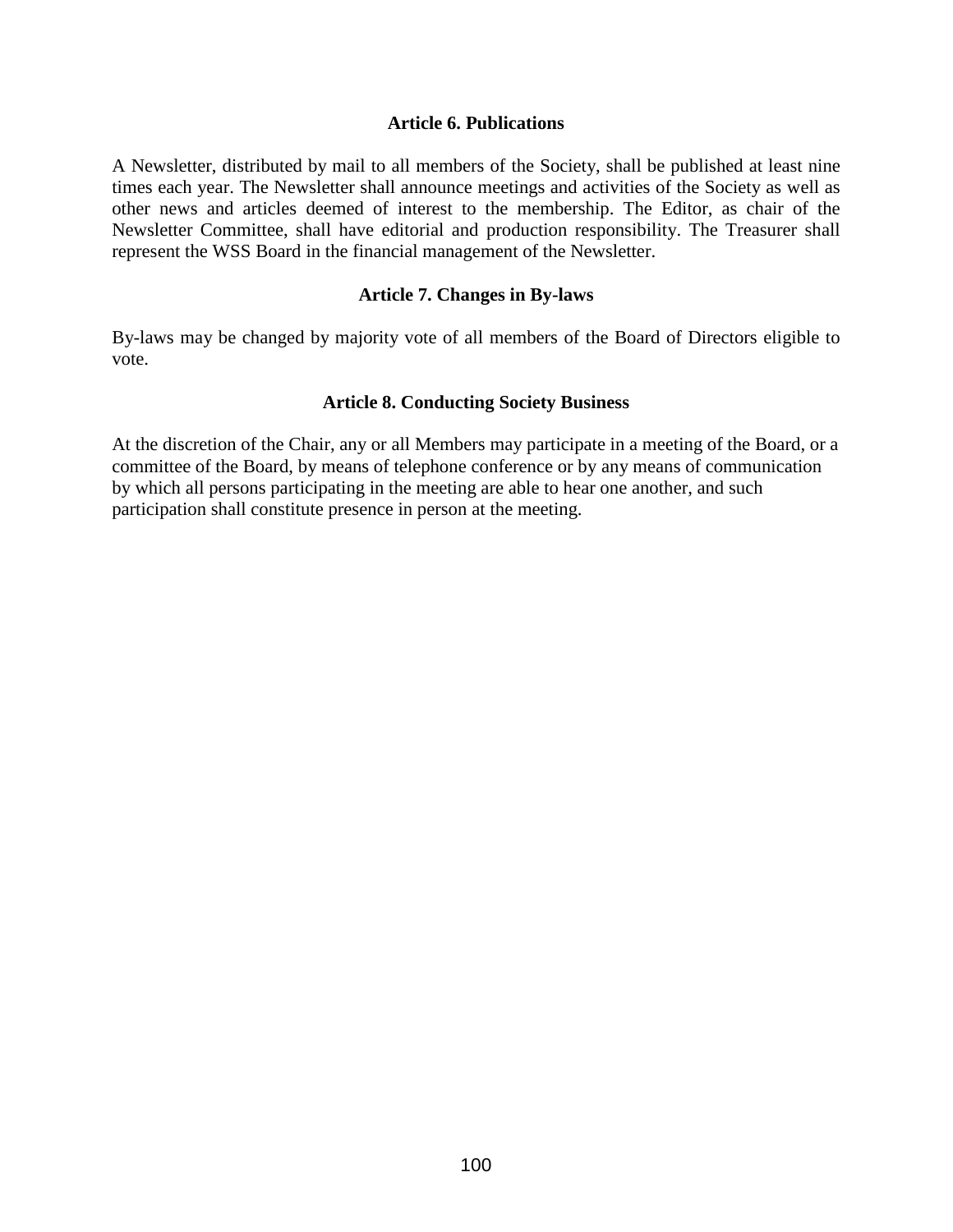### Article 6. Publications

A Newsletter, distributed by mail to all members of the Society, shall be published at least nine times each year. The Newsletter shall announce meetings and activities of the Society as well as other news and articles deemed of interest to the membership. The Editor, as chair of the Newsletter Committee, shall have editorial and production responsibility. The Treasurer shall represent the WSS Board in the financial management of the Newsletter.

### Article 7. Changes in By-laws

By-laws may be changed by majority vote of all members of the Board of Directors eligible to vote.

### Article 8. Conducting Society Business

At the discretion of the Chair, any or all Members may participate in a meeting of the Board, or a committee of the Board, by means of telephone conference or by any means of communication by which all persons participating in the meeting are able to hear one another, and such participation shall constitute presence in person at the meeting.